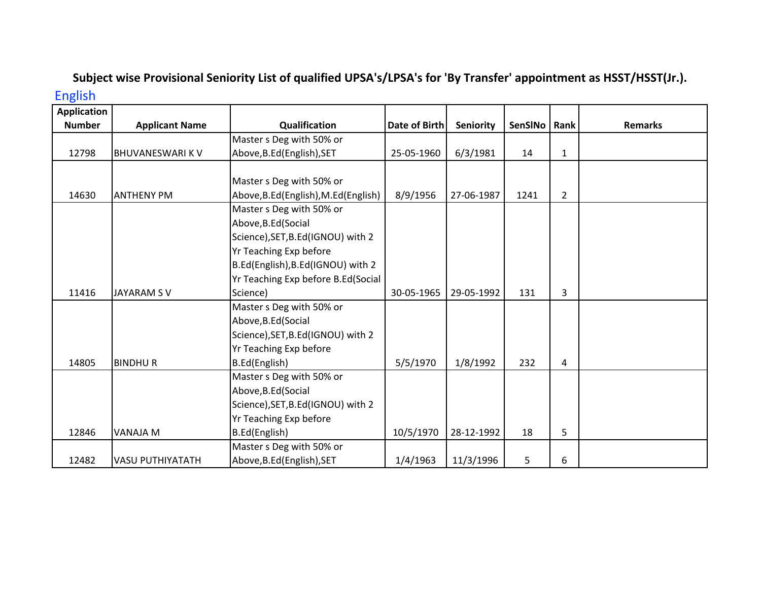# Subject wise Provisional Seniority List of qualified UPSA's/LPSA's for 'By Transfer' appointment as HSST/HSST(Jr.).

## English

| Application Number | Applicant Name | Qualification | Date of Birth | Seniority | SenSlNo | Rank | Remarks |
|---|---|---|---|---|---|---|---|
| 12798 | BHUVANESWARI K V | Master s Deg with 50% or Above,B.Ed(English),SET | 25-05-1960 | 6/3/1981 | 14 | 1 | |
| 14630 | ANTHENY PM | Master s Deg with 50% or Above,B.Ed(English),M.Ed(English) | 8/9/1956 | 27-06-1987 | 1241 | 2 | |
| 11416 | JAYARAM S V | Master s Deg with 50% or Above,B.Ed(Social Science),SET,B.Ed(IGNOU) with 2 Yr Teaching Exp before B.Ed(English),B.Ed(IGNOU) with 2 Yr Teaching Exp before B.Ed(Social Science) | 30-05-1965 | 29-05-1992 | 131 | 3 | |
| 14805 | BINDHU R | Master s Deg with 50% or Above,B.Ed(Social Science),SET,B.Ed(IGNOU) with 2 Yr Teaching Exp before B.Ed(English) | 5/5/1970 | 1/8/1992 | 232 | 4 | |
| 12846 | VANAJA M | Master s Deg with 50% or Above,B.Ed(Social Science),SET,B.Ed(IGNOU) with 2 Yr Teaching Exp before B.Ed(English) | 10/5/1970 | 28-12-1992 | 18 | 5 | |
| 12482 | VASU PUTHIYATATH | Master s Deg with 50% or Above,B.Ed(English),SET | 1/4/1963 | 11/3/1996 | 5 | 6 | |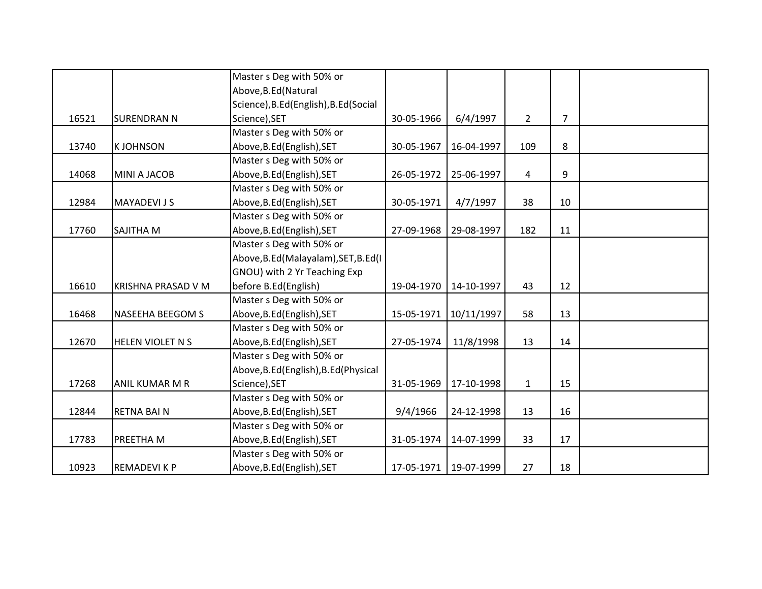| | | | | | | | |
|---|---|---|---|---|---|---|---|
| 16521 | SURENDRAN N | Master s Deg with 50% or Above,B.Ed(Natural Science),B.Ed(English),B.Ed(Social Science),SET | 30-05-1966 | 6/4/1997 | 2 | 7 | |
| 13740 | K JOHNSON | Master s Deg with 50% or Above,B.Ed(English),SET | 30-05-1967 | 16-04-1997 | 109 | 8 | |
| 14068 | MINI A JACOB | Master s Deg with 50% or Above,B.Ed(English),SET | 26-05-1972 | 25-06-1997 | 4 | 9 | |
| 12984 | MAYADEVI J S | Master s Deg with 50% or Above,B.Ed(English),SET | 30-05-1971 | 4/7/1997 | 38 | 10 | |
| 17760 | SAJITHA M | Master s Deg with 50% or Above,B.Ed(English),SET | 27-09-1968 | 29-08-1997 | 182 | 11 | |
| 16610 | KRISHNA PRASAD V M | Master s Deg with 50% or Above,B.Ed(Malayalam),SET,B.Ed(IGNOU) with 2 Yr Teaching Exp before B.Ed(English) | 19-04-1970 | 14-10-1997 | 43 | 12 | |
| 16468 | NASEEHA BEEGOM S | Master s Deg with 50% or Above,B.Ed(English),SET | 15-05-1971 | 10/11/1997 | 58 | 13 | |
| 12670 | HELEN VIOLET N S | Master s Deg with 50% or Above,B.Ed(English),SET | 27-05-1974 | 11/8/1998 | 13 | 14 | |
| 17268 | ANIL KUMAR M R | Master s Deg with 50% or Above,B.Ed(English),B.Ed(Physical Science),SET | 31-05-1969 | 17-10-1998 | 1 | 15 | |
| 12844 | RETNA BAI N | Master s Deg with 50% or Above,B.Ed(English),SET | 9/4/1966 | 24-12-1998 | 13 | 16 | |
| 17783 | PREETHA M | Master s Deg with 50% or Above,B.Ed(English),SET | 31-05-1974 | 14-07-1999 | 33 | 17 | |
| 10923 | REMADEVI K P | Master s Deg with 50% or Above,B.Ed(English),SET | 17-05-1971 | 19-07-1999 | 27 | 18 | |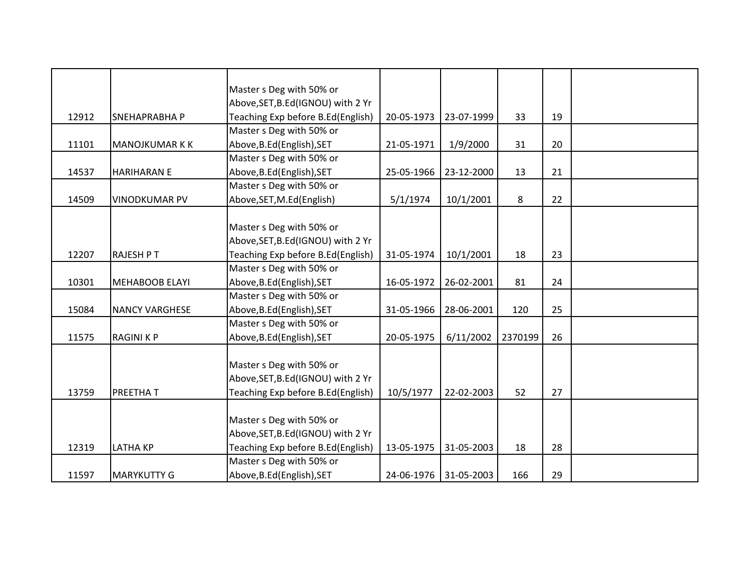| | | | | | | | |
|---|---|---|---|---|---|---|---|
| 12912 | SNEHAPRABHA P | Master s Deg with 50% or Above,SET,B.Ed(IGNOU) with 2 Yr Teaching Exp before B.Ed(English) | 20-05-1973 | 23-07-1999 | 33 | 19 | |
| 11101 | MANOJKUMAR K K | Master s Deg with 50% or Above,B.Ed(English),SET | 21-05-1971 | 1/9/2000 | 31 | 20 | |
| 14537 | HARIHARAN E | Master s Deg with 50% or Above,B.Ed(English),SET | 25-05-1966 | 23-12-2000 | 13 | 21 | |
| 14509 | VINODKUMAR PV | Master s Deg with 50% or Above,SET,M.Ed(English) | 5/1/1974 | 10/1/2001 | 8 | 22 | |
| 12207 | RAJESH P T | Master s Deg with 50% or Above,SET,B.Ed(IGNOU) with 2 Yr Teaching Exp before B.Ed(English) | 31-05-1974 | 10/1/2001 | 18 | 23 | |
| 10301 | MEHABOOB ELAYI | Master s Deg with 50% or Above,B.Ed(English),SET | 16-05-1972 | 26-02-2001 | 81 | 24 | |
| 15084 | NANCY VARGHESE | Master s Deg with 50% or Above,B.Ed(English),SET | 31-05-1966 | 28-06-2001 | 120 | 25 | |
| 11575 | RAGINI K P | Master s Deg with 50% or Above,B.Ed(English),SET | 20-05-1975 | 6/11/2002 | 2370199 | 26 | |
| 13759 | PREETHA T | Master s Deg with 50% or Above,SET,B.Ed(IGNOU) with 2 Yr Teaching Exp before B.Ed(English) | 10/5/1977 | 22-02-2003 | 52 | 27 | |
| 12319 | LATHA KP | Master s Deg with 50% or Above,SET,B.Ed(IGNOU) with 2 Yr Teaching Exp before B.Ed(English) | 13-05-1975 | 31-05-2003 | 18 | 28 | |
| 11597 | MARYKUTTY G | Master s Deg with 50% or Above,B.Ed(English),SET | 24-06-1976 | 31-05-2003 | 166 | 29 | |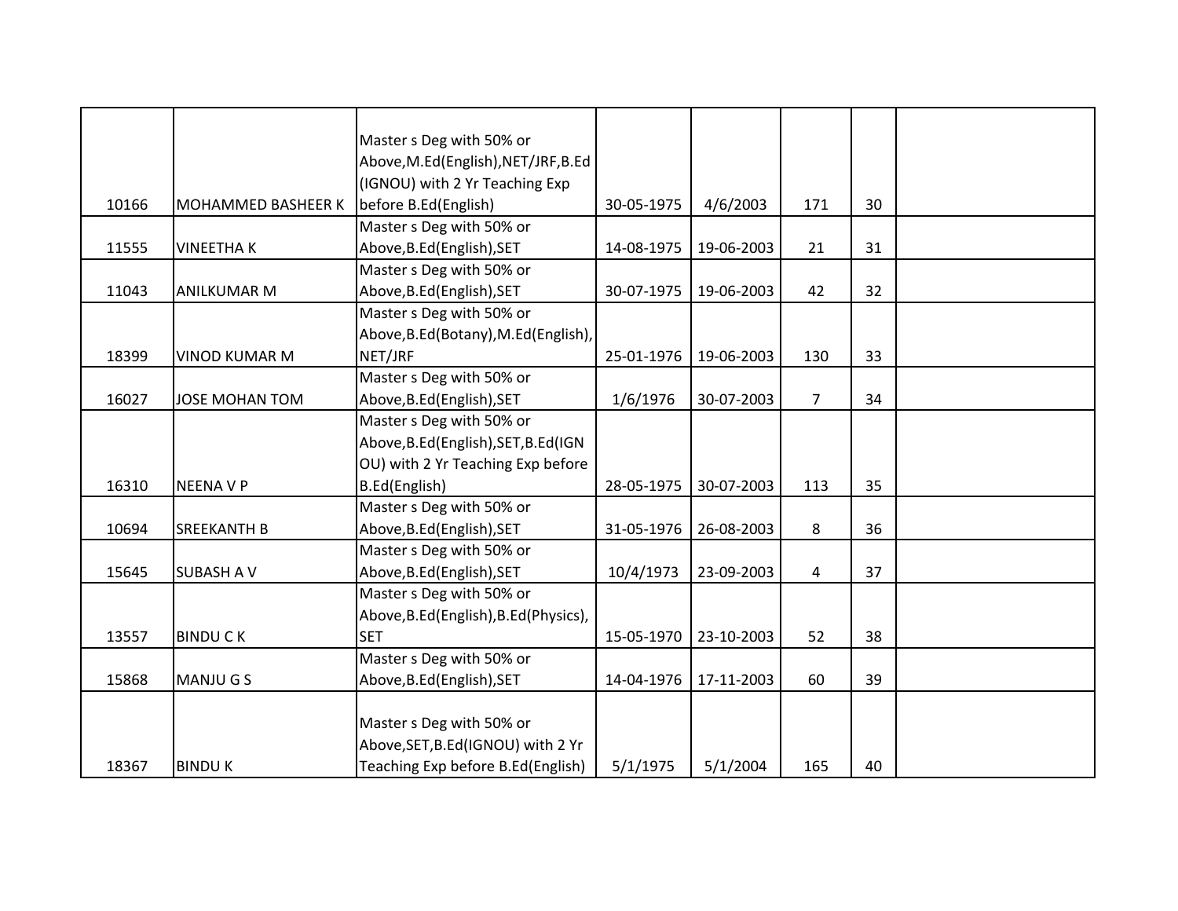| | | | | | | | |
|---|---|---|---|---|---|---|---|
| 10166 | MOHAMMED BASHEER K | Master s Deg with 50% or Above,M.Ed(English),NET/JRF,B.Ed (IGNOU) with 2 Yr Teaching Exp before B.Ed(English) | 30-05-1975 | 4/6/2003 | 171 | 30 | |
| 11555 | VINEETHA K | Master s Deg with 50% or Above,B.Ed(English),SET | 14-08-1975 | 19-06-2003 | 21 | 31 | |
| 11043 | ANILKUMAR M | Master s Deg with 50% or Above,B.Ed(English),SET | 30-07-1975 | 19-06-2003 | 42 | 32 | |
| 18399 | VINOD KUMAR M | Master s Deg with 50% or Above,B.Ed(Botany),M.Ed(English), NET/JRF | 25-01-1976 | 19-06-2003 | 130 | 33 | |
| 16027 | JOSE MOHAN TOM | Master s Deg with 50% or Above,B.Ed(English),SET | 1/6/1976 | 30-07-2003 | 7 | 34 | |
| 16310 | NEENA V P | Master s Deg with 50% or Above,B.Ed(English),SET,B.Ed(IGNOU) with 2 Yr Teaching Exp before B.Ed(English) | 28-05-1975 | 30-07-2003 | 113 | 35 | |
| 10694 | SREEKANTH B | Master s Deg with 50% or Above,B.Ed(English),SET | 31-05-1976 | 26-08-2003 | 8 | 36 | |
| 15645 | SUBASH A V | Master s Deg with 50% or Above,B.Ed(English),SET | 10/4/1973 | 23-09-2003 | 4 | 37 | |
| 13557 | BINDU C K | Master s Deg with 50% or Above,B.Ed(English),B.Ed(Physics), SET | 15-05-1970 | 23-10-2003 | 52 | 38 | |
| 15868 | MANJU G S | Master s Deg with 50% or Above,B.Ed(English),SET | 14-04-1976 | 17-11-2003 | 60 | 39 | |
| 18367 | BINDU K | Master s Deg with 50% or Above,SET,B.Ed(IGNOU) with 2 Yr Teaching Exp before B.Ed(English) | 5/1/1975 | 5/1/2004 | 165 | 40 | |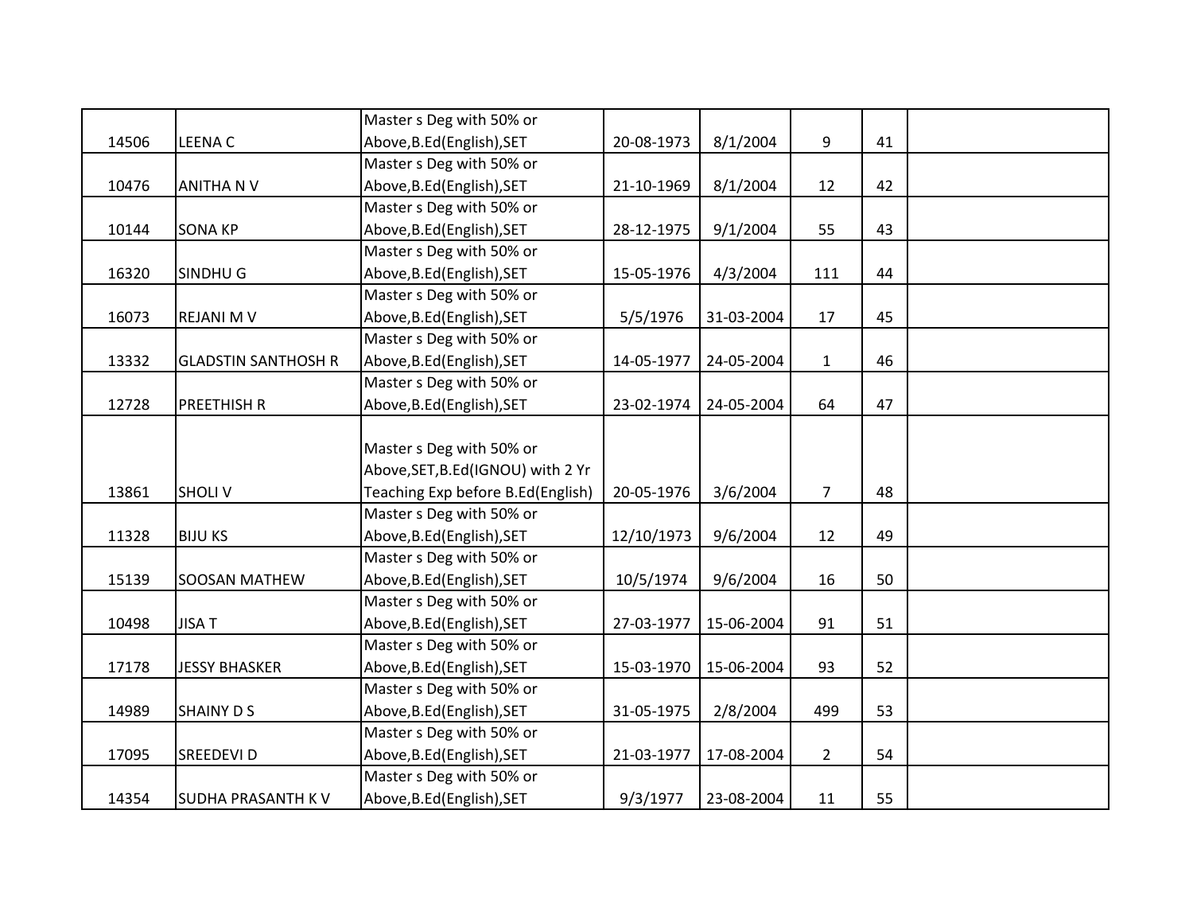| | | | | | | | |
|---|---|---|---|---|---|---|---|
| 14506 | LEENA C | Master s Deg with 50% or Above,B.Ed(English),SET | 20-08-1973 | 8/1/2004 | 9 | 41 | |
| 10476 | ANITHA N V | Master s Deg with 50% or Above,B.Ed(English),SET | 21-10-1969 | 8/1/2004 | 12 | 42 | |
| 10144 | SONA KP | Master s Deg with 50% or Above,B.Ed(English),SET | 28-12-1975 | 9/1/2004 | 55 | 43 | |
| 16320 | SINDHU G | Master s Deg with 50% or Above,B.Ed(English),SET | 15-05-1976 | 4/3/2004 | 111 | 44 | |
| 16073 | REJANI M V | Master s Deg with 50% or Above,B.Ed(English),SET | 5/5/1976 | 31-03-2004 | 17 | 45 | |
| 13332 | GLADSTIN SANTHOSH R | Master s Deg with 50% or Above,B.Ed(English),SET | 14-05-1977 | 24-05-2004 | 1 | 46 | |
| 12728 | PREETHISH R | Master s Deg with 50% or Above,B.Ed(English),SET | 23-02-1974 | 24-05-2004 | 64 | 47 | |
| 13861 | SHOLI V | Master s Deg with 50% or Above,SET,B.Ed(IGNOU) with 2 Yr Teaching Exp before B.Ed(English) | 20-05-1976 | 3/6/2004 | 7 | 48 | |
| 11328 | BIJU KS | Master s Deg with 50% or Above,B.Ed(English),SET | 12/10/1973 | 9/6/2004 | 12 | 49 | |
| 15139 | SOOSAN MATHEW | Master s Deg with 50% or Above,B.Ed(English),SET | 10/5/1974 | 9/6/2004 | 16 | 50 | |
| 10498 | JISA T | Master s Deg with 50% or Above,B.Ed(English),SET | 27-03-1977 | 15-06-2004 | 91 | 51 | |
| 17178 | JESSY BHASKER | Master s Deg with 50% or Above,B.Ed(English),SET | 15-03-1970 | 15-06-2004 | 93 | 52 | |
| 14989 | SHAINY D S | Master s Deg with 50% or Above,B.Ed(English),SET | 31-05-1975 | 2/8/2004 | 499 | 53 | |
| 17095 | SREEDEVI D | Master s Deg with 50% or Above,B.Ed(English),SET | 21-03-1977 | 17-08-2004 | 2 | 54 | |
| 14354 | SUDHA PRASANTH K V | Master s Deg with 50% or Above,B.Ed(English),SET | 9/3/1977 | 23-08-2004 | 11 | 55 | |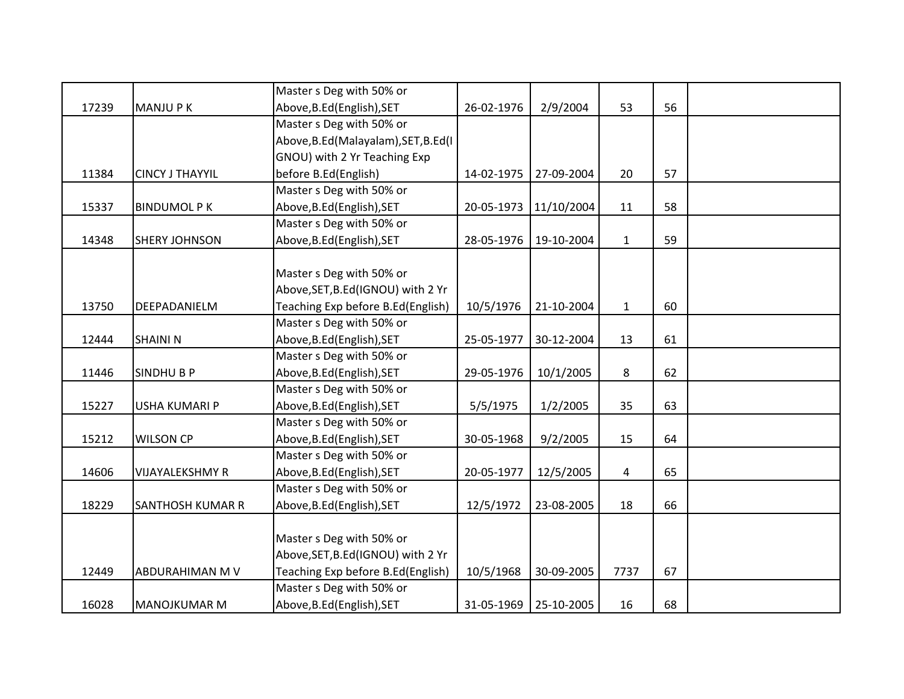| | | | | | | | |
|---|---|---|---|---|---|---|---|
| 17239 | MANJU P K | Master s Deg with 50% or Above,B.Ed(English),SET | 26-02-1976 | 2/9/2004 | 53 | 56 | |
| 11384 | CINCY J THAYYIL | Master s Deg with 50% or Above,B.Ed(Malayalam),SET,B.Ed(IGNOU) with 2 Yr Teaching Exp before B.Ed(English) | 14-02-1975 | 27-09-2004 | 20 | 57 | |
| 15337 | BINDUMOL P K | Master s Deg with 50% or Above,B.Ed(English),SET | 20-05-1973 | 11/10/2004 | 11 | 58 | |
| 14348 | SHERY JOHNSON | Master s Deg with 50% or Above,B.Ed(English),SET | 28-05-1976 | 19-10-2004 | 1 | 59 | |
| 13750 | DEEPADANIELM | Master s Deg with 50% or Above,SET,B.Ed(IGNOU) with 2 Yr Teaching Exp before B.Ed(English) | 10/5/1976 | 21-10-2004 | 1 | 60 | |
| 12444 | SHAINI N | Master s Deg with 50% or Above,B.Ed(English),SET | 25-05-1977 | 30-12-2004 | 13 | 61 | |
| 11446 | SINDHU B P | Master s Deg with 50% or Above,B.Ed(English),SET | 29-05-1976 | 10/1/2005 | 8 | 62 | |
| 15227 | USHA KUMARI P | Master s Deg with 50% or Above,B.Ed(English),SET | 5/5/1975 | 1/2/2005 | 35 | 63 | |
| 15212 | WILSON CP | Master s Deg with 50% or Above,B.Ed(English),SET | 30-05-1968 | 9/2/2005 | 15 | 64 | |
| 14606 | VIJAYALEKSHMY R | Master s Deg with 50% or Above,B.Ed(English),SET | 20-05-1977 | 12/5/2005 | 4 | 65 | |
| 18229 | SANTHOSH KUMAR R | Master s Deg with 50% or Above,B.Ed(English),SET | 12/5/1972 | 23-08-2005 | 18 | 66 | |
| 12449 | ABDURAHIMAN M V | Master s Deg with 50% or Above,SET,B.Ed(IGNOU) with 2 Yr Teaching Exp before B.Ed(English) | 10/5/1968 | 30-09-2005 | 7737 | 67 | |
| 16028 | MANOJKUMAR M | Master s Deg with 50% or Above,B.Ed(English),SET | 31-05-1969 | 25-10-2005 | 16 | 68 | |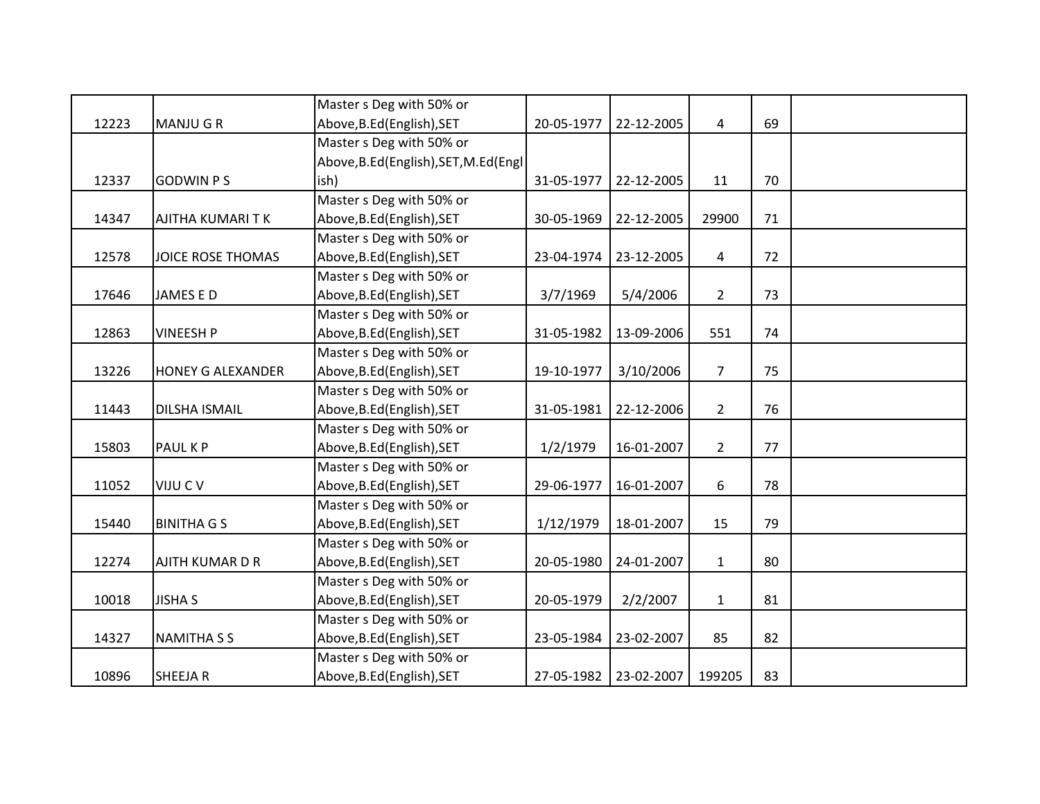| | | | | | | | |
|---|---|---|---|---|---|---|---|
| 12223 | MANJU G R | Master s Deg with 50% or Above,B.Ed(English),SET | 20-05-1977 | 22-12-2005 | 4 | 69 | |
| 12337 | GODWIN P S | Master s Deg with 50% or Above,B.Ed(English),SET,M.Ed(English) | 31-05-1977 | 22-12-2005 | 11 | 70 | |
| 14347 | AJITHA KUMARI T K | Master s Deg with 50% or Above,B.Ed(English),SET | 30-05-1969 | 22-12-2005 | 29900 | 71 | |
| 12578 | JOICE ROSE THOMAS | Master s Deg with 50% or Above,B.Ed(English),SET | 23-04-1974 | 23-12-2005 | 4 | 72 | |
| 17646 | JAMES E D | Master s Deg with 50% or Above,B.Ed(English),SET | 3/7/1969 | 5/4/2006 | 2 | 73 | |
| 12863 | VINEESH P | Master s Deg with 50% or Above,B.Ed(English),SET | 31-05-1982 | 13-09-2006 | 551 | 74 | |
| 13226 | HONEY G ALEXANDER | Master s Deg with 50% or Above,B.Ed(English),SET | 19-10-1977 | 3/10/2006 | 7 | 75 | |
| 11443 | DILSHA ISMAIL | Master s Deg with 50% or Above,B.Ed(English),SET | 31-05-1981 | 22-12-2006 | 2 | 76 | |
| 15803 | PAUL K P | Master s Deg with 50% or Above,B.Ed(English),SET | 1/2/1979 | 16-01-2007 | 2 | 77 | |
| 11052 | VIJU C V | Master s Deg with 50% or Above,B.Ed(English),SET | 29-06-1977 | 16-01-2007 | 6 | 78 | |
| 15440 | BINITHA G S | Master s Deg with 50% or Above,B.Ed(English),SET | 1/12/1979 | 18-01-2007 | 15 | 79 | |
| 12274 | AJITH KUMAR D R | Master s Deg with 50% or Above,B.Ed(English),SET | 20-05-1980 | 24-01-2007 | 1 | 80 | |
| 10018 | JISHA S | Master s Deg with 50% or Above,B.Ed(English),SET | 20-05-1979 | 2/2/2007 | 1 | 81 | |
| 14327 | NAMITHA S S | Master s Deg with 50% or Above,B.Ed(English),SET | 23-05-1984 | 23-02-2007 | 85 | 82 | |
| 10896 | SHEEJA R | Master s Deg with 50% or Above,B.Ed(English),SET | 27-05-1982 | 23-02-2007 | 199205 | 83 | |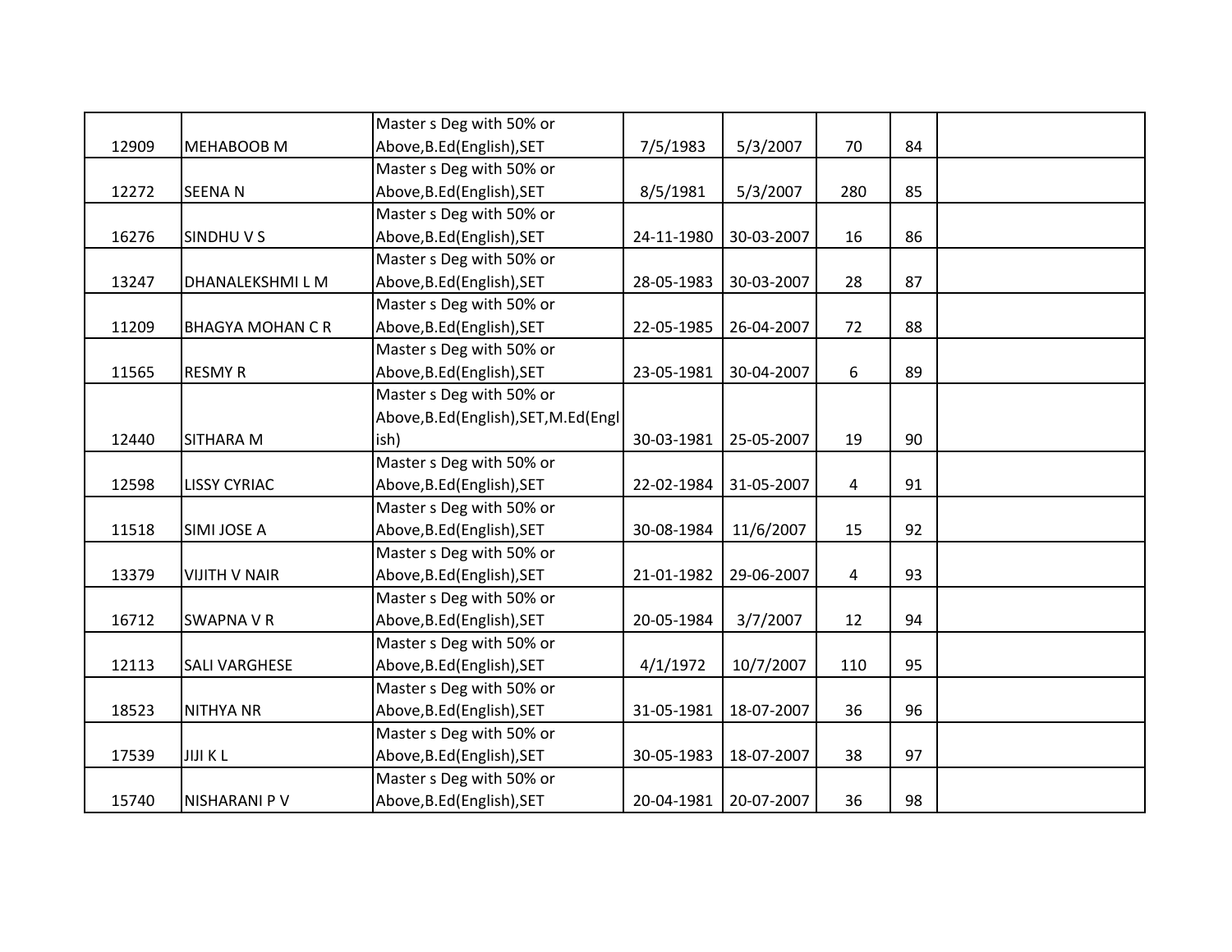| | | | | | | | |
|---|---|---|---|---|---|---|---|
| 12909 | MEHABOOB M | Master s Deg with 50% or Above,B.Ed(English),SET | 7/5/1983 | 5/3/2007 | 70 | 84 | |
| 12272 | SEENA N | Master s Deg with 50% or Above,B.Ed(English),SET | 8/5/1981 | 5/3/2007 | 280 | 85 | |
| 16276 | SINDHU V S | Master s Deg with 50% or Above,B.Ed(English),SET | 24-11-1980 | 30-03-2007 | 16 | 86 | |
| 13247 | DHANALEKSHMI L M | Master s Deg with 50% or Above,B.Ed(English),SET | 28-05-1983 | 30-03-2007 | 28 | 87 | |
| 11209 | BHAGYA MOHAN C R | Master s Deg with 50% or Above,B.Ed(English),SET | 22-05-1985 | 26-04-2007 | 72 | 88 | |
| 11565 | RESMY R | Master s Deg with 50% or Above,B.Ed(English),SET | 23-05-1981 | 30-04-2007 | 6 | 89 | |
| 12440 | SITHARA M | Master s Deg with 50% or Above,B.Ed(English),SET,M.Ed(English) | 30-03-1981 | 25-05-2007 | 19 | 90 | |
| 12598 | LISSY CYRIAC | Master s Deg with 50% or Above,B.Ed(English),SET | 22-02-1984 | 31-05-2007 | 4 | 91 | |
| 11518 | SIMI JOSE A | Master s Deg with 50% or Above,B.Ed(English),SET | 30-08-1984 | 11/6/2007 | 15 | 92 | |
| 13379 | VIJITH V NAIR | Master s Deg with 50% or Above,B.Ed(English),SET | 21-01-1982 | 29-06-2007 | 4 | 93 | |
| 16712 | SWAPNA V R | Master s Deg with 50% or Above,B.Ed(English),SET | 20-05-1984 | 3/7/2007 | 12 | 94 | |
| 12113 | SALI VARGHESE | Master s Deg with 50% or Above,B.Ed(English),SET | 4/1/1972 | 10/7/2007 | 110 | 95 | |
| 18523 | NITHYA NR | Master s Deg with 50% or Above,B.Ed(English),SET | 31-05-1981 | 18-07-2007 | 36 | 96 | |
| 17539 | JIJI K L | Master s Deg with 50% or Above,B.Ed(English),SET | 30-05-1983 | 18-07-2007 | 38 | 97 | |
| 15740 | NISHARANI P V | Master s Deg with 50% or Above,B.Ed(English),SET | 20-04-1981 | 20-07-2007 | 36 | 98 | |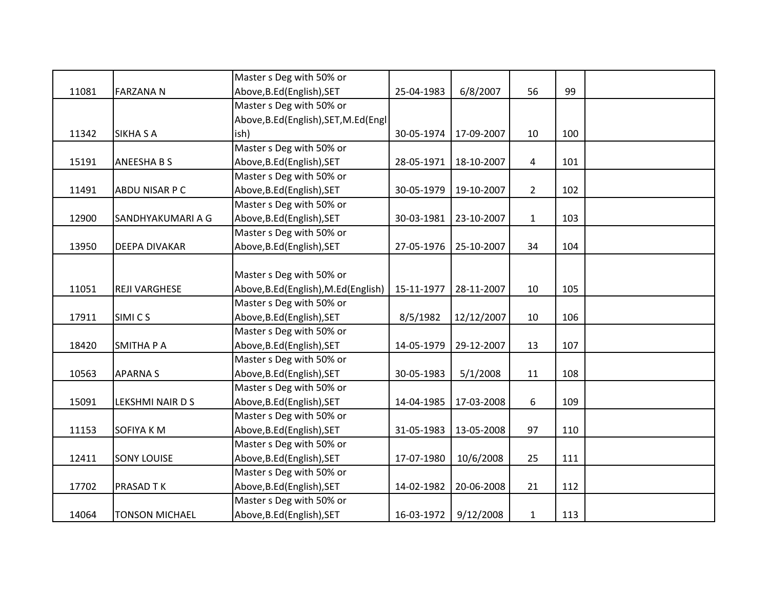| | | | | | | | |
|---|---|---|---|---|---|---|---|
| 11081 | FARZANA N | Master s Deg with 50% or Above,B.Ed(English),SET | 25-04-1983 | 6/8/2007 | 56 | 99 | |
| 11342 | SIKHA S A | Master s Deg with 50% or Above,B.Ed(English),SET,M.Ed(English) | 30-05-1974 | 17-09-2007 | 10 | 100 | |
| 15191 | ANEESHA B S | Master s Deg with 50% or Above,B.Ed(English),SET | 28-05-1971 | 18-10-2007 | 4 | 101 | |
| 11491 | ABDU NISAR P C | Master s Deg with 50% or Above,B.Ed(English),SET | 30-05-1979 | 19-10-2007 | 2 | 102 | |
| 12900 | SANDHYAKUMARI A G | Master s Deg with 50% or Above,B.Ed(English),SET | 30-03-1981 | 23-10-2007 | 1 | 103 | |
| 13950 | DEEPA DIVAKAR | Master s Deg with 50% or Above,B.Ed(English),SET | 27-05-1976 | 25-10-2007 | 34 | 104 | |
| 11051 | REJI VARGHESE | Master s Deg with 50% or Above,B.Ed(English),M.Ed(English) | 15-11-1977 | 28-11-2007 | 10 | 105 | |
| 17911 | SIMI C S | Master s Deg with 50% or Above,B.Ed(English),SET | 8/5/1982 | 12/12/2007 | 10 | 106 | |
| 18420 | SMITHA P A | Master s Deg with 50% or Above,B.Ed(English),SET | 14-05-1979 | 29-12-2007 | 13 | 107 | |
| 10563 | APARNA S | Master s Deg with 50% or Above,B.Ed(English),SET | 30-05-1983 | 5/1/2008 | 11 | 108 | |
| 15091 | LEKSHMI NAIR D S | Master s Deg with 50% or Above,B.Ed(English),SET | 14-04-1985 | 17-03-2008 | 6 | 109 | |
| 11153 | SOFIYA K M | Master s Deg with 50% or Above,B.Ed(English),SET | 31-05-1983 | 13-05-2008 | 97 | 110 | |
| 12411 | SONY LOUISE | Master s Deg with 50% or Above,B.Ed(English),SET | 17-07-1980 | 10/6/2008 | 25 | 111 | |
| 17702 | PRASAD T K | Master s Deg with 50% or Above,B.Ed(English),SET | 14-02-1982 | 20-06-2008 | 21 | 112 | |
| 14064 | TONSON MICHAEL | Master s Deg with 50% or Above,B.Ed(English),SET | 16-03-1972 | 9/12/2008 | 1 | 113 | |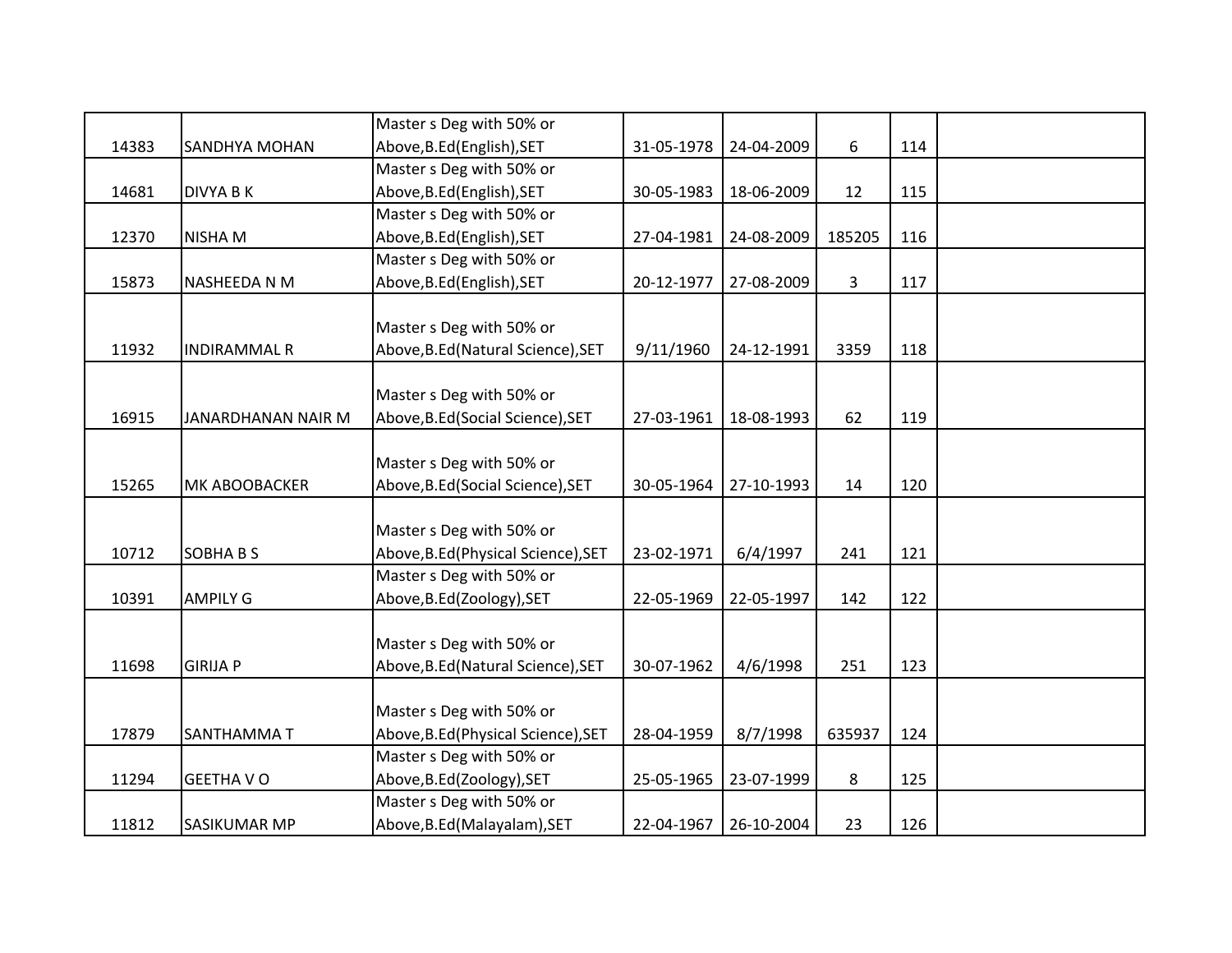| | | | | | | | |
|---|---|---|---|---|---|---|---|
| 14383 | SANDHYA MOHAN | Master s Deg with 50% or Above,B.Ed(English),SET | 31-05-1978 | 24-04-2009 | 6 | 114 | |
| 14681 | DIVYA B K | Master s Deg with 50% or Above,B.Ed(English),SET | 30-05-1983 | 18-06-2009 | 12 | 115 | |
| 12370 | NISHA M | Master s Deg with 50% or Above,B.Ed(English),SET | 27-04-1981 | 24-08-2009 | 185205 | 116 | |
| 15873 | NASHEEDA N M | Master s Deg with 50% or Above,B.Ed(English),SET | 20-12-1977 | 27-08-2009 | 3 | 117 | |
| 11932 | INDIRAMMAL R | Master s Deg with 50% or Above,B.Ed(Natural Science),SET | 9/11/1960 | 24-12-1991 | 3359 | 118 | |
| 16915 | JANARDHANAN NAIR M | Master s Deg with 50% or Above,B.Ed(Social Science),SET | 27-03-1961 | 18-08-1993 | 62 | 119 | |
| 15265 | MK ABOOBACKER | Master s Deg with 50% or Above,B.Ed(Social Science),SET | 30-05-1964 | 27-10-1993 | 14 | 120 | |
| 10712 | SOBHA B S | Master s Deg with 50% or Above,B.Ed(Physical Science),SET | 23-02-1971 | 6/4/1997 | 241 | 121 | |
| 10391 | AMPILY G | Master s Deg with 50% or Above,B.Ed(Zoology),SET | 22-05-1969 | 22-05-1997 | 142 | 122 | |
| 11698 | GIRIJA P | Master s Deg with 50% or Above,B.Ed(Natural Science),SET | 30-07-1962 | 4/6/1998 | 251 | 123 | |
| 17879 | SANTHAMMA T | Master s Deg with 50% or Above,B.Ed(Physical Science),SET | 28-04-1959 | 8/7/1998 | 635937 | 124 | |
| 11294 | GEETHA V O | Master s Deg with 50% or Above,B.Ed(Zoology),SET | 25-05-1965 | 23-07-1999 | 8 | 125 | |
| 11812 | SASIKUMAR MP | Master s Deg with 50% or Above,B.Ed(Malayalam),SET | 22-04-1967 | 26-10-2004 | 23 | 126 | |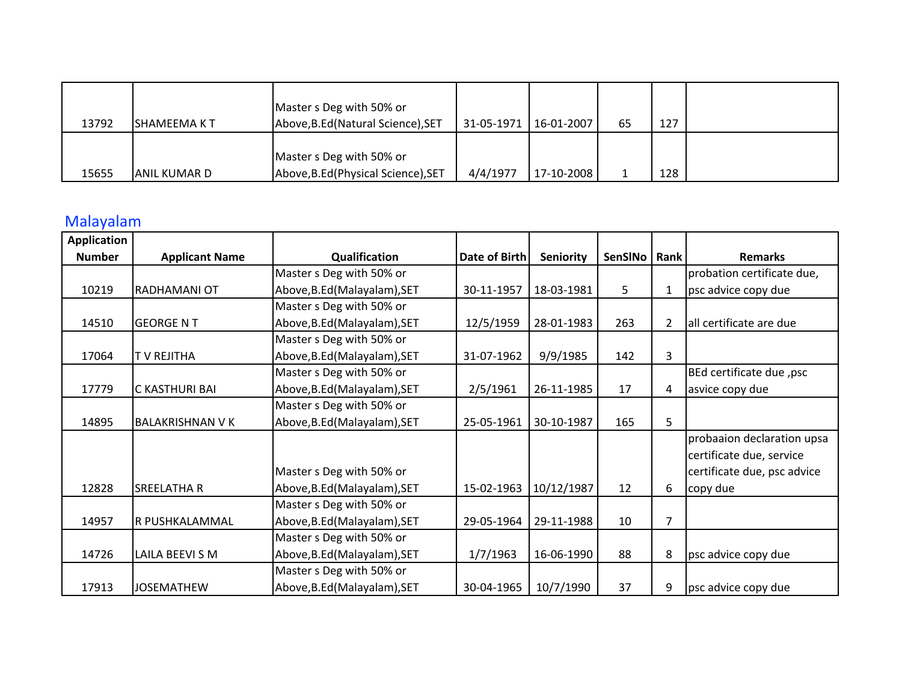| | | | | | | | |
|---|---|---|---|---|---|---|---|
| 13792 | SHAMEEMA K T | Master s Deg with 50% or Above,B.Ed(Natural Science),SET | 31-05-1971 | 16-01-2007 | 65 | 127 | |
| 15655 | ANIL KUMAR D | Master s Deg with 50% or Above,B.Ed(Physical Science),SET | 4/4/1977 | 17-10-2008 | 1 | 128 | |

## Malayalam

| Application Number | Applicant Name | Qualification | Date of Birth | Seniority | SenSlNo | Rank | Remarks |
|---|---|---|---|---|---|---|---|
| 10219 | RADHAMANI OT | Master s Deg with 50% or Above,B.Ed(Malayalam),SET | 30-11-1957 | 18-03-1981 | 5 | 1 | probation certificate due, psc advice copy due |
| 14510 | GEORGE N T | Master s Deg with 50% or Above,B.Ed(Malayalam),SET | 12/5/1959 | 28-01-1983 | 263 | 2 | all certificate are due |
| 17064 | T V REJITHA | Master s Deg with 50% or Above,B.Ed(Malayalam),SET | 31-07-1962 | 9/9/1985 | 142 | 3 | |
| 17779 | C KASTHURI BAI | Master s Deg with 50% or Above,B.Ed(Malayalam),SET | 2/5/1961 | 26-11-1985 | 17 | 4 | BEd certificate due ,psc asvice copy due |
| 14895 | BALAKRISHNAN V K | Master s Deg with 50% or Above,B.Ed(Malayalam),SET | 25-05-1961 | 30-10-1987 | 165 | 5 | |
| 12828 | SREELATHA R | Master s Deg with 50% or Above,B.Ed(Malayalam),SET | 15-02-1963 | 10/12/1987 | 12 | 6 | probaaion declaration upsa certificate due, service certificate due, psc advice copy due |
| 14957 | R PUSHKALAMMAL | Master s Deg with 50% or Above,B.Ed(Malayalam),SET | 29-05-1964 | 29-11-1988 | 10 | 7 | |
| 14726 | LAILA BEEVI S M | Master s Deg with 50% or Above,B.Ed(Malayalam),SET | 1/7/1963 | 16-06-1990 | 88 | 8 | psc advice copy due |
| 17913 | JOSEMATHEW | Master s Deg with 50% or Above,B.Ed(Malayalam),SET | 30-04-1965 | 10/7/1990 | 37 | 9 | psc advice copy due |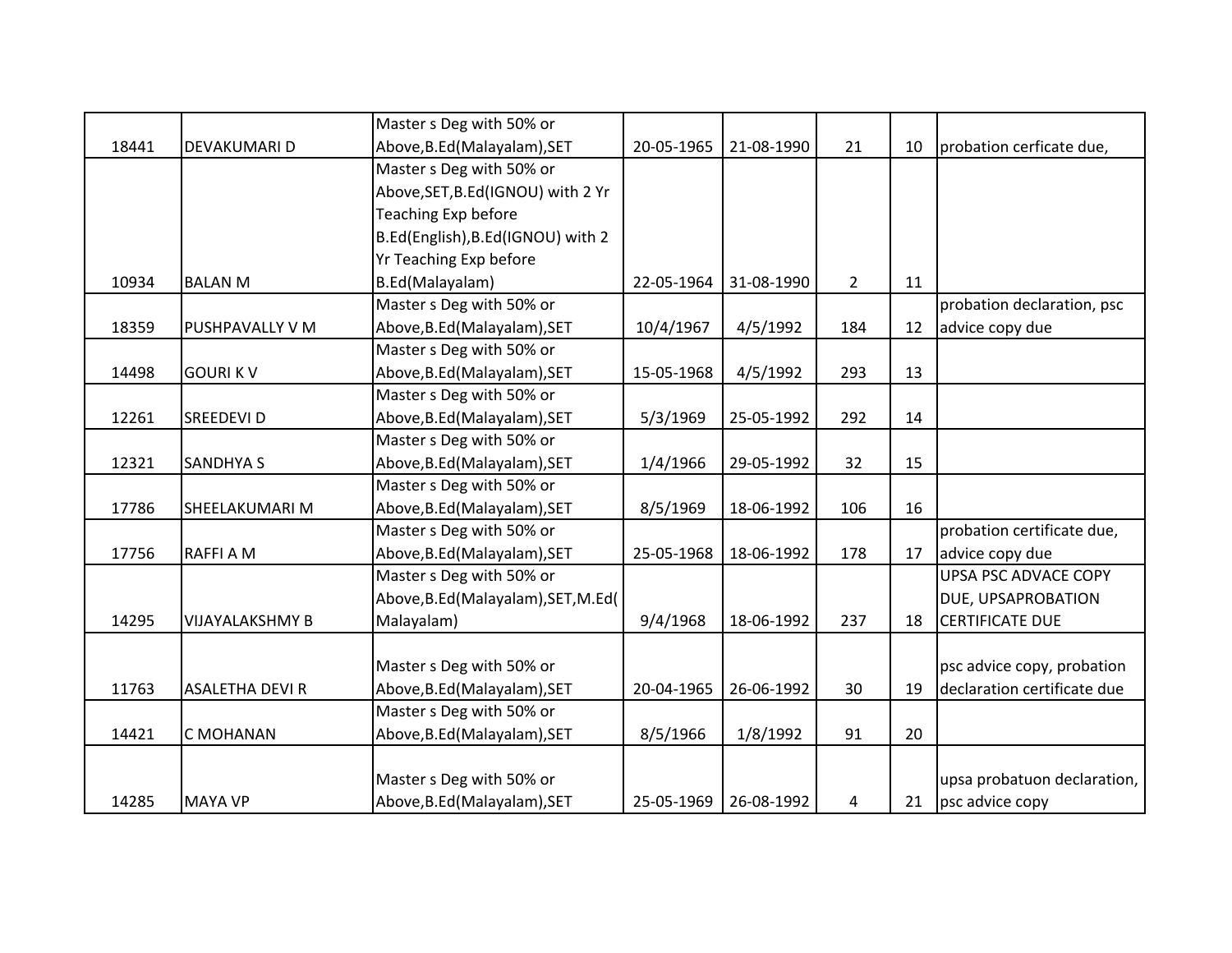| | | | | | | | |
|---|---|---|---|---|---|---|---|
| 18441 | DEVAKUMARI D | Master s Deg with 50% or Above,B.Ed(Malayalam),SET | 20-05-1965 | 21-08-1990 | 21 | 10 | probation cerficate due, |
| 10934 | BALAN M | Master s Deg with 50% or Above,SET,B.Ed(IGNOU) with 2 Yr Teaching Exp before B.Ed(English),B.Ed(IGNOU) with 2 Yr Teaching Exp before B.Ed(Malayalam) | 22-05-1964 | 31-08-1990 | 2 | 11 | |
| 18359 | PUSHPAVALLY V M | Master s Deg with 50% or Above,B.Ed(Malayalam),SET | 10/4/1967 | 4/5/1992 | 184 | 12 | probation declaration, psc advice copy due |
| 14498 | GOURI K V | Master s Deg with 50% or Above,B.Ed(Malayalam),SET | 15-05-1968 | 4/5/1992 | 293 | 13 | |
| 12261 | SREEDEVI D | Master s Deg with 50% or Above,B.Ed(Malayalam),SET | 5/3/1969 | 25-05-1992 | 292 | 14 | |
| 12321 | SANDHYA S | Master s Deg with 50% or Above,B.Ed(Malayalam),SET | 1/4/1966 | 29-05-1992 | 32 | 15 | |
| 17786 | SHEELAKUMARI M | Master s Deg with 50% or Above,B.Ed(Malayalam),SET | 8/5/1969 | 18-06-1992 | 106 | 16 | |
| 17756 | RAFFI A M | Master s Deg with 50% or Above,B.Ed(Malayalam),SET | 25-05-1968 | 18-06-1992 | 178 | 17 | probation certificate due, advice copy due |
| 14295 | VIJAYALAKSHMY B | Master s Deg with 50% or Above,B.Ed(Malayalam),SET,M.Ed(Malayalam) | 9/4/1968 | 18-06-1992 | 237 | 18 | UPSA PSC ADVACE COPY DUE, UPSAPROBATION CERTIFICATE DUE |
| 11763 | ASALETHA DEVI R | Master s Deg with 50% or Above,B.Ed(Malayalam),SET | 20-04-1965 | 26-06-1992 | 30 | 19 | psc advice copy, probation declaration certificate due |
| 14421 | C MOHANAN | Master s Deg with 50% or Above,B.Ed(Malayalam),SET | 8/5/1966 | 1/8/1992 | 91 | 20 | |
| 14285 | MAYA VP | Master s Deg with 50% or Above,B.Ed(Malayalam),SET | 25-05-1969 | 26-08-1992 | 4 | 21 | upsa probatuon declaration, psc advice copy |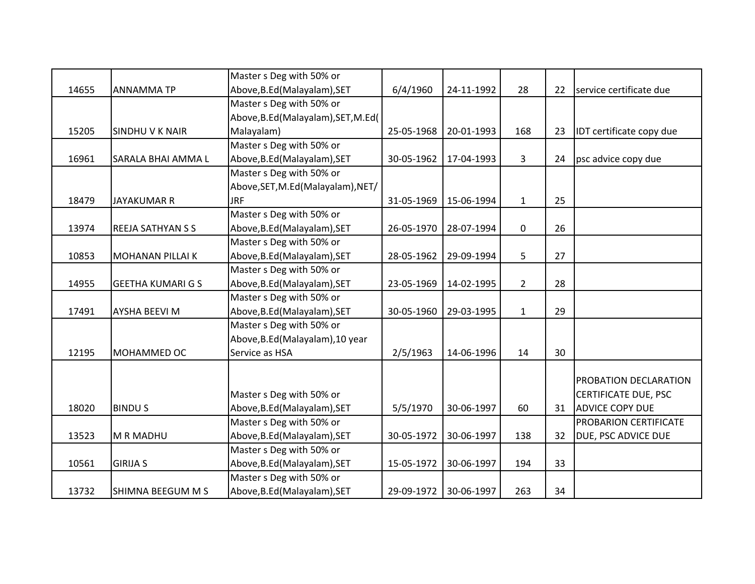| | | | | | | | |
|---|---|---|---|---|---|---|---|
| 14655 | ANNAMMA TP | Master s Deg with 50% or Above,B.Ed(Malayalam),SET | 6/4/1960 | 24-11-1992 | 28 | 22 | service certificate due |
| 15205 | SINDHU V K NAIR | Master s Deg with 50% or Above,B.Ed(Malayalam),SET,M.Ed(Malayalam) | 25-05-1968 | 20-01-1993 | 168 | 23 | IDT certificate copy due |
| 16961 | SARALA BHAI AMMA L | Master s Deg with 50% or Above,B.Ed(Malayalam),SET | 30-05-1962 | 17-04-1993 | 3 | 24 | psc advice copy due |
| 18479 | JAYAKUMAR R | Master s Deg with 50% or Above,SET,M.Ed(Malayalam),NET/JRF | 31-05-1969 | 15-06-1994 | 1 | 25 | |
| 13974 | REEJA SATHYAN S S | Master s Deg with 50% or Above,B.Ed(Malayalam),SET | 26-05-1970 | 28-07-1994 | 0 | 26 | |
| 10853 | MOHANAN PILLAI K | Master s Deg with 50% or Above,B.Ed(Malayalam),SET | 28-05-1962 | 29-09-1994 | 5 | 27 | |
| 14955 | GEETHA KUMARI G S | Master s Deg with 50% or Above,B.Ed(Malayalam),SET | 23-05-1969 | 14-02-1995 | 2 | 28 | |
| 17491 | AYSHA BEEVI M | Master s Deg with 50% or Above,B.Ed(Malayalam),SET | 30-05-1960 | 29-03-1995 | 1 | 29 | |
| 12195 | MOHAMMED OC | Master s Deg with 50% or Above,B.Ed(Malayalam),10 year Service as HSA | 2/5/1963 | 14-06-1996 | 14 | 30 | |
| 18020 | BINDU S | Master s Deg with 50% or Above,B.Ed(Malayalam),SET | 5/5/1970 | 30-06-1997 | 60 | 31 | PROBATION DECLARATION CERTIFICATE DUE, PSC ADVICE COPY DUE |
| 13523 | M R MADHU | Master s Deg with 50% or Above,B.Ed(Malayalam),SET | 30-05-1972 | 30-06-1997 | 138 | 32 | PROBARION CERTIFICATE DUE, PSC ADVICE DUE |
| 10561 | GIRIJA S | Master s Deg with 50% or Above,B.Ed(Malayalam),SET | 15-05-1972 | 30-06-1997 | 194 | 33 | |
| 13732 | SHIMNA BEEGUM M S | Master s Deg with 50% or Above,B.Ed(Malayalam),SET | 29-09-1972 | 30-06-1997 | 263 | 34 | |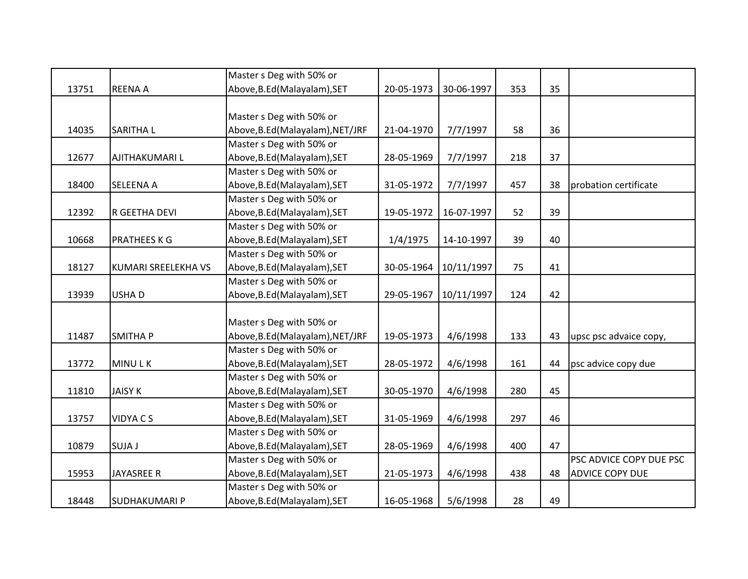| | | | | | | | |
|---|---|---|---|---|---|---|---|
| 13751 | REENA A | Master s Deg with 50% or Above,B.Ed(Malayalam),SET | 20-05-1973 | 30-06-1997 | 353 | 35 | |
| 14035 | SARITHA L | Master s Deg with 50% or Above,B.Ed(Malayalam),NET/JRF | 21-04-1970 | 7/7/1997 | 58 | 36 | |
| 12677 | AJITHAKUMARI L | Master s Deg with 50% or Above,B.Ed(Malayalam),SET | 28-05-1969 | 7/7/1997 | 218 | 37 | |
| 18400 | SELEENA A | Master s Deg with 50% or Above,B.Ed(Malayalam),SET | 31-05-1972 | 7/7/1997 | 457 | 38 | probation certificate |
| 12392 | R GEETHA DEVI | Master s Deg with 50% or Above,B.Ed(Malayalam),SET | 19-05-1972 | 16-07-1997 | 52 | 39 | |
| 10668 | PRATHEES K G | Master s Deg with 50% or Above,B.Ed(Malayalam),SET | 1/4/1975 | 14-10-1997 | 39 | 40 | |
| 18127 | KUMARI SREELEKHA VS | Master s Deg with 50% or Above,B.Ed(Malayalam),SET | 30-05-1964 | 10/11/1997 | 75 | 41 | |
| 13939 | USHA D | Master s Deg with 50% or Above,B.Ed(Malayalam),SET | 29-05-1967 | 10/11/1997 | 124 | 42 | |
| 11487 | SMITHA P | Master s Deg with 50% or Above,B.Ed(Malayalam),NET/JRF | 19-05-1973 | 4/6/1998 | 133 | 43 | upsc psc advaice copy, |
| 13772 | MINU L K | Master s Deg with 50% or Above,B.Ed(Malayalam),SET | 28-05-1972 | 4/6/1998 | 161 | 44 | psc advice copy due |
| 11810 | JAISY K | Master s Deg with 50% or Above,B.Ed(Malayalam),SET | 30-05-1970 | 4/6/1998 | 280 | 45 | |
| 13757 | VIDYA C S | Master s Deg with 50% or Above,B.Ed(Malayalam),SET | 31-05-1969 | 4/6/1998 | 297 | 46 | |
| 10879 | SUJA J | Master s Deg with 50% or Above,B.Ed(Malayalam),SET | 28-05-1969 | 4/6/1998 | 400 | 47 | |
| 15953 | JAYASREE R | Master s Deg with 50% or Above,B.Ed(Malayalam),SET | 21-05-1973 | 4/6/1998 | 438 | 48 | PSC ADVICE COPY DUE PSC ADVICE COPY DUE |
| 18448 | SUDHAKUMARI P | Master s Deg with 50% or Above,B.Ed(Malayalam),SET | 16-05-1968 | 5/6/1998 | 28 | 49 | |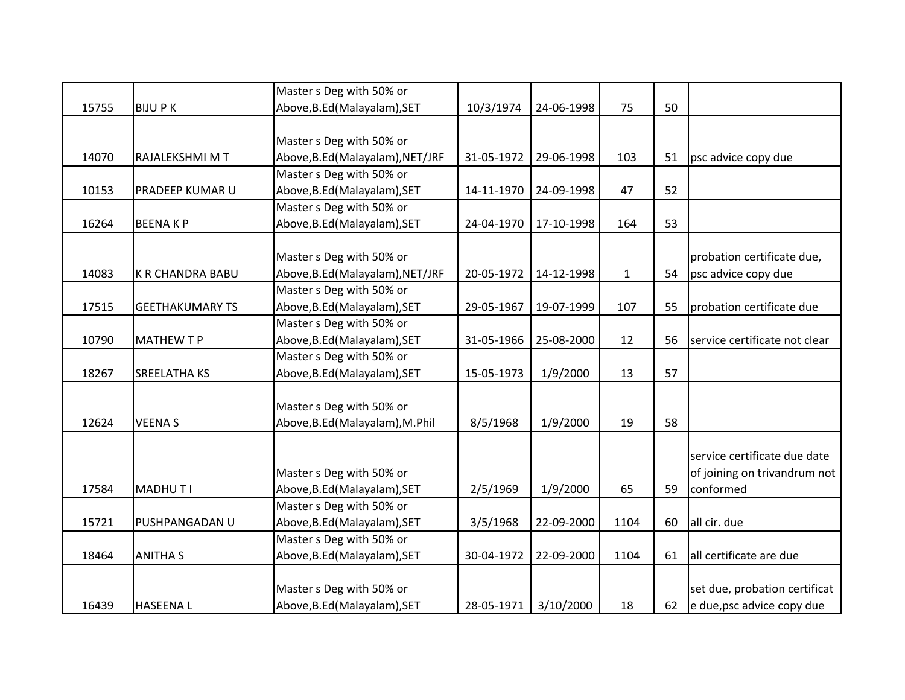| | | | | | | | |
|---|---|---|---|---|---|---|---|
| 15755 | BIJU P K | Master s Deg with 50% or Above,B.Ed(Malayalam),SET | 10/3/1974 | 24-06-1998 | 75 | 50 | |
| 14070 | RAJALEKSHMI M T | Master s Deg with 50% or Above,B.Ed(Malayalam),NET/JRF | 31-05-1972 | 29-06-1998 | 103 | 51 | psc advice copy due |
| 10153 | PRADEEP KUMAR U | Master s Deg with 50% or Above,B.Ed(Malayalam),SET | 14-11-1970 | 24-09-1998 | 47 | 52 | |
| 16264 | BEENA K P | Master s Deg with 50% or Above,B.Ed(Malayalam),SET | 24-04-1970 | 17-10-1998 | 164 | 53 | |
| 14083 | K R CHANDRA BABU | Master s Deg with 50% or Above,B.Ed(Malayalam),NET/JRF | 20-05-1972 | 14-12-1998 | 1 | 54 | probation certificate due, psc advice copy due |
| 17515 | GEETHAKUMARY TS | Master s Deg with 50% or Above,B.Ed(Malayalam),SET | 29-05-1967 | 19-07-1999 | 107 | 55 | probation certificate due |
| 10790 | MATHEW T P | Master s Deg with 50% or Above,B.Ed(Malayalam),SET | 31-05-1966 | 25-08-2000 | 12 | 56 | service certificate not clear |
| 18267 | SREELATHA KS | Master s Deg with 50% or Above,B.Ed(Malayalam),SET | 15-05-1973 | 1/9/2000 | 13 | 57 | |
| 12624 | VEENA S | Master s Deg with 50% or Above,B.Ed(Malayalam),M.Phil | 8/5/1968 | 1/9/2000 | 19 | 58 | |
| 17584 | MADHU T I | Master s Deg with 50% or Above,B.Ed(Malayalam),SET | 2/5/1969 | 1/9/2000 | 65 | 59 | service certificate due date of joining on trivandrum not conformed |
| 15721 | PUSHPANGADAN U | Master s Deg with 50% or Above,B.Ed(Malayalam),SET | 3/5/1968 | 22-09-2000 | 1104 | 60 | all cir. due |
| 18464 | ANITHA S | Master s Deg with 50% or Above,B.Ed(Malayalam),SET | 30-04-1972 | 22-09-2000 | 1104 | 61 | all certificate are due |
| 16439 | HASEENA L | Master s Deg with 50% or Above,B.Ed(Malayalam),SET | 28-05-1971 | 3/10/2000 | 18 | 62 | set due, probation certificat e due,psc advice copy due |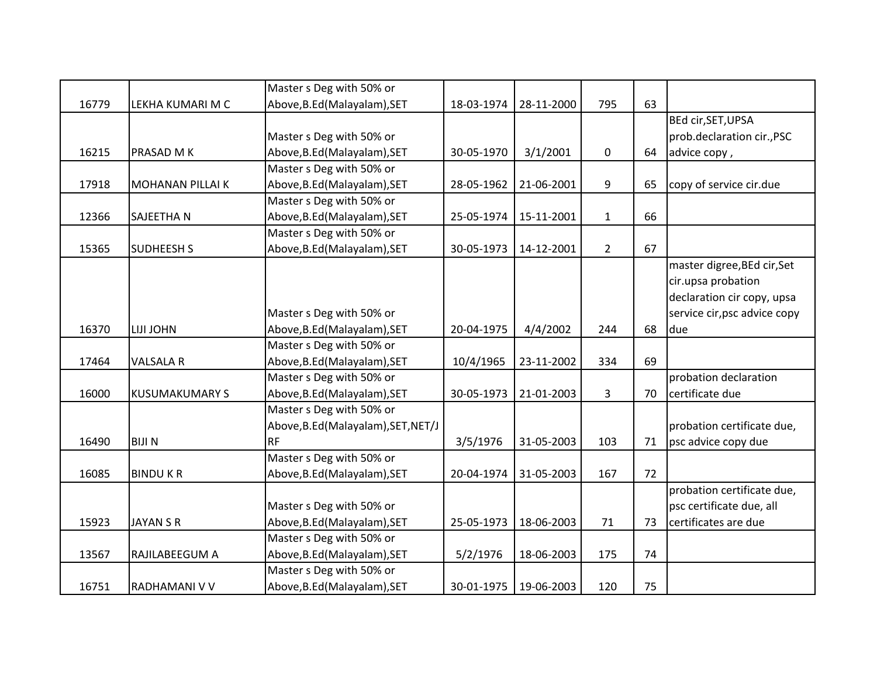| | | | | | | | |
|---|---|---|---|---|---|---|---|
| 16779 | LEKHA KUMARI M C | Master s Deg with 50% or Above,B.Ed(Malayalam),SET | 18-03-1974 | 28-11-2000 | 795 | 63 | |
| 16215 | PRASAD M K | Master s Deg with 50% or Above,B.Ed(Malayalam),SET | 30-05-1970 | 3/1/2001 | 0 | 64 | BEd cir,SET,UPSA prob.declaration cir.,PSC advice copy , |
| 17918 | MOHANAN PILLAI K | Master s Deg with 50% or Above,B.Ed(Malayalam),SET | 28-05-1962 | 21-06-2001 | 9 | 65 | copy of service cir.due |
| 12366 | SAJEETHA N | Master s Deg with 50% or Above,B.Ed(Malayalam),SET | 25-05-1974 | 15-11-2001 | 1 | 66 | |
| 15365 | SUDHEESH S | Master s Deg with 50% or Above,B.Ed(Malayalam),SET | 30-05-1973 | 14-12-2001 | 2 | 67 | |
| 16370 | LIJI JOHN | Master s Deg with 50% or Above,B.Ed(Malayalam),SET | 20-04-1975 | 4/4/2002 | 244 | 68 | master digree,BEd cir,Set cir.upsa probation declaration cir copy, upsa service cir,psc advice copy due |
| 17464 | VALSALA R | Master s Deg with 50% or Above,B.Ed(Malayalam),SET | 10/4/1965 | 23-11-2002 | 334 | 69 | |
| 16000 | KUSUMAKUMARY S | Master s Deg with 50% or Above,B.Ed(Malayalam),SET | 30-05-1973 | 21-01-2003 | 3 | 70 | probation declaration certificate due |
| 16490 | BIJI N | Master s Deg with 50% or Above,B.Ed(Malayalam),SET,NET/JRF | 3/5/1976 | 31-05-2003 | 103 | 71 | probation certificate due, psc advice copy due |
| 16085 | BINDU K R | Master s Deg with 50% or Above,B.Ed(Malayalam),SET | 20-04-1974 | 31-05-2003 | 167 | 72 | |
| 15923 | JAYAN S R | Master s Deg with 50% or Above,B.Ed(Malayalam),SET | 25-05-1973 | 18-06-2003 | 71 | 73 | probation certificate due, psc certificate due, all certificates are due |
| 13567 | RAJILABEEGUM A | Master s Deg with 50% or Above,B.Ed(Malayalam),SET | 5/2/1976 | 18-06-2003 | 175 | 74 | |
| 16751 | RADHAMANI V V | Master s Deg with 50% or Above,B.Ed(Malayalam),SET | 30-01-1975 | 19-06-2003 | 120 | 75 | |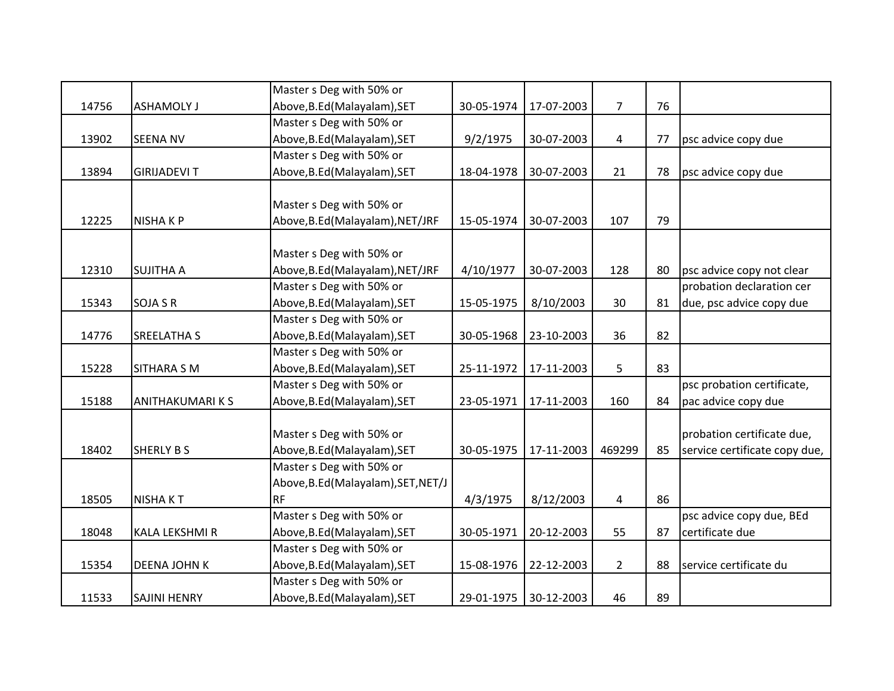| | | | | | | | |
|---|---|---|---|---|---|---|---|
| 14756 | ASHAMOLY J | Master s Deg with 50% or Above,B.Ed(Malayalam),SET | 30-05-1974 | 17-07-2003 | 7 | 76 | |
| 13902 | SEENA NV | Master s Deg with 50% or Above,B.Ed(Malayalam),SET | 9/2/1975 | 30-07-2003 | 4 | 77 | psc advice copy due |
| 13894 | GIRIJADEVI T | Master s Deg with 50% or Above,B.Ed(Malayalam),SET | 18-04-1978 | 30-07-2003 | 21 | 78 | psc advice copy due |
| 12225 | NISHA K P | Master s Deg with 50% or Above,B.Ed(Malayalam),NET/JRF | 15-05-1974 | 30-07-2003 | 107 | 79 | |
| 12310 | SUJITHA A | Master s Deg with 50% or Above,B.Ed(Malayalam),NET/JRF | 4/10/1977 | 30-07-2003 | 128 | 80 | psc advice copy not clear |
| 15343 | SOJA S R | Master s Deg with 50% or Above,B.Ed(Malayalam),SET | 15-05-1975 | 8/10/2003 | 30 | 81 | probation declaration cer due, psc advice copy due |
| 14776 | SREELATHA S | Master s Deg with 50% or Above,B.Ed(Malayalam),SET | 30-05-1968 | 23-10-2003 | 36 | 82 | |
| 15228 | SITHARA S M | Master s Deg with 50% or Above,B.Ed(Malayalam),SET | 25-11-1972 | 17-11-2003 | 5 | 83 | |
| 15188 | ANITHAKUMARI K S | Master s Deg with 50% or Above,B.Ed(Malayalam),SET | 23-05-1971 | 17-11-2003 | 160 | 84 | psc probation certificate, pac advice copy due |
| 18402 | SHERLY B S | Master s Deg with 50% or Above,B.Ed(Malayalam),SET | 30-05-1975 | 17-11-2003 | 469299 | 85 | probation certificate due, service certificate copy due, |
| 18505 | NISHA K T | Master s Deg with 50% or Above,B.Ed(Malayalam),SET,NET/JRF | 4/3/1975 | 8/12/2003 | 4 | 86 | |
| 18048 | KALA LEKSHMI R | Master s Deg with 50% or Above,B.Ed(Malayalam),SET | 30-05-1971 | 20-12-2003 | 55 | 87 | psc advice copy due, BEd certificate due |
| 15354 | DEENA JOHN K | Master s Deg with 50% or Above,B.Ed(Malayalam),SET | 15-08-1976 | 22-12-2003 | 2 | 88 | service certificate du |
| 11533 | SAJINI HENRY | Master s Deg with 50% or Above,B.Ed(Malayalam),SET | 29-01-1975 | 30-12-2003 | 46 | 89 | |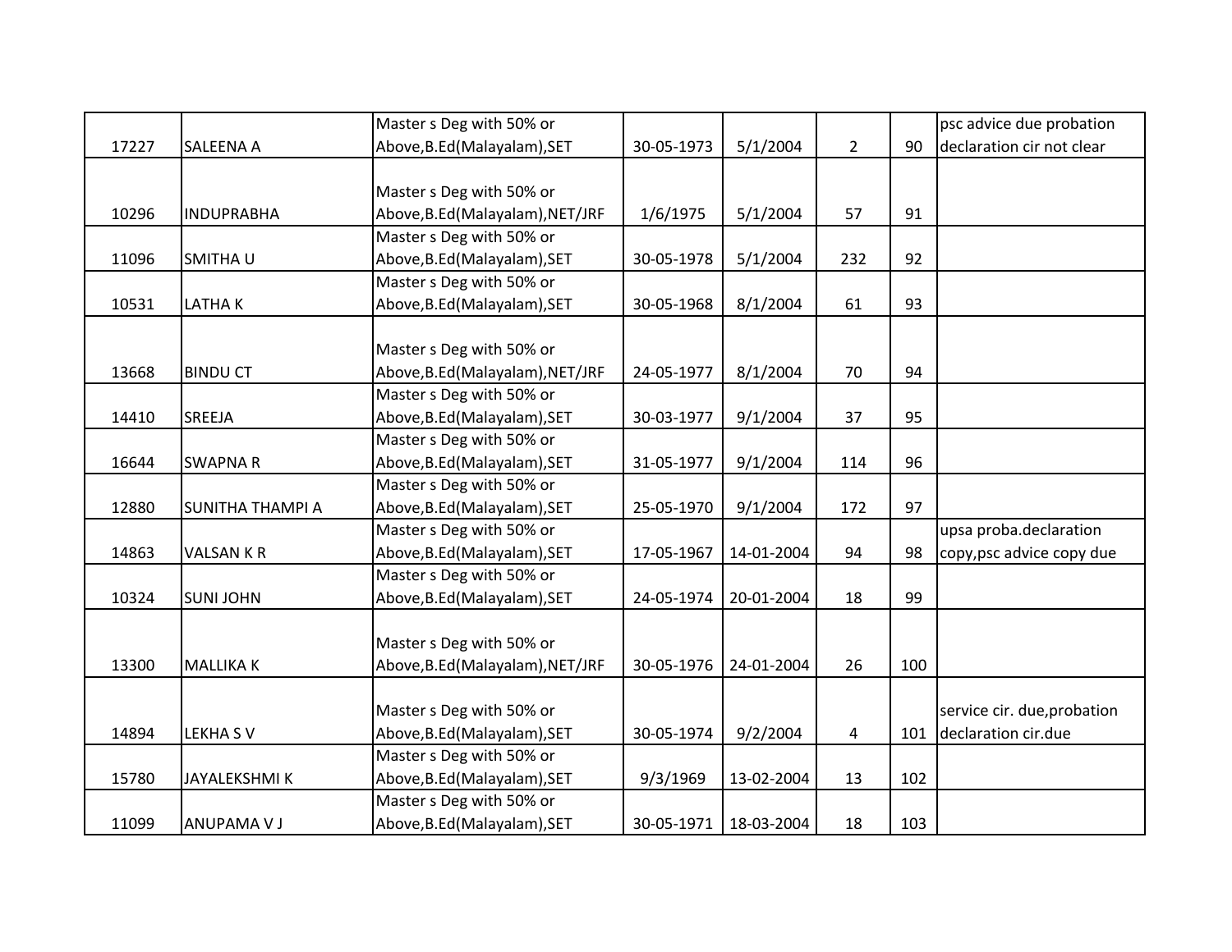| | | | | | | | |
|---|---|---|---|---|---|---|---|
| 17227 | SALEENA A | Master s Deg with 50% or Above,B.Ed(Malayalam),SET | 30-05-1973 | 5/1/2004 | 2 | 90 | psc advice due probation declaration cir not clear |
| 10296 | INDUPRABHA | Master s Deg with 50% or Above,B.Ed(Malayalam),NET/JRF | 1/6/1975 | 5/1/2004 | 57 | 91 | |
| 11096 | SMITHA U | Master s Deg with 50% or Above,B.Ed(Malayalam),SET | 30-05-1978 | 5/1/2004 | 232 | 92 | |
| 10531 | LATHA K | Master s Deg with 50% or Above,B.Ed(Malayalam),SET | 30-05-1968 | 8/1/2004 | 61 | 93 | |
| 13668 | BINDU CT | Master s Deg with 50% or Above,B.Ed(Malayalam),NET/JRF | 24-05-1977 | 8/1/2004 | 70 | 94 | |
| 14410 | SREEJA | Master s Deg with 50% or Above,B.Ed(Malayalam),SET | 30-03-1977 | 9/1/2004 | 37 | 95 | |
| 16644 | SWAPNA R | Master s Deg with 50% or Above,B.Ed(Malayalam),SET | 31-05-1977 | 9/1/2004 | 114 | 96 | |
| 12880 | SUNITHA THAMPI A | Master s Deg with 50% or Above,B.Ed(Malayalam),SET | 25-05-1970 | 9/1/2004 | 172 | 97 | |
| 14863 | VALSAN K R | Master s Deg with 50% or Above,B.Ed(Malayalam),SET | 17-05-1967 | 14-01-2004 | 94 | 98 | upsa proba.declaration copy,psc advice copy due |
| 10324 | SUNI JOHN | Master s Deg with 50% or Above,B.Ed(Malayalam),SET | 24-05-1974 | 20-01-2004 | 18 | 99 | |
| 13300 | MALLIKA K | Master s Deg with 50% or Above,B.Ed(Malayalam),NET/JRF | 30-05-1976 | 24-01-2004 | 26 | 100 | |
| 14894 | LEKHA S V | Master s Deg with 50% or Above,B.Ed(Malayalam),SET | 30-05-1974 | 9/2/2004 | 4 | 101 | service cir. due,probation declaration cir.due |
| 15780 | JAYALEKSHMI K | Master s Deg with 50% or Above,B.Ed(Malayalam),SET | 9/3/1969 | 13-02-2004 | 13 | 102 | |
| 11099 | ANUPAMA V J | Master s Deg with 50% or Above,B.Ed(Malayalam),SET | 30-05-1971 | 18-03-2004 | 18 | 103 | |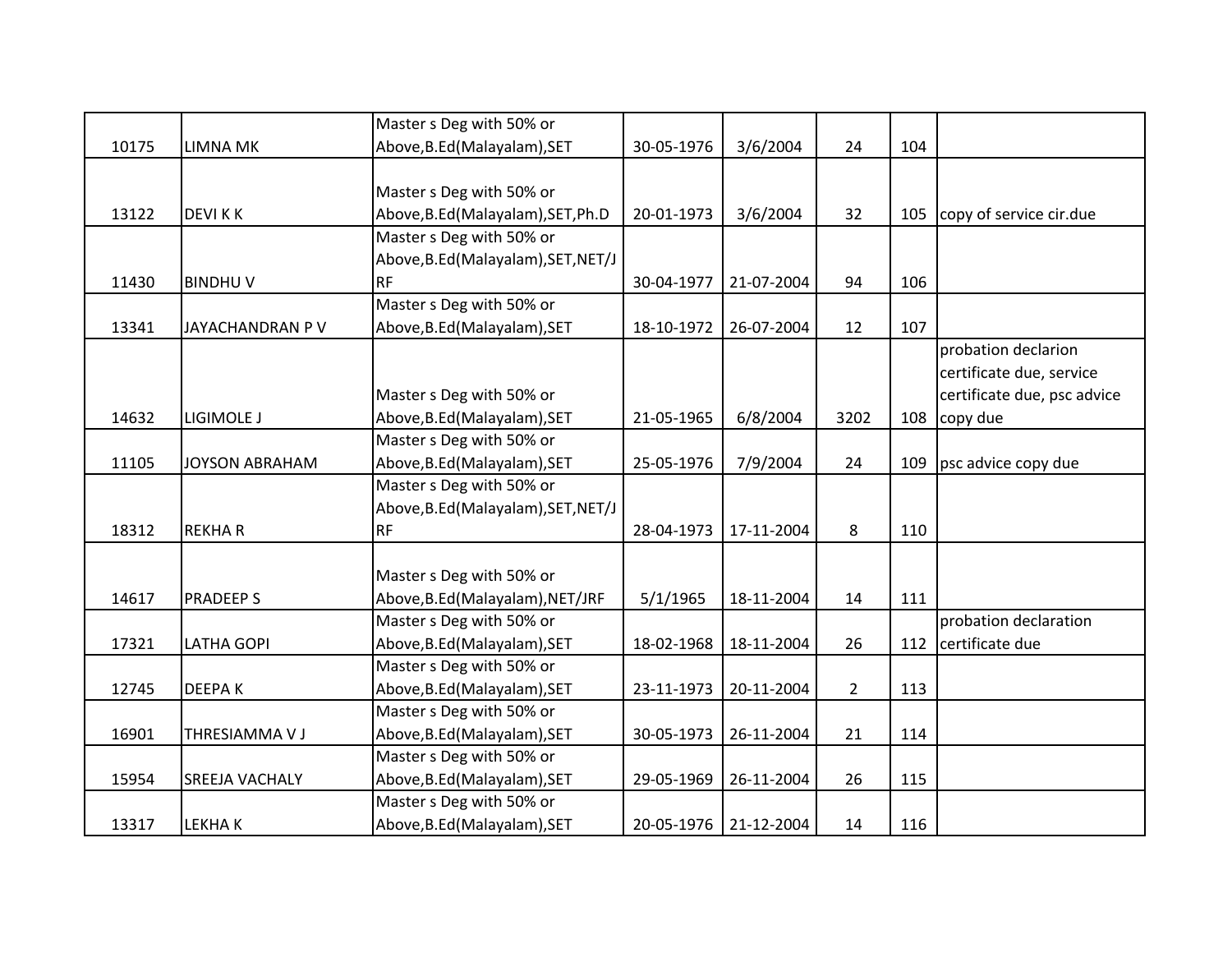| | | | | | | | |
|---|---|---|---|---|---|---|---|
| 10175 | LIMNA MK | Master s Deg with 50% or Above,B.Ed(Malayalam),SET | 30-05-1976 | 3/6/2004 | 24 | 104 | |
| 13122 | DEVI K K | Master s Deg with 50% or Above,B.Ed(Malayalam),SET,Ph.D | 20-01-1973 | 3/6/2004 | 32 | 105 | copy of service cir.due |
| 11430 | BINDHU V | Master s Deg with 50% or Above,B.Ed(Malayalam),SET,NET/JRF | 30-04-1977 | 21-07-2004 | 94 | 106 | |
| 13341 | JAYACHANDRAN P V | Master s Deg with 50% or Above,B.Ed(Malayalam),SET | 18-10-1972 | 26-07-2004 | 12 | 107 | |
| 14632 | LIGIMOLE J | Master s Deg with 50% or Above,B.Ed(Malayalam),SET | 21-05-1965 | 6/8/2004 | 3202 | 108 | probation declarion certificate due, service certificate due, psc advice copy due |
| 11105 | JOYSON ABRAHAM | Master s Deg with 50% or Above,B.Ed(Malayalam),SET | 25-05-1976 | 7/9/2004 | 24 | 109 | psc advice copy due |
| 18312 | REKHA R | Master s Deg with 50% or Above,B.Ed(Malayalam),SET,NET/JRF | 28-04-1973 | 17-11-2004 | 8 | 110 | |
| 14617 | PRADEEP S | Master s Deg with 50% or Above,B.Ed(Malayalam),NET/JRF | 5/1/1965 | 18-11-2004 | 14 | 111 | |
| 17321 | LATHA GOPI | Master s Deg with 50% or Above,B.Ed(Malayalam),SET | 18-02-1968 | 18-11-2004 | 26 | 112 | probation declaration certificate due |
| 12745 | DEEPA K | Master s Deg with 50% or Above,B.Ed(Malayalam),SET | 23-11-1973 | 20-11-2004 | 2 | 113 | |
| 16901 | THRESIAMMA V J | Master s Deg with 50% or Above,B.Ed(Malayalam),SET | 30-05-1973 | 26-11-2004 | 21 | 114 | |
| 15954 | SREEJA VACHALY | Master s Deg with 50% or Above,B.Ed(Malayalam),SET | 29-05-1969 | 26-11-2004 | 26 | 115 | |
| 13317 | LEKHA K | Master s Deg with 50% or Above,B.Ed(Malayalam),SET | 20-05-1976 | 21-12-2004 | 14 | 116 | |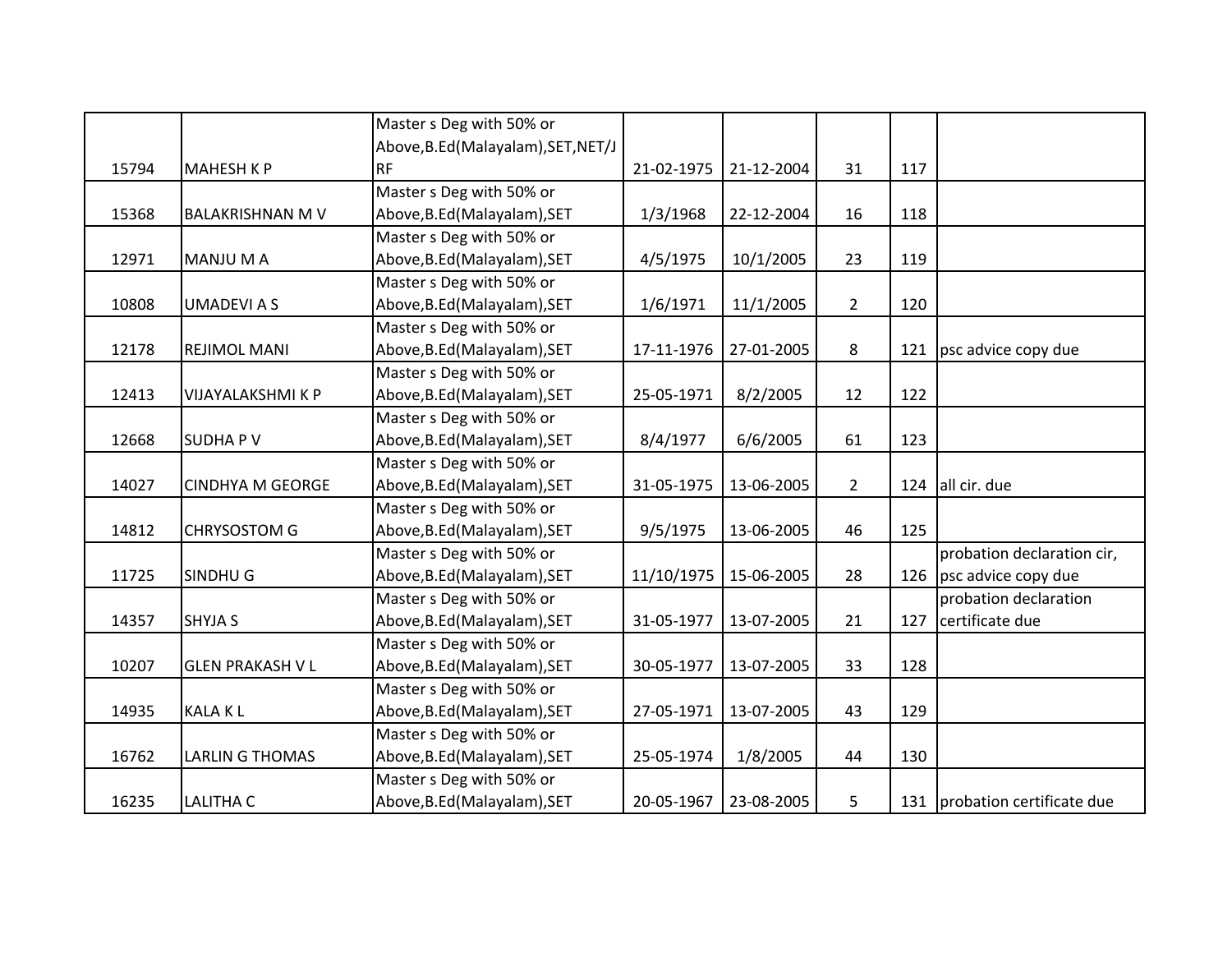| | | | | | | | |
|---|---|---|---|---|---|---|---|
| 15794 | MAHESH K P | Master s Deg with 50% or Above,B.Ed(Malayalam),SET,NET/JRF | 21-02-1975 | 21-12-2004 | 31 | 117 | |
| 15368 | BALAKRISHNAN M V | Master s Deg with 50% or Above,B.Ed(Malayalam),SET | 1/3/1968 | 22-12-2004 | 16 | 118 | |
| 12971 | MANJU M A | Master s Deg with 50% or Above,B.Ed(Malayalam),SET | 4/5/1975 | 10/1/2005 | 23 | 119 | |
| 10808 | UMADEVI A S | Master s Deg with 50% or Above,B.Ed(Malayalam),SET | 1/6/1971 | 11/1/2005 | 2 | 120 | |
| 12178 | REJIMOL MANI | Master s Deg with 50% or Above,B.Ed(Malayalam),SET | 17-11-1976 | 27-01-2005 | 8 | 121 | psc advice copy due |
| 12413 | VIJAYALAKSHMI K P | Master s Deg with 50% or Above,B.Ed(Malayalam),SET | 25-05-1971 | 8/2/2005 | 12 | 122 | |
| 12668 | SUDHA P V | Master s Deg with 50% or Above,B.Ed(Malayalam),SET | 8/4/1977 | 6/6/2005 | 61 | 123 | |
| 14027 | CINDHYA M GEORGE | Master s Deg with 50% or Above,B.Ed(Malayalam),SET | 31-05-1975 | 13-06-2005 | 2 | 124 | all cir. due |
| 14812 | CHRYSOSTOM G | Master s Deg with 50% or Above,B.Ed(Malayalam),SET | 9/5/1975 | 13-06-2005 | 46 | 125 | |
| 11725 | SINDHU G | Master s Deg with 50% or Above,B.Ed(Malayalam),SET | 11/10/1975 | 15-06-2005 | 28 | 126 | probation declaration cir, psc advice copy due |
| 14357 | SHYJA S | Master s Deg with 50% or Above,B.Ed(Malayalam),SET | 31-05-1977 | 13-07-2005 | 21 | 127 | probation declaration certificate due |
| 10207 | GLEN PRAKASH V L | Master s Deg with 50% or Above,B.Ed(Malayalam),SET | 30-05-1977 | 13-07-2005 | 33 | 128 | |
| 14935 | KALA K L | Master s Deg with 50% or Above,B.Ed(Malayalam),SET | 27-05-1971 | 13-07-2005 | 43 | 129 | |
| 16762 | LARLIN G THOMAS | Master s Deg with 50% or Above,B.Ed(Malayalam),SET | 25-05-1974 | 1/8/2005 | 44 | 130 | |
| 16235 | LALITHA C | Master s Deg with 50% or Above,B.Ed(Malayalam),SET | 20-05-1967 | 23-08-2005 | 5 | 131 | probation certificate due |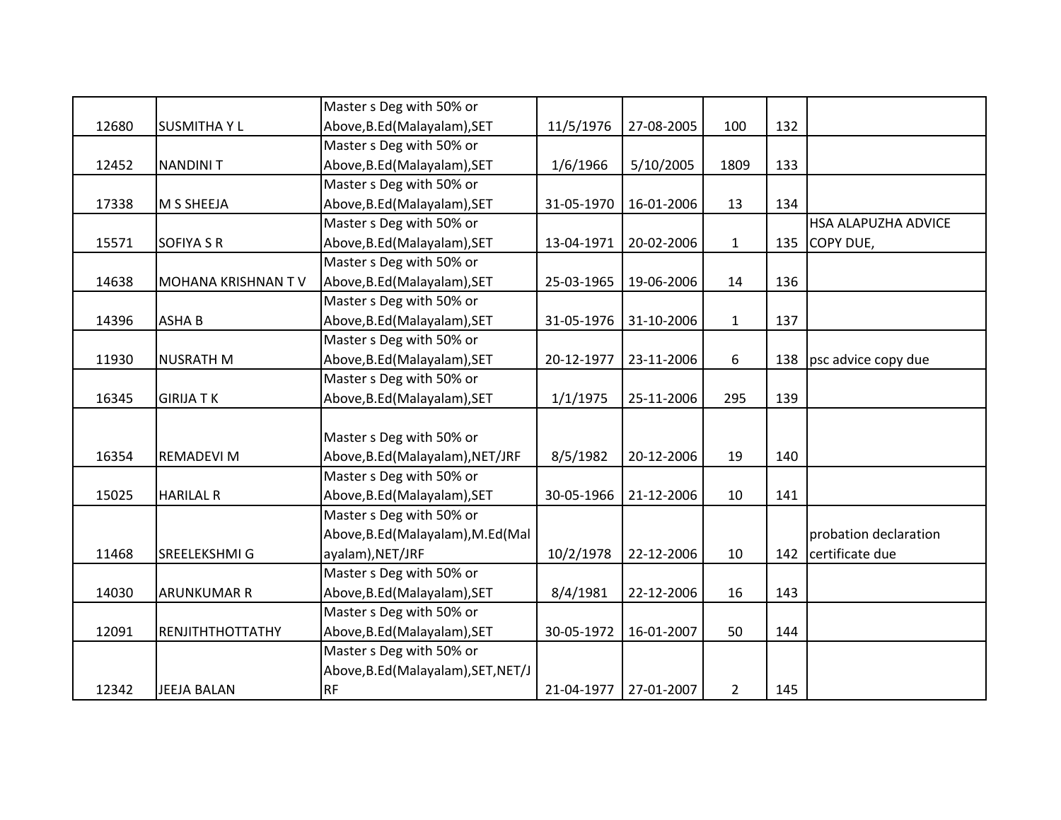| | | | | | | | |
|---|---|---|---|---|---|---|---|
| 12680 | SUSMITHA Y L | Master s Deg with 50% or Above,B.Ed(Malayalam),SET | 11/5/1976 | 27-08-2005 | 100 | 132 | |
| 12452 | NANDINI T | Master s Deg with 50% or Above,B.Ed(Malayalam),SET | 1/6/1966 | 5/10/2005 | 1809 | 133 | |
| 17338 | M S SHEEJA | Master s Deg with 50% or Above,B.Ed(Malayalam),SET | 31-05-1970 | 16-01-2006 | 13 | 134 | |
| 15571 | SOFIYA S R | Master s Deg with 50% or Above,B.Ed(Malayalam),SET | 13-04-1971 | 20-02-2006 | 1 | 135 | HSA ALAPUZHA ADVICE COPY DUE, |
| 14638 | MOHANA KRISHNAN T V | Master s Deg with 50% or Above,B.Ed(Malayalam),SET | 25-03-1965 | 19-06-2006 | 14 | 136 | |
| 14396 | ASHA B | Master s Deg with 50% or Above,B.Ed(Malayalam),SET | 31-05-1976 | 31-10-2006 | 1 | 137 | |
| 11930 | NUSRATH M | Master s Deg with 50% or Above,B.Ed(Malayalam),SET | 20-12-1977 | 23-11-2006 | 6 | 138 | psc advice copy due |
| 16345 | GIRIJA T K | Master s Deg with 50% or Above,B.Ed(Malayalam),SET | 1/1/1975 | 25-11-2006 | 295 | 139 | |
| 16354 | REMADEVI M | Master s Deg with 50% or Above,B.Ed(Malayalam),NET/JRF | 8/5/1982 | 20-12-2006 | 19 | 140 | |
| 15025 | HARILAL R | Master s Deg with 50% or Above,B.Ed(Malayalam),SET | 30-05-1966 | 21-12-2006 | 10 | 141 | |
| 11468 | SREELEKSHMI G | Master s Deg with 50% or Above,B.Ed(Malayalam),M.Ed(Malayalam),NET/JRF | 10/2/1978 | 22-12-2006 | 10 | 142 | probation declaration certificate due |
| 14030 | ARUNKUMAR R | Master s Deg with 50% or Above,B.Ed(Malayalam),SET | 8/4/1981 | 22-12-2006 | 16 | 143 | |
| 12091 | RENJITHTHOTTATHY | Master s Deg with 50% or Above,B.Ed(Malayalam),SET | 30-05-1972 | 16-01-2007 | 50 | 144 | |
| 12342 | JEEJA BALAN | Master s Deg with 50% or Above,B.Ed(Malayalam),SET,NET/JRF | 21-04-1977 | 27-01-2007 | 2 | 145 | |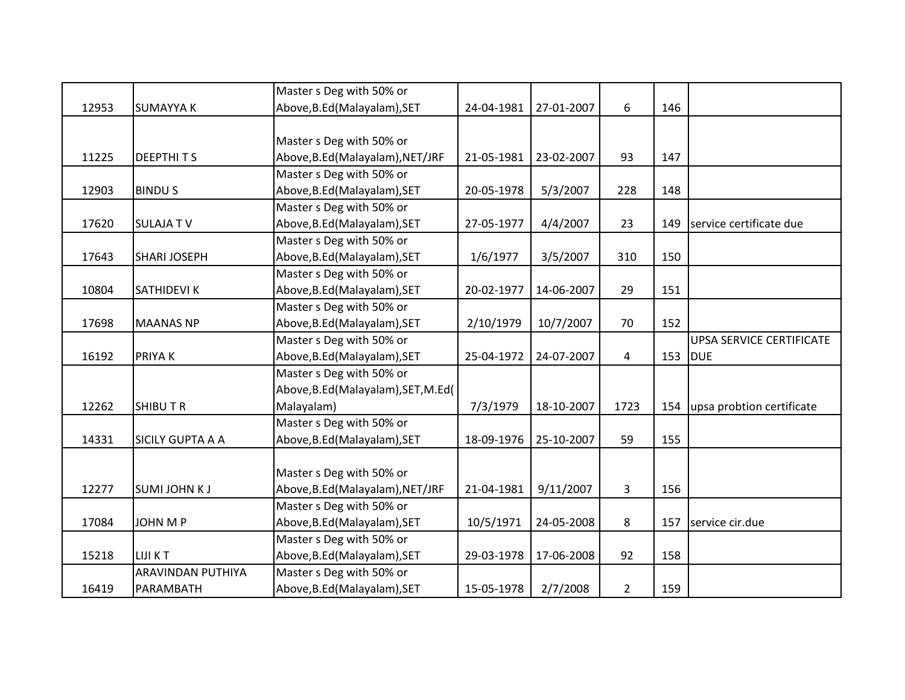| | | | | | | | |
|---|---|---|---|---|---|---|---|
| 12953 | SUMAYYA K | Master s Deg with 50% or Above,B.Ed(Malayalam),SET | 24-04-1981 | 27-01-2007 | 6 | 146 | |
| 11225 | DEEPTHI T S | Master s Deg with 50% or Above,B.Ed(Malayalam),NET/JRF | 21-05-1981 | 23-02-2007 | 93 | 147 | |
| 12903 | BINDU S | Master s Deg with 50% or Above,B.Ed(Malayalam),SET | 20-05-1978 | 5/3/2007 | 228 | 148 | |
| 17620 | SULAJA T V | Master s Deg with 50% or Above,B.Ed(Malayalam),SET | 27-05-1977 | 4/4/2007 | 23 | 149 | service certificate due |
| 17643 | SHARI JOSEPH | Master s Deg with 50% or Above,B.Ed(Malayalam),SET | 1/6/1977 | 3/5/2007 | 310 | 150 | |
| 10804 | SATHIDEVI K | Master s Deg with 50% or Above,B.Ed(Malayalam),SET | 20-02-1977 | 14-06-2007 | 29 | 151 | |
| 17698 | MAANAS NP | Master s Deg with 50% or Above,B.Ed(Malayalam),SET | 2/10/1979 | 10/7/2007 | 70 | 152 | |
| 16192 | PRIYA K | Master s Deg with 50% or Above,B.Ed(Malayalam),SET | 25-04-1972 | 24-07-2007 | 4 | 153 | UPSA SERVICE CERTIFICATE DUE |
| 12262 | SHIBU T R | Master s Deg with 50% or Above,B.Ed(Malayalam),SET,M.Ed(Malayalam) | 7/3/1979 | 18-10-2007 | 1723 | 154 | upsa probtion certificate |
| 14331 | SICILY GUPTA A A | Master s Deg with 50% or Above,B.Ed(Malayalam),SET | 18-09-1976 | 25-10-2007 | 59 | 155 | |
| 12277 | SUMI JOHN K J | Master s Deg with 50% or Above,B.Ed(Malayalam),NET/JRF | 21-04-1981 | 9/11/2007 | 3 | 156 | |
| 17084 | JOHN M P | Master s Deg with 50% or Above,B.Ed(Malayalam),SET | 10/5/1971 | 24-05-2008 | 8 | 157 | service cir.due |
| 15218 | LIJI K T | Master s Deg with 50% or Above,B.Ed(Malayalam),SET | 29-03-1978 | 17-06-2008 | 92 | 158 | |
| 16419 | ARAVINDAN PUTHIYA PARAMBATH | Master s Deg with 50% or Above,B.Ed(Malayalam),SET | 15-05-1978 | 2/7/2008 | 2 | 159 | |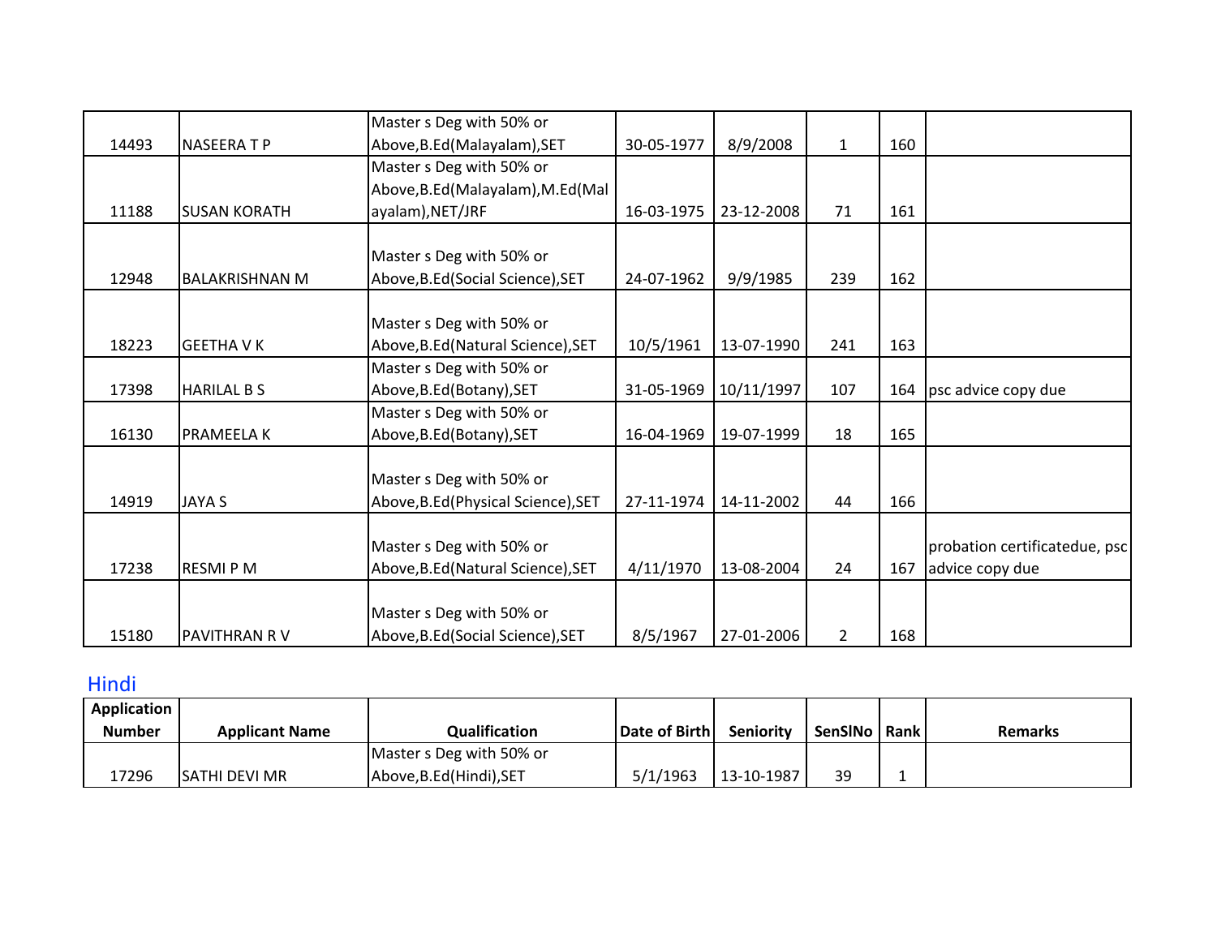| | | | | | | | |
|---|---|---|---|---|---|---|---|
| 14493 | NASEERA T P | Master s Deg with 50% or Above,B.Ed(Malayalam),SET | 30-05-1977 | 8/9/2008 | 1 | 160 | |
| 11188 | SUSAN KORATH | Master s Deg with 50% or Above,B.Ed(Malayalam),M.Ed(Malayalam),NET/JRF | 16-03-1975 | 23-12-2008 | 71 | 161 | |
| 12948 | BALAKRISHNAN M | Master s Deg with 50% or Above,B.Ed(Social Science),SET | 24-07-1962 | 9/9/1985 | 239 | 162 | |
| 18223 | GEETHA V K | Master s Deg with 50% or Above,B.Ed(Natural Science),SET | 10/5/1961 | 13-07-1990 | 241 | 163 | |
| 17398 | HARILAL B S | Master s Deg with 50% or Above,B.Ed(Botany),SET | 31-05-1969 | 10/11/1997 | 107 | 164 | psc advice copy due |
| 16130 | PRAMEELA K | Master s Deg with 50% or Above,B.Ed(Botany),SET | 16-04-1969 | 19-07-1999 | 18 | 165 | |
| 14919 | JAYA S | Master s Deg with 50% or Above,B.Ed(Physical Science),SET | 27-11-1974 | 14-11-2002 | 44 | 166 | |
| 17238 | RESMI P M | Master s Deg with 50% or Above,B.Ed(Natural Science),SET | 4/11/1970 | 13-08-2004 | 24 | 167 | probation certificatedue, psc advice copy due |
| 15180 | PAVITHRAN R V | Master s Deg with 50% or Above,B.Ed(Social Science),SET | 8/5/1967 | 27-01-2006 | 2 | 168 | |

## Hindi

| Application Number | Applicant Name | Qualification | Date of Birth | Seniority | SenSlNo | Rank | Remarks |
|---|---|---|---|---|---|---|---|
| 17296 | SATHI DEVI MR | Master s Deg with 50% or Above,B.Ed(Hindi),SET | 5/1/1963 | 13-10-1987 | 39 | 1 | |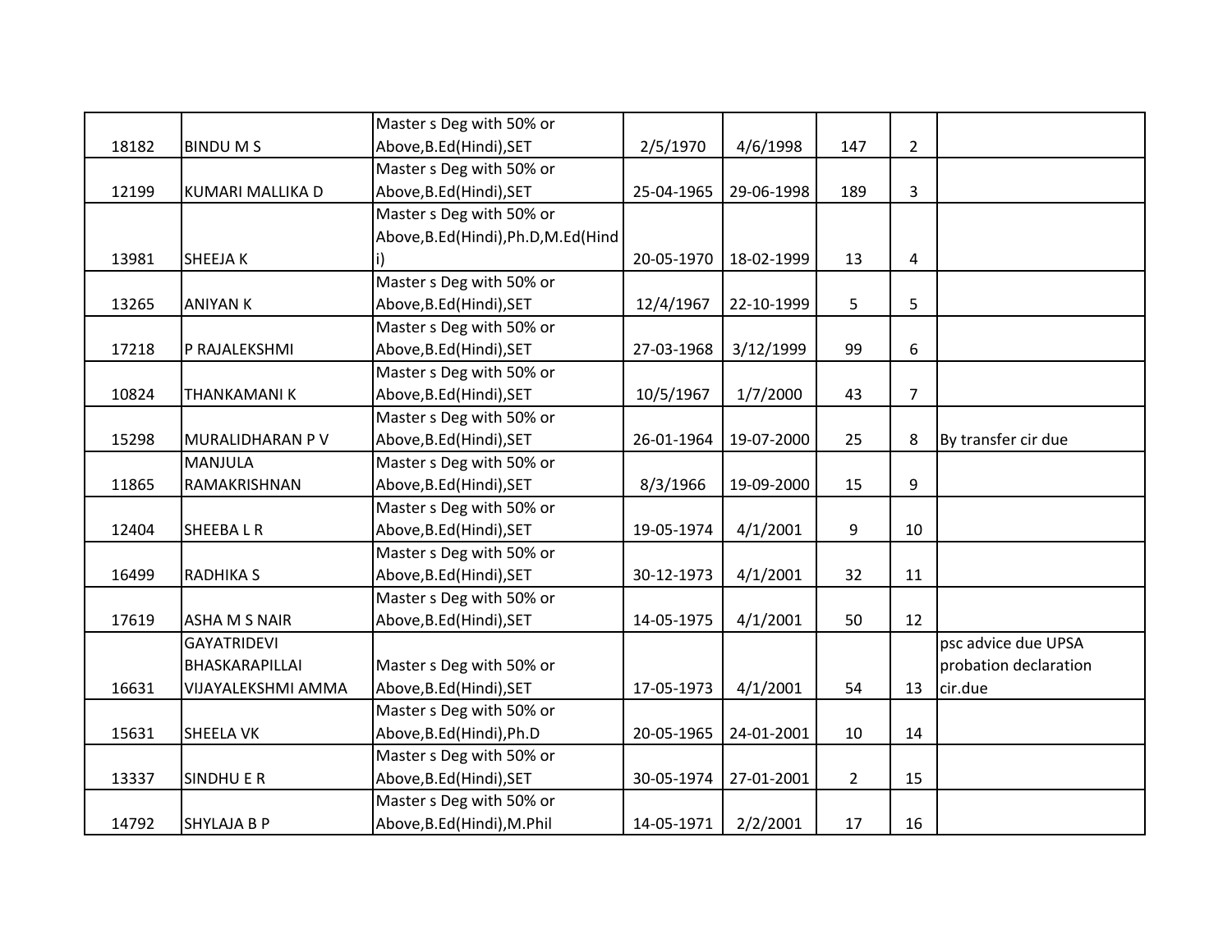| | | | | | | | |
|---|---|---|---|---|---|---|---|
| 18182 | BINDU M S | Master s Deg with 50% or Above,B.Ed(Hindi),SET | 2/5/1970 | 4/6/1998 | 147 | 2 | |
| 12199 | KUMARI MALLIKA D | Master s Deg with 50% or Above,B.Ed(Hindi),SET | 25-04-1965 | 29-06-1998 | 189 | 3 | |
| 13981 | SHEEJA K | Master s Deg with 50% or Above,B.Ed(Hindi),Ph.D,M.Ed(Hindi) | 20-05-1970 | 18-02-1999 | 13 | 4 | |
| 13265 | ANIYAN K | Master s Deg with 50% or Above,B.Ed(Hindi),SET | 12/4/1967 | 22-10-1999 | 5 | 5 | |
| 17218 | P RAJALEKSHMI | Master s Deg with 50% or Above,B.Ed(Hindi),SET | 27-03-1968 | 3/12/1999 | 99 | 6 | |
| 10824 | THANKAMANI K | Master s Deg with 50% or Above,B.Ed(Hindi),SET | 10/5/1967 | 1/7/2000 | 43 | 7 | |
| 15298 | MURALIDHARAN P V | Master s Deg with 50% or Above,B.Ed(Hindi),SET | 26-01-1964 | 19-07-2000 | 25 | 8 | By transfer cir due |
| 11865 | MANJULA RAMAKRISHNAN | Master s Deg with 50% or Above,B.Ed(Hindi),SET | 8/3/1966 | 19-09-2000 | 15 | 9 | |
| 12404 | SHEEBA L R | Master s Deg with 50% or Above,B.Ed(Hindi),SET | 19-05-1974 | 4/1/2001 | 9 | 10 | |
| 16499 | RADHIKA S | Master s Deg with 50% or Above,B.Ed(Hindi),SET | 30-12-1973 | 4/1/2001 | 32 | 11 | |
| 17619 | ASHA M S NAIR | Master s Deg with 50% or Above,B.Ed(Hindi),SET | 14-05-1975 | 4/1/2001 | 50 | 12 | |
| 16631 | GAYATRIDEVI BHASKARAPILLAI VIJAYALEKSHMI AMMA | Master s Deg with 50% or Above,B.Ed(Hindi),SET | 17-05-1973 | 4/1/2001 | 54 | 13 | psc advice due UPSA probation declaration cir.due |
| 15631 | SHEELA VK | Master s Deg with 50% or Above,B.Ed(Hindi),Ph.D | 20-05-1965 | 24-01-2001 | 10 | 14 | |
| 13337 | SINDHU E R | Master s Deg with 50% or Above,B.Ed(Hindi),SET | 30-05-1974 | 27-01-2001 | 2 | 15 | |
| 14792 | SHYLAJA B P | Master s Deg with 50% or Above,B.Ed(Hindi),M.Phil | 14-05-1971 | 2/2/2001 | 17 | 16 | |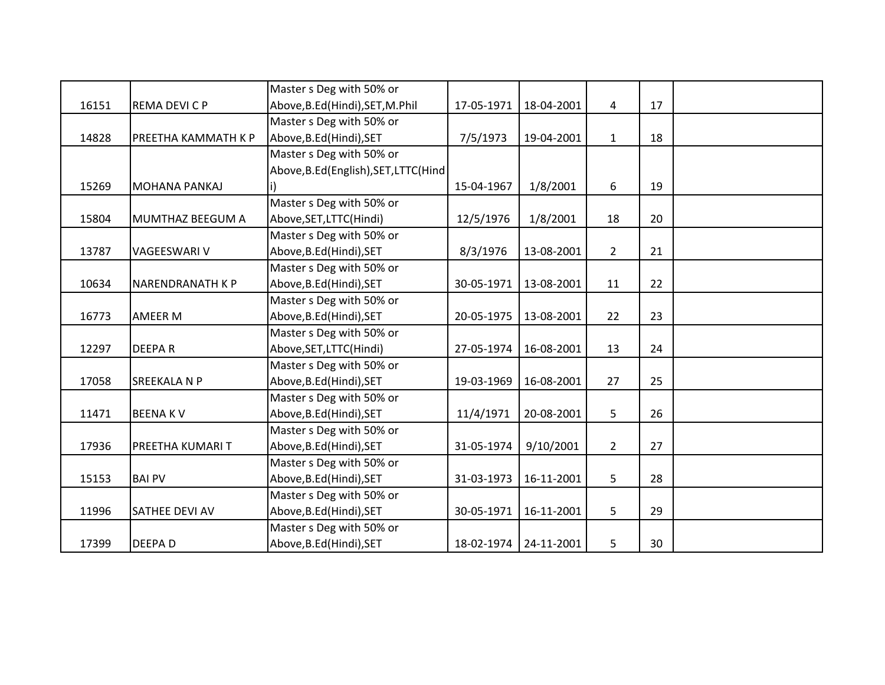| | | | | | | | |
|---|---|---|---|---|---|---|---|
| 16151 | REMA DEVI C P | Master s Deg with 50% or Above,B.Ed(Hindi),SET,M.Phil | 17-05-1971 | 18-04-2001 | 4 | 17 | |
| 14828 | PREETHA KAMMATH K P | Master s Deg with 50% or Above,B.Ed(Hindi),SET | 7/5/1973 | 19-04-2001 | 1 | 18 | |
| 15269 | MOHANA PANKAJ | Master s Deg with 50% or Above,B.Ed(English),SET,LTTC(Hindi) | 15-04-1967 | 1/8/2001 | 6 | 19 | |
| 15804 | MUMTHAZ BEEGUM A | Master s Deg with 50% or Above,SET,LTTC(Hindi) | 12/5/1976 | 1/8/2001 | 18 | 20 | |
| 13787 | VAGEESWARI V | Master s Deg with 50% or Above,B.Ed(Hindi),SET | 8/3/1976 | 13-08-2001 | 2 | 21 | |
| 10634 | NARENDRANATH K P | Master s Deg with 50% or Above,B.Ed(Hindi),SET | 30-05-1971 | 13-08-2001 | 11 | 22 | |
| 16773 | AMEER M | Master s Deg with 50% or Above,B.Ed(Hindi),SET | 20-05-1975 | 13-08-2001 | 22 | 23 | |
| 12297 | DEEPA R | Master s Deg with 50% or Above,SET,LTTC(Hindi) | 27-05-1974 | 16-08-2001 | 13 | 24 | |
| 17058 | SREEKALA N P | Master s Deg with 50% or Above,B.Ed(Hindi),SET | 19-03-1969 | 16-08-2001 | 27 | 25 | |
| 11471 | BEENA K V | Master s Deg with 50% or Above,B.Ed(Hindi),SET | 11/4/1971 | 20-08-2001 | 5 | 26 | |
| 17936 | PREETHA KUMARI T | Master s Deg with 50% or Above,B.Ed(Hindi),SET | 31-05-1974 | 9/10/2001 | 2 | 27 | |
| 15153 | BAI PV | Master s Deg with 50% or Above,B.Ed(Hindi),SET | 31-03-1973 | 16-11-2001 | 5 | 28 | |
| 11996 | SATHEE DEVI AV | Master s Deg with 50% or Above,B.Ed(Hindi),SET | 30-05-1971 | 16-11-2001 | 5 | 29 | |
| 17399 | DEEPA D | Master s Deg with 50% or Above,B.Ed(Hindi),SET | 18-02-1974 | 24-11-2001 | 5 | 30 | |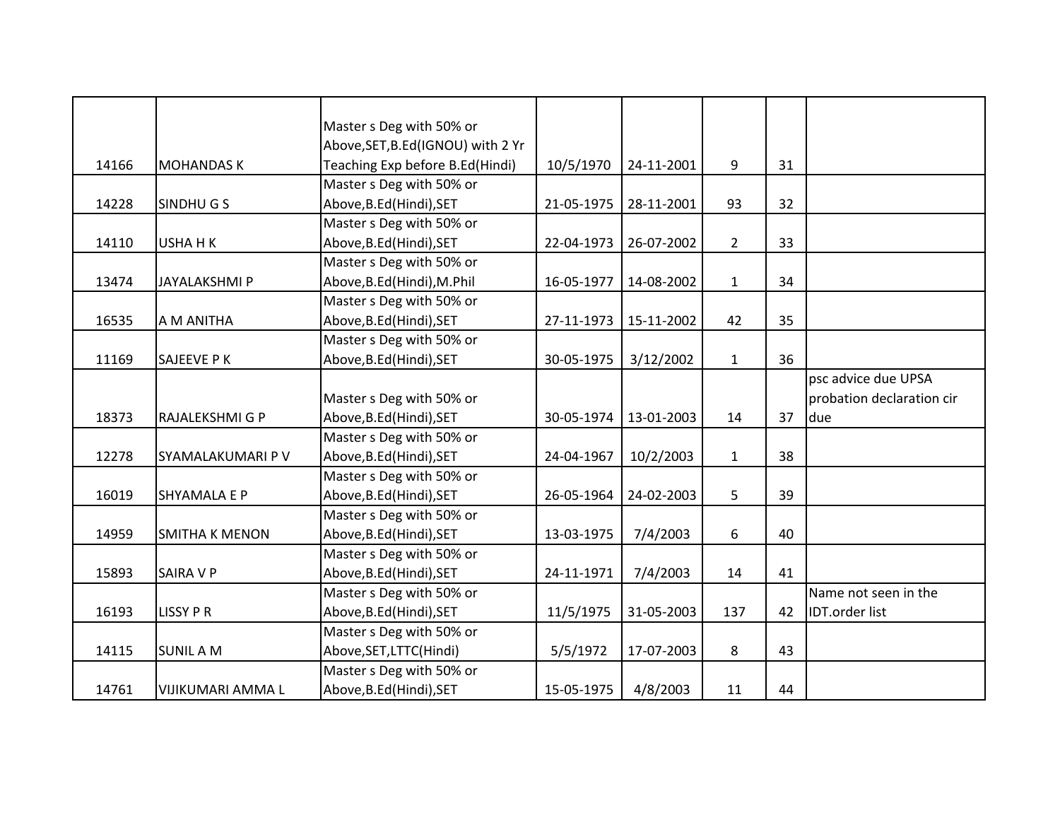| | | | | | | | |
|---|---|---|---|---|---|---|---|
| 14166 | MOHANDAS K | Master s Deg with 50% or Above,SET,B.Ed(IGNOU) with 2 Yr Teaching Exp before B.Ed(Hindi) | 10/5/1970 | 24-11-2001 | 9 | 31 | |
| 14228 | SINDHU G S | Master s Deg with 50% or Above,B.Ed(Hindi),SET | 21-05-1975 | 28-11-2001 | 93 | 32 | |
| 14110 | USHA H K | Master s Deg with 50% or Above,B.Ed(Hindi),SET | 22-04-1973 | 26-07-2002 | 2 | 33 | |
| 13474 | JAYALAKSHMI P | Master s Deg with 50% or Above,B.Ed(Hindi),M.Phil | 16-05-1977 | 14-08-2002 | 1 | 34 | |
| 16535 | A M ANITHA | Master s Deg with 50% or Above,B.Ed(Hindi),SET | 27-11-1973 | 15-11-2002 | 42 | 35 | |
| 11169 | SAJEEVE P K | Master s Deg with 50% or Above,B.Ed(Hindi),SET | 30-05-1975 | 3/12/2002 | 1 | 36 | |
| 18373 | RAJALEKSHMI G P | Master s Deg with 50% or Above,B.Ed(Hindi),SET | 30-05-1974 | 13-01-2003 | 14 | 37 | psc advice due UPSA probation declaration cir due |
| 12278 | SYAMALAKUMARI P V | Master s Deg with 50% or Above,B.Ed(Hindi),SET | 24-04-1967 | 10/2/2003 | 1 | 38 | |
| 16019 | SHYAMALA E P | Master s Deg with 50% or Above,B.Ed(Hindi),SET | 26-05-1964 | 24-02-2003 | 5 | 39 | |
| 14959 | SMITHA K MENON | Master s Deg with 50% or Above,B.Ed(Hindi),SET | 13-03-1975 | 7/4/2003 | 6 | 40 | |
| 15893 | SAIRA V P | Master s Deg with 50% or Above,B.Ed(Hindi),SET | 24-11-1971 | 7/4/2003 | 14 | 41 | |
| 16193 | LISSY P R | Master s Deg with 50% or Above,B.Ed(Hindi),SET | 11/5/1975 | 31-05-2003 | 137 | 42 | Name not seen in the IDT.order list |
| 14115 | SUNIL A M | Master s Deg with 50% or Above,SET,LTTC(Hindi) | 5/5/1972 | 17-07-2003 | 8 | 43 | |
| 14761 | VIJIKUMARI AMMA L | Master s Deg with 50% or Above,B.Ed(Hindi),SET | 15-05-1975 | 4/8/2003 | 11 | 44 | |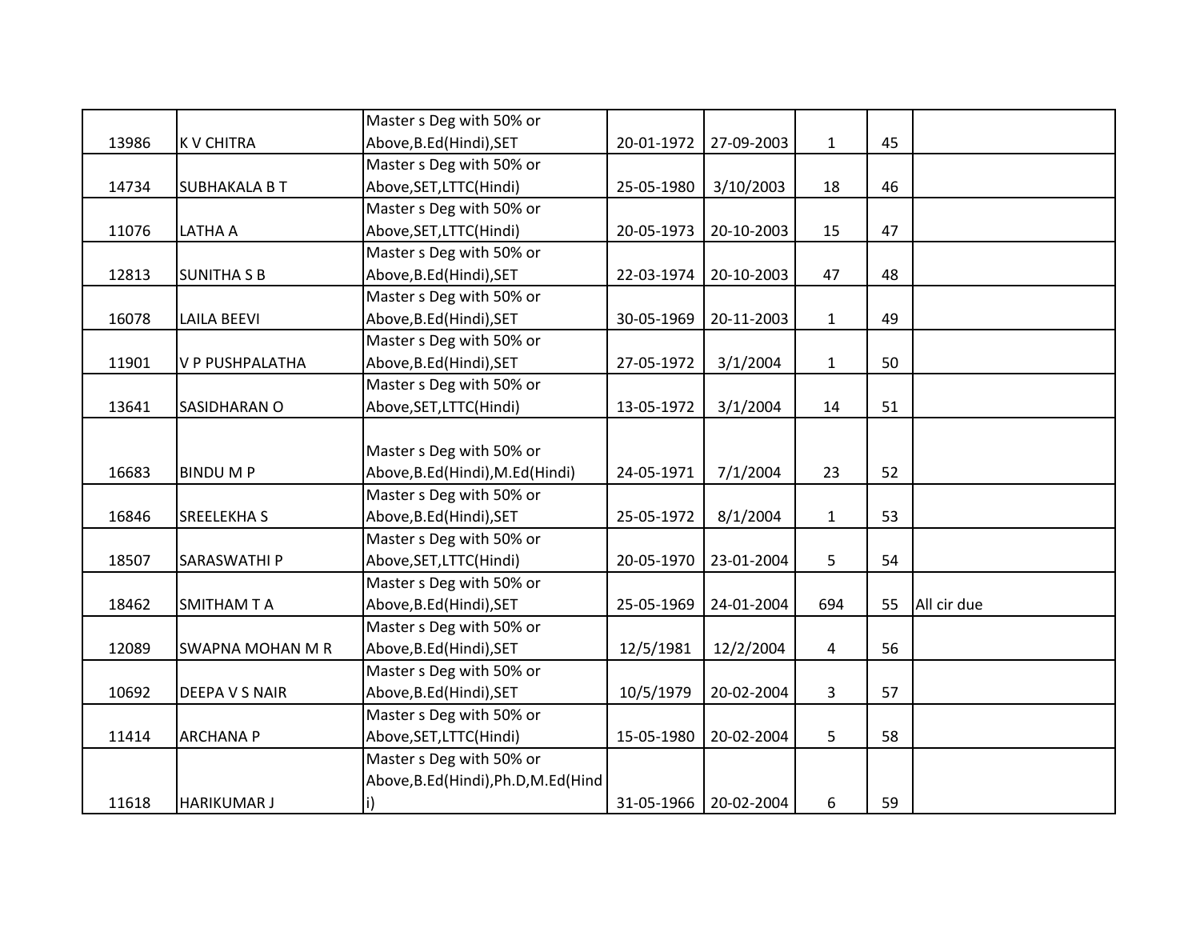| | | | | | | | |
|---|---|---|---|---|---|---|---|
| 13986 | K V CHITRA | Master s Deg with 50% or Above,B.Ed(Hindi),SET | 20-01-1972 | 27-09-2003 | 1 | 45 | |
| 14734 | SUBHAKALA B T | Master s Deg with 50% or Above,SET,LTTC(Hindi) | 25-05-1980 | 3/10/2003 | 18 | 46 | |
| 11076 | LATHA A | Master s Deg with 50% or Above,SET,LTTC(Hindi) | 20-05-1973 | 20-10-2003 | 15 | 47 | |
| 12813 | SUNITHA S B | Master s Deg with 50% or Above,B.Ed(Hindi),SET | 22-03-1974 | 20-10-2003 | 47 | 48 | |
| 16078 | LAILA BEEVI | Master s Deg with 50% or Above,B.Ed(Hindi),SET | 30-05-1969 | 20-11-2003 | 1 | 49 | |
| 11901 | V P PUSHPALATHA | Master s Deg with 50% or Above,B.Ed(Hindi),SET | 27-05-1972 | 3/1/2004 | 1 | 50 | |
| 13641 | SASIDHARAN O | Master s Deg with 50% or Above,SET,LTTC(Hindi) | 13-05-1972 | 3/1/2004 | 14 | 51 | |
| 16683 | BINDU M P | Master s Deg with 50% or Above,B.Ed(Hindi),M.Ed(Hindi) | 24-05-1971 | 7/1/2004 | 23 | 52 | |
| 16846 | SREELEKHA S | Master s Deg with 50% or Above,B.Ed(Hindi),SET | 25-05-1972 | 8/1/2004 | 1 | 53 | |
| 18507 | SARASWATHI P | Master s Deg with 50% or Above,SET,LTTC(Hindi) | 20-05-1970 | 23-01-2004 | 5 | 54 | |
| 18462 | SMITHAM T A | Master s Deg with 50% or Above,B.Ed(Hindi),SET | 25-05-1969 | 24-01-2004 | 694 | 55 | All cir due |
| 12089 | SWAPNA MOHAN M R | Master s Deg with 50% or Above,B.Ed(Hindi),SET | 12/5/1981 | 12/2/2004 | 4 | 56 | |
| 10692 | DEEPA V S NAIR | Master s Deg with 50% or Above,B.Ed(Hindi),SET | 10/5/1979 | 20-02-2004 | 3 | 57 | |
| 11414 | ARCHANA P | Master s Deg with 50% or Above,SET,LTTC(Hindi) | 15-05-1980 | 20-02-2004 | 5 | 58 | |
| 11618 | HARIKUMAR J | Master s Deg with 50% or Above,B.Ed(Hindi),Ph.D,M.Ed(Hindi) | 31-05-1966 | 20-02-2004 | 6 | 59 | |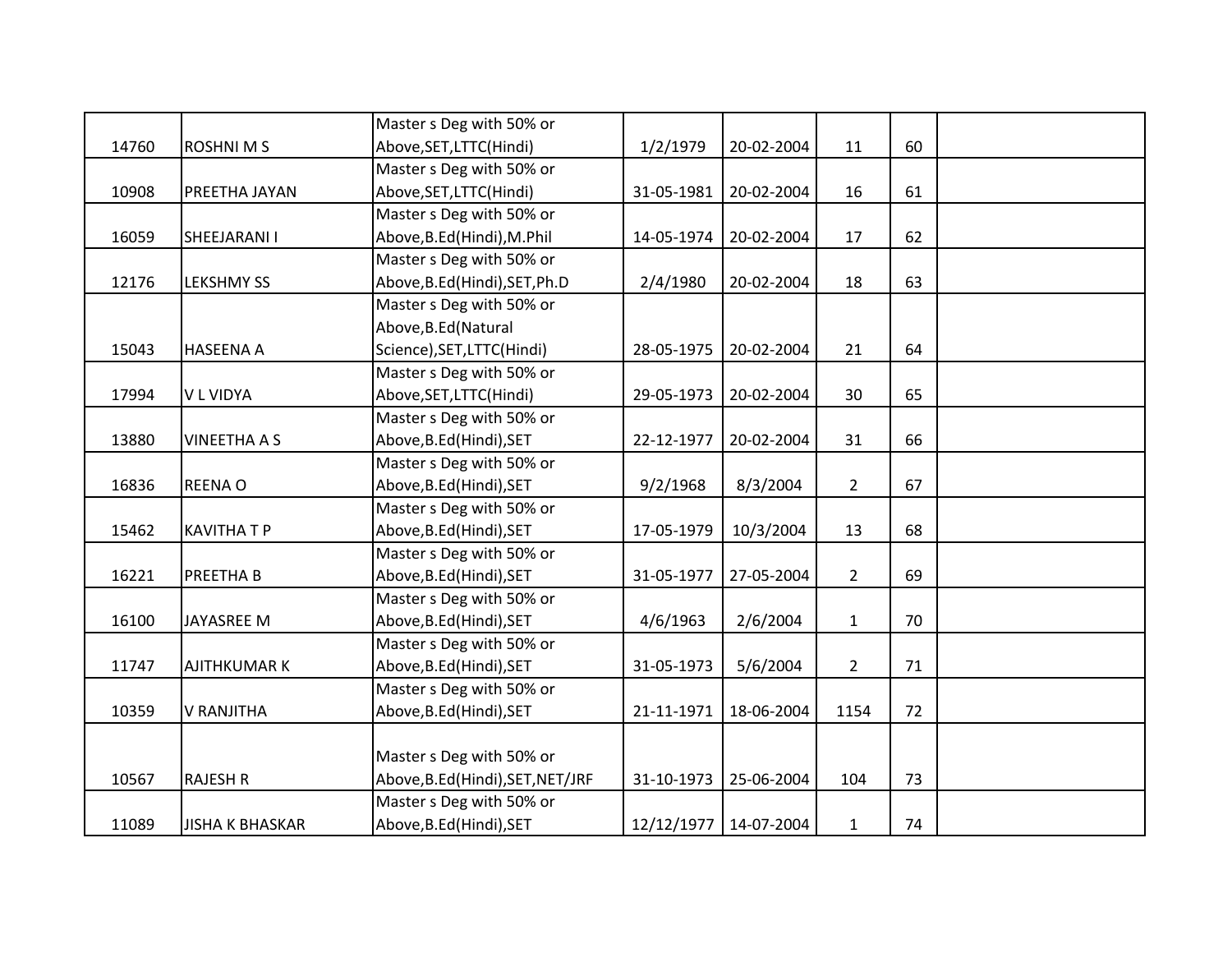| | | | | | | | |
|---|---|---|---|---|---|---|---|
| 14760 | ROSHNI M S | Master s Deg with 50% or Above,SET,LTTC(Hindi) | 1/2/1979 | 20-02-2004 | 11 | 60 | |
| 10908 | PREETHA JAYAN | Master s Deg with 50% or Above,SET,LTTC(Hindi) | 31-05-1981 | 20-02-2004 | 16 | 61 | |
| 16059 | SHEEJARANI I | Master s Deg with 50% or Above,B.Ed(Hindi),M.Phil | 14-05-1974 | 20-02-2004 | 17 | 62 | |
| 12176 | LEKSHMY SS | Master s Deg with 50% or Above,B.Ed(Hindi),SET,Ph.D | 2/4/1980 | 20-02-2004 | 18 | 63 | |
| 15043 | HASEENA A | Master s Deg with 50% or Above,B.Ed(Natural Science),SET,LTTC(Hindi) | 28-05-1975 | 20-02-2004 | 21 | 64 | |
| 17994 | V L VIDYA | Master s Deg with 50% or Above,SET,LTTC(Hindi) | 29-05-1973 | 20-02-2004 | 30 | 65 | |
| 13880 | VINEETHA A S | Master s Deg with 50% or Above,B.Ed(Hindi),SET | 22-12-1977 | 20-02-2004 | 31 | 66 | |
| 16836 | REENA O | Master s Deg with 50% or Above,B.Ed(Hindi),SET | 9/2/1968 | 8/3/2004 | 2 | 67 | |
| 15462 | KAVITHA T P | Master s Deg with 50% or Above,B.Ed(Hindi),SET | 17-05-1979 | 10/3/2004 | 13 | 68 | |
| 16221 | PREETHA B | Master s Deg with 50% or Above,B.Ed(Hindi),SET | 31-05-1977 | 27-05-2004 | 2 | 69 | |
| 16100 | JAYASREE M | Master s Deg with 50% or Above,B.Ed(Hindi),SET | 4/6/1963 | 2/6/2004 | 1 | 70 | |
| 11747 | AJITHKUMAR K | Master s Deg with 50% or Above,B.Ed(Hindi),SET | 31-05-1973 | 5/6/2004 | 2 | 71 | |
| 10359 | V RANJITHA | Master s Deg with 50% or Above,B.Ed(Hindi),SET | 21-11-1971 | 18-06-2004 | 1154 | 72 | |
| 10567 | RAJESH R | Master s Deg with 50% or Above,B.Ed(Hindi),SET,NET/JRF | 31-10-1973 | 25-06-2004 | 104 | 73 | |
| 11089 | JISHA K BHASKAR | Master s Deg with 50% or Above,B.Ed(Hindi),SET | 12/12/1977 | 14-07-2004 | 1 | 74 | |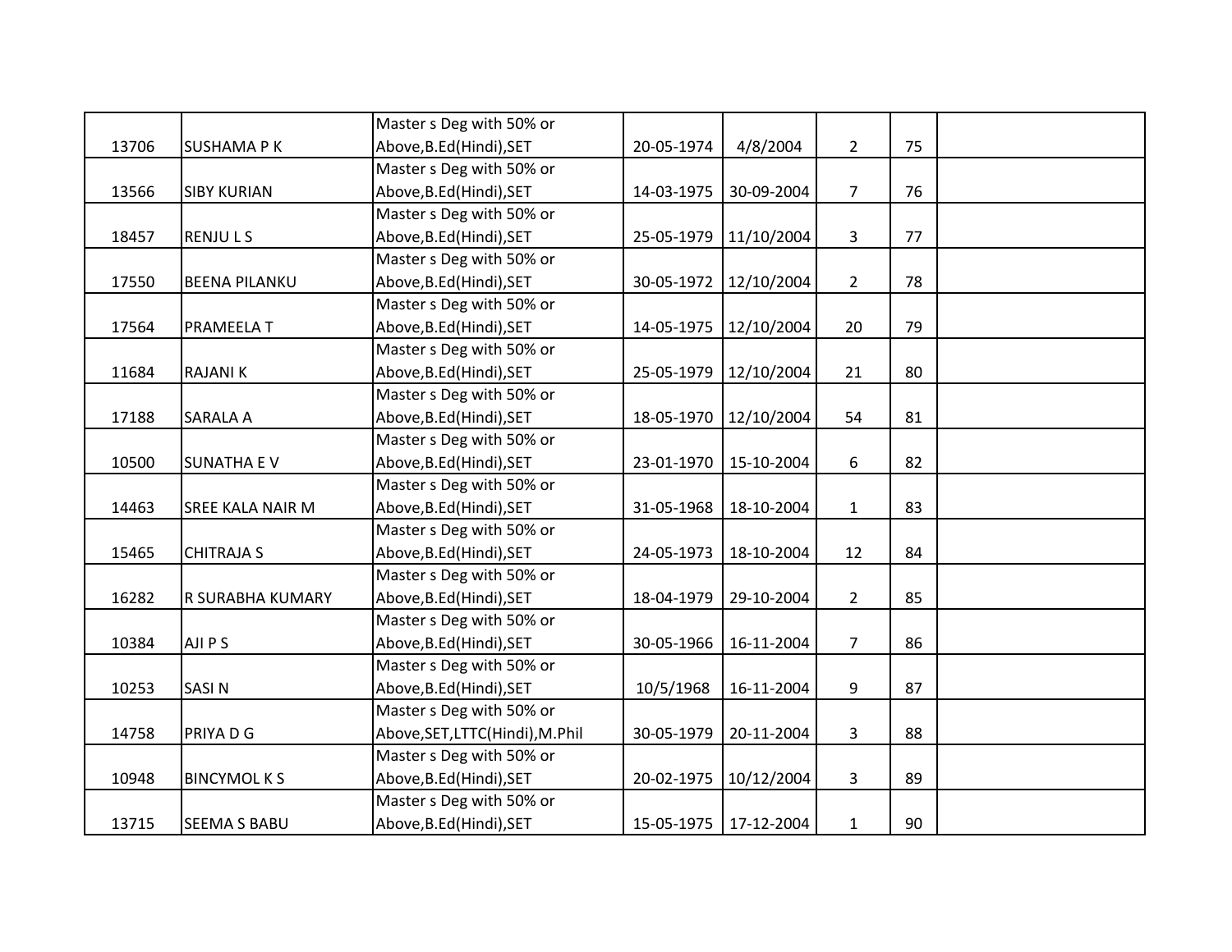| | | | | | | | |
|---|---|---|---|---|---|---|---|
| 13706 | SUSHAMA P K | Master s Deg with 50% or Above,B.Ed(Hindi),SET | 20-05-1974 | 4/8/2004 | 2 | 75 | |
| 13566 | SIBY KURIAN | Master s Deg with 50% or Above,B.Ed(Hindi),SET | 14-03-1975 | 30-09-2004 | 7 | 76 | |
| 18457 | RENJU L S | Master s Deg with 50% or Above,B.Ed(Hindi),SET | 25-05-1979 | 11/10/2004 | 3 | 77 | |
| 17550 | BEENA PILANKU | Master s Deg with 50% or Above,B.Ed(Hindi),SET | 30-05-1972 | 12/10/2004 | 2 | 78 | |
| 17564 | PRAMEELA T | Master s Deg with 50% or Above,B.Ed(Hindi),SET | 14-05-1975 | 12/10/2004 | 20 | 79 | |
| 11684 | RAJANI K | Master s Deg with 50% or Above,B.Ed(Hindi),SET | 25-05-1979 | 12/10/2004 | 21 | 80 | |
| 17188 | SARALA A | Master s Deg with 50% or Above,B.Ed(Hindi),SET | 18-05-1970 | 12/10/2004 | 54 | 81 | |
| 10500 | SUNATHA E V | Master s Deg with 50% or Above,B.Ed(Hindi),SET | 23-01-1970 | 15-10-2004 | 6 | 82 | |
| 14463 | SREE KALA NAIR M | Master s Deg with 50% or Above,B.Ed(Hindi),SET | 31-05-1968 | 18-10-2004 | 1 | 83 | |
| 15465 | CHITRAJA S | Master s Deg with 50% or Above,B.Ed(Hindi),SET | 24-05-1973 | 18-10-2004 | 12 | 84 | |
| 16282 | R SURABHA KUMARY | Master s Deg with 50% or Above,B.Ed(Hindi),SET | 18-04-1979 | 29-10-2004 | 2 | 85 | |
| 10384 | AJI P S | Master s Deg with 50% or Above,B.Ed(Hindi),SET | 30-05-1966 | 16-11-2004 | 7 | 86 | |
| 10253 | SASI N | Master s Deg with 50% or Above,B.Ed(Hindi),SET | 10/5/1968 | 16-11-2004 | 9 | 87 | |
| 14758 | PRIYA D G | Master s Deg with 50% or Above,SET,LTTC(Hindi),M.Phil | 30-05-1979 | 20-11-2004 | 3 | 88 | |
| 10948 | BINCYMOL K S | Master s Deg with 50% or Above,B.Ed(Hindi),SET | 20-02-1975 | 10/12/2004 | 3 | 89 | |
| 13715 | SEEMA S BABU | Master s Deg with 50% or Above,B.Ed(Hindi),SET | 15-05-1975 | 17-12-2004 | 1 | 90 | |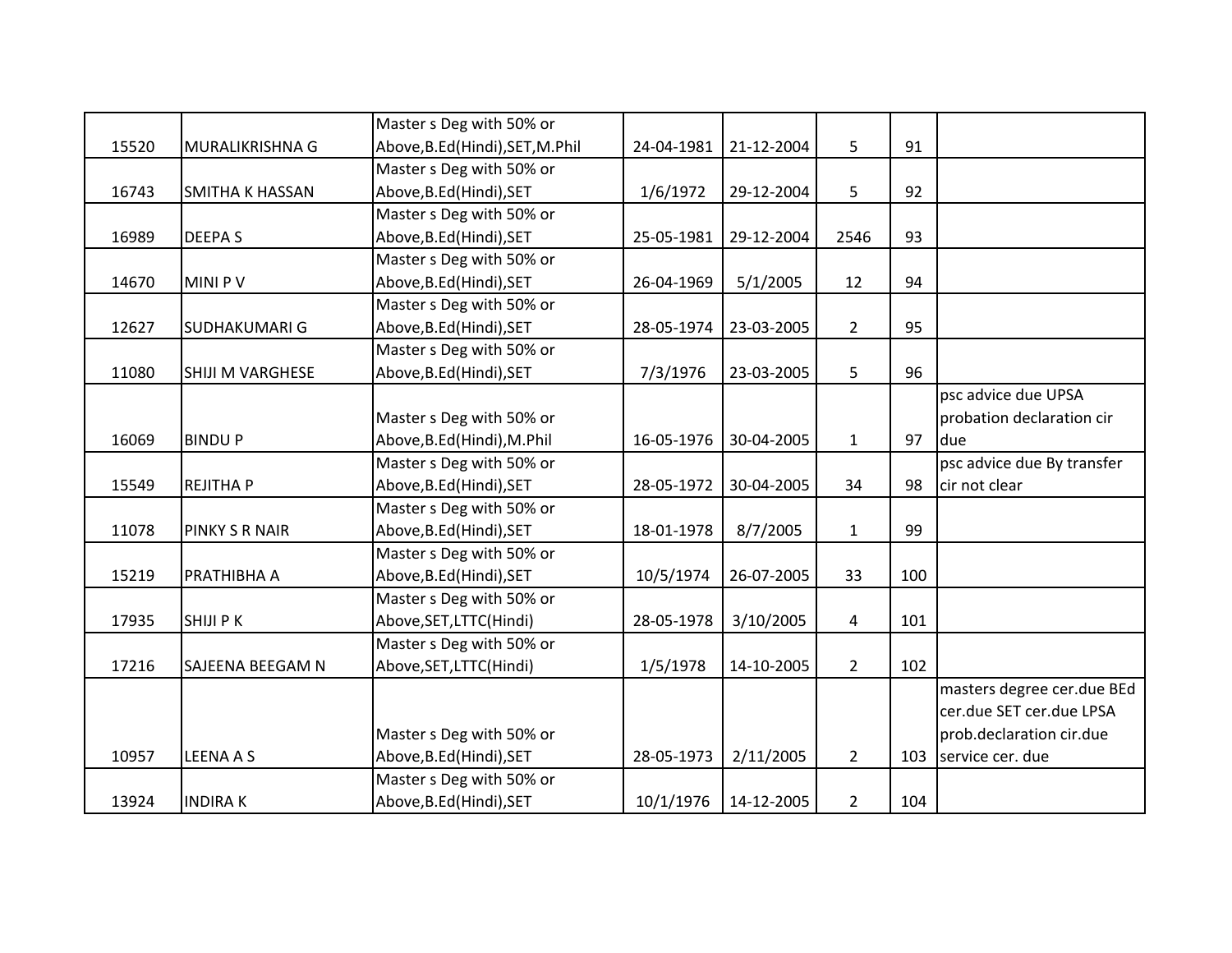| | | | | | | | |
|---|---|---|---|---|---|---|---|
| 15520 | MURALIKRISHNA G | Master s Deg with 50% or Above,B.Ed(Hindi),SET,M.Phil | 24-04-1981 | 21-12-2004 | 5 | 91 | |
| 16743 | SMITHA K HASSAN | Master s Deg with 50% or Above,B.Ed(Hindi),SET | 1/6/1972 | 29-12-2004 | 5 | 92 | |
| 16989 | DEEPA S | Master s Deg with 50% or Above,B.Ed(Hindi),SET | 25-05-1981 | 29-12-2004 | 2546 | 93 | |
| 14670 | MINI P V | Master s Deg with 50% or Above,B.Ed(Hindi),SET | 26-04-1969 | 5/1/2005 | 12 | 94 | |
| 12627 | SUDHAKUMARI G | Master s Deg with 50% or Above,B.Ed(Hindi),SET | 28-05-1974 | 23-03-2005 | 2 | 95 | |
| 11080 | SHIJI M VARGHESE | Master s Deg with 50% or Above,B.Ed(Hindi),SET | 7/3/1976 | 23-03-2005 | 5 | 96 | |
| 16069 | BINDU P | Master s Deg with 50% or Above,B.Ed(Hindi),M.Phil | 16-05-1976 | 30-04-2005 | 1 | 97 | psc advice due UPSA probation declaration cir due |
| 15549 | REJITHA P | Master s Deg with 50% or Above,B.Ed(Hindi),SET | 28-05-1972 | 30-04-2005 | 34 | 98 | psc advice due By transfer cir not clear |
| 11078 | PINKY S R NAIR | Master s Deg with 50% or Above,B.Ed(Hindi),SET | 18-01-1978 | 8/7/2005 | 1 | 99 | |
| 15219 | PRATHIBHA A | Master s Deg with 50% or Above,B.Ed(Hindi),SET | 10/5/1974 | 26-07-2005 | 33 | 100 | |
| 17935 | SHIJI P K | Master s Deg with 50% or Above,SET,LTTC(Hindi) | 28-05-1978 | 3/10/2005 | 4 | 101 | |
| 17216 | SAJEENA BEEGAM N | Master s Deg with 50% or Above,SET,LTTC(Hindi) | 1/5/1978 | 14-10-2005 | 2 | 102 | |
| 10957 | LEENA A S | Master s Deg with 50% or Above,B.Ed(Hindi),SET | 28-05-1973 | 2/11/2005 | 2 | 103 | masters degree cer.due BEd cer.due SET cer.due LPSA prob.declaration cir.due service cer. due |
| 13924 | INDIRA K | Master s Deg with 50% or Above,B.Ed(Hindi),SET | 10/1/1976 | 14-12-2005 | 2 | 104 | |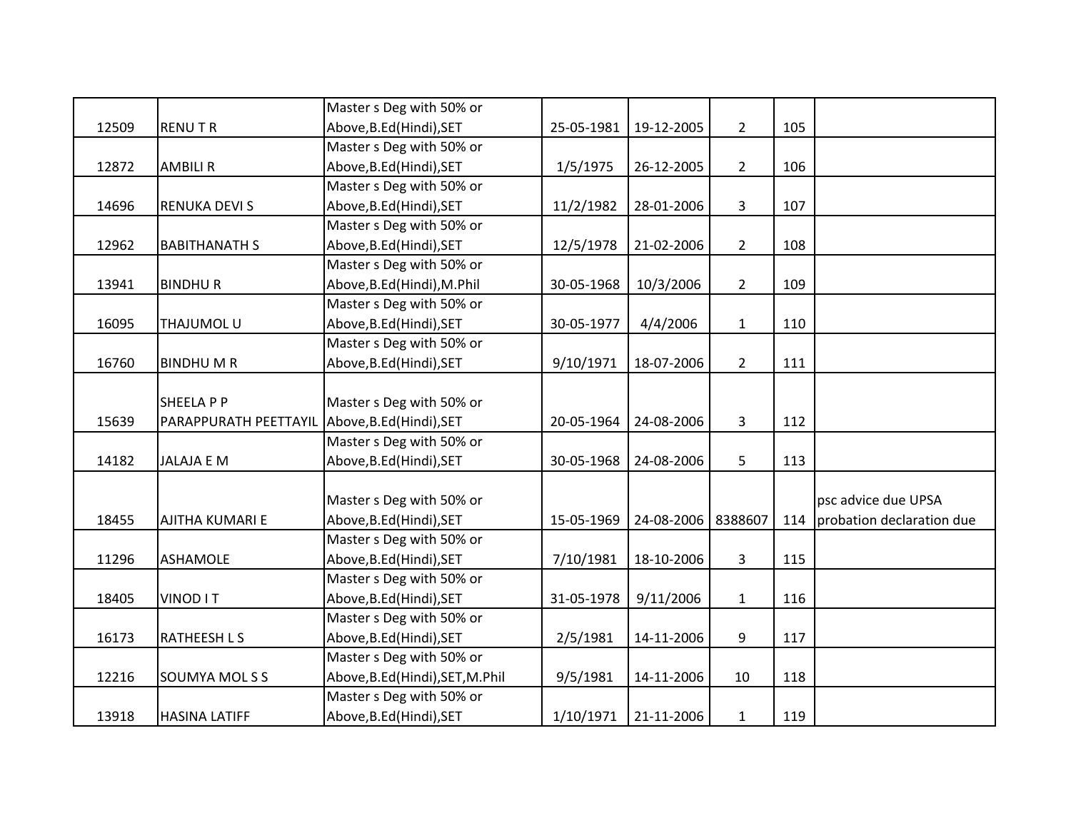| | | | | | | | |
|---|---|---|---|---|---|---|---|
| 12509 | RENU T R | Master s Deg with 50% or Above,B.Ed(Hindi),SET | 25-05-1981 | 19-12-2005 | 2 | 105 | |
| 12872 | AMBILI R | Master s Deg with 50% or Above,B.Ed(Hindi),SET | 1/5/1975 | 26-12-2005 | 2 | 106 | |
| 14696 | RENUKA DEVI S | Master s Deg with 50% or Above,B.Ed(Hindi),SET | 11/2/1982 | 28-01-2006 | 3 | 107 | |
| 12962 | BABITHANATH S | Master s Deg with 50% or Above,B.Ed(Hindi),SET | 12/5/1978 | 21-02-2006 | 2 | 108 | |
| 13941 | BINDHU R | Master s Deg with 50% or Above,B.Ed(Hindi),M.Phil | 30-05-1968 | 10/3/2006 | 2 | 109 | |
| 16095 | THAJUMOL U | Master s Deg with 50% or Above,B.Ed(Hindi),SET | 30-05-1977 | 4/4/2006 | 1 | 110 | |
| 16760 | BINDHU M R | Master s Deg with 50% or Above,B.Ed(Hindi),SET | 9/10/1971 | 18-07-2006 | 2 | 111 | |
| 15639 | SHEELA P P PARAPPURATH PEETTAYIL | Master s Deg with 50% or Above,B.Ed(Hindi),SET | 20-05-1964 | 24-08-2006 | 3 | 112 | |
| 14182 | JALAJA E M | Master s Deg with 50% or Above,B.Ed(Hindi),SET | 30-05-1968 | 24-08-2006 | 5 | 113 | |
| 18455 | AJITHA KUMARI E | Master s Deg with 50% or Above,B.Ed(Hindi),SET | 15-05-1969 | 24-08-2006 | 8388607 | 114 | psc advice due UPSA probation declaration due |
| 11296 | ASHAMOLE | Master s Deg with 50% or Above,B.Ed(Hindi),SET | 7/10/1981 | 18-10-2006 | 3 | 115 | |
| 18405 | VINOD I T | Master s Deg with 50% or Above,B.Ed(Hindi),SET | 31-05-1978 | 9/11/2006 | 1 | 116 | |
| 16173 | RATHEESH L S | Master s Deg with 50% or Above,B.Ed(Hindi),SET | 2/5/1981 | 14-11-2006 | 9 | 117 | |
| 12216 | SOUMYA MOL S S | Master s Deg with 50% or Above,B.Ed(Hindi),SET,M.Phil | 9/5/1981 | 14-11-2006 | 10 | 118 | |
| 13918 | HASINA LATIFF | Master s Deg with 50% or Above,B.Ed(Hindi),SET | 1/10/1971 | 21-11-2006 | 1 | 119 | |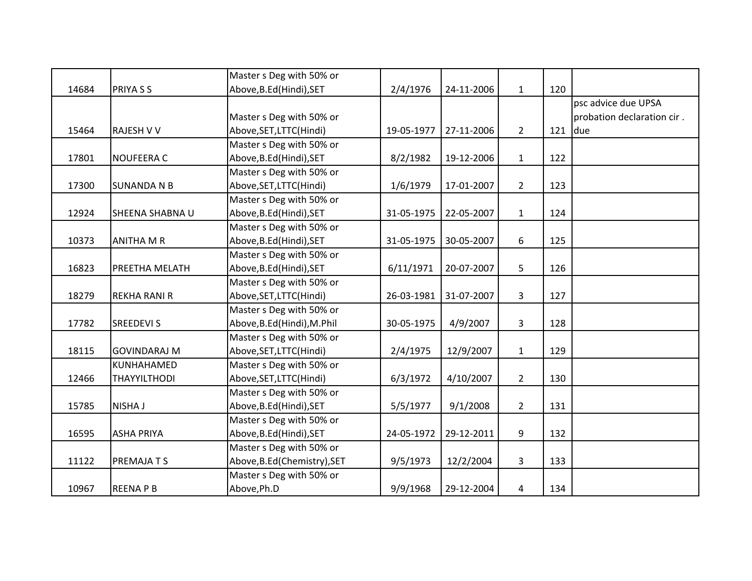| | | | | | | | |
|---|---|---|---|---|---|---|---|
| 14684 | PRIYA S S | Master s Deg with 50% or Above,B.Ed(Hindi),SET | 2/4/1976 | 24-11-2006 | 1 | 120 | |
| 15464 | RAJESH V V | Master s Deg with 50% or Above,SET,LTTC(Hindi) | 19-05-1977 | 27-11-2006 | 2 | 121 | psc advice due UPSA probation declaration cir . due |
| 17801 | NOUFEERA C | Master s Deg with 50% or Above,B.Ed(Hindi),SET | 8/2/1982 | 19-12-2006 | 1 | 122 | |
| 17300 | SUNANDA N B | Master s Deg with 50% or Above,SET,LTTC(Hindi) | 1/6/1979 | 17-01-2007 | 2 | 123 | |
| 12924 | SHEENA SHABNA U | Master s Deg with 50% or Above,B.Ed(Hindi),SET | 31-05-1975 | 22-05-2007 | 1 | 124 | |
| 10373 | ANITHA M R | Master s Deg with 50% or Above,B.Ed(Hindi),SET | 31-05-1975 | 30-05-2007 | 6 | 125 | |
| 16823 | PREETHA MELATH | Master s Deg with 50% or Above,B.Ed(Hindi),SET | 6/11/1971 | 20-07-2007 | 5 | 126 | |
| 18279 | REKHA RANI R | Master s Deg with 50% or Above,SET,LTTC(Hindi) | 26-03-1981 | 31-07-2007 | 3 | 127 | |
| 17782 | SREEDEVI S | Master s Deg with 50% or Above,B.Ed(Hindi),M.Phil | 30-05-1975 | 4/9/2007 | 3 | 128 | |
| 18115 | GOVINDARAJ M | Master s Deg with 50% or Above,SET,LTTC(Hindi) | 2/4/1975 | 12/9/2007 | 1 | 129 | |
| 12466 | KUNHAHAMED THAYYILTHODI | Master s Deg with 50% or Above,SET,LTTC(Hindi) | 6/3/1972 | 4/10/2007 | 2 | 130 | |
| 15785 | NISHA J | Master s Deg with 50% or Above,B.Ed(Hindi),SET | 5/5/1977 | 9/1/2008 | 2 | 131 | |
| 16595 | ASHA PRIYA | Master s Deg with 50% or Above,B.Ed(Hindi),SET | 24-05-1972 | 29-12-2011 | 9 | 132 | |
| 11122 | PREMAJA T S | Master s Deg with 50% or Above,B.Ed(Chemistry),SET | 9/5/1973 | 12/2/2004 | 3 | 133 | |
| 10967 | REENA P B | Master s Deg with 50% or Above,Ph.D | 9/9/1968 | 29-12-2004 | 4 | 134 | |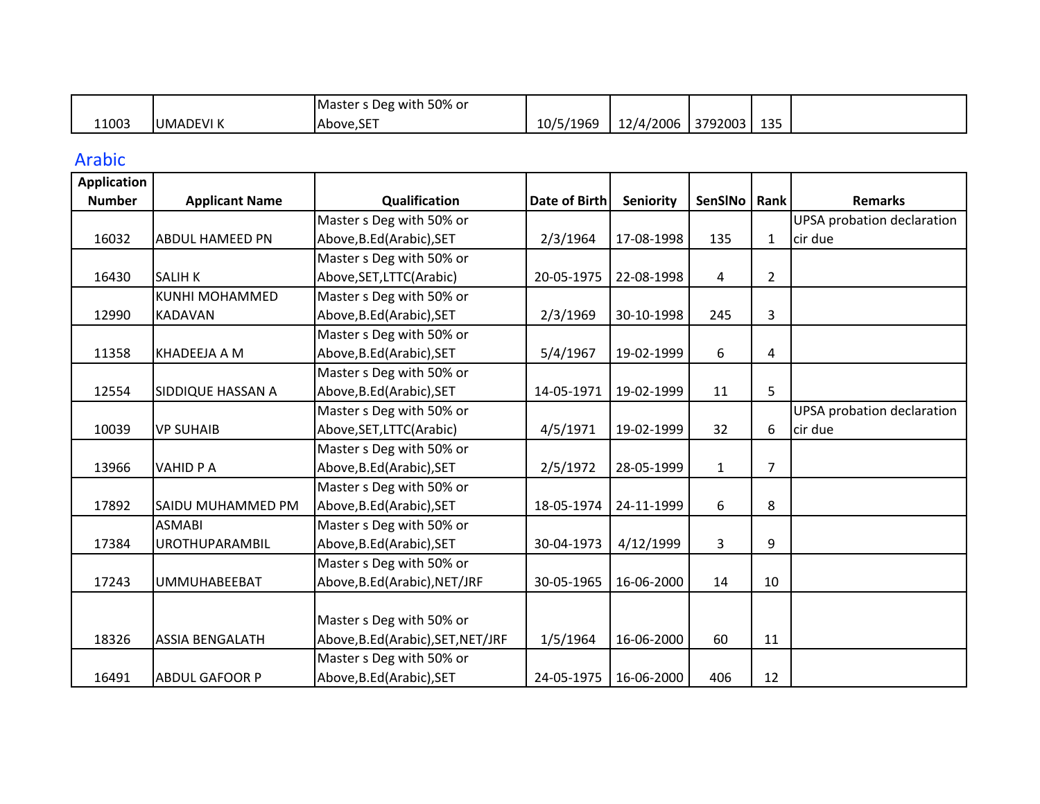| | | | | | | | |
|---|---|---|---|---|---|---|---|
| 11003 | UMADEVI K | Master s Deg with 50% or Above,SET | 10/5/1969 | 12/4/2006 | 3792003 | 135 | |

## Arabic

| Application Number | Applicant Name | Qualification | Date of Birth | Seniority | SenSlNo | Rank | Remarks |
|---|---|---|---|---|---|---|---|
| 16032 | ABDUL HAMEED PN | Master s Deg with 50% or Above,B.Ed(Arabic),SET | 2/3/1964 | 17-08-1998 | 135 | 1 | UPSA probation declaration cir due |
| 16430 | SALIH K | Master s Deg with 50% or Above,SET,LTTC(Arabic) | 20-05-1975 | 22-08-1998 | 4 | 2 | |
| 12990 | KUNHI MOHAMMED KADAVAN | Master s Deg with 50% or Above,B.Ed(Arabic),SET | 2/3/1969 | 30-10-1998 | 245 | 3 | |
| 11358 | KHADEEJA A M | Master s Deg with 50% or Above,B.Ed(Arabic),SET | 5/4/1967 | 19-02-1999 | 6 | 4 | |
| 12554 | SIDDIQUE HASSAN A | Master s Deg with 50% or Above,B.Ed(Arabic),SET | 14-05-1971 | 19-02-1999 | 11 | 5 | |
| 10039 | VP SUHAIB | Master s Deg with 50% or Above,SET,LTTC(Arabic) | 4/5/1971 | 19-02-1999 | 32 | 6 | UPSA probation declaration cir due |
| 13966 | VAHID P A | Master s Deg with 50% or Above,B.Ed(Arabic),SET | 2/5/1972 | 28-05-1999 | 1 | 7 | |
| 17892 | SAIDU MUHAMMED PM | Master s Deg with 50% or Above,B.Ed(Arabic),SET | 18-05-1974 | 24-11-1999 | 6 | 8 | |
| 17384 | ASMABI UROTHUPARAMBIL | Master s Deg with 50% or Above,B.Ed(Arabic),SET | 30-04-1973 | 4/12/1999 | 3 | 9 | |
| 17243 | UMMUHABEEBAT | Master s Deg with 50% or Above,B.Ed(Arabic),NET/JRF | 30-05-1965 | 16-06-2000 | 14 | 10 | |
| 18326 | ASSIA BENGALATH | Master s Deg with 50% or Above,B.Ed(Arabic),SET,NET/JRF | 1/5/1964 | 16-06-2000 | 60 | 11 | |
| 16491 | ABDUL GAFOOR P | Master s Deg with 50% or Above,B.Ed(Arabic),SET | 24-05-1975 | 16-06-2000 | 406 | 12 | |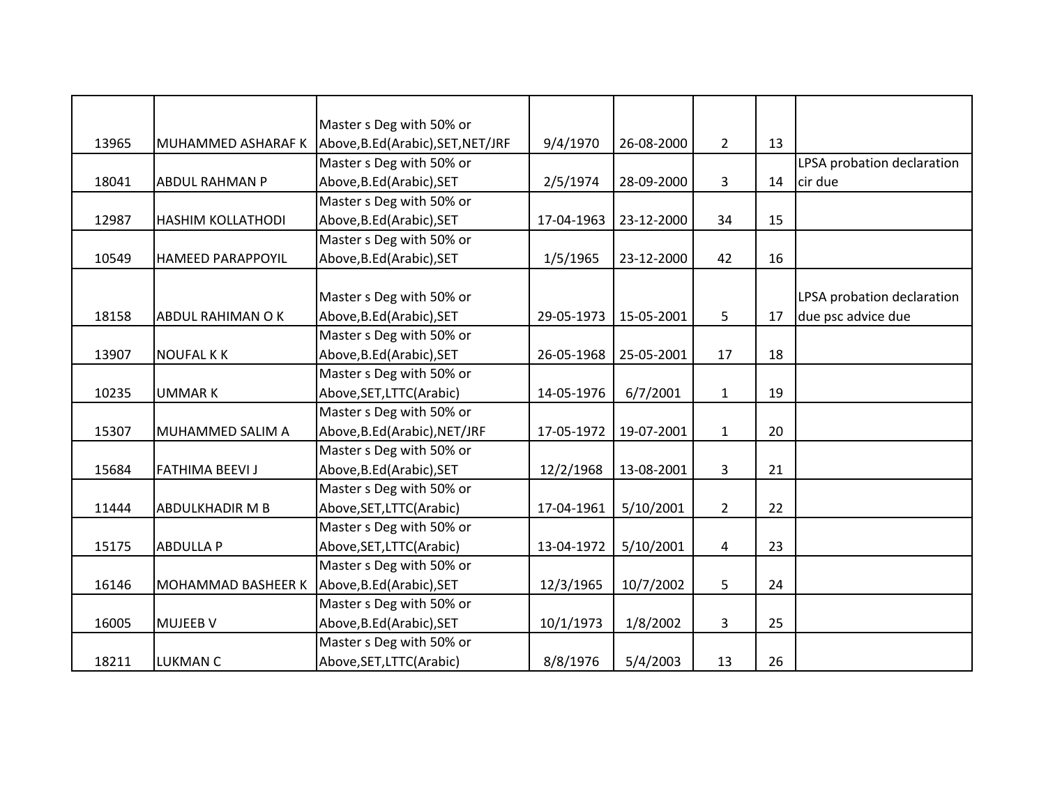| | | | | | | | |
|---|---|---|---|---|---|---|---|
| 13965 | MUHAMMED ASHARAF K | Master s Deg with 50% or Above,B.Ed(Arabic),SET,NET/JRF | 9/4/1970 | 26-08-2000 | 2 | 13 | |
| 18041 | ABDUL RAHMAN P | Master s Deg with 50% or Above,B.Ed(Arabic),SET | 2/5/1974 | 28-09-2000 | 3 | 14 | LPSA probation declaration cir due |
| 12987 | HASHIM KOLLATHODI | Master s Deg with 50% or Above,B.Ed(Arabic),SET | 17-04-1963 | 23-12-2000 | 34 | 15 | |
| 10549 | HAMEED PARAPPOYIL | Master s Deg with 50% or Above,B.Ed(Arabic),SET | 1/5/1965 | 23-12-2000 | 42 | 16 | |
| 18158 | ABDUL RAHIMAN O K | Master s Deg with 50% or Above,B.Ed(Arabic),SET | 29-05-1973 | 15-05-2001 | 5 | 17 | LPSA probation declaration due psc advice due |
| 13907 | NOUFAL K K | Master s Deg with 50% or Above,B.Ed(Arabic),SET | 26-05-1968 | 25-05-2001 | 17 | 18 | |
| 10235 | UMMAR K | Master s Deg with 50% or Above,SET,LTTC(Arabic) | 14-05-1976 | 6/7/2001 | 1 | 19 | |
| 15307 | MUHAMMED SALIM A | Master s Deg with 50% or Above,B.Ed(Arabic),NET/JRF | 17-05-1972 | 19-07-2001 | 1 | 20 | |
| 15684 | FATHIMA BEEVI J | Master s Deg with 50% or Above,B.Ed(Arabic),SET | 12/2/1968 | 13-08-2001 | 3 | 21 | |
| 11444 | ABDULKHADIR M B | Master s Deg with 50% or Above,SET,LTTC(Arabic) | 17-04-1961 | 5/10/2001 | 2 | 22 | |
| 15175 | ABDULLA P | Master s Deg with 50% or Above,SET,LTTC(Arabic) | 13-04-1972 | 5/10/2001 | 4 | 23 | |
| 16146 | MOHAMMAD BASHEER K | Master s Deg with 50% or Above,B.Ed(Arabic),SET | 12/3/1965 | 10/7/2002 | 5 | 24 | |
| 16005 | MUJEEB V | Master s Deg with 50% or Above,B.Ed(Arabic),SET | 10/1/1973 | 1/8/2002 | 3 | 25 | |
| 18211 | LUKMAN C | Master s Deg with 50% or Above,SET,LTTC(Arabic) | 8/8/1976 | 5/4/2003 | 13 | 26 | |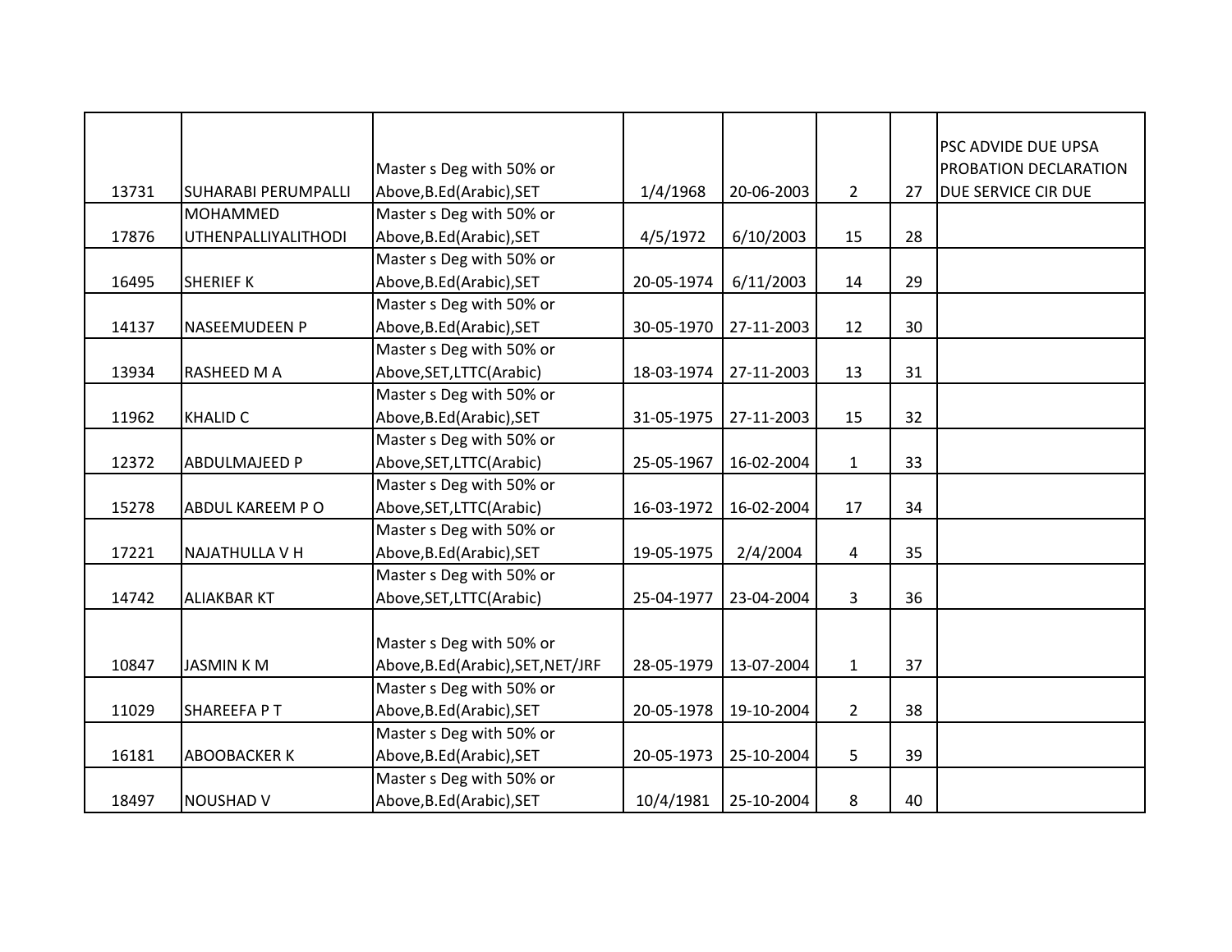| | | | | | | | |
|---|---|---|---|---|---|---|---|
| 13731 | SUHARABI PERUMPALLI | Master s Deg with 50% or Above,B.Ed(Arabic),SET | 1/4/1968 | 20-06-2003 | 2 | 27 | PSC ADVIDE DUE UPSA PROBATION DECLARATION DUE SERVICE CIR DUE |
| 17876 | MOHAMMED UTHENPALLIYALITHODI | Master s Deg with 50% or Above,B.Ed(Arabic),SET | 4/5/1972 | 6/10/2003 | 15 | 28 | |
| 16495 | SHERIEF K | Master s Deg with 50% or Above,B.Ed(Arabic),SET | 20-05-1974 | 6/11/2003 | 14 | 29 | |
| 14137 | NASEEMUDEEN P | Master s Deg with 50% or Above,B.Ed(Arabic),SET | 30-05-1970 | 27-11-2003 | 12 | 30 | |
| 13934 | RASHEED M A | Master s Deg with 50% or Above,SET,LTTC(Arabic) | 18-03-1974 | 27-11-2003 | 13 | 31 | |
| 11962 | KHALID C | Master s Deg with 50% or Above,B.Ed(Arabic),SET | 31-05-1975 | 27-11-2003 | 15 | 32 | |
| 12372 | ABDULMAJEED P | Master s Deg with 50% or Above,SET,LTTC(Arabic) | 25-05-1967 | 16-02-2004 | 1 | 33 | |
| 15278 | ABDUL KAREEM P O | Master s Deg with 50% or Above,SET,LTTC(Arabic) | 16-03-1972 | 16-02-2004 | 17 | 34 | |
| 17221 | NAJATHULLA V H | Master s Deg with 50% or Above,B.Ed(Arabic),SET | 19-05-1975 | 2/4/2004 | 4 | 35 | |
| 14742 | ALIAKBAR KT | Master s Deg with 50% or Above,SET,LTTC(Arabic) | 25-04-1977 | 23-04-2004 | 3 | 36 | |
| 10847 | JASMIN K M | Master s Deg with 50% or Above,B.Ed(Arabic),SET,NET/JRF | 28-05-1979 | 13-07-2004 | 1 | 37 | |
| 11029 | SHAREEFA P T | Master s Deg with 50% or Above,B.Ed(Arabic),SET | 20-05-1978 | 19-10-2004 | 2 | 38 | |
| 16181 | ABOOBACKER K | Master s Deg with 50% or Above,B.Ed(Arabic),SET | 20-05-1973 | 25-10-2004 | 5 | 39 | |
| 18497 | NOUSHAD V | Master s Deg with 50% or Above,B.Ed(Arabic),SET | 10/4/1981 | 25-10-2004 | 8 | 40 | |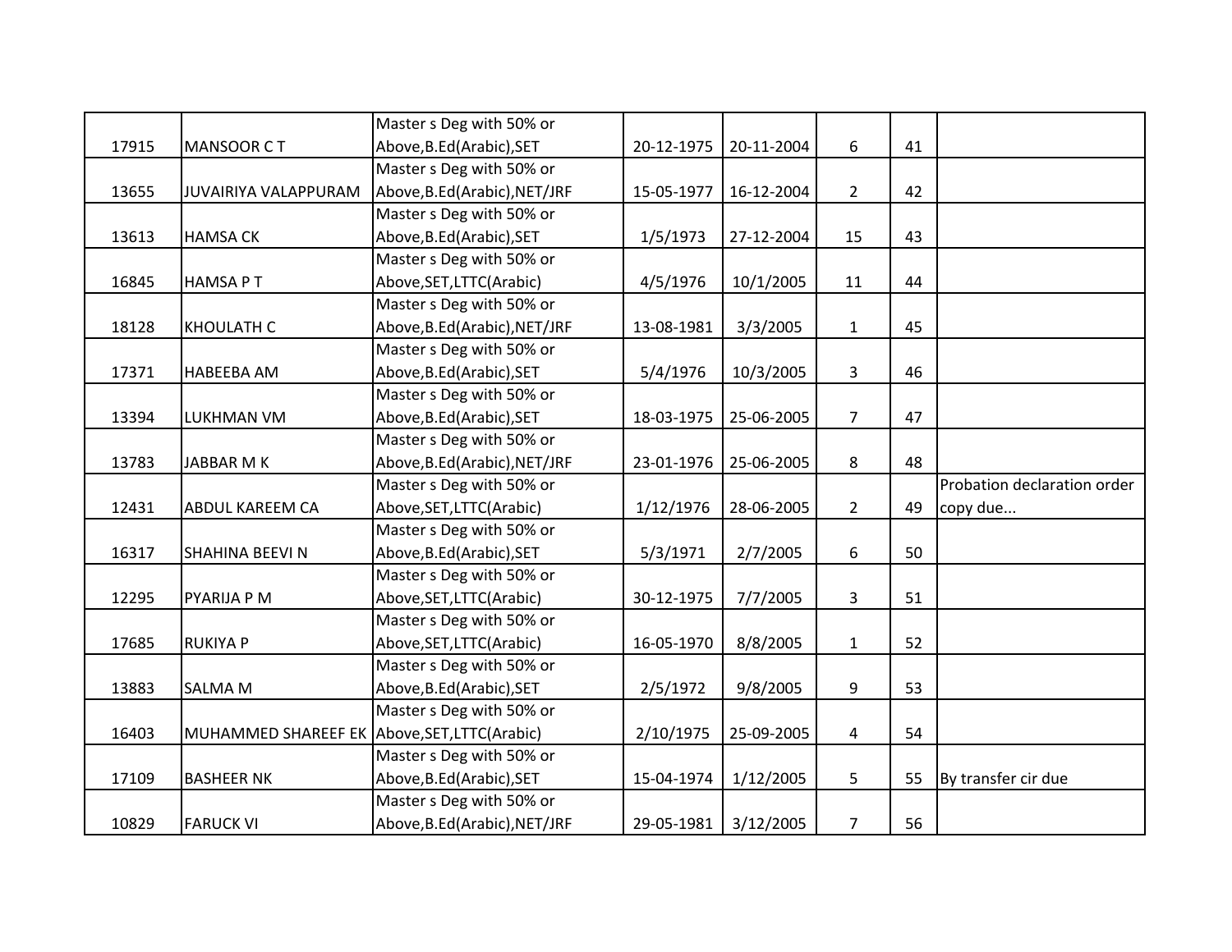| | | | | | | | |
|---|---|---|---|---|---|---|---|
| 17915 | MANSOOR C T | Master s Deg with 50% or Above,B.Ed(Arabic),SET | 20-12-1975 | 20-11-2004 | 6 | 41 | |
| 13655 | JUVAIRIYA VALAPPURAM | Master s Deg with 50% or Above,B.Ed(Arabic),NET/JRF | 15-05-1977 | 16-12-2004 | 2 | 42 | |
| 13613 | HAMSA CK | Master s Deg with 50% or Above,B.Ed(Arabic),SET | 1/5/1973 | 27-12-2004 | 15 | 43 | |
| 16845 | HAMSA P T | Master s Deg with 50% or Above,SET,LTTC(Arabic) | 4/5/1976 | 10/1/2005 | 11 | 44 | |
| 18128 | KHOULATH C | Master s Deg with 50% or Above,B.Ed(Arabic),NET/JRF | 13-08-1981 | 3/3/2005 | 1 | 45 | |
| 17371 | HABEEBA AM | Master s Deg with 50% or Above,B.Ed(Arabic),SET | 5/4/1976 | 10/3/2005 | 3 | 46 | |
| 13394 | LUKHMAN VM | Master s Deg with 50% or Above,B.Ed(Arabic),SET | 18-03-1975 | 25-06-2005 | 7 | 47 | |
| 13783 | JABBAR M K | Master s Deg with 50% or Above,B.Ed(Arabic),NET/JRF | 23-01-1976 | 25-06-2005 | 8 | 48 | |
| 12431 | ABDUL KAREEM CA | Master s Deg with 50% or Above,SET,LTTC(Arabic) | 1/12/1976 | 28-06-2005 | 2 | 49 | Probation declaration order copy due... |
| 16317 | SHAHINA BEEVI N | Master s Deg with 50% or Above,B.Ed(Arabic),SET | 5/3/1971 | 2/7/2005 | 6 | 50 | |
| 12295 | PYARIJA P M | Master s Deg with 50% or Above,SET,LTTC(Arabic) | 30-12-1975 | 7/7/2005 | 3 | 51 | |
| 17685 | RUKIYA P | Master s Deg with 50% or Above,SET,LTTC(Arabic) | 16-05-1970 | 8/8/2005 | 1 | 52 | |
| 13883 | SALMA M | Master s Deg with 50% or Above,B.Ed(Arabic),SET | 2/5/1972 | 9/8/2005 | 9 | 53 | |
| 16403 | MUHAMMED SHAREEF EK | Master s Deg with 50% or Above,SET,LTTC(Arabic) | 2/10/1975 | 25-09-2005 | 4 | 54 | |
| 17109 | BASHEER NK | Master s Deg with 50% or Above,B.Ed(Arabic),SET | 15-04-1974 | 1/12/2005 | 5 | 55 | By transfer cir due |
| 10829 | FARUCK VI | Master s Deg with 50% or Above,B.Ed(Arabic),NET/JRF | 29-05-1981 | 3/12/2005 | 7 | 56 | |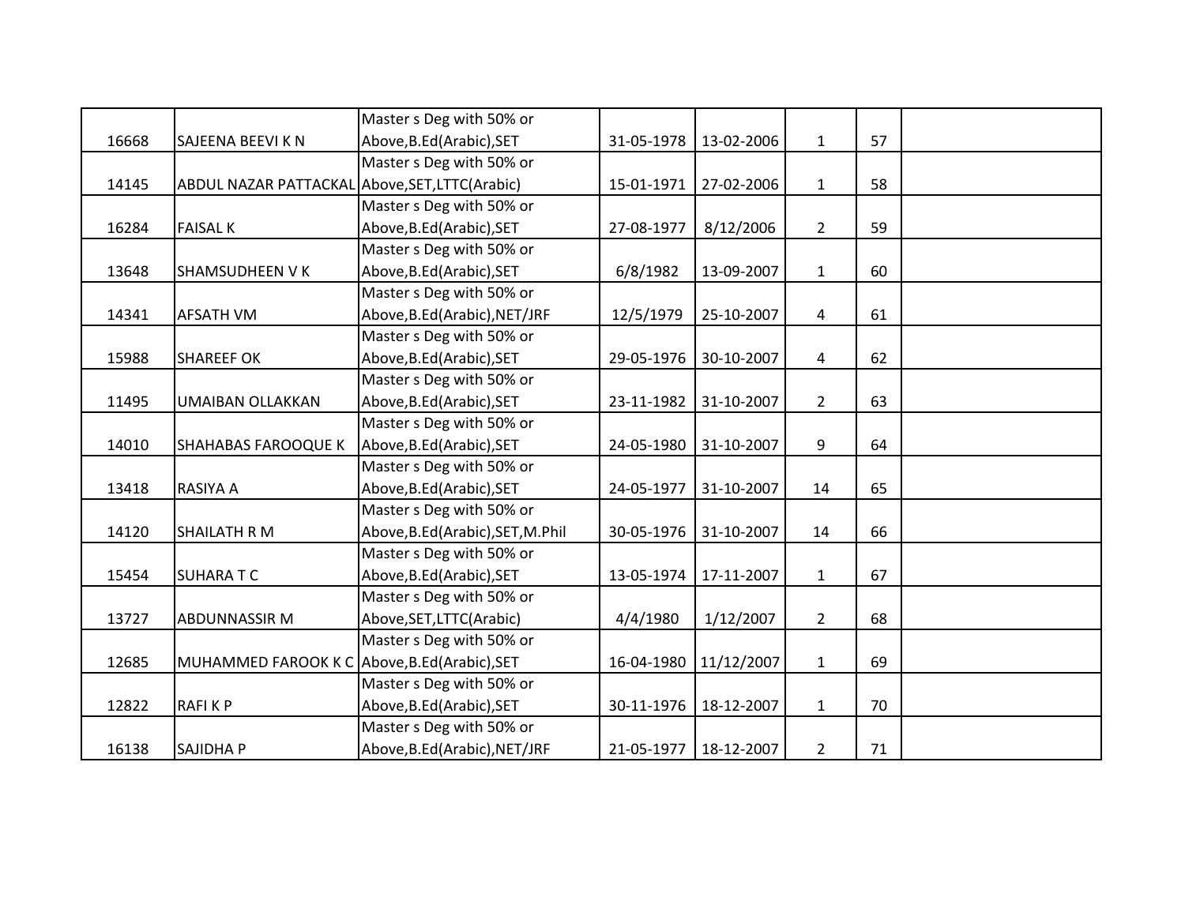| | | | | | | | |
|---|---|---|---|---|---|---|---|
| 16668 | SAJEENA BEEVI K N | Master s Deg with 50% or Above,B.Ed(Arabic),SET | 31-05-1978 | 13-02-2006 | 1 | 57 | |
| 14145 | ABDUL NAZAR PATTACKAL | Master s Deg with 50% or Above,SET,LTTC(Arabic) | 15-01-1971 | 27-02-2006 | 1 | 58 | |
| 16284 | FAISAL K | Master s Deg with 50% or Above,B.Ed(Arabic),SET | 27-08-1977 | 8/12/2006 | 2 | 59 | |
| 13648 | SHAMSUDHEEN V K | Master s Deg with 50% or Above,B.Ed(Arabic),SET | 6/8/1982 | 13-09-2007 | 1 | 60 | |
| 14341 | AFSATH VM | Master s Deg with 50% or Above,B.Ed(Arabic),NET/JRF | 12/5/1979 | 25-10-2007 | 4 | 61 | |
| 15988 | SHAREEF OK | Master s Deg with 50% or Above,B.Ed(Arabic),SET | 29-05-1976 | 30-10-2007 | 4 | 62 | |
| 11495 | UMAIBAN OLLAKKAN | Master s Deg with 50% or Above,B.Ed(Arabic),SET | 23-11-1982 | 31-10-2007 | 2 | 63 | |
| 14010 | SHAHABAS FAROOQUE K | Master s Deg with 50% or Above,B.Ed(Arabic),SET | 24-05-1980 | 31-10-2007 | 9 | 64 | |
| 13418 | RASIYA A | Master s Deg with 50% or Above,B.Ed(Arabic),SET | 24-05-1977 | 31-10-2007 | 14 | 65 | |
| 14120 | SHAILATH R M | Master s Deg with 50% or Above,B.Ed(Arabic),SET,M.Phil | 30-05-1976 | 31-10-2007 | 14 | 66 | |
| 15454 | SUHARA T C | Master s Deg with 50% or Above,B.Ed(Arabic),SET | 13-05-1974 | 17-11-2007 | 1 | 67 | |
| 13727 | ABDUNNASSIR M | Master s Deg with 50% or Above,SET,LTTC(Arabic) | 4/4/1980 | 1/12/2007 | 2 | 68 | |
| 12685 | MUHAMMED FAROOK K C | Master s Deg with 50% or Above,B.Ed(Arabic),SET | 16-04-1980 | 11/12/2007 | 1 | 69 | |
| 12822 | RAFI K P | Master s Deg with 50% or Above,B.Ed(Arabic),SET | 30-11-1976 | 18-12-2007 | 1 | 70 | |
| 16138 | SAJIDHA P | Master s Deg with 50% or Above,B.Ed(Arabic),NET/JRF | 21-05-1977 | 18-12-2007 | 2 | 71 | |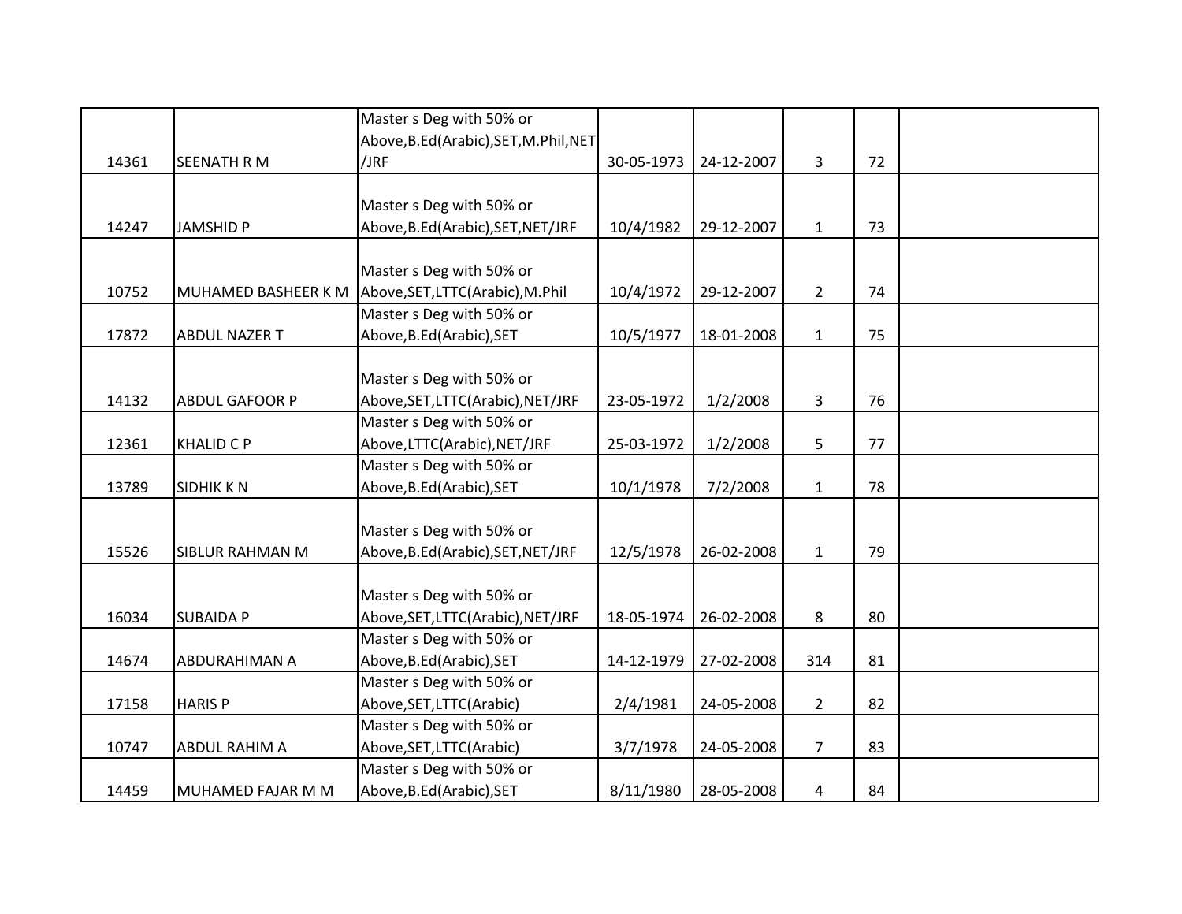| | | | | | | | |
|---|---|---|---|---|---|---|---|
| 14361 | SEENATH R M | Master s Deg with 50% or Above,B.Ed(Arabic),SET,M.Phil,NET /JRF | 30-05-1973 | 24-12-2007 | 3 | 72 | |
| 14247 | JAMSHID P | Master s Deg with 50% or Above,B.Ed(Arabic),SET,NET/JRF | 10/4/1982 | 29-12-2007 | 1 | 73 | |
| 10752 | MUHAMED BASHEER K M | Master s Deg with 50% or Above,SET,LTTC(Arabic),M.Phil | 10/4/1972 | 29-12-2007 | 2 | 74 | |
| 17872 | ABDUL NAZER T | Master s Deg with 50% or Above,B.Ed(Arabic),SET | 10/5/1977 | 18-01-2008 | 1 | 75 | |
| 14132 | ABDUL GAFOOR P | Master s Deg with 50% or Above,SET,LTTC(Arabic),NET/JRF | 23-05-1972 | 1/2/2008 | 3 | 76 | |
| 12361 | KHALID C P | Master s Deg with 50% or Above,LTTC(Arabic),NET/JRF | 25-03-1972 | 1/2/2008 | 5 | 77 | |
| 13789 | SIDHIK K N | Master s Deg with 50% or Above,B.Ed(Arabic),SET | 10/1/1978 | 7/2/2008 | 1 | 78 | |
| 15526 | SIBLUR RAHMAN M | Master s Deg with 50% or Above,B.Ed(Arabic),SET,NET/JRF | 12/5/1978 | 26-02-2008 | 1 | 79 | |
| 16034 | SUBAIDA P | Master s Deg with 50% or Above,SET,LTTC(Arabic),NET/JRF | 18-05-1974 | 26-02-2008 | 8 | 80 | |
| 14674 | ABDURAHIMAN A | Master s Deg with 50% or Above,B.Ed(Arabic),SET | 14-12-1979 | 27-02-2008 | 314 | 81 | |
| 17158 | HARIS P | Master s Deg with 50% or Above,SET,LTTC(Arabic) | 2/4/1981 | 24-05-2008 | 2 | 82 | |
| 10747 | ABDUL RAHIM A | Master s Deg with 50% or Above,SET,LTTC(Arabic) | 3/7/1978 | 24-05-2008 | 7 | 83 | |
| 14459 | MUHAMED FAJAR M M | Master s Deg with 50% or Above,B.Ed(Arabic),SET | 8/11/1980 | 28-05-2008 | 4 | 84 | |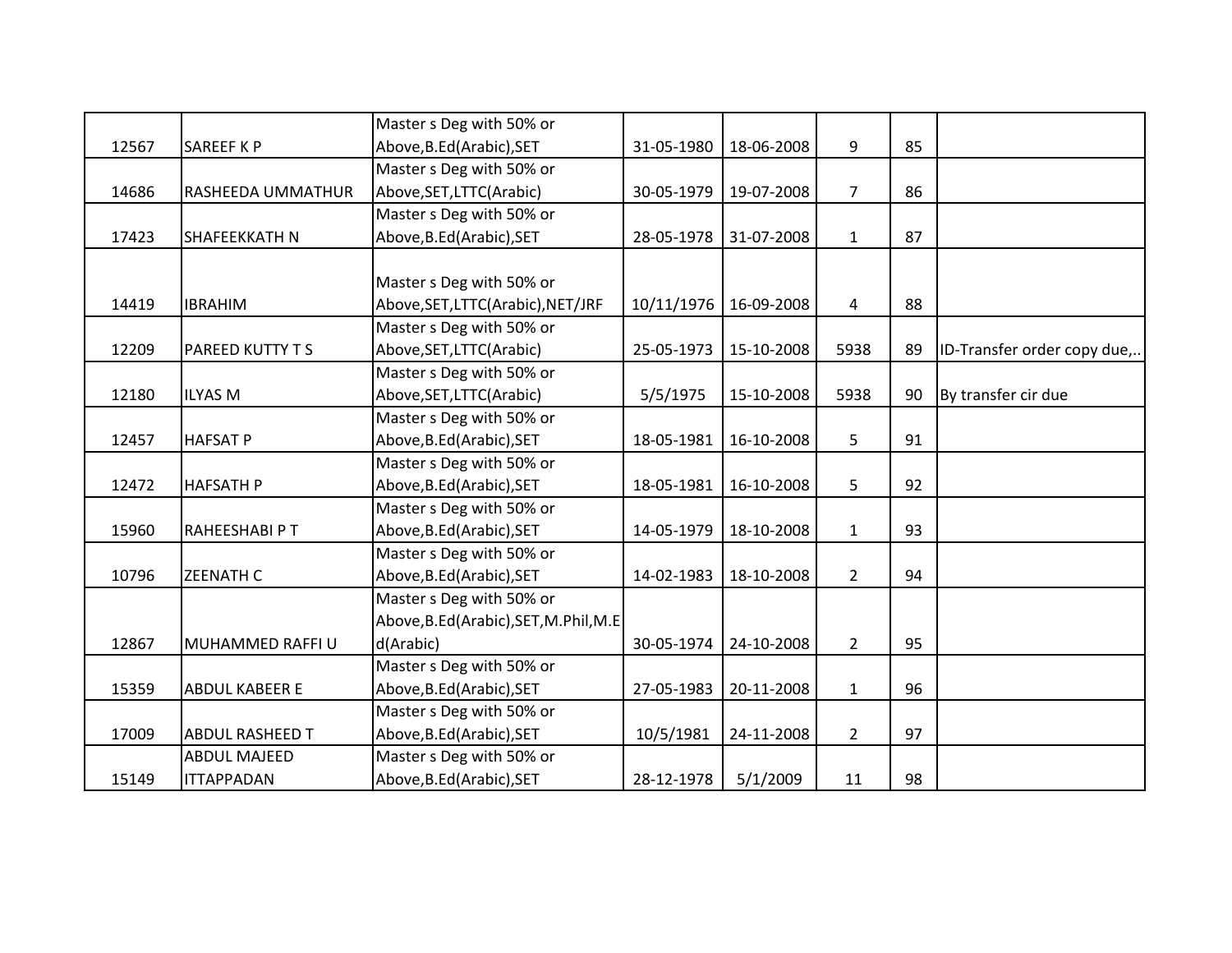| | | | | | | | |
|---|---|---|---|---|---|---|---|
| 12567 | SAREEF K P | Master s Deg with 50% or Above,B.Ed(Arabic),SET | 31-05-1980 | 18-06-2008 | 9 | 85 | |
| 14686 | RASHEEDA UMMATHUR | Master s Deg with 50% or Above,SET,LTTC(Arabic) | 30-05-1979 | 19-07-2008 | 7 | 86 | |
| 17423 | SHAFEEKKATH N | Master s Deg with 50% or Above,B.Ed(Arabic),SET | 28-05-1978 | 31-07-2008 | 1 | 87 | |
| 14419 | IBRAHIM | Master s Deg with 50% or Above,SET,LTTC(Arabic),NET/JRF | 10/11/1976 | 16-09-2008 | 4 | 88 | |
| 12209 | PAREED KUTTY T S | Master s Deg with 50% or Above,SET,LTTC(Arabic) | 25-05-1973 | 15-10-2008 | 5938 | 89 | ID-Transfer order copy due,.. |
| 12180 | ILYAS M | Master s Deg with 50% or Above,SET,LTTC(Arabic) | 5/5/1975 | 15-10-2008 | 5938 | 90 | By transfer cir due |
| 12457 | HAFSAT P | Master s Deg with 50% or Above,B.Ed(Arabic),SET | 18-05-1981 | 16-10-2008 | 5 | 91 | |
| 12472 | HAFSATH P | Master s Deg with 50% or Above,B.Ed(Arabic),SET | 18-05-1981 | 16-10-2008 | 5 | 92 | |
| 15960 | RAHEESHABI P T | Master s Deg with 50% or Above,B.Ed(Arabic),SET | 14-05-1979 | 18-10-2008 | 1 | 93 | |
| 10796 | ZEENATH C | Master s Deg with 50% or Above,B.Ed(Arabic),SET | 14-02-1983 | 18-10-2008 | 2 | 94 | |
| 12867 | MUHAMMED RAFFI U | Master s Deg with 50% or Above,B.Ed(Arabic),SET,M.Phil,M.Ed(Arabic) | 30-05-1974 | 24-10-2008 | 2 | 95 | |
| 15359 | ABDUL KABEER E | Master s Deg with 50% or Above,B.Ed(Arabic),SET | 27-05-1983 | 20-11-2008 | 1 | 96 | |
| 17009 | ABDUL RASHEED T | Master s Deg with 50% or Above,B.Ed(Arabic),SET | 10/5/1981 | 24-11-2008 | 2 | 97 | |
| 15149 | ABDUL MAJEED ITTAPPADAN | Master s Deg with 50% or Above,B.Ed(Arabic),SET | 28-12-1978 | 5/1/2009 | 11 | 98 | |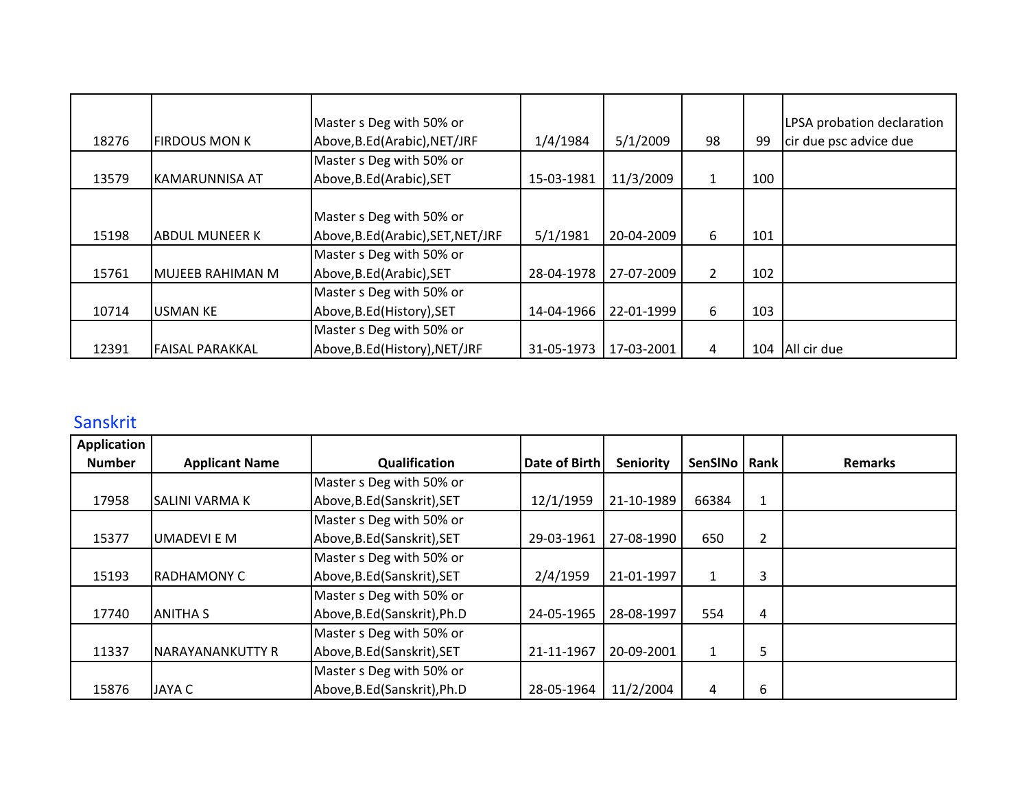| | | | | | | | |
|---|---|---|---|---|---|---|---|
| 18276 | FIRDOUS MON K | Master s Deg with 50% or Above,B.Ed(Arabic),NET/JRF | 1/4/1984 | 5/1/2009 | 98 | 99 | LPSA probation declaration cir due psc advice due |
| 13579 | KAMARUNNISA AT | Master s Deg with 50% or Above,B.Ed(Arabic),SET | 15-03-1981 | 11/3/2009 | 1 | 100 | |
| 15198 | ABDUL MUNEER K | Master s Deg with 50% or Above,B.Ed(Arabic),SET,NET/JRF | 5/1/1981 | 20-04-2009 | 6 | 101 | |
| 15761 | MUJEEB RAHIMAN M | Master s Deg with 50% or Above,B.Ed(Arabic),SET | 28-04-1978 | 27-07-2009 | 2 | 102 | |
| 10714 | USMAN KE | Master s Deg with 50% or Above,B.Ed(History),SET | 14-04-1966 | 22-01-1999 | 6 | 103 | |
| 12391 | FAISAL PARAKKAL | Master s Deg with 50% or Above,B.Ed(History),NET/JRF | 31-05-1973 | 17-03-2001 | 4 | 104 | All cir due |

## Sanskrit

| Application Number | Applicant Name | Qualification | Date of Birth | Seniority | SenSlNo | Rank | Remarks |
|---|---|---|---|---|---|---|---|
| 17958 | SALINI VARMA K | Master s Deg with 50% or Above,B.Ed(Sanskrit),SET | 12/1/1959 | 21-10-1989 | 66384 | 1 | |
| 15377 | UMADEVI E M | Master s Deg with 50% or Above,B.Ed(Sanskrit),SET | 29-03-1961 | 27-08-1990 | 650 | 2 | |
| 15193 | RADHAMONY C | Master s Deg with 50% or Above,B.Ed(Sanskrit),SET | 2/4/1959 | 21-01-1997 | 1 | 3 | |
| 17740 | ANITHA S | Master s Deg with 50% or Above,B.Ed(Sanskrit),Ph.D | 24-05-1965 | 28-08-1997 | 554 | 4 | |
| 11337 | NARAYANANKUTTY R | Master s Deg with 50% or Above,B.Ed(Sanskrit),SET | 21-11-1967 | 20-09-2001 | 1 | 5 | |
| 15876 | JAYA C | Master s Deg with 50% or Above,B.Ed(Sanskrit),Ph.D | 28-05-1964 | 11/2/2004 | 4 | 6 | |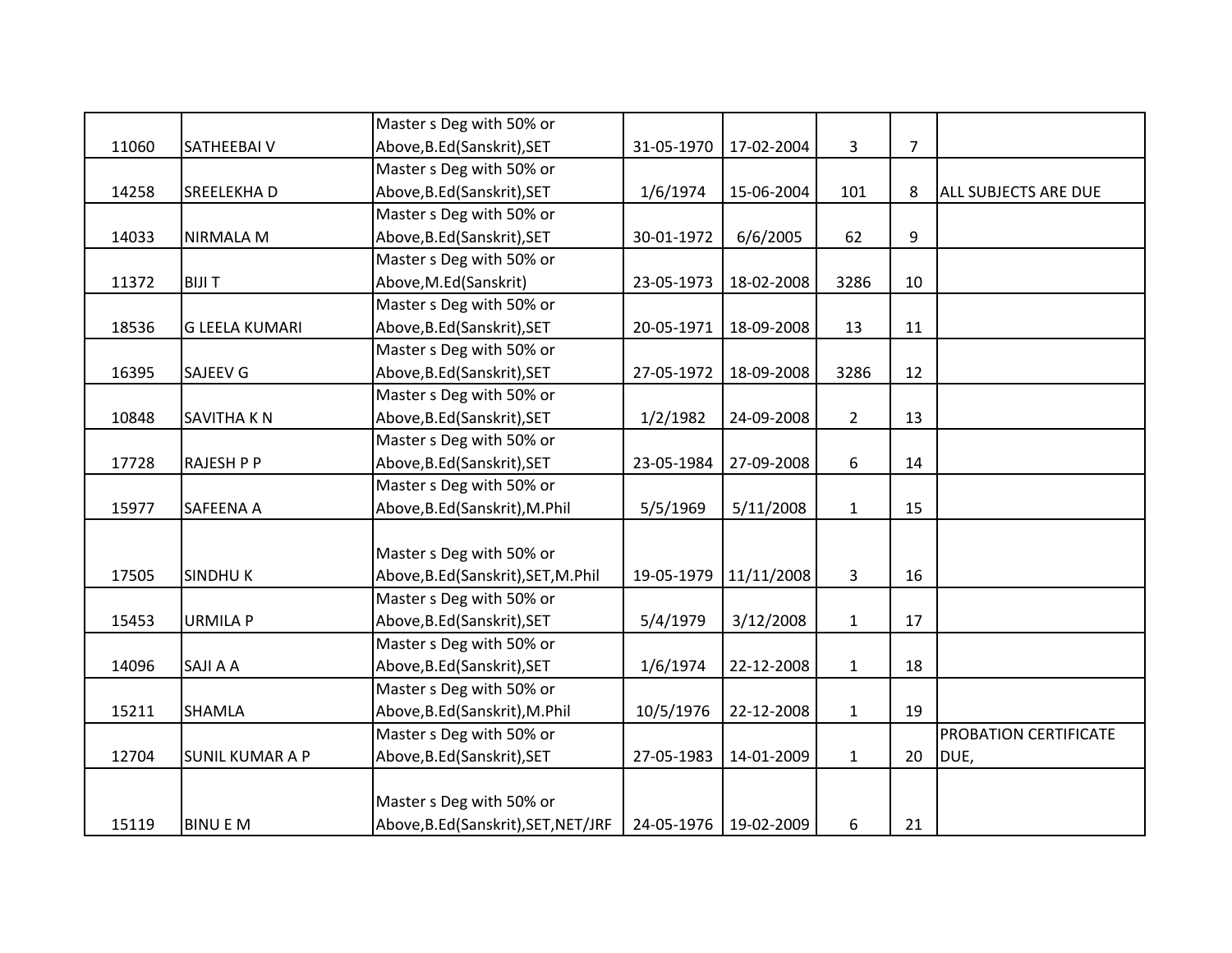| | | | | | | | |
|---|---|---|---|---|---|---|---|
| 11060 | SATHEEBAI V | Master s Deg with 50% or Above,B.Ed(Sanskrit),SET | 31-05-1970 | 17-02-2004 | 3 | 7 | |
| 14258 | SREELEKHA D | Master s Deg with 50% or Above,B.Ed(Sanskrit),SET | 1/6/1974 | 15-06-2004 | 101 | 8 | ALL SUBJECTS ARE DUE |
| 14033 | NIRMALA M | Master s Deg with 50% or Above,B.Ed(Sanskrit),SET | 30-01-1972 | 6/6/2005 | 62 | 9 | |
| 11372 | BIJI T | Master s Deg with 50% or Above,M.Ed(Sanskrit) | 23-05-1973 | 18-02-2008 | 3286 | 10 | |
| 18536 | G LEELA KUMARI | Master s Deg with 50% or Above,B.Ed(Sanskrit),SET | 20-05-1971 | 18-09-2008 | 13 | 11 | |
| 16395 | SAJEEV G | Master s Deg with 50% or Above,B.Ed(Sanskrit),SET | 27-05-1972 | 18-09-2008 | 3286 | 12 | |
| 10848 | SAVITHA K N | Master s Deg with 50% or Above,B.Ed(Sanskrit),SET | 1/2/1982 | 24-09-2008 | 2 | 13 | |
| 17728 | RAJESH P P | Master s Deg with 50% or Above,B.Ed(Sanskrit),SET | 23-05-1984 | 27-09-2008 | 6 | 14 | |
| 15977 | SAFEENA A | Master s Deg with 50% or Above,B.Ed(Sanskrit),M.Phil | 5/5/1969 | 5/11/2008 | 1 | 15 | |
| 17505 | SINDHU K | Master s Deg with 50% or Above,B.Ed(Sanskrit),SET,M.Phil | 19-05-1979 | 11/11/2008 | 3 | 16 | |
| 15453 | URMILA P | Master s Deg with 50% or Above,B.Ed(Sanskrit),SET | 5/4/1979 | 3/12/2008 | 1 | 17 | |
| 14096 | SAJI A A | Master s Deg with 50% or Above,B.Ed(Sanskrit),SET | 1/6/1974 | 22-12-2008 | 1 | 18 | |
| 15211 | SHAMLA | Master s Deg with 50% or Above,B.Ed(Sanskrit),M.Phil | 10/5/1976 | 22-12-2008 | 1 | 19 | |
| 12704 | SUNIL KUMAR A P | Master s Deg with 50% or Above,B.Ed(Sanskrit),SET | 27-05-1983 | 14-01-2009 | 1 | 20 | PROBATION CERTIFICATE DUE, |
| 15119 | BINU E M | Master s Deg with 50% or Above,B.Ed(Sanskrit),SET,NET/JRF | 24-05-1976 | 19-02-2009 | 6 | 21 | |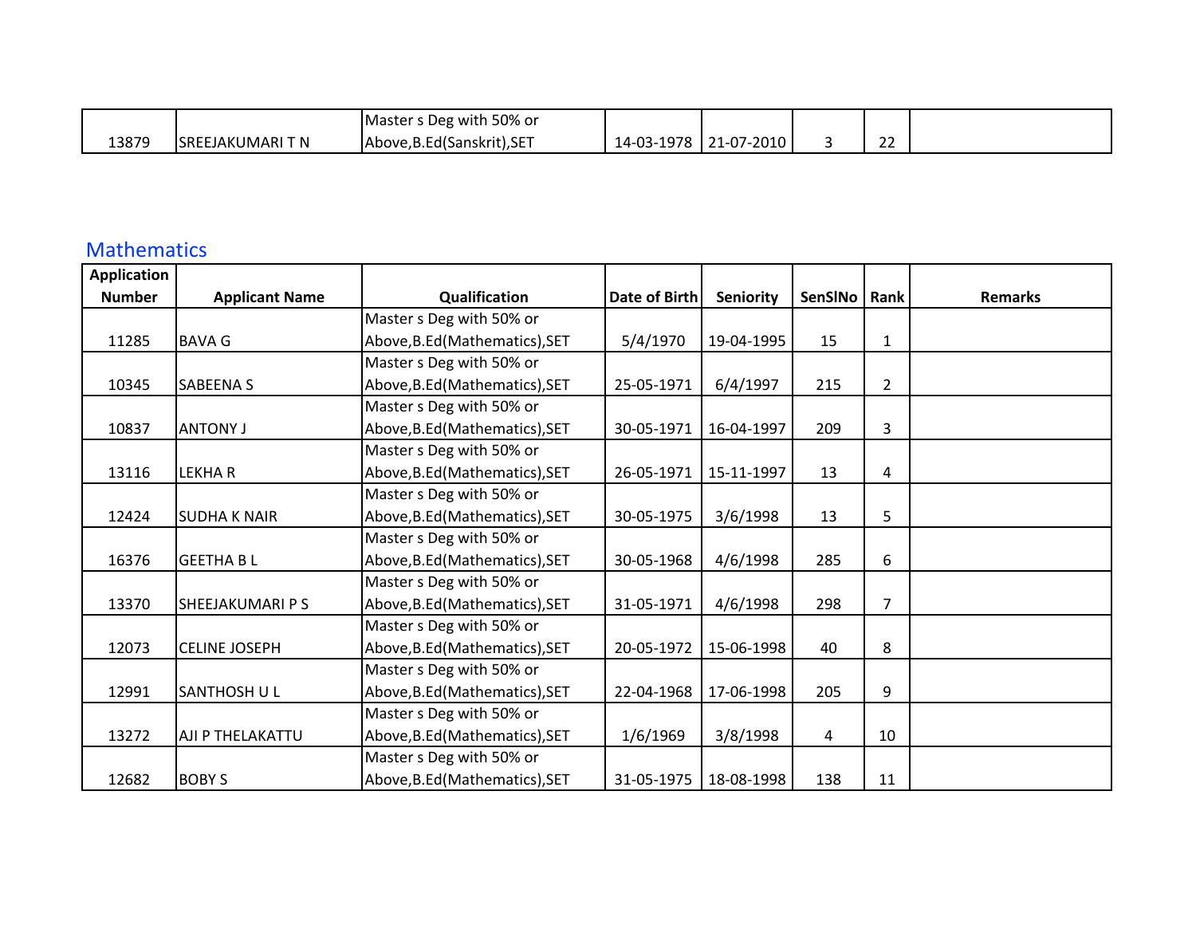| 13879 | SREEJAKUMARI T N | Master s Deg with 50% or Above,B.Ed(Sanskrit),SET | 14-03-1978 | 21-07-2010 | 3 | 22 | |
|---|---|---|---|---|---|---|---|

## Mathematics

| Application Number | Applicant Name | Qualification | Date of Birth | Seniority | SenSlNo | Rank | Remarks |
|---|---|---|---|---|---|---|---|
| 11285 | BAVA G | Master s Deg with 50% or Above,B.Ed(Mathematics),SET | 5/4/1970 | 19-04-1995 | 15 | 1 | |
| 10345 | SABEENA S | Master s Deg with 50% or Above,B.Ed(Mathematics),SET | 25-05-1971 | 6/4/1997 | 215 | 2 | |
| 10837 | ANTONY J | Master s Deg with 50% or Above,B.Ed(Mathematics),SET | 30-05-1971 | 16-04-1997 | 209 | 3 | |
| 13116 | LEKHA R | Master s Deg with 50% or Above,B.Ed(Mathematics),SET | 26-05-1971 | 15-11-1997 | 13 | 4 | |
| 12424 | SUDHA K NAIR | Master s Deg with 50% or Above,B.Ed(Mathematics),SET | 30-05-1975 | 3/6/1998 | 13 | 5 | |
| 16376 | GEETHA B L | Master s Deg with 50% or Above,B.Ed(Mathematics),SET | 30-05-1968 | 4/6/1998 | 285 | 6 | |
| 13370 | SHEEJAKUMARI P S | Master s Deg with 50% or Above,B.Ed(Mathematics),SET | 31-05-1971 | 4/6/1998 | 298 | 7 | |
| 12073 | CELINE JOSEPH | Master s Deg with 50% or Above,B.Ed(Mathematics),SET | 20-05-1972 | 15-06-1998 | 40 | 8 | |
| 12991 | SANTHOSH U L | Master s Deg with 50% or Above,B.Ed(Mathematics),SET | 22-04-1968 | 17-06-1998 | 205 | 9 | |
| 13272 | AJI P THELAKATTU | Master s Deg with 50% or Above,B.Ed(Mathematics),SET | 1/6/1969 | 3/8/1998 | 4 | 10 | |
| 12682 | BOBY S | Master s Deg with 50% or Above,B.Ed(Mathematics),SET | 31-05-1975 | 18-08-1998 | 138 | 11 | |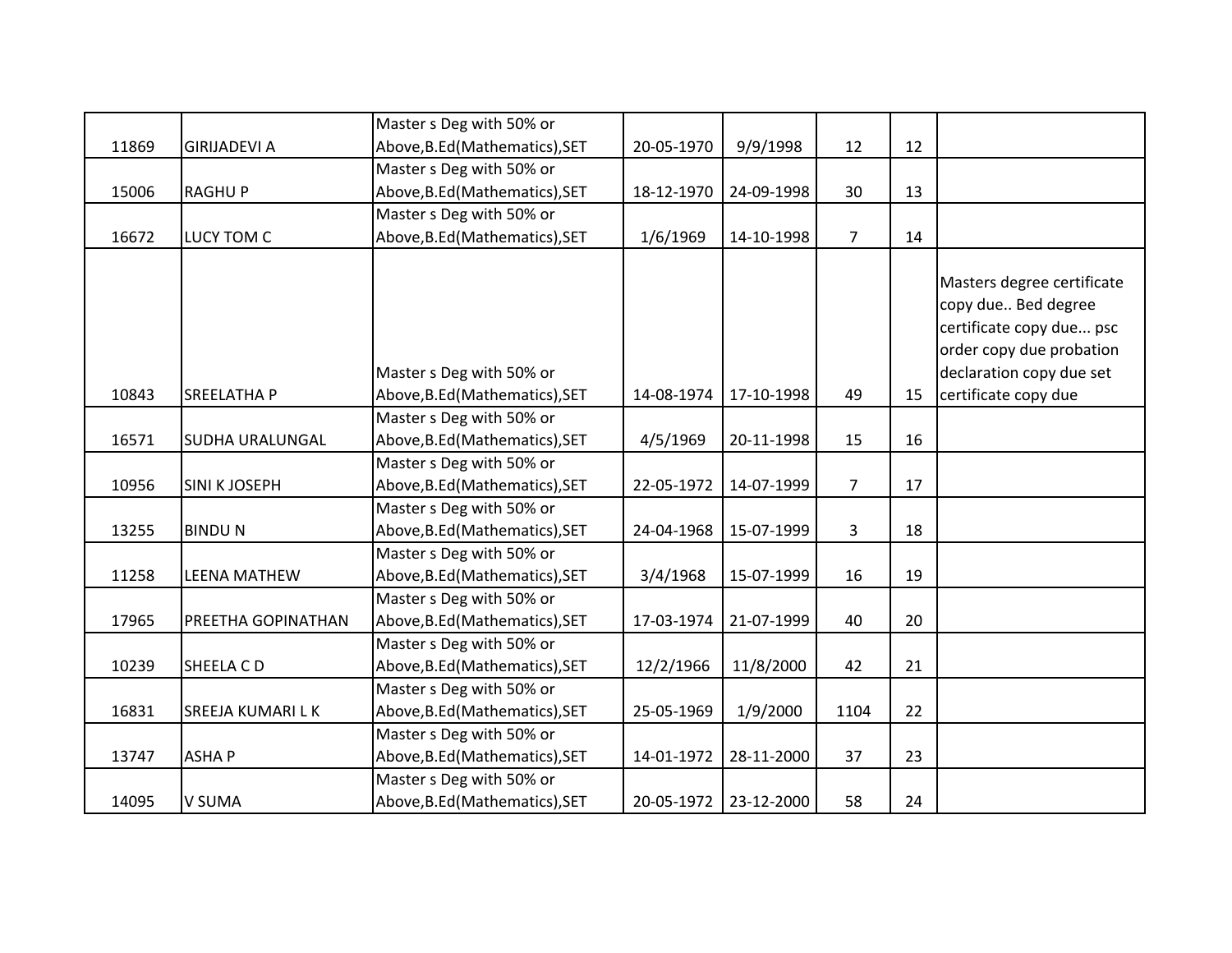| | | | | | | | |
|---|---|---|---|---|---|---|---|
| 11869 | GIRIJADEVI A | Master s Deg with 50% or Above,B.Ed(Mathematics),SET | 20-05-1970 | 9/9/1998 | 12 | 12 | |
| 15006 | RAGHU P | Master s Deg with 50% or Above,B.Ed(Mathematics),SET | 18-12-1970 | 24-09-1998 | 30 | 13 | |
| 16672 | LUCY TOM C | Master s Deg with 50% or Above,B.Ed(Mathematics),SET | 1/6/1969 | 14-10-1998 | 7 | 14 | |
| 10843 | SREELATHA P | Master s Deg with 50% or Above,B.Ed(Mathematics),SET | 14-08-1974 | 17-10-1998 | 49 | 15 | Masters degree certificate copy due.. Bed degree certificate copy due... psc order copy due probation declaration copy due set certificate copy due |
| 16571 | SUDHA URALUNGAL | Master s Deg with 50% or Above,B.Ed(Mathematics),SET | 4/5/1969 | 20-11-1998 | 15 | 16 | |
| 10956 | SINI K JOSEPH | Master s Deg with 50% or Above,B.Ed(Mathematics),SET | 22-05-1972 | 14-07-1999 | 7 | 17 | |
| 13255 | BINDU N | Master s Deg with 50% or Above,B.Ed(Mathematics),SET | 24-04-1968 | 15-07-1999 | 3 | 18 | |
| 11258 | LEENA MATHEW | Master s Deg with 50% or Above,B.Ed(Mathematics),SET | 3/4/1968 | 15-07-1999 | 16 | 19 | |
| 17965 | PREETHA GOPINATHAN | Master s Deg with 50% or Above,B.Ed(Mathematics),SET | 17-03-1974 | 21-07-1999 | 40 | 20 | |
| 10239 | SHEELA C D | Master s Deg with 50% or Above,B.Ed(Mathematics),SET | 12/2/1966 | 11/8/2000 | 42 | 21 | |
| 16831 | SREEJA KUMARI L K | Master s Deg with 50% or Above,B.Ed(Mathematics),SET | 25-05-1969 | 1/9/2000 | 1104 | 22 | |
| 13747 | ASHA P | Master s Deg with 50% or Above,B.Ed(Mathematics),SET | 14-01-1972 | 28-11-2000 | 37 | 23 | |
| 14095 | V SUMA | Master s Deg with 50% or Above,B.Ed(Mathematics),SET | 20-05-1972 | 23-12-2000 | 58 | 24 | |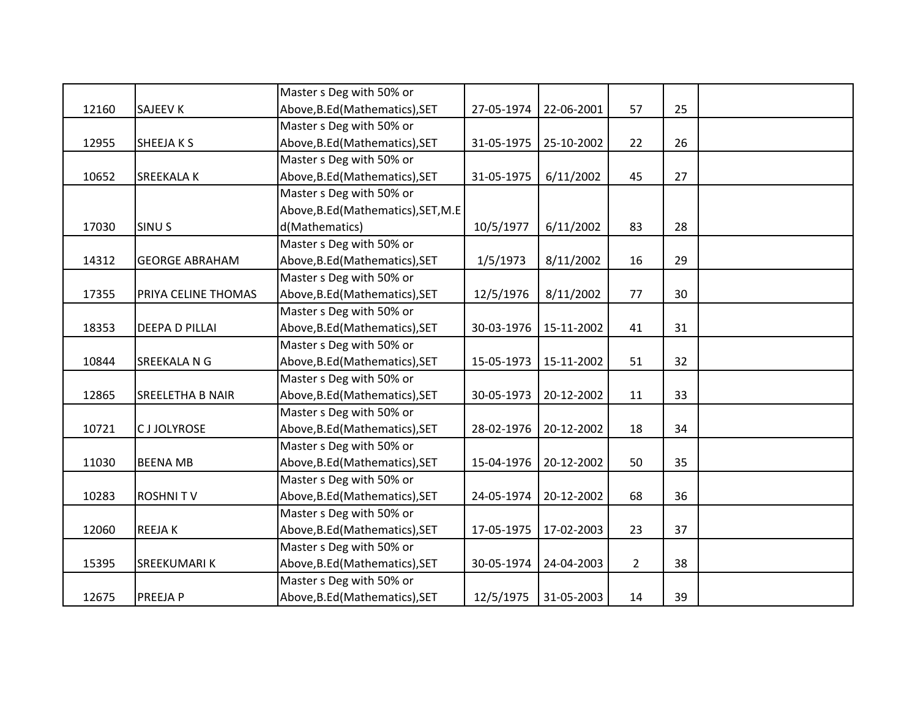| | | | | | | | |
|---|---|---|---|---|---|---|---|
| 12160 | SAJEEV K | Master s Deg with 50% or Above,B.Ed(Mathematics),SET | 27-05-1974 | 22-06-2001 | 57 | 25 | |
| 12955 | SHEEJA K S | Master s Deg with 50% or Above,B.Ed(Mathematics),SET | 31-05-1975 | 25-10-2002 | 22 | 26 | |
| 10652 | SREEKALA K | Master s Deg with 50% or Above,B.Ed(Mathematics),SET | 31-05-1975 | 6/11/2002 | 45 | 27 | |
| 17030 | SINU S | Master s Deg with 50% or Above,B.Ed(Mathematics),SET,M.Ed(Mathematics) | 10/5/1977 | 6/11/2002 | 83 | 28 | |
| 14312 | GEORGE ABRAHAM | Master s Deg with 50% or Above,B.Ed(Mathematics),SET | 1/5/1973 | 8/11/2002 | 16 | 29 | |
| 17355 | PRIYA CELINE THOMAS | Master s Deg with 50% or Above,B.Ed(Mathematics),SET | 12/5/1976 | 8/11/2002 | 77 | 30 | |
| 18353 | DEEPA D PILLAI | Master s Deg with 50% or Above,B.Ed(Mathematics),SET | 30-03-1976 | 15-11-2002 | 41 | 31 | |
| 10844 | SREEKALA N G | Master s Deg with 50% or Above,B.Ed(Mathematics),SET | 15-05-1973 | 15-11-2002 | 51 | 32 | |
| 12865 | SREELETHA B NAIR | Master s Deg with 50% or Above,B.Ed(Mathematics),SET | 30-05-1973 | 20-12-2002 | 11 | 33 | |
| 10721 | C J JOLYROSE | Master s Deg with 50% or Above,B.Ed(Mathematics),SET | 28-02-1976 | 20-12-2002 | 18 | 34 | |
| 11030 | BEENA MB | Master s Deg with 50% or Above,B.Ed(Mathematics),SET | 15-04-1976 | 20-12-2002 | 50 | 35 | |
| 10283 | ROSHNI T V | Master s Deg with 50% or Above,B.Ed(Mathematics),SET | 24-05-1974 | 20-12-2002 | 68 | 36 | |
| 12060 | REEJA K | Master s Deg with 50% or Above,B.Ed(Mathematics),SET | 17-05-1975 | 17-02-2003 | 23 | 37 | |
| 15395 | SREEKUMARI K | Master s Deg with 50% or Above,B.Ed(Mathematics),SET | 30-05-1974 | 24-04-2003 | 2 | 38 | |
| 12675 | PREEJA P | Master s Deg with 50% or Above,B.Ed(Mathematics),SET | 12/5/1975 | 31-05-2003 | 14 | 39 | |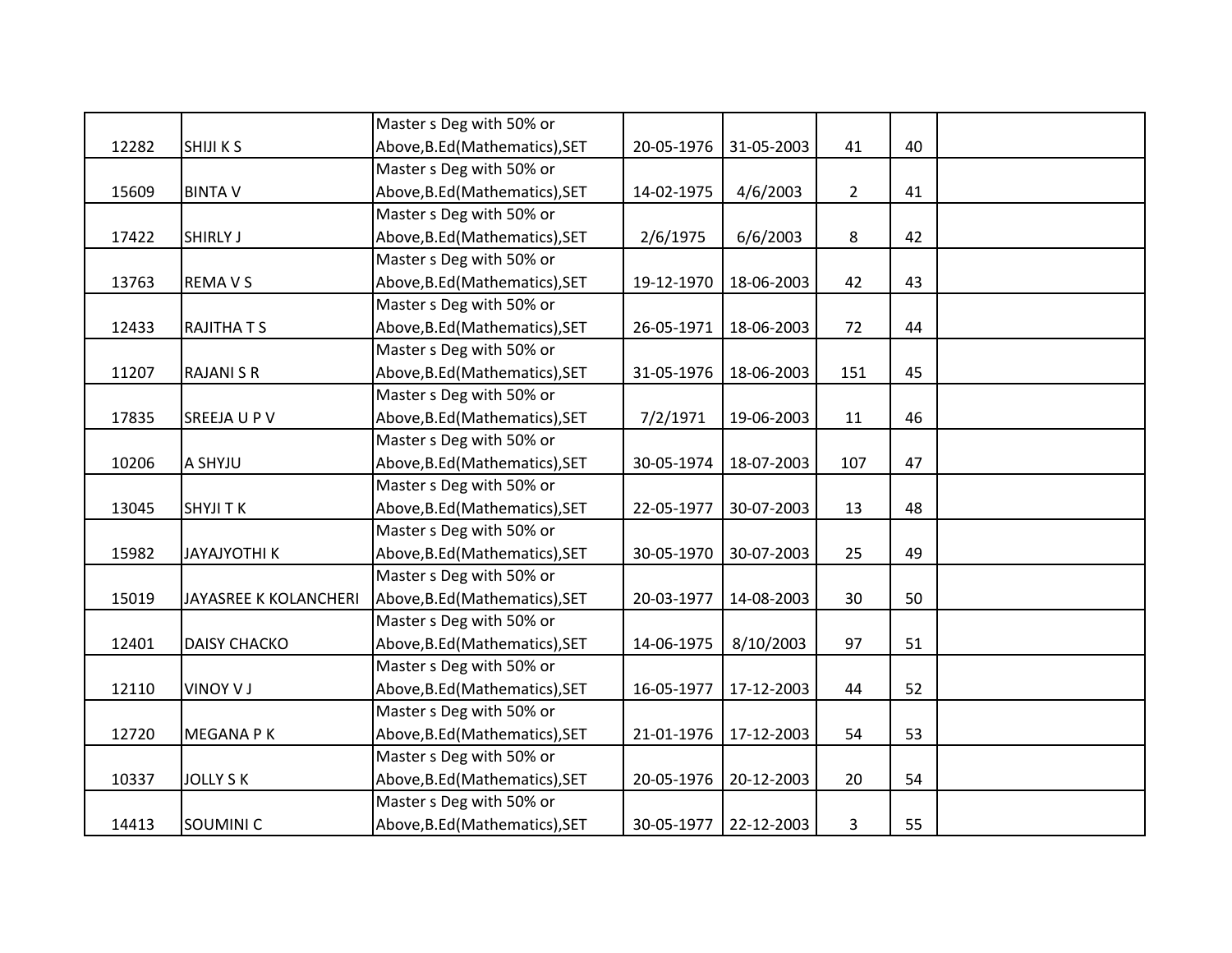| | | | | | | | |
|---|---|---|---|---|---|---|---|
| 12282 | SHIJI K S | Master s Deg with 50% or Above,B.Ed(Mathematics),SET | 20-05-1976 | 31-05-2003 | 41 | 40 | |
| 15609 | BINTA V | Master s Deg with 50% or Above,B.Ed(Mathematics),SET | 14-02-1975 | 4/6/2003 | 2 | 41 | |
| 17422 | SHIRLY J | Master s Deg with 50% or Above,B.Ed(Mathematics),SET | 2/6/1975 | 6/6/2003 | 8 | 42 | |
| 13763 | REMA V S | Master s Deg with 50% or Above,B.Ed(Mathematics),SET | 19-12-1970 | 18-06-2003 | 42 | 43 | |
| 12433 | RAJITHA T S | Master s Deg with 50% or Above,B.Ed(Mathematics),SET | 26-05-1971 | 18-06-2003 | 72 | 44 | |
| 11207 | RAJANI S R | Master s Deg with 50% or Above,B.Ed(Mathematics),SET | 31-05-1976 | 18-06-2003 | 151 | 45 | |
| 17835 | SREEJA U P V | Master s Deg with 50% or Above,B.Ed(Mathematics),SET | 7/2/1971 | 19-06-2003 | 11 | 46 | |
| 10206 | A SHYJU | Master s Deg with 50% or Above,B.Ed(Mathematics),SET | 30-05-1974 | 18-07-2003 | 107 | 47 | |
| 13045 | SHYJI T K | Master s Deg with 50% or Above,B.Ed(Mathematics),SET | 22-05-1977 | 30-07-2003 | 13 | 48 | |
| 15982 | JAYAJYOTHI K | Master s Deg with 50% or Above,B.Ed(Mathematics),SET | 30-05-1970 | 30-07-2003 | 25 | 49 | |
| 15019 | JAYASREE K KOLANCHERI | Master s Deg with 50% or Above,B.Ed(Mathematics),SET | 20-03-1977 | 14-08-2003 | 30 | 50 | |
| 12401 | DAISY CHACKO | Master s Deg with 50% or Above,B.Ed(Mathematics),SET | 14-06-1975 | 8/10/2003 | 97 | 51 | |
| 12110 | VINOY V J | Master s Deg with 50% or Above,B.Ed(Mathematics),SET | 16-05-1977 | 17-12-2003 | 44 | 52 | |
| 12720 | MEGANA P K | Master s Deg with 50% or Above,B.Ed(Mathematics),SET | 21-01-1976 | 17-12-2003 | 54 | 53 | |
| 10337 | JOLLY S K | Master s Deg with 50% or Above,B.Ed(Mathematics),SET | 20-05-1976 | 20-12-2003 | 20 | 54 | |
| 14413 | SOUMINI C | Master s Deg with 50% or Above,B.Ed(Mathematics),SET | 30-05-1977 | 22-12-2003 | 3 | 55 | |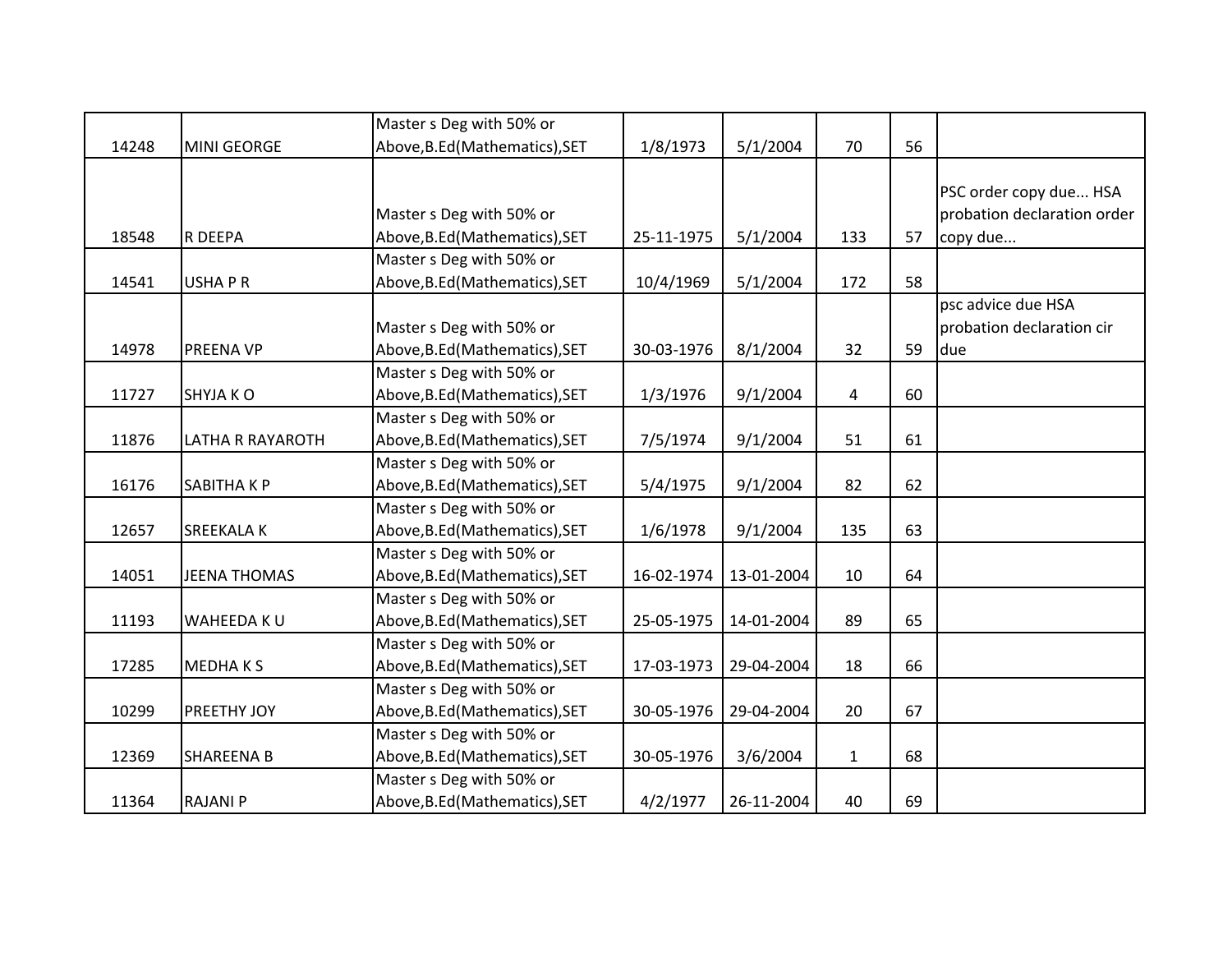| | | | | | | | |
|---|---|---|---|---|---|---|---|
| 14248 | MINI GEORGE | Master s Deg with 50% or Above,B.Ed(Mathematics),SET | 1/8/1973 | 5/1/2004 | 70 | 56 | |
| 18548 | R DEEPA | Master s Deg with 50% or Above,B.Ed(Mathematics),SET | 25-11-1975 | 5/1/2004 | 133 | 57 | PSC order copy due... HSA probation declaration order copy due... |
| 14541 | USHA P R | Master s Deg with 50% or Above,B.Ed(Mathematics),SET | 10/4/1969 | 5/1/2004 | 172 | 58 | |
| 14978 | PREENA VP | Master s Deg with 50% or Above,B.Ed(Mathematics),SET | 30-03-1976 | 8/1/2004 | 32 | 59 | psc advice due HSA probation declaration cir due |
| 11727 | SHYJA K O | Master s Deg with 50% or Above,B.Ed(Mathematics),SET | 1/3/1976 | 9/1/2004 | 4 | 60 | |
| 11876 | LATHA R RAYAROTH | Master s Deg with 50% or Above,B.Ed(Mathematics),SET | 7/5/1974 | 9/1/2004 | 51 | 61 | |
| 16176 | SABITHA K P | Master s Deg with 50% or Above,B.Ed(Mathematics),SET | 5/4/1975 | 9/1/2004 | 82 | 62 | |
| 12657 | SREEKALA K | Master s Deg with 50% or Above,B.Ed(Mathematics),SET | 1/6/1978 | 9/1/2004 | 135 | 63 | |
| 14051 | JEENA THOMAS | Master s Deg with 50% or Above,B.Ed(Mathematics),SET | 16-02-1974 | 13-01-2004 | 10 | 64 | |
| 11193 | WAHEEDA K U | Master s Deg with 50% or Above,B.Ed(Mathematics),SET | 25-05-1975 | 14-01-2004 | 89 | 65 | |
| 17285 | MEDHA K S | Master s Deg with 50% or Above,B.Ed(Mathematics),SET | 17-03-1973 | 29-04-2004 | 18 | 66 | |
| 10299 | PREETHY JOY | Master s Deg with 50% or Above,B.Ed(Mathematics),SET | 30-05-1976 | 29-04-2004 | 20 | 67 | |
| 12369 | SHAREENA B | Master s Deg with 50% or Above,B.Ed(Mathematics),SET | 30-05-1976 | 3/6/2004 | 1 | 68 | |
| 11364 | RAJANI P | Master s Deg with 50% or Above,B.Ed(Mathematics),SET | 4/2/1977 | 26-11-2004 | 40 | 69 | |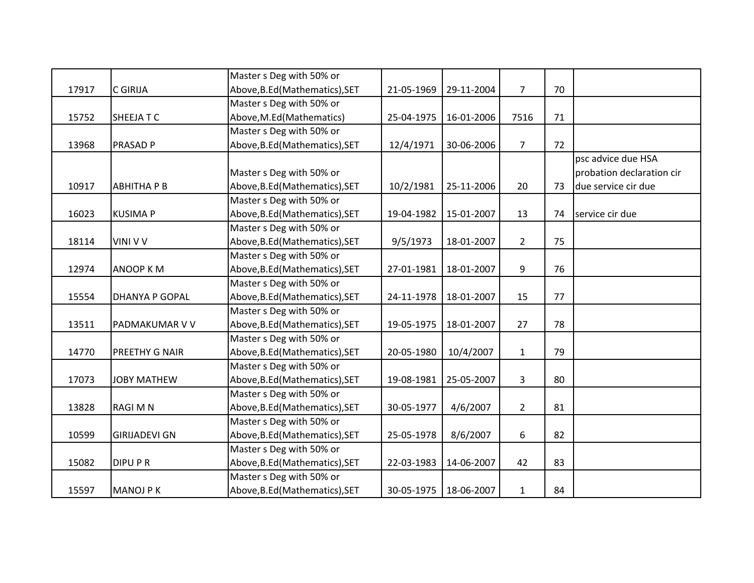| | | | | | | | |
|---|---|---|---|---|---|---|---|
| 17917 | C GIRIJA | Master s Deg with 50% or Above,B.Ed(Mathematics),SET | 21-05-1969 | 29-11-2004 | 7 | 70 | |
| 15752 | SHEEJA T C | Master s Deg with 50% or Above,M.Ed(Mathematics) | 25-04-1975 | 16-01-2006 | 7516 | 71 | |
| 13968 | PRASAD P | Master s Deg with 50% or Above,B.Ed(Mathematics),SET | 12/4/1971 | 30-06-2006 | 7 | 72 | |
| 10917 | ABHITHA P B | Master s Deg with 50% or Above,B.Ed(Mathematics),SET | 10/2/1981 | 25-11-2006 | 20 | 73 | psc advice due HSA probation declaration cir due service cir due |
| 16023 | KUSIMA P | Master s Deg with 50% or Above,B.Ed(Mathematics),SET | 19-04-1982 | 15-01-2007 | 13 | 74 | service cir due |
| 18114 | VINI V V | Master s Deg with 50% or Above,B.Ed(Mathematics),SET | 9/5/1973 | 18-01-2007 | 2 | 75 | |
| 12974 | ANOOP K M | Master s Deg with 50% or Above,B.Ed(Mathematics),SET | 27-01-1981 | 18-01-2007 | 9 | 76 | |
| 15554 | DHANYA P GOPAL | Master s Deg with 50% or Above,B.Ed(Mathematics),SET | 24-11-1978 | 18-01-2007 | 15 | 77 | |
| 13511 | PADMAKUMAR V V | Master s Deg with 50% or Above,B.Ed(Mathematics),SET | 19-05-1975 | 18-01-2007 | 27 | 78 | |
| 14770 | PREETHY G NAIR | Master s Deg with 50% or Above,B.Ed(Mathematics),SET | 20-05-1980 | 10/4/2007 | 1 | 79 | |
| 17073 | JOBY MATHEW | Master s Deg with 50% or Above,B.Ed(Mathematics),SET | 19-08-1981 | 25-05-2007 | 3 | 80 | |
| 13828 | RAGI M N | Master s Deg with 50% or Above,B.Ed(Mathematics),SET | 30-05-1977 | 4/6/2007 | 2 | 81 | |
| 10599 | GIRIJADEVI GN | Master s Deg with 50% or Above,B.Ed(Mathematics),SET | 25-05-1978 | 8/6/2007 | 6 | 82 | |
| 15082 | DIPU P R | Master s Deg with 50% or Above,B.Ed(Mathematics),SET | 22-03-1983 | 14-06-2007 | 42 | 83 | |
| 15597 | MANOJ P K | Master s Deg with 50% or Above,B.Ed(Mathematics),SET | 30-05-1975 | 18-06-2007 | 1 | 84 | |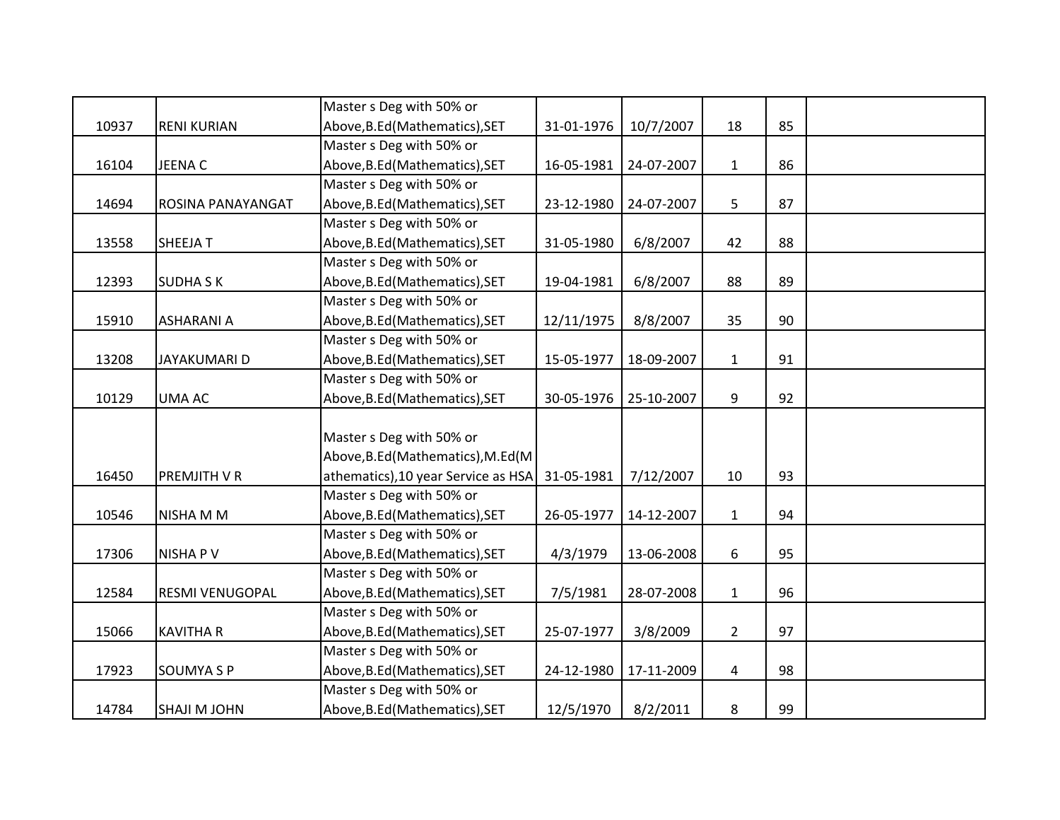| | | | | | | | |
|---|---|---|---|---|---|---|---|
| 10937 | RENI KURIAN | Master s Deg with 50% or Above,B.Ed(Mathematics),SET | 31-01-1976 | 10/7/2007 | 18 | 85 | |
| 16104 | JEENA C | Master s Deg with 50% or Above,B.Ed(Mathematics),SET | 16-05-1981 | 24-07-2007 | 1 | 86 | |
| 14694 | ROSINA PANAYANGAT | Master s Deg with 50% or Above,B.Ed(Mathematics),SET | 23-12-1980 | 24-07-2007 | 5 | 87 | |
| 13558 | SHEEJA T | Master s Deg with 50% or Above,B.Ed(Mathematics),SET | 31-05-1980 | 6/8/2007 | 42 | 88 | |
| 12393 | SUDHA S K | Master s Deg with 50% or Above,B.Ed(Mathematics),SET | 19-04-1981 | 6/8/2007 | 88 | 89 | |
| 15910 | ASHARANI A | Master s Deg with 50% or Above,B.Ed(Mathematics),SET | 12/11/1975 | 8/8/2007 | 35 | 90 | |
| 13208 | JAYAKUMARI D | Master s Deg with 50% or Above,B.Ed(Mathematics),SET | 15-05-1977 | 18-09-2007 | 1 | 91 | |
| 10129 | UMA AC | Master s Deg with 50% or Above,B.Ed(Mathematics),SET | 30-05-1976 | 25-10-2007 | 9 | 92 | |
| 16450 | PREMJITH V R | Master s Deg with 50% or Above,B.Ed(Mathematics),M.Ed(Mathematics),10 year Service as HSA | 31-05-1981 | 7/12/2007 | 10 | 93 | |
| 10546 | NISHA M M | Master s Deg with 50% or Above,B.Ed(Mathematics),SET | 26-05-1977 | 14-12-2007 | 1 | 94 | |
| 17306 | NISHA P V | Master s Deg with 50% or Above,B.Ed(Mathematics),SET | 4/3/1979 | 13-06-2008 | 6 | 95 | |
| 12584 | RESMI VENUGOPAL | Master s Deg with 50% or Above,B.Ed(Mathematics),SET | 7/5/1981 | 28-07-2008 | 1 | 96 | |
| 15066 | KAVITHA R | Master s Deg with 50% or Above,B.Ed(Mathematics),SET | 25-07-1977 | 3/8/2009 | 2 | 97 | |
| 17923 | SOUMYA S P | Master s Deg with 50% or Above,B.Ed(Mathematics),SET | 24-12-1980 | 17-11-2009 | 4 | 98 | |
| 14784 | SHAJI M JOHN | Master s Deg with 50% or Above,B.Ed(Mathematics),SET | 12/5/1970 | 8/2/2011 | 8 | 99 | |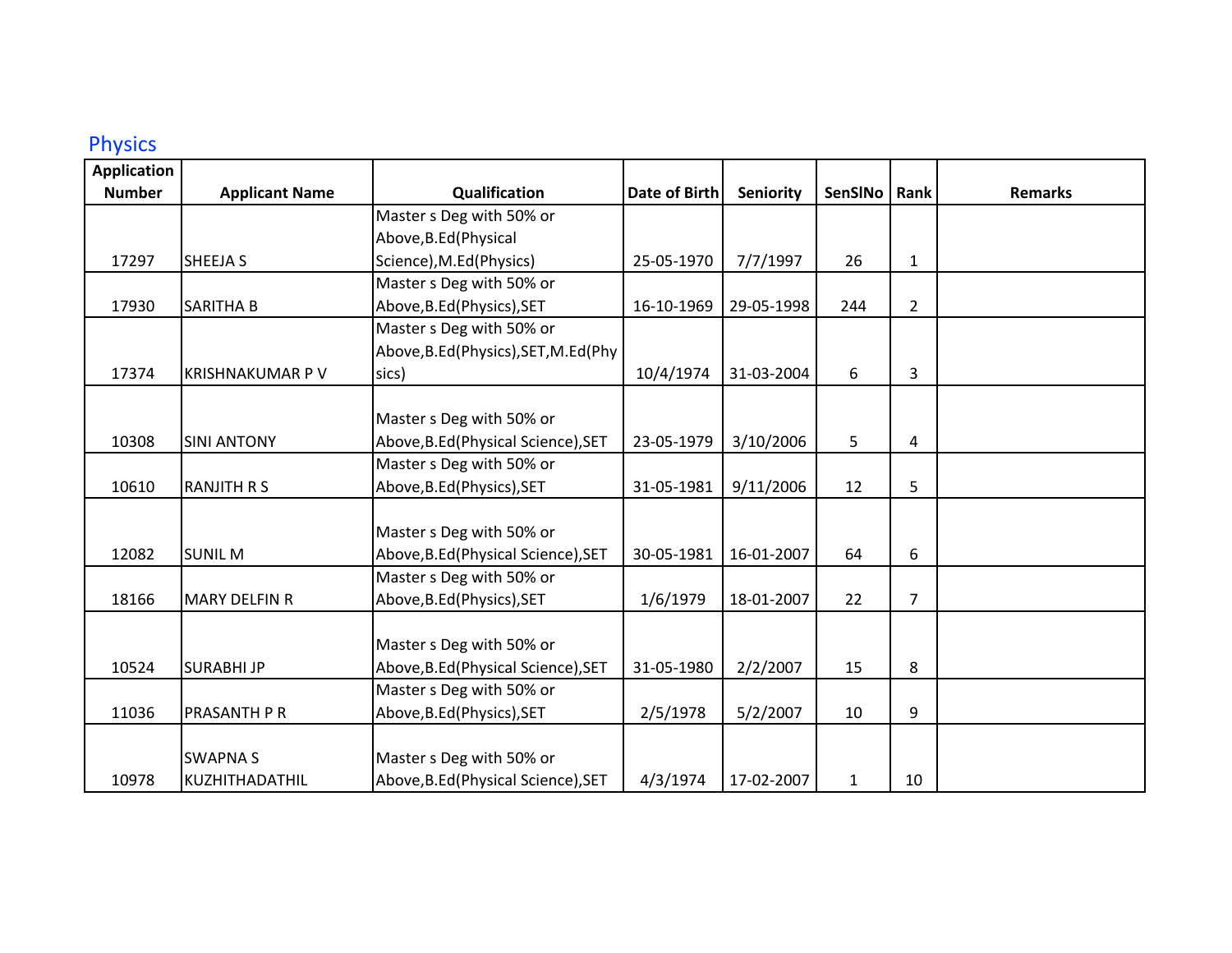## Physics

| Application Number | Applicant Name | Qualification | Date of Birth | Seniority | SenSlNo | Rank | Remarks |
|---|---|---|---|---|---|---|---|
| 17297 | SHEEJA S | Master s Deg with 50% or Above,B.Ed(Physical Science),M.Ed(Physics) | 25-05-1970 | 7/7/1997 | 26 | 1 | |
| 17930 | SARITHA B | Master s Deg with 50% or Above,B.Ed(Physics),SET | 16-10-1969 | 29-05-1998 | 244 | 2 | |
| 17374 | KRISHNAKUMAR P V | Master s Deg with 50% or Above,B.Ed(Physics),SET,M.Ed(Physics) | 10/4/1974 | 31-03-2004 | 6 | 3 | |
| 10308 | SINI ANTONY | Master s Deg with 50% or Above,B.Ed(Physical Science),SET | 23-05-1979 | 3/10/2006 | 5 | 4 | |
| 10610 | RANJITH R S | Master s Deg with 50% or Above,B.Ed(Physics),SET | 31-05-1981 | 9/11/2006 | 12 | 5 | |
| 12082 | SUNIL M | Master s Deg with 50% or Above,B.Ed(Physical Science),SET | 30-05-1981 | 16-01-2007 | 64 | 6 | |
| 18166 | MARY DELFIN R | Master s Deg with 50% or Above,B.Ed(Physics),SET | 1/6/1979 | 18-01-2007 | 22 | 7 | |
| 10524 | SURABHI JP | Master s Deg with 50% or Above,B.Ed(Physical Science),SET | 31-05-1980 | 2/2/2007 | 15 | 8 | |
| 11036 | PRASANTH P R | Master s Deg with 50% or Above,B.Ed(Physics),SET | 2/5/1978 | 5/2/2007 | 10 | 9 | |
| 10978 | SWAPNA S KUZHITHADATHIL | Master s Deg with 50% or Above,B.Ed(Physical Science),SET | 4/3/1974 | 17-02-2007 | 1 | 10 | |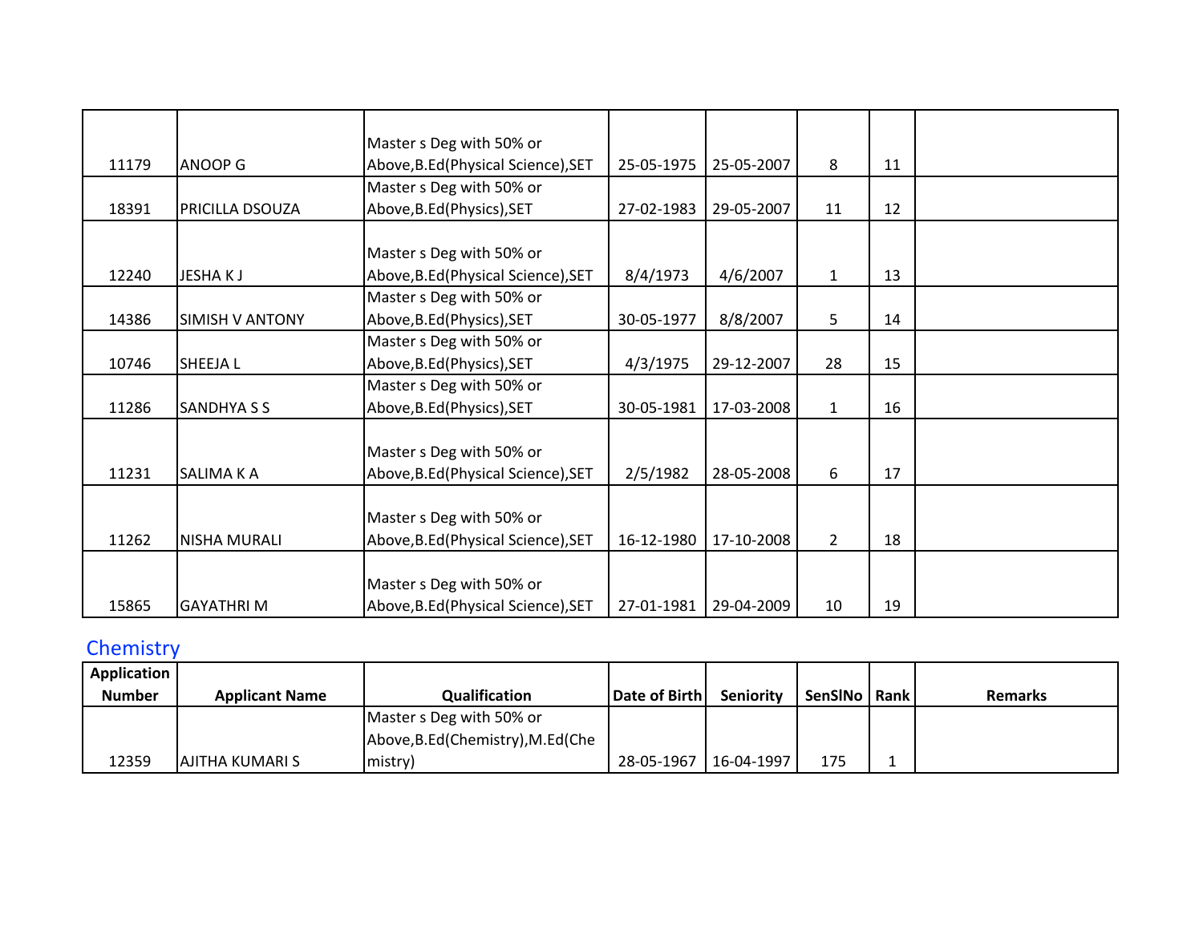| | | | | | | | |
|---|---|---|---|---|---|---|---|
| 11179 | ANOOP G | Master s Deg with 50% or Above,B.Ed(Physical Science),SET | 25-05-1975 | 25-05-2007 | 8 | 11 | |
| 18391 | PRICILLA DSOUZA | Master s Deg with 50% or Above,B.Ed(Physics),SET | 27-02-1983 | 29-05-2007 | 11 | 12 | |
| 12240 | JESHA K J | Master s Deg with 50% or Above,B.Ed(Physical Science),SET | 8/4/1973 | 4/6/2007 | 1 | 13 | |
| 14386 | SIMISH V ANTONY | Master s Deg with 50% or Above,B.Ed(Physics),SET | 30-05-1977 | 8/8/2007 | 5 | 14 | |
| 10746 | SHEEJA L | Master s Deg with 50% or Above,B.Ed(Physics),SET | 4/3/1975 | 29-12-2007 | 28 | 15 | |
| 11286 | SANDHYA S S | Master s Deg with 50% or Above,B.Ed(Physics),SET | 30-05-1981 | 17-03-2008 | 1 | 16 | |
| 11231 | SALIMA K A | Master s Deg with 50% or Above,B.Ed(Physical Science),SET | 2/5/1982 | 28-05-2008 | 6 | 17 | |
| 11262 | NISHA MURALI | Master s Deg with 50% or Above,B.Ed(Physical Science),SET | 16-12-1980 | 17-10-2008 | 2 | 18 | |
| 15865 | GAYATHRI M | Master s Deg with 50% or Above,B.Ed(Physical Science),SET | 27-01-1981 | 29-04-2009 | 10 | 19 | |

## Chemistry

| Application Number | Applicant Name | Qualification | Date of Birth | Seniority | SenSlNo | Rank | Remarks |
|---|---|---|---|---|---|---|---|
| 12359 | AJITHA KUMARI S | Master s Deg with 50% or Above,B.Ed(Chemistry),M.Ed(Chemistry) | 28-05-1967 | 16-04-1997 | 175 | 1 | |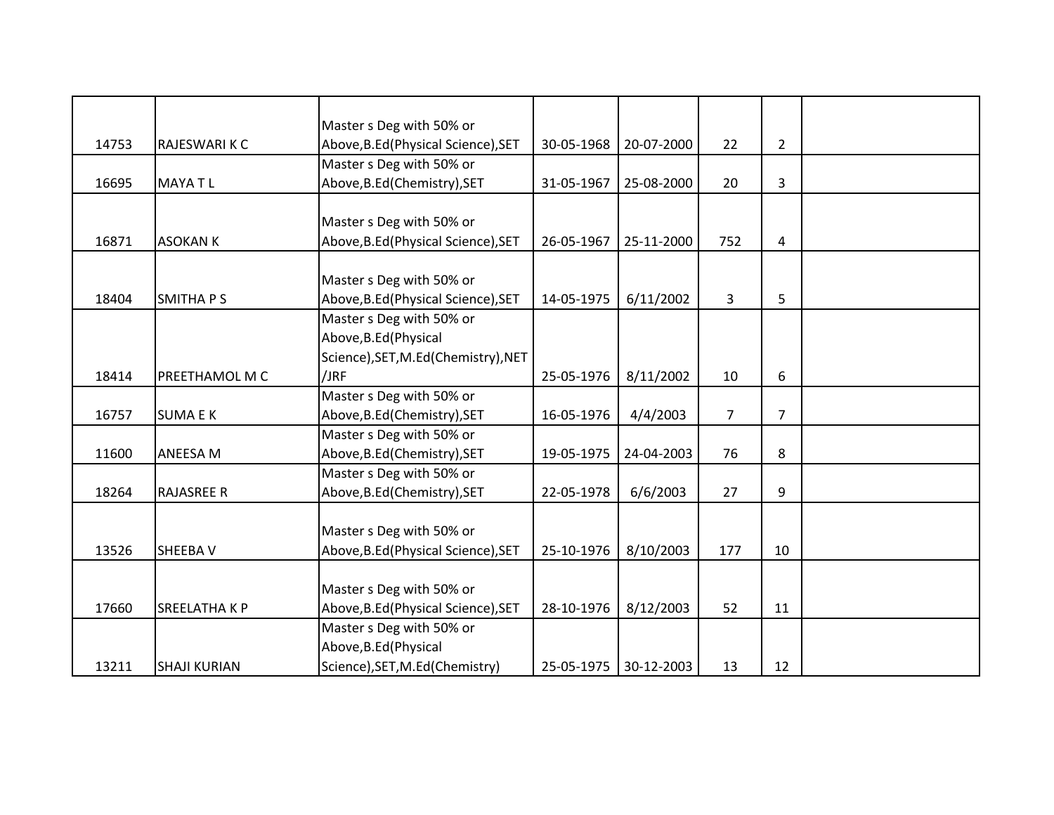| | | | | | | | |
|---|---|---|---|---|---|---|---|
| 14753 | RAJESWARI K C | Master s Deg with 50% or Above,B.Ed(Physical Science),SET | 30-05-1968 | 20-07-2000 | 22 | 2 | |
| 16695 | MAYA T L | Master s Deg with 50% or Above,B.Ed(Chemistry),SET | 31-05-1967 | 25-08-2000 | 20 | 3 | |
| 16871 | ASOKAN K | Master s Deg with 50% or Above,B.Ed(Physical Science),SET | 26-05-1967 | 25-11-2000 | 752 | 4 | |
| 18404 | SMITHA P S | Master s Deg with 50% or Above,B.Ed(Physical Science),SET | 14-05-1975 | 6/11/2002 | 3 | 5 | |
| 18414 | PREETHAMOL M C | Master s Deg with 50% or Above,B.Ed(Physical Science),SET,M.Ed(Chemistry),NET /JRF | 25-05-1976 | 8/11/2002 | 10 | 6 | |
| 16757 | SUMA E K | Master s Deg with 50% or Above,B.Ed(Chemistry),SET | 16-05-1976 | 4/4/2003 | 7 | 7 | |
| 11600 | ANEESA M | Master s Deg with 50% or Above,B.Ed(Chemistry),SET | 19-05-1975 | 24-04-2003 | 76 | 8 | |
| 18264 | RAJASREE R | Master s Deg with 50% or Above,B.Ed(Chemistry),SET | 22-05-1978 | 6/6/2003 | 27 | 9 | |
| 13526 | SHEEBA V | Master s Deg with 50% or Above,B.Ed(Physical Science),SET | 25-10-1976 | 8/10/2003 | 177 | 10 | |
| 17660 | SREELATHA K P | Master s Deg with 50% or Above,B.Ed(Physical Science),SET | 28-10-1976 | 8/12/2003 | 52 | 11 | |
| 13211 | SHAJI KURIAN | Master s Deg with 50% or Above,B.Ed(Physical Science),SET,M.Ed(Chemistry) | 25-05-1975 | 30-12-2003 | 13 | 12 | |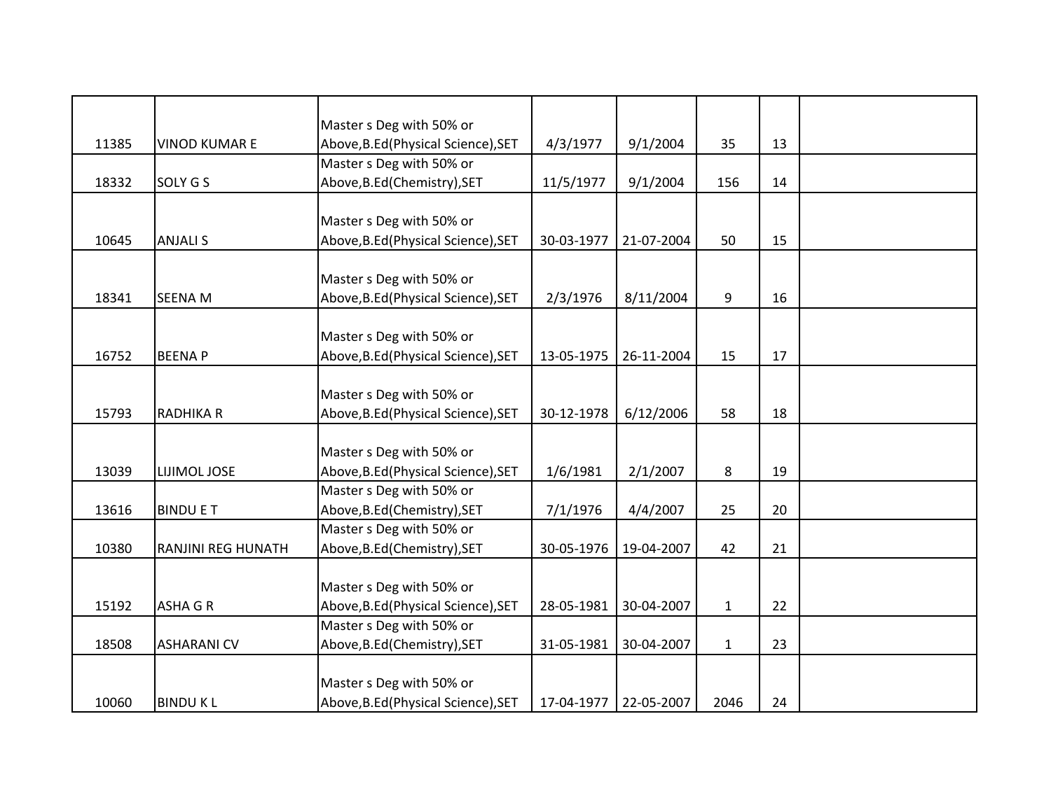| | | | | | | | |
|---|---|---|---|---|---|---|---|
| 11385 | VINOD KUMAR E | Master s Deg with 50% or Above,B.Ed(Physical Science),SET | 4/3/1977 | 9/1/2004 | 35 | 13 | |
| 18332 | SOLY G S | Master s Deg with 50% or Above,B.Ed(Chemistry),SET | 11/5/1977 | 9/1/2004 | 156 | 14 | |
| 10645 | ANJALI S | Master s Deg with 50% or Above,B.Ed(Physical Science),SET | 30-03-1977 | 21-07-2004 | 50 | 15 | |
| 18341 | SEENA M | Master s Deg with 50% or Above,B.Ed(Physical Science),SET | 2/3/1976 | 8/11/2004 | 9 | 16 | |
| 16752 | BEENA P | Master s Deg with 50% or Above,B.Ed(Physical Science),SET | 13-05-1975 | 26-11-2004 | 15 | 17 | |
| 15793 | RADHIKA R | Master s Deg with 50% or Above,B.Ed(Physical Science),SET | 30-12-1978 | 6/12/2006 | 58 | 18 | |
| 13039 | LIJIMOL JOSE | Master s Deg with 50% or Above,B.Ed(Physical Science),SET | 1/6/1981 | 2/1/2007 | 8 | 19 | |
| 13616 | BINDU E T | Master s Deg with 50% or Above,B.Ed(Chemistry),SET | 7/1/1976 | 4/4/2007 | 25 | 20 | |
| 10380 | RANJINI REG HUNATH | Master s Deg with 50% or Above,B.Ed(Chemistry),SET | 30-05-1976 | 19-04-2007 | 42 | 21 | |
| 15192 | ASHA G R | Master s Deg with 50% or Above,B.Ed(Physical Science),SET | 28-05-1981 | 30-04-2007 | 1 | 22 | |
| 18508 | ASHARANI CV | Master s Deg with 50% or Above,B.Ed(Chemistry),SET | 31-05-1981 | 30-04-2007 | 1 | 23 | |
| 10060 | BINDU K L | Master s Deg with 50% or Above,B.Ed(Physical Science),SET | 17-04-1977 | 22-05-2007 | 2046 | 24 | |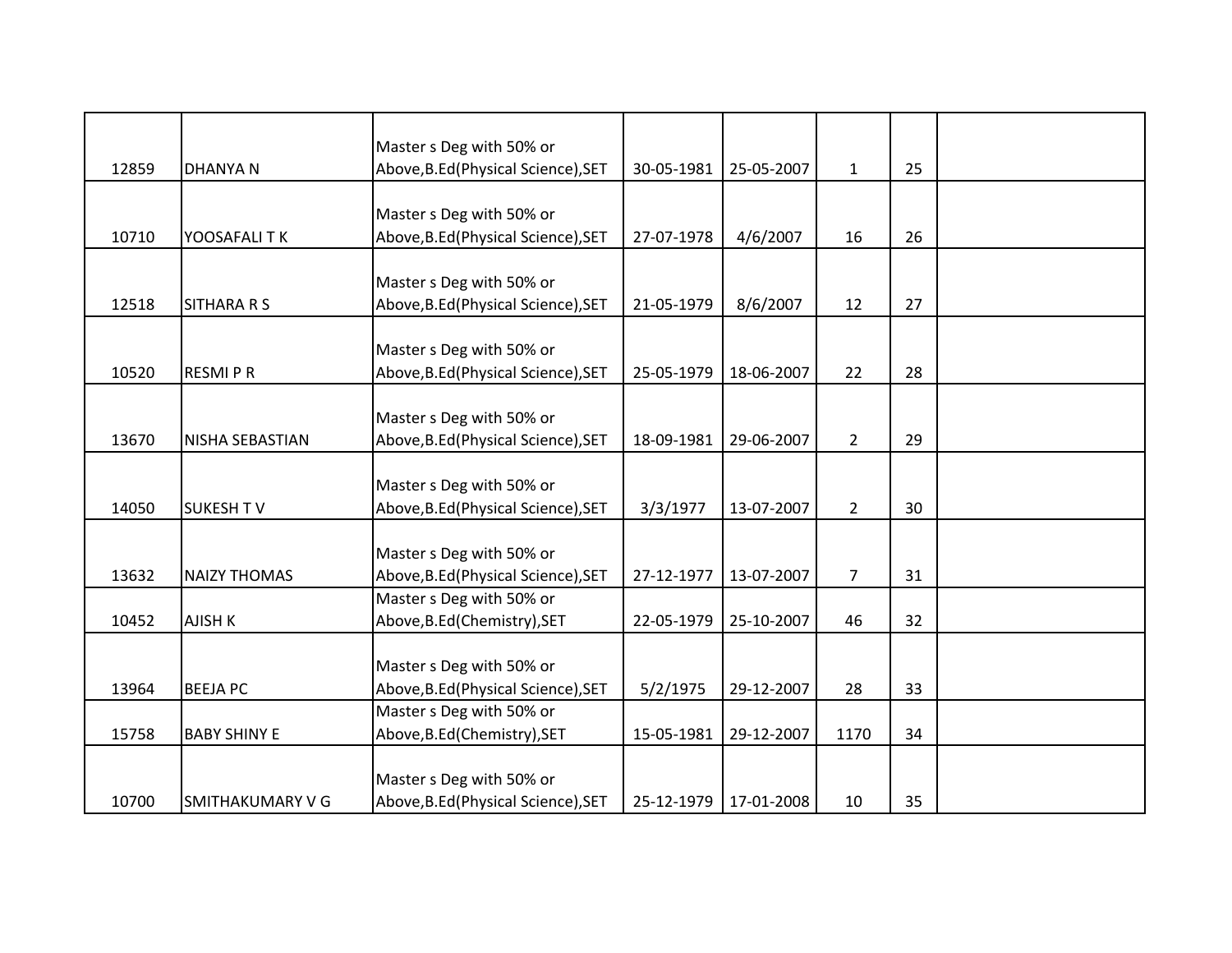|  |  |  |  |  |  |  |  |
|---|---|---|---|---|---|---|---|
| 12859 | DHANYA N | Master s Deg with 50% or Above,B.Ed(Physical Science),SET | 30-05-1981 | 25-05-2007 | 1 | 25 |  |
| 10710 | YOOSAFALI T K | Master s Deg with 50% or Above,B.Ed(Physical Science),SET | 27-07-1978 | 4/6/2007 | 16 | 26 |  |
| 12518 | SITHARA R S | Master s Deg with 50% or Above,B.Ed(Physical Science),SET | 21-05-1979 | 8/6/2007 | 12 | 27 |  |
| 10520 | RESMI P R | Master s Deg with 50% or Above,B.Ed(Physical Science),SET | 25-05-1979 | 18-06-2007 | 22 | 28 |  |
| 13670 | NISHA SEBASTIAN | Master s Deg with 50% or Above,B.Ed(Physical Science),SET | 18-09-1981 | 29-06-2007 | 2 | 29 |  |
| 14050 | SUKESH T V | Master s Deg with 50% or Above,B.Ed(Physical Science),SET | 3/3/1977 | 13-07-2007 | 2 | 30 |  |
| 13632 | NAIZY THOMAS | Master s Deg with 50% or Above,B.Ed(Physical Science),SET | 27-12-1977 | 13-07-2007 | 7 | 31 |  |
| 10452 | AJISH K | Master s Deg with 50% or Above,B.Ed(Chemistry),SET | 22-05-1979 | 25-10-2007 | 46 | 32 |  |
| 13964 | BEEJA PC | Master s Deg with 50% or Above,B.Ed(Physical Science),SET | 5/2/1975 | 29-12-2007 | 28 | 33 |  |
| 15758 | BABY SHINY E | Master s Deg with 50% or Above,B.Ed(Chemistry),SET | 15-05-1981 | 29-12-2007 | 1170 | 34 |  |
| 10700 | SMITHAKUMARY V G | Master s Deg with 50% or Above,B.Ed(Physical Science),SET | 25-12-1979 | 17-01-2008 | 10 | 35 |  |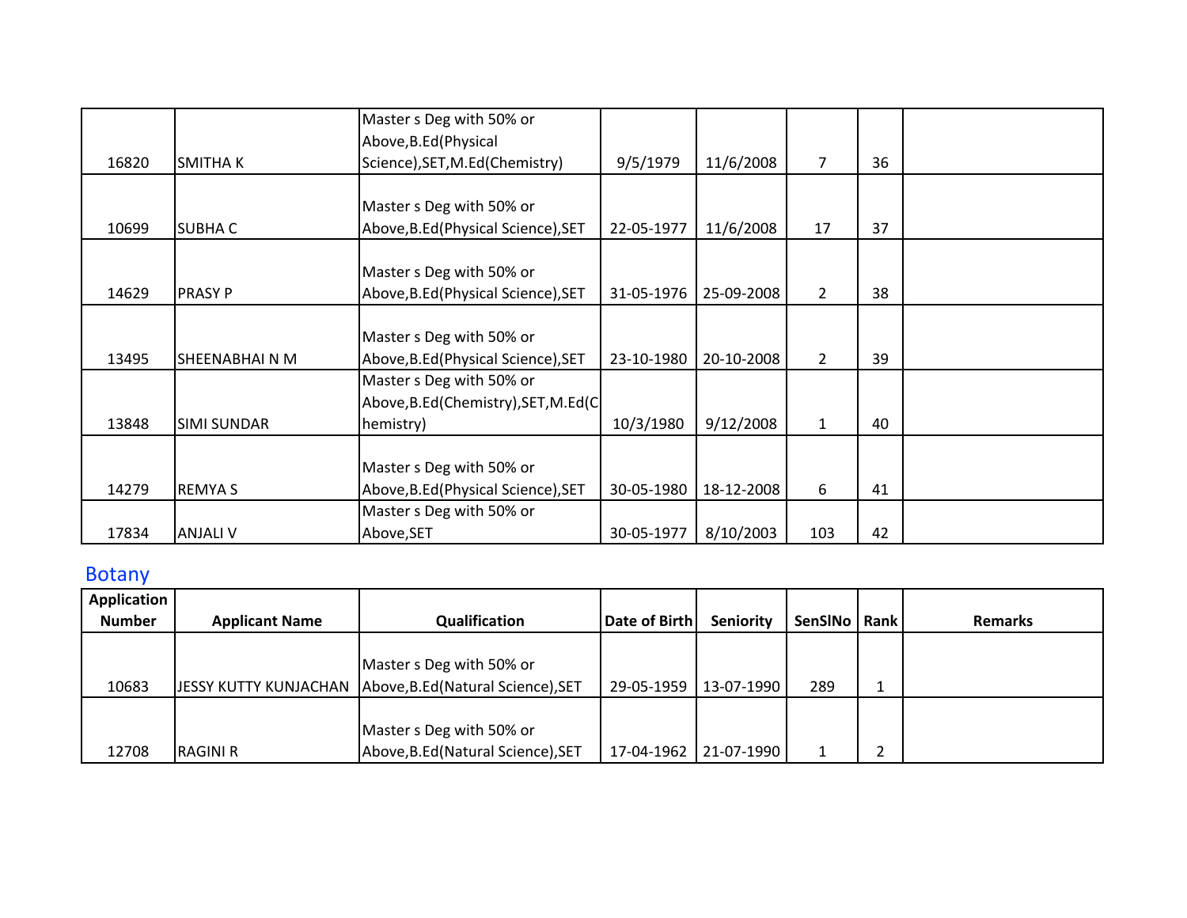| | | | | | | | |
|---|---|---|---|---|---|---|---|
| 16820 | SMITHA K | Master s Deg with 50% or Above,B.Ed(Physical Science),SET,M.Ed(Chemistry) | 9/5/1979 | 11/6/2008 | 7 | 36 | |
| 10699 | SUBHA C | Master s Deg with 50% or Above,B.Ed(Physical Science),SET | 22-05-1977 | 11/6/2008 | 17 | 37 | |
| 14629 | PRASY P | Master s Deg with 50% or Above,B.Ed(Physical Science),SET | 31-05-1976 | 25-09-2008 | 2 | 38 | |
| 13495 | SHEENABHAI N M | Master s Deg with 50% or Above,B.Ed(Physical Science),SET | 23-10-1980 | 20-10-2008 | 2 | 39 | |
| 13848 | SIMI SUNDAR | Master s Deg with 50% or Above,B.Ed(Chemistry),SET,M.Ed(Chemistry) | 10/3/1980 | 9/12/2008 | 1 | 40 | |
| 14279 | REMYA S | Master s Deg with 50% or Above,B.Ed(Physical Science),SET | 30-05-1980 | 18-12-2008 | 6 | 41 | |
| 17834 | ANJALI V | Master s Deg with 50% or Above,SET | 30-05-1977 | 8/10/2003 | 103 | 42 | |

## Botany

| Application Number | Applicant Name | Qualification | Date of Birth | Seniority | SenSlNo | Rank | Remarks |
|---|---|---|---|---|---|---|---|
| 10683 | JESSY KUTTY KUNJACHAN | Master s Deg with 50% or Above,B.Ed(Natural Science),SET | 29-05-1959 | 13-07-1990 | 289 | 1 | |
| 12708 | RAGINI R | Master s Deg with 50% or Above,B.Ed(Natural Science),SET | 17-04-1962 | 21-07-1990 | 1 | 2 | |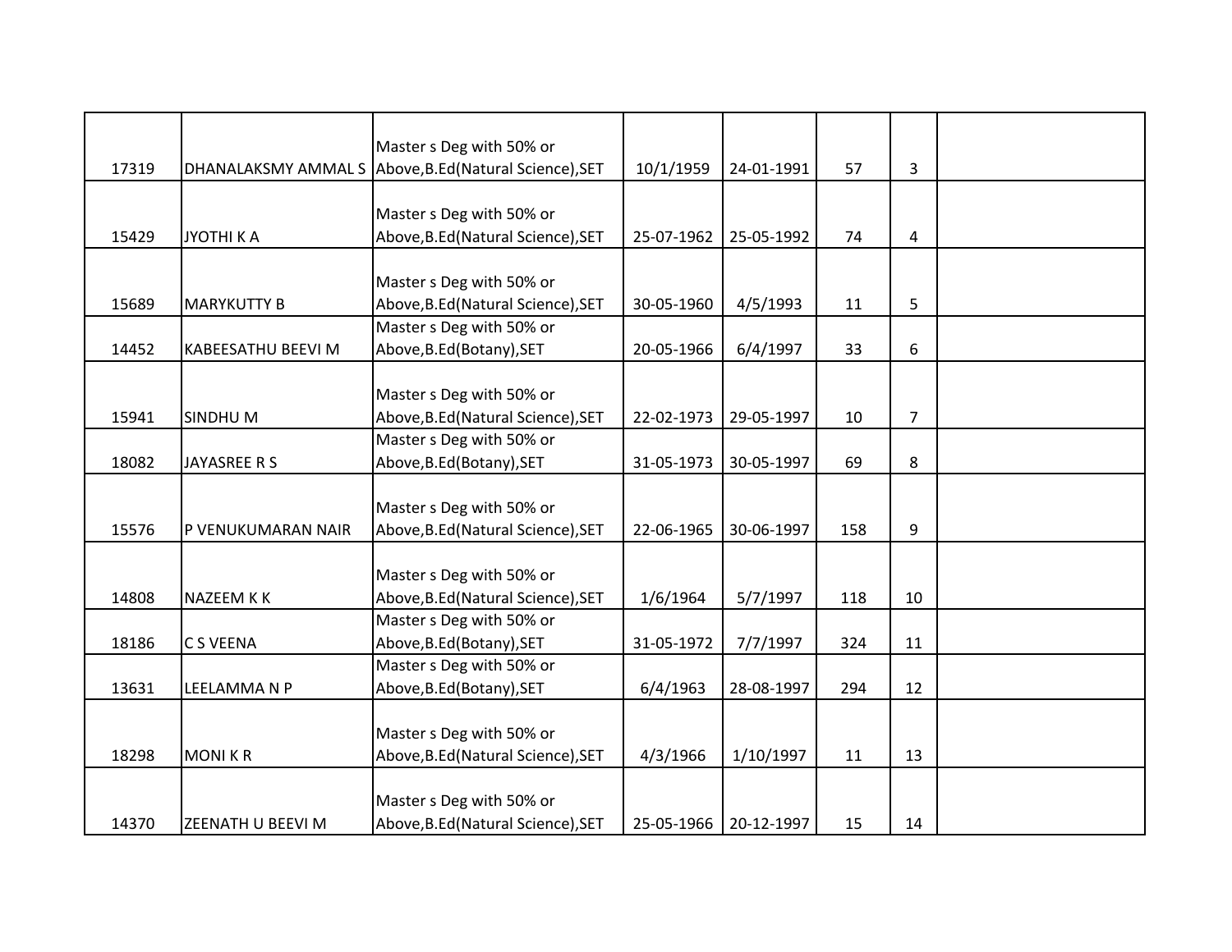| | | | | | | | |
|---|---|---|---|---|---|---|---|
| 17319 | DHANALAKSMY AMMAL S | Master s Deg with 50% or Above,B.Ed(Natural Science),SET | 10/1/1959 | 24-01-1991 | 57 | 3 | |
| 15429 | JYOTHI K A | Master s Deg with 50% or Above,B.Ed(Natural Science),SET | 25-07-1962 | 25-05-1992 | 74 | 4 | |
| 15689 | MARYKUTTY B | Master s Deg with 50% or Above,B.Ed(Natural Science),SET | 30-05-1960 | 4/5/1993 | 11 | 5 | |
| 14452 | KABEESATHU BEEVI M | Master s Deg with 50% or Above,B.Ed(Botany),SET | 20-05-1966 | 6/4/1997 | 33 | 6 | |
| 15941 | SINDHU M | Master s Deg with 50% or Above,B.Ed(Natural Science),SET | 22-02-1973 | 29-05-1997 | 10 | 7 | |
| 18082 | JAYASREE R S | Master s Deg with 50% or Above,B.Ed(Botany),SET | 31-05-1973 | 30-05-1997 | 69 | 8 | |
| 15576 | P VENUKUMARAN NAIR | Master s Deg with 50% or Above,B.Ed(Natural Science),SET | 22-06-1965 | 30-06-1997 | 158 | 9 | |
| 14808 | NAZEEM K K | Master s Deg with 50% or Above,B.Ed(Natural Science),SET | 1/6/1964 | 5/7/1997 | 118 | 10 | |
| 18186 | C S VEENA | Master s Deg with 50% or Above,B.Ed(Botany),SET | 31-05-1972 | 7/7/1997 | 324 | 11 | |
| 13631 | LEELAMMA N P | Master s Deg with 50% or Above,B.Ed(Botany),SET | 6/4/1963 | 28-08-1997 | 294 | 12 | |
| 18298 | MONI K R | Master s Deg with 50% or Above,B.Ed(Natural Science),SET | 4/3/1966 | 1/10/1997 | 11 | 13 | |
| 14370 | ZEENATH U BEEVI M | Master s Deg with 50% or Above,B.Ed(Natural Science),SET | 25-05-1966 | 20-12-1997 | 15 | 14 | |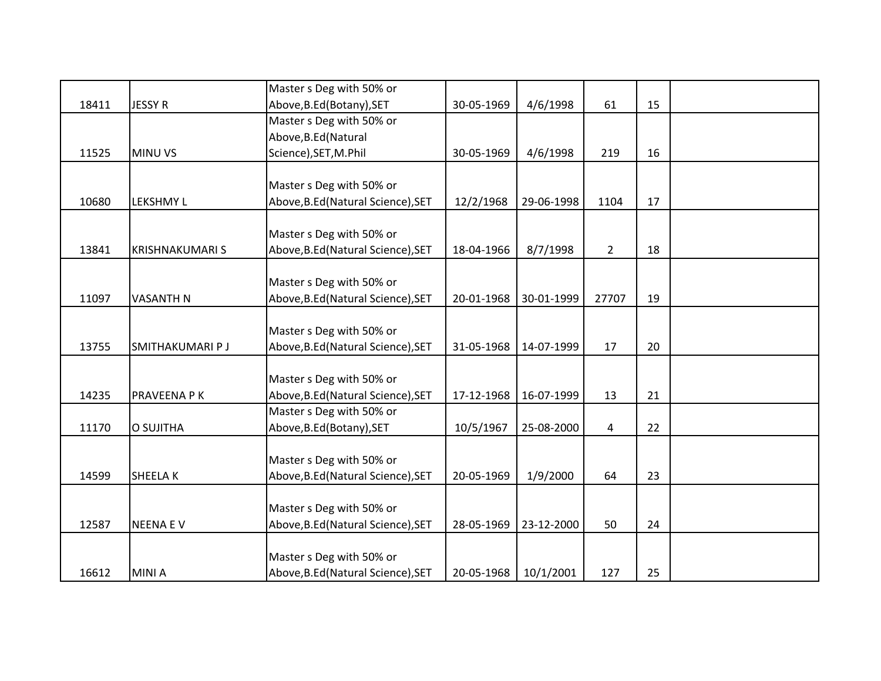| | | | | | | | |
|---|---|---|---|---|---|---|---|
| 18411 | JESSY R | Master s Deg with 50% or Above,B.Ed(Botany),SET | 30-05-1969 | 4/6/1998 | 61 | 15 | |
| 11525 | MINU VS | Master s Deg with 50% or Above,B.Ed(Natural Science),SET,M.Phil | 30-05-1969 | 4/6/1998 | 219 | 16 | |
| 10680 | LEKSHMY L | Master s Deg with 50% or Above,B.Ed(Natural Science),SET | 12/2/1968 | 29-06-1998 | 1104 | 17 | |
| 13841 | KRISHNAKUMARI S | Master s Deg with 50% or Above,B.Ed(Natural Science),SET | 18-04-1966 | 8/7/1998 | 2 | 18 | |
| 11097 | VASANTH N | Master s Deg with 50% or Above,B.Ed(Natural Science),SET | 20-01-1968 | 30-01-1999 | 27707 | 19 | |
| 13755 | SMITHAKUMARI P J | Master s Deg with 50% or Above,B.Ed(Natural Science),SET | 31-05-1968 | 14-07-1999 | 17 | 20 | |
| 14235 | PRAVEENA P K | Master s Deg with 50% or Above,B.Ed(Natural Science),SET | 17-12-1968 | 16-07-1999 | 13 | 21 | |
| 11170 | O SUJITHA | Master s Deg with 50% or Above,B.Ed(Botany),SET | 10/5/1967 | 25-08-2000 | 4 | 22 | |
| 14599 | SHEELA K | Master s Deg with 50% or Above,B.Ed(Natural Science),SET | 20-05-1969 | 1/9/2000 | 64 | 23 | |
| 12587 | NEENA E V | Master s Deg with 50% or Above,B.Ed(Natural Science),SET | 28-05-1969 | 23-12-2000 | 50 | 24 | |
| 16612 | MINI A | Master s Deg with 50% or Above,B.Ed(Natural Science),SET | 20-05-1968 | 10/1/2001 | 127 | 25 | |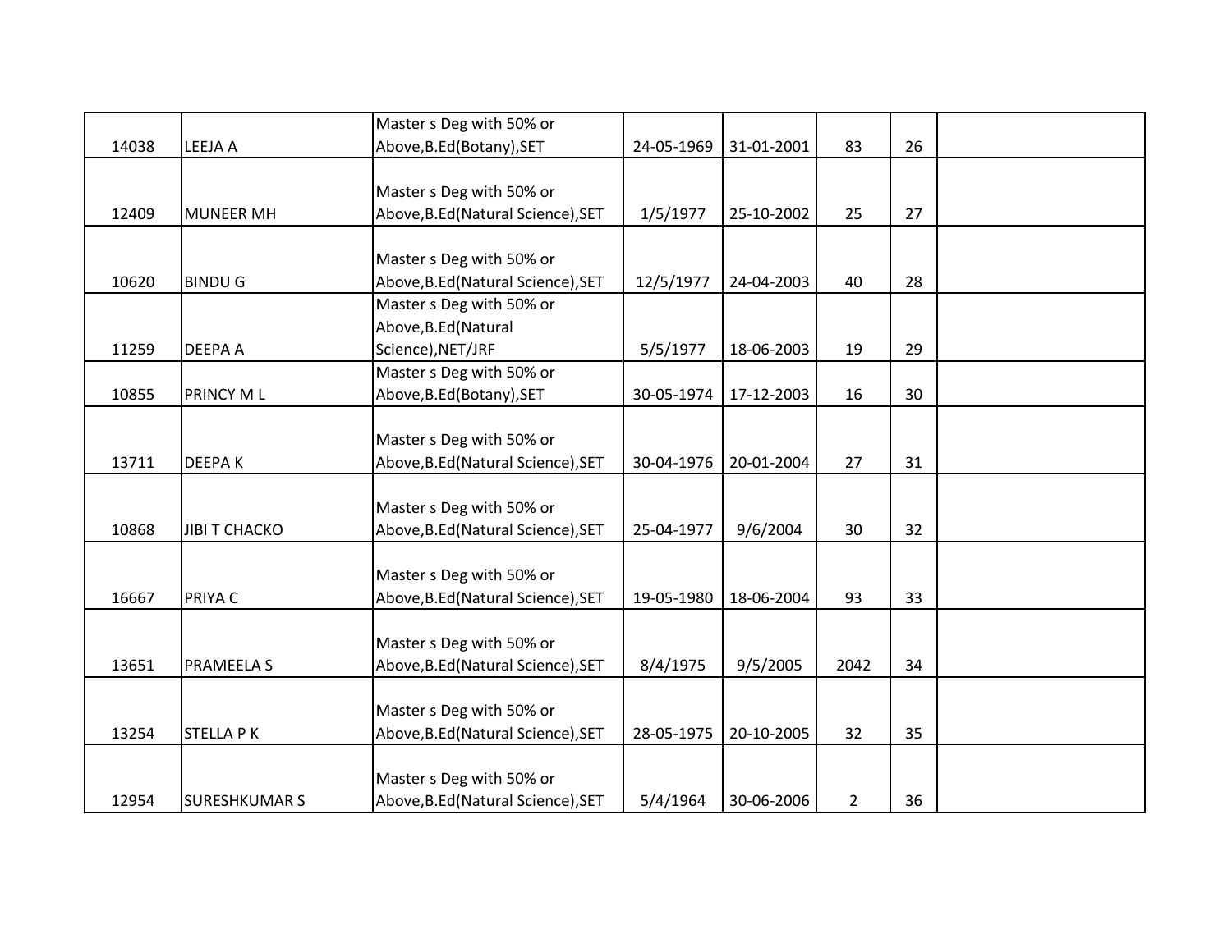| | | | | | | | |
|---|---|---|---|---|---|---|---|
| 14038 | LEEJA A | Master s Deg with 50% or Above,B.Ed(Botany),SET | 24-05-1969 | 31-01-2001 | 83 | 26 | |
| 12409 | MUNEER MH | Master s Deg with 50% or Above,B.Ed(Natural Science),SET | 1/5/1977 | 25-10-2002 | 25 | 27 | |
| 10620 | BINDU G | Master s Deg with 50% or Above,B.Ed(Natural Science),SET | 12/5/1977 | 24-04-2003 | 40 | 28 | |
| 11259 | DEEPA A | Master s Deg with 50% or Above,B.Ed(Natural Science),NET/JRF | 5/5/1977 | 18-06-2003 | 19 | 29 | |
| 10855 | PRINCY M L | Master s Deg with 50% or Above,B.Ed(Botany),SET | 30-05-1974 | 17-12-2003 | 16 | 30 | |
| 13711 | DEEPA K | Master s Deg with 50% or Above,B.Ed(Natural Science),SET | 30-04-1976 | 20-01-2004 | 27 | 31 | |
| 10868 | JIBI T CHACKO | Master s Deg with 50% or Above,B.Ed(Natural Science),SET | 25-04-1977 | 9/6/2004 | 30 | 32 | |
| 16667 | PRIYA C | Master s Deg with 50% or Above,B.Ed(Natural Science),SET | 19-05-1980 | 18-06-2004 | 93 | 33 | |
| 13651 | PRAMEELA S | Master s Deg with 50% or Above,B.Ed(Natural Science),SET | 8/4/1975 | 9/5/2005 | 2042 | 34 | |
| 13254 | STELLA P K | Master s Deg with 50% or Above,B.Ed(Natural Science),SET | 28-05-1975 | 20-10-2005 | 32 | 35 | |
| 12954 | SURESHKUMAR S | Master s Deg with 50% or Above,B.Ed(Natural Science),SET | 5/4/1964 | 30-06-2006 | 2 | 36 | |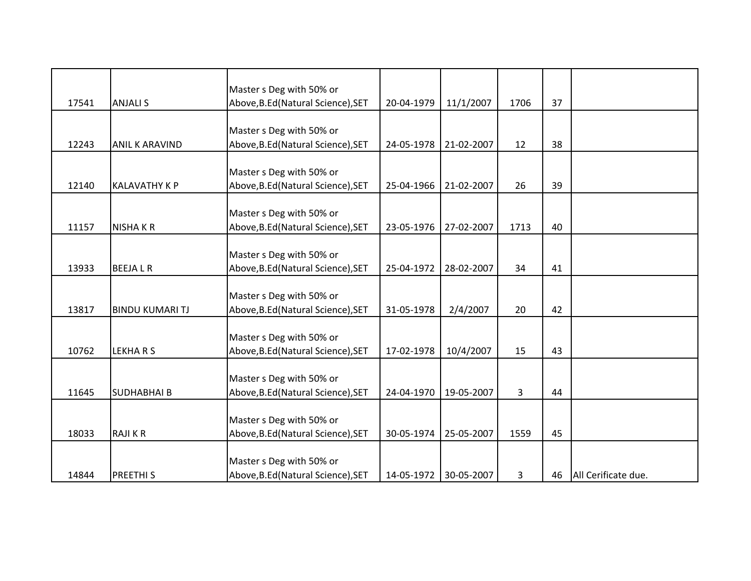| | | | | | | | |
|---|---|---|---|---|---|---|---|
| 17541 | ANJALI S | Master s Deg with 50% or Above,B.Ed(Natural Science),SET | 20-04-1979 | 11/1/2007 | 1706 | 37 | |
| 12243 | ANIL K ARAVIND | Master s Deg with 50% or Above,B.Ed(Natural Science),SET | 24-05-1978 | 21-02-2007 | 12 | 38 | |
| 12140 | KALAVATHY K P | Master s Deg with 50% or Above,B.Ed(Natural Science),SET | 25-04-1966 | 21-02-2007 | 26 | 39 | |
| 11157 | NISHA K R | Master s Deg with 50% or Above,B.Ed(Natural Science),SET | 23-05-1976 | 27-02-2007 | 1713 | 40 | |
| 13933 | BEEJA L R | Master s Deg with 50% or Above,B.Ed(Natural Science),SET | 25-04-1972 | 28-02-2007 | 34 | 41 | |
| 13817 | BINDU KUMARI TJ | Master s Deg with 50% or Above,B.Ed(Natural Science),SET | 31-05-1978 | 2/4/2007 | 20 | 42 | |
| 10762 | LEKHA R S | Master s Deg with 50% or Above,B.Ed(Natural Science),SET | 17-02-1978 | 10/4/2007 | 15 | 43 | |
| 11645 | SUDHABHAI B | Master s Deg with 50% or Above,B.Ed(Natural Science),SET | 24-04-1970 | 19-05-2007 | 3 | 44 | |
| 18033 | RAJI K R | Master s Deg with 50% or Above,B.Ed(Natural Science),SET | 30-05-1974 | 25-05-2007 | 1559 | 45 | |
| 14844 | PREETHI S | Master s Deg with 50% or Above,B.Ed(Natural Science),SET | 14-05-1972 | 30-05-2007 | 3 | 46 | All Cerificate due. |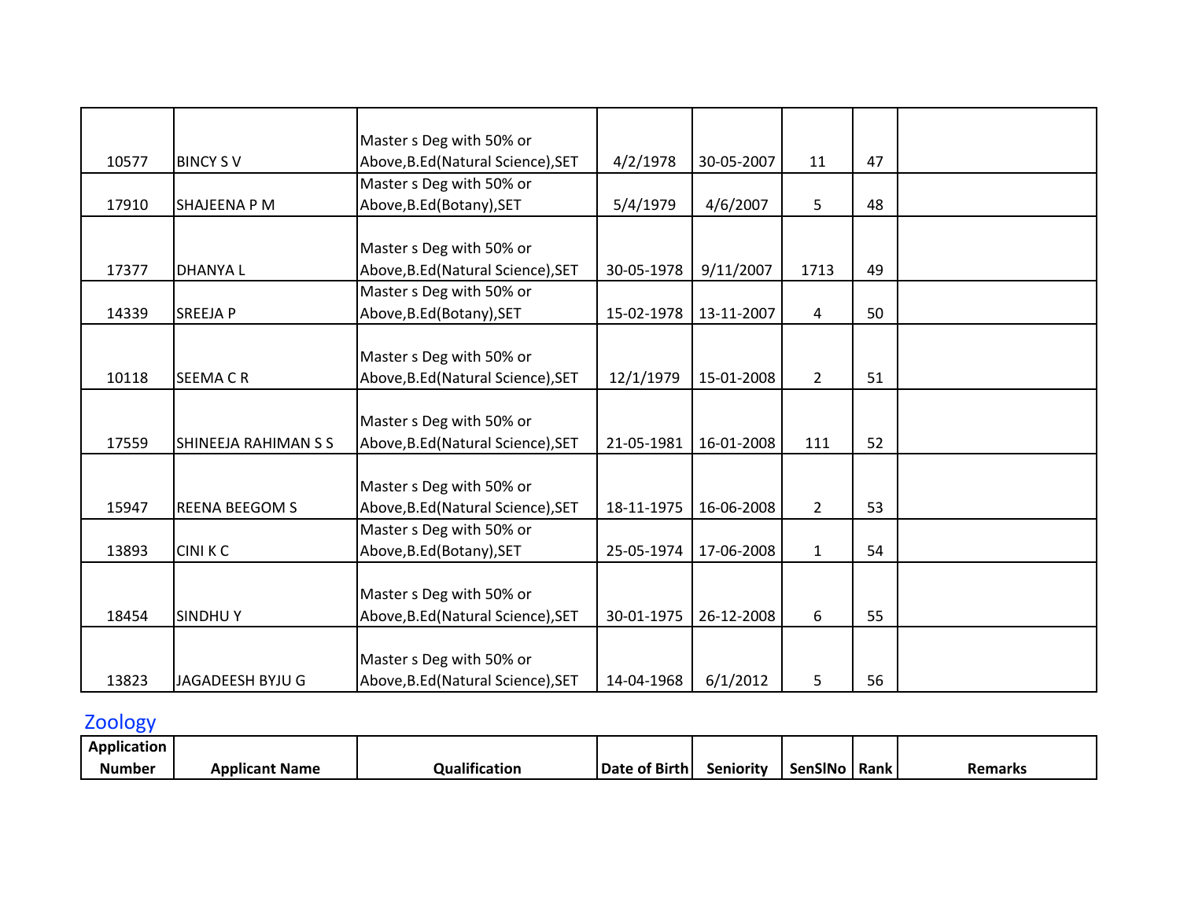| | | | | | | | |
|---|---|---|---|---|---|---|---|
| 10577 | BINCY S V | Master s Deg with 50% or Above,B.Ed(Natural Science),SET | 4/2/1978 | 30-05-2007 | 11 | 47 | |
| 17910 | SHAJEENA P M | Master s Deg with 50% or Above,B.Ed(Botany),SET | 5/4/1979 | 4/6/2007 | 5 | 48 | |
| 17377 | DHANYA L | Master s Deg with 50% or Above,B.Ed(Natural Science),SET | 30-05-1978 | 9/11/2007 | 1713 | 49 | |
| 14339 | SREEJA P | Master s Deg with 50% or Above,B.Ed(Botany),SET | 15-02-1978 | 13-11-2007 | 4 | 50 | |
| 10118 | SEEMA C R | Master s Deg with 50% or Above,B.Ed(Natural Science),SET | 12/1/1979 | 15-01-2008 | 2 | 51 | |
| 17559 | SHINEEJA RAHIMAN S S | Master s Deg with 50% or Above,B.Ed(Natural Science),SET | 21-05-1981 | 16-01-2008 | 111 | 52 | |
| 15947 | REENA BEEGOM S | Master s Deg with 50% or Above,B.Ed(Natural Science),SET | 18-11-1975 | 16-06-2008 | 2 | 53 | |
| 13893 | CINI K C | Master s Deg with 50% or Above,B.Ed(Botany),SET | 25-05-1974 | 17-06-2008 | 1 | 54 | |
| 18454 | SINDHU Y | Master s Deg with 50% or Above,B.Ed(Natural Science),SET | 30-01-1975 | 26-12-2008 | 6 | 55 | |
| 13823 | JAGADEESH BYJU G | Master s Deg with 50% or Above,B.Ed(Natural Science),SET | 14-04-1968 | 6/1/2012 | 5 | 56 | |

## Zoology

| Application Number | Applicant Name | Qualification | Date of Birth | Seniority | SenSlNo | Rank | Remarks |
|---|---|---|---|---|---|---|---|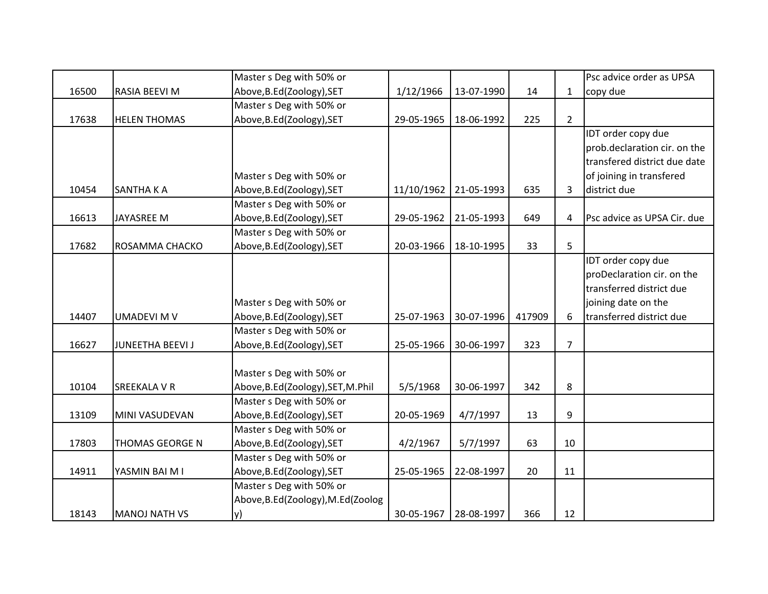| | | | | | | | |
|---|---|---|---|---|---|---|---|
| 16500 | RASIA BEEVI M | Master s Deg with 50% or Above,B.Ed(Zoology),SET | 1/12/1966 | 13-07-1990 | 14 | 1 | Psc advice order as UPSA copy due |
| 17638 | HELEN THOMAS | Master s Deg with 50% or Above,B.Ed(Zoology),SET | 29-05-1965 | 18-06-1992 | 225 | 2 | |
| 10454 | SANTHA K A | Master s Deg with 50% or Above,B.Ed(Zoology),SET | 11/10/1962 | 21-05-1993 | 635 | 3 | IDT order copy due prob.declaration cir. on the transfered district due date of joining in transfered district due |
| 16613 | JAYASREE M | Master s Deg with 50% or Above,B.Ed(Zoology),SET | 29-05-1962 | 21-05-1993 | 649 | 4 | Psc advice as UPSA Cir. due |
| 17682 | ROSAMMA CHACKO | Master s Deg with 50% or Above,B.Ed(Zoology),SET | 20-03-1966 | 18-10-1995 | 33 | 5 | |
| 14407 | UMADEVI M V | Master s Deg with 50% or Above,B.Ed(Zoology),SET | 25-07-1963 | 30-07-1996 | 417909 | 6 | IDT order copy due proDeclaration cir. on the transferred district due joining date on the transferred district due |
| 16627 | JUNEETHA BEEVI J | Master s Deg with 50% or Above,B.Ed(Zoology),SET | 25-05-1966 | 30-06-1997 | 323 | 7 | |
| 10104 | SREEKALA V R | Master s Deg with 50% or Above,B.Ed(Zoology),SET,M.Phil | 5/5/1968 | 30-06-1997 | 342 | 8 | |
| 13109 | MINI VASUDEVAN | Master s Deg with 50% or Above,B.Ed(Zoology),SET | 20-05-1969 | 4/7/1997 | 13 | 9 | |
| 17803 | THOMAS GEORGE N | Master s Deg with 50% or Above,B.Ed(Zoology),SET | 4/2/1967 | 5/7/1997 | 63 | 10 | |
| 14911 | YASMIN BAI M I | Master s Deg with 50% or Above,B.Ed(Zoology),SET | 25-05-1965 | 22-08-1997 | 20 | 11 | |
| 18143 | MANOJ NATH VS | Master s Deg with 50% or Above,B.Ed(Zoology),M.Ed(Zoology) | 30-05-1967 | 28-08-1997 | 366 | 12 | |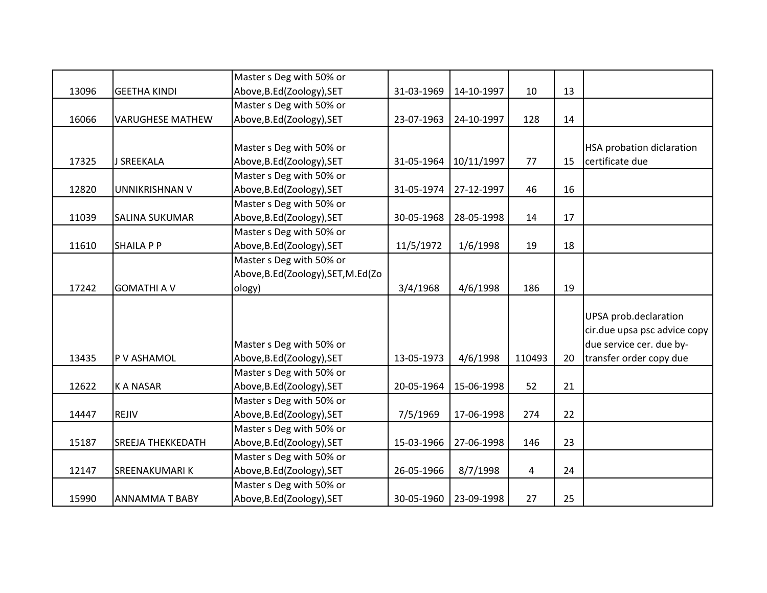| | | | | | | | |
|---|---|---|---|---|---|---|---|
| 13096 | GEETHA KINDI | Master s Deg with 50% or Above,B.Ed(Zoology),SET | 31-03-1969 | 14-10-1997 | 10 | 13 | |
| 16066 | VARUGHESE MATHEW | Master s Deg with 50% or Above,B.Ed(Zoology),SET | 23-07-1963 | 24-10-1997 | 128 | 14 | |
| 17325 | J SREEKALA | Master s Deg with 50% or Above,B.Ed(Zoology),SET | 31-05-1964 | 10/11/1997 | 77 | 15 | HSA probation diclaration certificate due |
| 12820 | UNNIKRISHNAN V | Master s Deg with 50% or Above,B.Ed(Zoology),SET | 31-05-1974 | 27-12-1997 | 46 | 16 | |
| 11039 | SALINA SUKUMAR | Master s Deg with 50% or Above,B.Ed(Zoology),SET | 30-05-1968 | 28-05-1998 | 14 | 17 | |
| 11610 | SHAILA P P | Master s Deg with 50% or Above,B.Ed(Zoology),SET | 11/5/1972 | 1/6/1998 | 19 | 18 | |
| 17242 | GOMATHI A V | Master s Deg with 50% or Above,B.Ed(Zoology),SET,M.Ed(Zoology) | 3/4/1968 | 4/6/1998 | 186 | 19 | |
| 13435 | P V ASHAMOL | Master s Deg with 50% or Above,B.Ed(Zoology),SET | 13-05-1973 | 4/6/1998 | 110493 | 20 | UPSA prob.declaration cir.due upsa psc advice copy due service cer. due by-transfer order copy due |
| 12622 | K A NASAR | Master s Deg with 50% or Above,B.Ed(Zoology),SET | 20-05-1964 | 15-06-1998 | 52 | 21 | |
| 14447 | REJIV | Master s Deg with 50% or Above,B.Ed(Zoology),SET | 7/5/1969 | 17-06-1998 | 274 | 22 | |
| 15187 | SREEJA THEKKEDATH | Master s Deg with 50% or Above,B.Ed(Zoology),SET | 15-03-1966 | 27-06-1998 | 146 | 23 | |
| 12147 | SREENAKUMARI K | Master s Deg with 50% or Above,B.Ed(Zoology),SET | 26-05-1966 | 8/7/1998 | 4 | 24 | |
| 15990 | ANNAMMA T BABY | Master s Deg with 50% or Above,B.Ed(Zoology),SET | 30-05-1960 | 23-09-1998 | 27 | 25 | |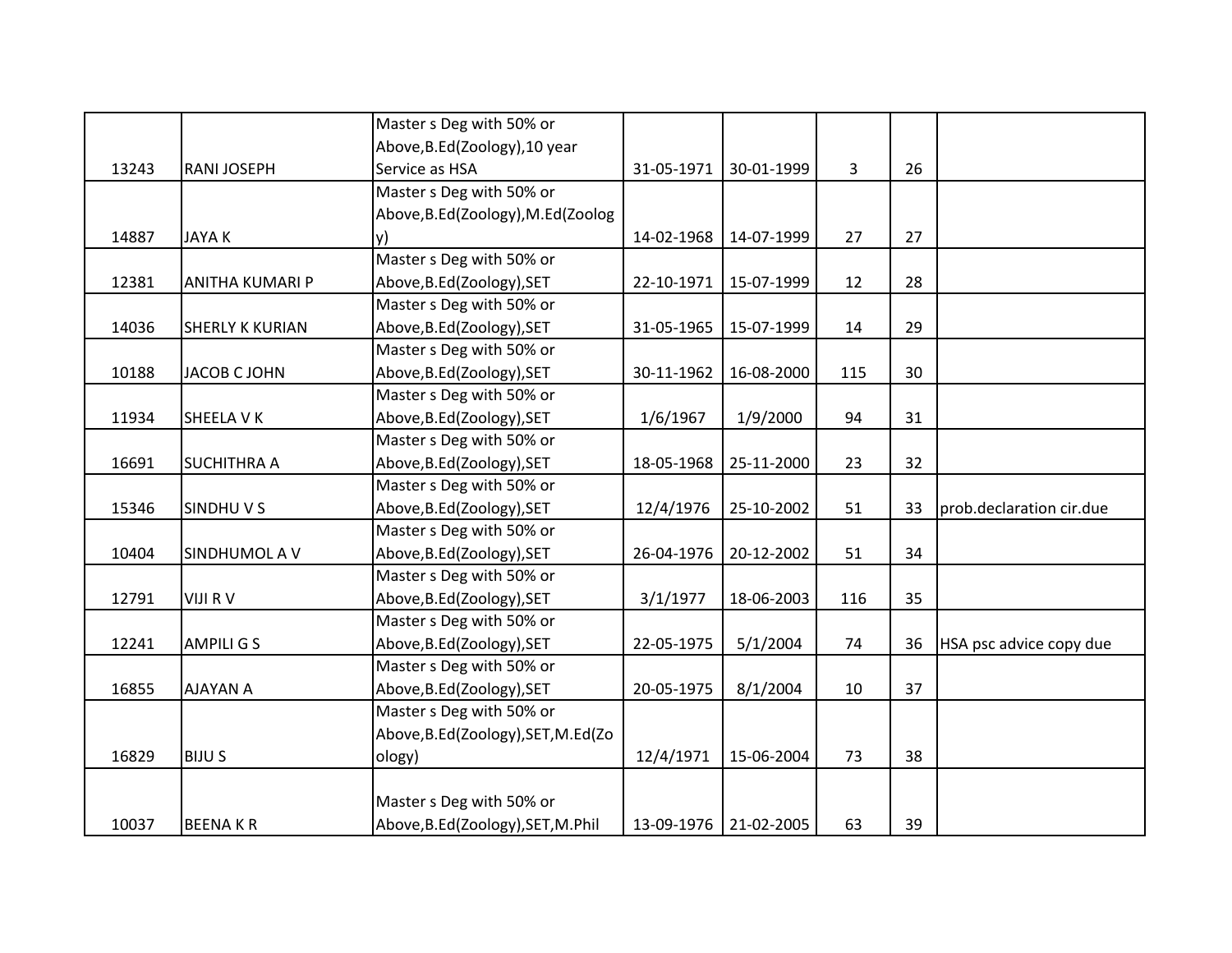| | | | | | | | |
|---|---|---|---|---|---|---|---|
| 13243 | RANI JOSEPH | Master s Deg with 50% or Above,B.Ed(Zoology),10 year Service as HSA | 31-05-1971 | 30-01-1999 | 3 | 26 | |
| 14887 | JAYA K | Master s Deg with 50% or Above,B.Ed(Zoology),M.Ed(Zoology) | 14-02-1968 | 14-07-1999 | 27 | 27 | |
| 12381 | ANITHA KUMARI P | Master s Deg with 50% or Above,B.Ed(Zoology),SET | 22-10-1971 | 15-07-1999 | 12 | 28 | |
| 14036 | SHERLY K KURIAN | Master s Deg with 50% or Above,B.Ed(Zoology),SET | 31-05-1965 | 15-07-1999 | 14 | 29 | |
| 10188 | JACOB C JOHN | Master s Deg with 50% or Above,B.Ed(Zoology),SET | 30-11-1962 | 16-08-2000 | 115 | 30 | |
| 11934 | SHEELA V K | Master s Deg with 50% or Above,B.Ed(Zoology),SET | 1/6/1967 | 1/9/2000 | 94 | 31 | |
| 16691 | SUCHITHRA A | Master s Deg with 50% or Above,B.Ed(Zoology),SET | 18-05-1968 | 25-11-2000 | 23 | 32 | |
| 15346 | SINDHU V S | Master s Deg with 50% or Above,B.Ed(Zoology),SET | 12/4/1976 | 25-10-2002 | 51 | 33 | prob.declaration cir.due |
| 10404 | SINDHUMOL A V | Master s Deg with 50% or Above,B.Ed(Zoology),SET | 26-04-1976 | 20-12-2002 | 51 | 34 | |
| 12791 | VIJI R V | Master s Deg with 50% or Above,B.Ed(Zoology),SET | 3/1/1977 | 18-06-2003 | 116 | 35 | |
| 12241 | AMPILI G S | Master s Deg with 50% or Above,B.Ed(Zoology),SET | 22-05-1975 | 5/1/2004 | 74 | 36 | HSA psc advice copy due |
| 16855 | AJAYAN A | Master s Deg with 50% or Above,B.Ed(Zoology),SET | 20-05-1975 | 8/1/2004 | 10 | 37 | |
| 16829 | BIJU S | Master s Deg with 50% or Above,B.Ed(Zoology),SET,M.Ed(Zoology) | 12/4/1971 | 15-06-2004 | 73 | 38 | |
| 10037 | BEENA K R | Master s Deg with 50% or Above,B.Ed(Zoology),SET,M.Phil | 13-09-1976 | 21-02-2005 | 63 | 39 | |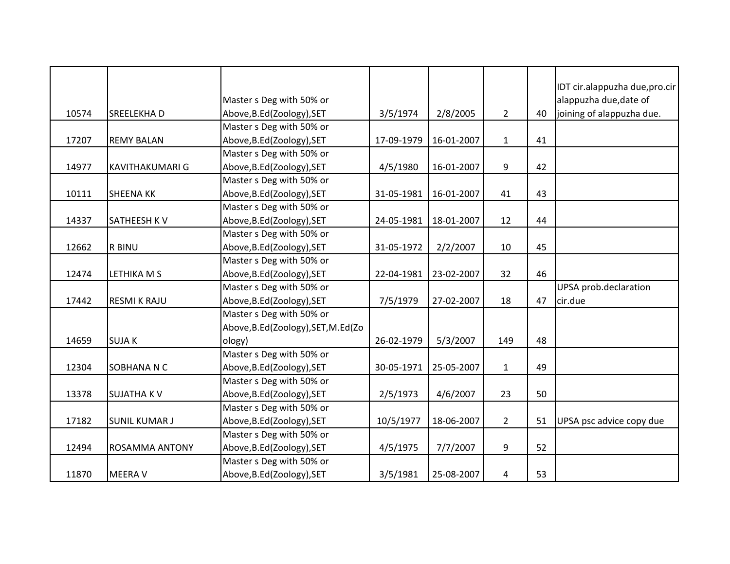| | | | | | | | |
|---|---|---|---|---|---|---|---|
| 10574 | SREELEKHA D | Master s Deg with 50% or Above,B.Ed(Zoology),SET | 3/5/1974 | 2/8/2005 | 2 | 40 | IDT cir.alappuzha due,pro.cir alappuzha due,date of joining of alappuzha due. |
| 17207 | REMY BALAN | Master s Deg with 50% or Above,B.Ed(Zoology),SET | 17-09-1979 | 16-01-2007 | 1 | 41 | |
| 14977 | KAVITHAKUMARI G | Master s Deg with 50% or Above,B.Ed(Zoology),SET | 4/5/1980 | 16-01-2007 | 9 | 42 | |
| 10111 | SHEENA KK | Master s Deg with 50% or Above,B.Ed(Zoology),SET | 31-05-1981 | 16-01-2007 | 41 | 43 | |
| 14337 | SATHEESH K V | Master s Deg with 50% or Above,B.Ed(Zoology),SET | 24-05-1981 | 18-01-2007 | 12 | 44 | |
| 12662 | R BINU | Master s Deg with 50% or Above,B.Ed(Zoology),SET | 31-05-1972 | 2/2/2007 | 10 | 45 | |
| 12474 | LETHIKA M S | Master s Deg with 50% or Above,B.Ed(Zoology),SET | 22-04-1981 | 23-02-2007 | 32 | 46 | |
| 17442 | RESMI K RAJU | Master s Deg with 50% or Above,B.Ed(Zoology),SET | 7/5/1979 | 27-02-2007 | 18 | 47 | UPSA prob.declaration cir.due |
| 14659 | SUJA K | Master s Deg with 50% or Above,B.Ed(Zoology),SET,M.Ed(Zoology) | 26-02-1979 | 5/3/2007 | 149 | 48 | |
| 12304 | SOBHANA N C | Master s Deg with 50% or Above,B.Ed(Zoology),SET | 30-05-1971 | 25-05-2007 | 1 | 49 | |
| 13378 | SUJATHA K V | Master s Deg with 50% or Above,B.Ed(Zoology),SET | 2/5/1973 | 4/6/2007 | 23 | 50 | |
| 17182 | SUNIL KUMAR J | Master s Deg with 50% or Above,B.Ed(Zoology),SET | 10/5/1977 | 18-06-2007 | 2 | 51 | UPSA psc advice copy due |
| 12494 | ROSAMMA ANTONY | Master s Deg with 50% or Above,B.Ed(Zoology),SET | 4/5/1975 | 7/7/2007 | 9 | 52 | |
| 11870 | MEERA V | Master s Deg with 50% or Above,B.Ed(Zoology),SET | 3/5/1981 | 25-08-2007 | 4 | 53 | |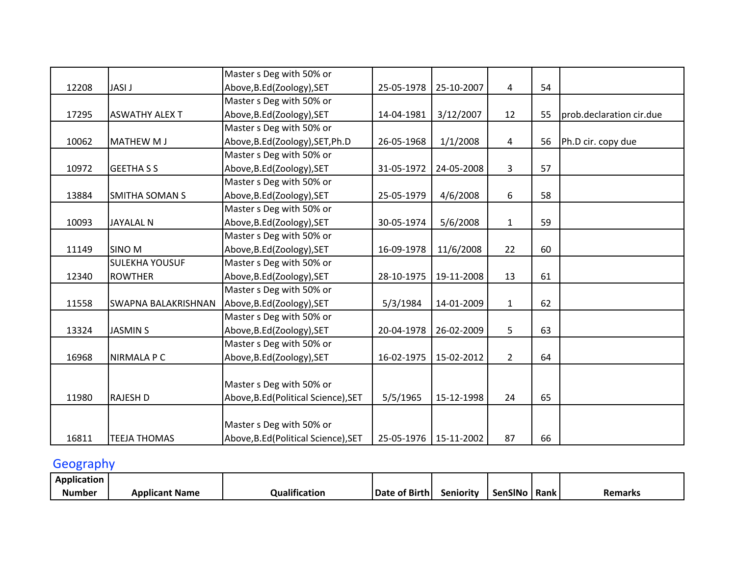| | | | | | | | |
|---|---|---|---|---|---|---|---|
| 12208 | JASI J | Master s Deg with 50% or Above,B.Ed(Zoology),SET | 25-05-1978 | 25-10-2007 | 4 | 54 | |
| 17295 | ASWATHY ALEX T | Master s Deg with 50% or Above,B.Ed(Zoology),SET | 14-04-1981 | 3/12/2007 | 12 | 55 | prob.declaration cir.due |
| 10062 | MATHEW M J | Master s Deg with 50% or Above,B.Ed(Zoology),SET,Ph.D | 26-05-1968 | 1/1/2008 | 4 | 56 | Ph.D cir. copy due |
| 10972 | GEETHA S S | Master s Deg with 50% or Above,B.Ed(Zoology),SET | 31-05-1972 | 24-05-2008 | 3 | 57 | |
| 13884 | SMITHA SOMAN S | Master s Deg with 50% or Above,B.Ed(Zoology),SET | 25-05-1979 | 4/6/2008 | 6 | 58 | |
| 10093 | JAYALAL N | Master s Deg with 50% or Above,B.Ed(Zoology),SET | 30-05-1974 | 5/6/2008 | 1 | 59 | |
| 11149 | SINO M | Master s Deg with 50% or Above,B.Ed(Zoology),SET | 16-09-1978 | 11/6/2008 | 22 | 60 | |
| 12340 | SULEKHA YOUSUF ROWTHER | Master s Deg with 50% or Above,B.Ed(Zoology),SET | 28-10-1975 | 19-11-2008 | 13 | 61 | |
| 11558 | SWAPNA BALAKRISHNAN | Master s Deg with 50% or Above,B.Ed(Zoology),SET | 5/3/1984 | 14-01-2009 | 1 | 62 | |
| 13324 | JASMIN S | Master s Deg with 50% or Above,B.Ed(Zoology),SET | 20-04-1978 | 26-02-2009 | 5 | 63 | |
| 16968 | NIRMALA P C | Master s Deg with 50% or Above,B.Ed(Zoology),SET | 16-02-1975 | 15-02-2012 | 2 | 64 | |
| 11980 | RAJESH D | Master s Deg with 50% or Above,B.Ed(Political Science),SET | 5/5/1965 | 15-12-1998 | 24 | 65 | |
| 16811 | TEEJA THOMAS | Master s Deg with 50% or Above,B.Ed(Political Science),SET | 25-05-1976 | 15-11-2002 | 87 | 66 | |

## Geography

| Application Number | Applicant Name | Qualification | Date of Birth | Seniority | SenSlNo | Rank | Remarks |
|---|---|---|---|---|---|---|---|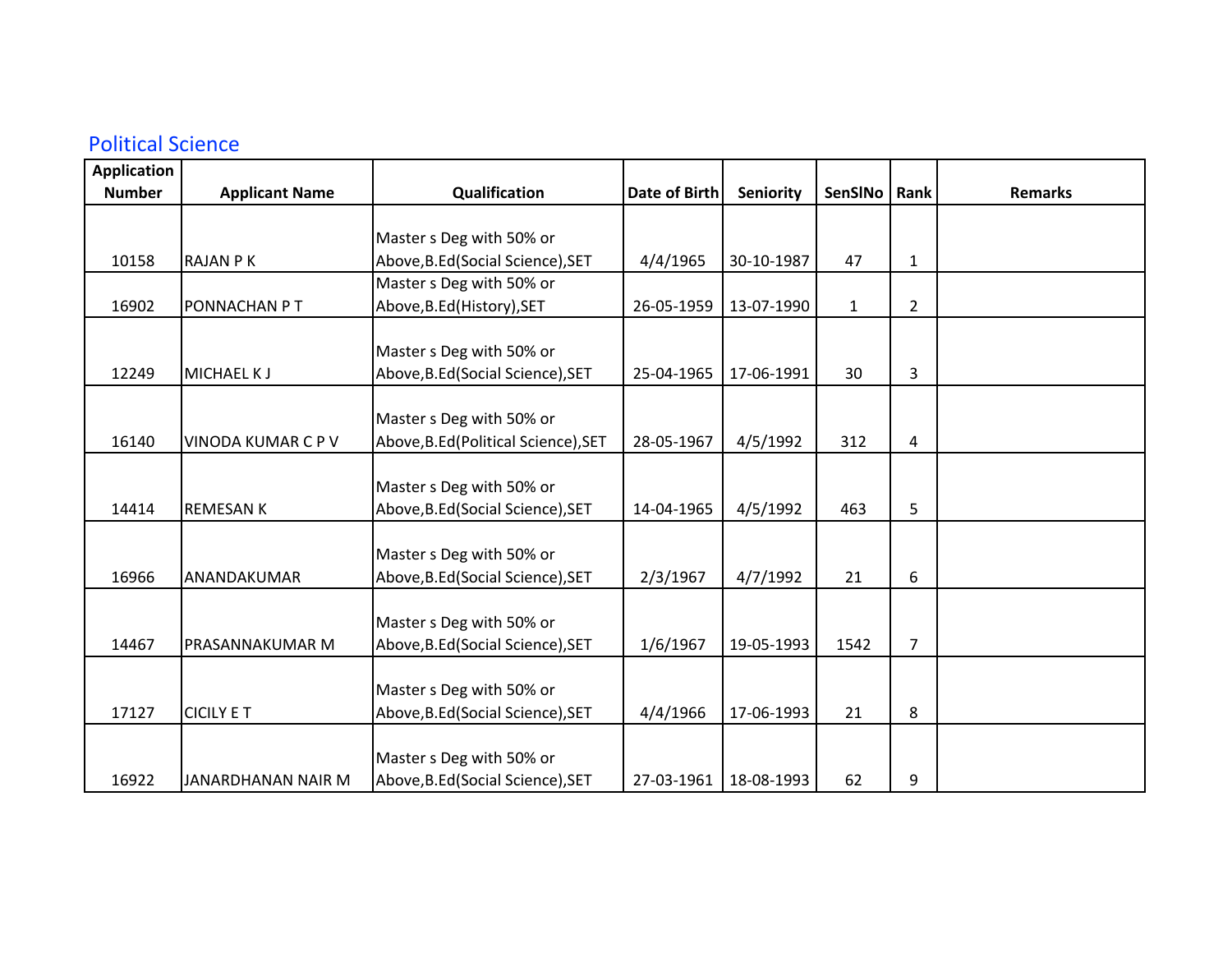## Political Science

| Application Number | Applicant Name | Qualification | Date of Birth | Seniority | SenSlNo | Rank | Remarks |
|---|---|---|---|---|---|---|---|
| 10158 | RAJAN P K | Master s Deg with 50% or Above,B.Ed(Social Science),SET | 4/4/1965 | 30-10-1987 | 47 | 1 | |
| 16902 | PONNACHAN P T | Master s Deg with 50% or Above,B.Ed(History),SET | 26-05-1959 | 13-07-1990 | 1 | 2 | |
| 12249 | MICHAEL K J | Master s Deg with 50% or Above,B.Ed(Social Science),SET | 25-04-1965 | 17-06-1991 | 30 | 3 | |
| 16140 | VINODA KUMAR C P V | Master s Deg with 50% or Above,B.Ed(Political Science),SET | 28-05-1967 | 4/5/1992 | 312 | 4 | |
| 14414 | REMESAN K | Master s Deg with 50% or Above,B.Ed(Social Science),SET | 14-04-1965 | 4/5/1992 | 463 | 5 | |
| 16966 | ANANDAKUMAR | Master s Deg with 50% or Above,B.Ed(Social Science),SET | 2/3/1967 | 4/7/1992 | 21 | 6 | |
| 14467 | PRASANNAKUMAR M | Master s Deg with 50% or Above,B.Ed(Social Science),SET | 1/6/1967 | 19-05-1993 | 1542 | 7 | |
| 17127 | CICILY E T | Master s Deg with 50% or Above,B.Ed(Social Science),SET | 4/4/1966 | 17-06-1993 | 21 | 8 | |
| 16922 | JANARDHANAN NAIR M | Master s Deg with 50% or Above,B.Ed(Social Science),SET | 27-03-1961 | 18-08-1993 | 62 | 9 | |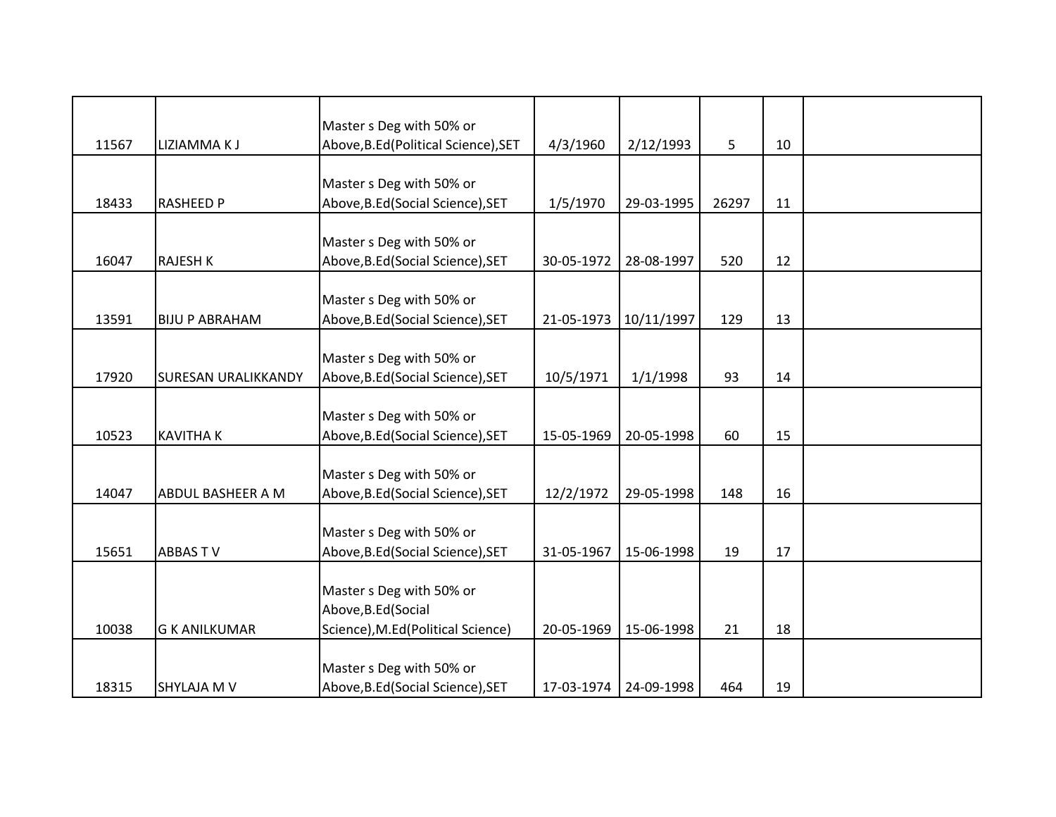| | | | | | | | |
|---|---|---|---|---|---|---|---|
| 11567 | LIZIAMMA K J | Master s Deg with 50% or Above,B.Ed(Political Science),SET | 4/3/1960 | 2/12/1993 | 5 | 10 | |
| 18433 | RASHEED P | Master s Deg with 50% or Above,B.Ed(Social Science),SET | 1/5/1970 | 29-03-1995 | 26297 | 11 | |
| 16047 | RAJESH K | Master s Deg with 50% or Above,B.Ed(Social Science),SET | 30-05-1972 | 28-08-1997 | 520 | 12 | |
| 13591 | BIJU P ABRAHAM | Master s Deg with 50% or Above,B.Ed(Social Science),SET | 21-05-1973 | 10/11/1997 | 129 | 13 | |
| 17920 | SURESAN URALIKKANDY | Master s Deg with 50% or Above,B.Ed(Social Science),SET | 10/5/1971 | 1/1/1998 | 93 | 14 | |
| 10523 | KAVITHA K | Master s Deg with 50% or Above,B.Ed(Social Science),SET | 15-05-1969 | 20-05-1998 | 60 | 15 | |
| 14047 | ABDUL BASHEER A M | Master s Deg with 50% or Above,B.Ed(Social Science),SET | 12/2/1972 | 29-05-1998 | 148 | 16 | |
| 15651 | ABBAS T V | Master s Deg with 50% or Above,B.Ed(Social Science),SET | 31-05-1967 | 15-06-1998 | 19 | 17 | |
| 10038 | G K ANILKUMAR | Master s Deg with 50% or Above,B.Ed(Social Science),M.Ed(Political Science) | 20-05-1969 | 15-06-1998 | 21 | 18 | |
| 18315 | SHYLAJA M V | Master s Deg with 50% or Above,B.Ed(Social Science),SET | 17-03-1974 | 24-09-1998 | 464 | 19 | |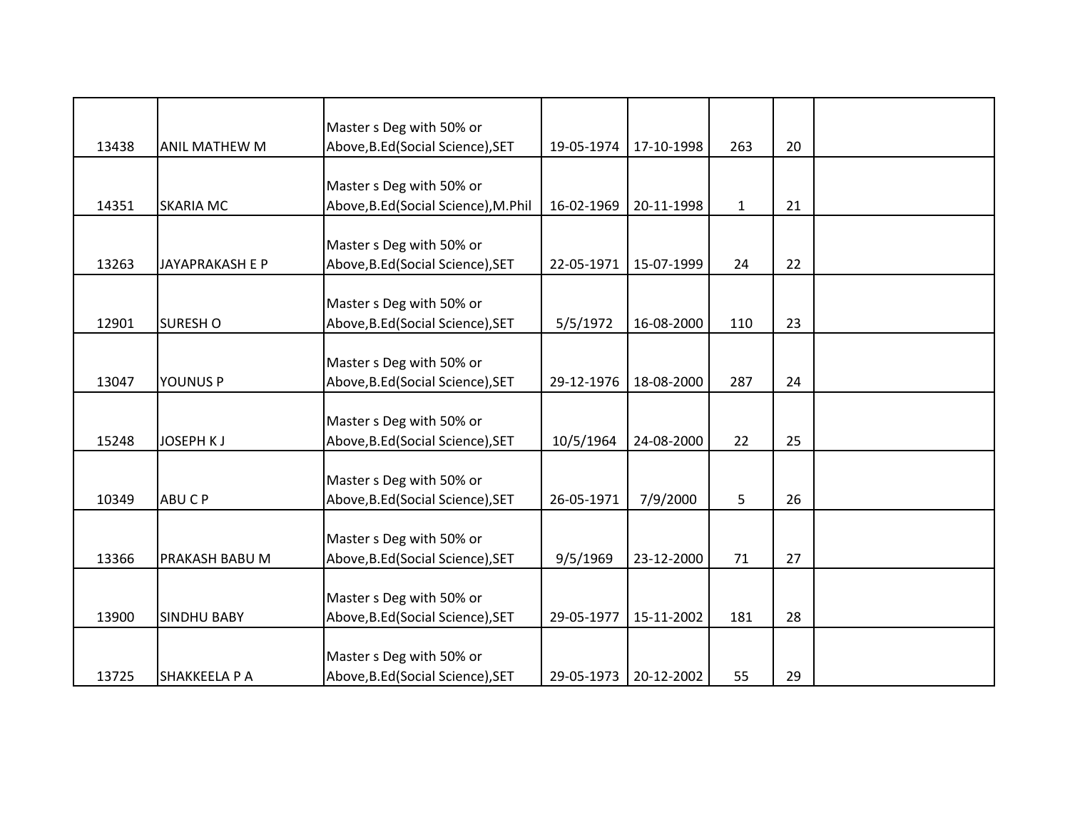| | | | | | | | |
|---|---|---|---|---|---|---|---|
| 13438 | ANIL MATHEW M | Master s Deg with 50% or Above,B.Ed(Social Science),SET | 19-05-1974 | 17-10-1998 | 263 | 20 | |
| 14351 | SKARIA MC | Master s Deg with 50% or Above,B.Ed(Social Science),M.Phil | 16-02-1969 | 20-11-1998 | 1 | 21 | |
| 13263 | JAYAPRAKASH E P | Master s Deg with 50% or Above,B.Ed(Social Science),SET | 22-05-1971 | 15-07-1999 | 24 | 22 | |
| 12901 | SURESH O | Master s Deg with 50% or Above,B.Ed(Social Science),SET | 5/5/1972 | 16-08-2000 | 110 | 23 | |
| 13047 | YOUNUS P | Master s Deg with 50% or Above,B.Ed(Social Science),SET | 29-12-1976 | 18-08-2000 | 287 | 24 | |
| 15248 | JOSEPH K J | Master s Deg with 50% or Above,B.Ed(Social Science),SET | 10/5/1964 | 24-08-2000 | 22 | 25 | |
| 10349 | ABU C P | Master s Deg with 50% or Above,B.Ed(Social Science),SET | 26-05-1971 | 7/9/2000 | 5 | 26 | |
| 13366 | PRAKASH BABU M | Master s Deg with 50% or Above,B.Ed(Social Science),SET | 9/5/1969 | 23-12-2000 | 71 | 27 | |
| 13900 | SINDHU BABY | Master s Deg with 50% or Above,B.Ed(Social Science),SET | 29-05-1977 | 15-11-2002 | 181 | 28 | |
| 13725 | SHAKKEELA P A | Master s Deg with 50% or Above,B.Ed(Social Science),SET | 29-05-1973 | 20-12-2002 | 55 | 29 | |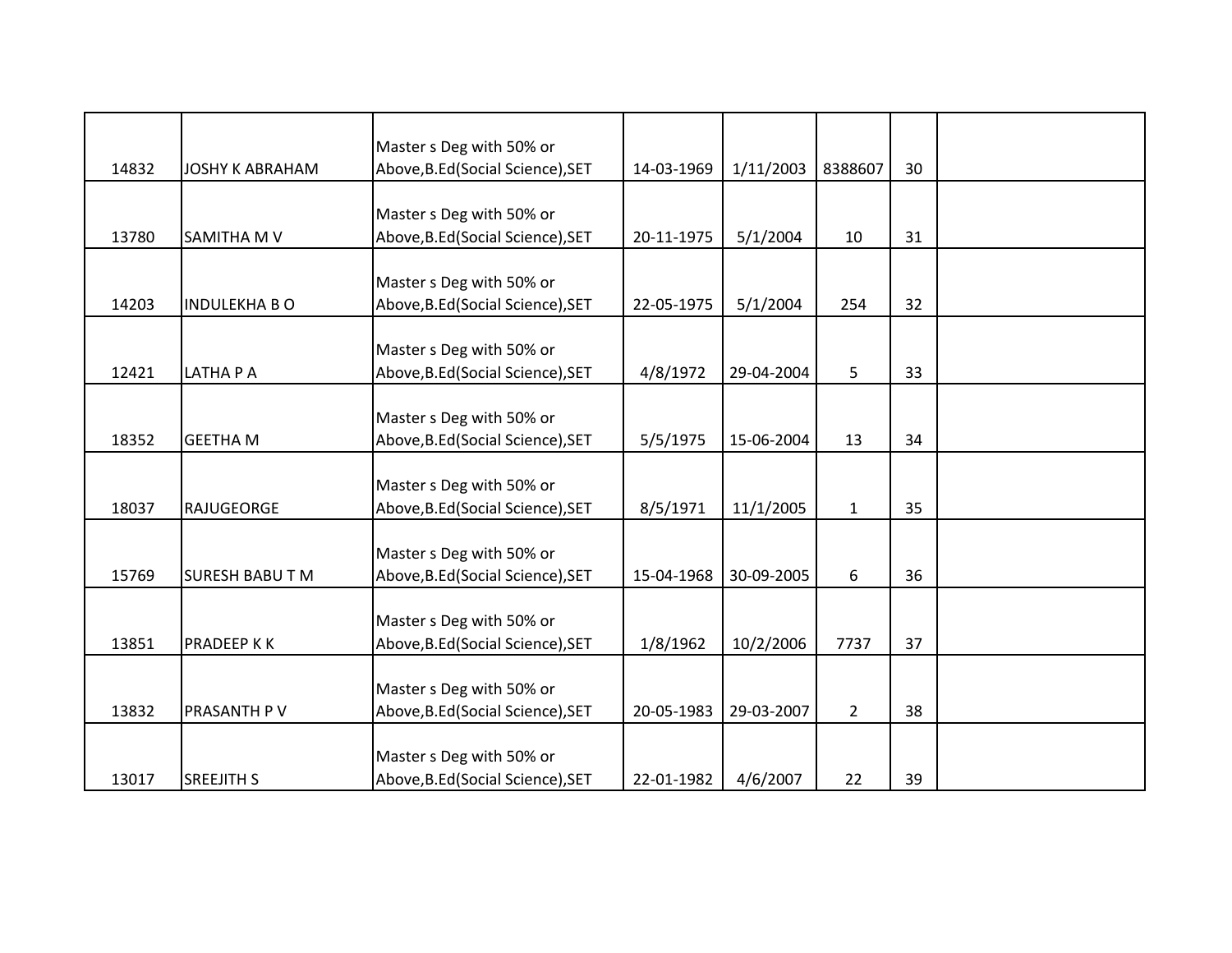| | | | | | | | |
|---|---|---|---|---|---|---|---|
| 14832 | JOSHY K ABRAHAM | Master s Deg with 50% or Above,B.Ed(Social Science),SET | 14-03-1969 | 1/11/2003 | 8388607 | 30 | |
| 13780 | SAMITHA M V | Master s Deg with 50% or Above,B.Ed(Social Science),SET | 20-11-1975 | 5/1/2004 | 10 | 31 | |
| 14203 | INDULEKHA B O | Master s Deg with 50% or Above,B.Ed(Social Science),SET | 22-05-1975 | 5/1/2004 | 254 | 32 | |
| 12421 | LATHA P A | Master s Deg with 50% or Above,B.Ed(Social Science),SET | 4/8/1972 | 29-04-2004 | 5 | 33 | |
| 18352 | GEETHA M | Master s Deg with 50% or Above,B.Ed(Social Science),SET | 5/5/1975 | 15-06-2004 | 13 | 34 | |
| 18037 | RAJUGEORGE | Master s Deg with 50% or Above,B.Ed(Social Science),SET | 8/5/1971 | 11/1/2005 | 1 | 35 | |
| 15769 | SURESH BABU T M | Master s Deg with 50% or Above,B.Ed(Social Science),SET | 15-04-1968 | 30-09-2005 | 6 | 36 | |
| 13851 | PRADEEP K K | Master s Deg with 50% or Above,B.Ed(Social Science),SET | 1/8/1962 | 10/2/2006 | 7737 | 37 | |
| 13832 | PRASANTH P V | Master s Deg with 50% or Above,B.Ed(Social Science),SET | 20-05-1983 | 29-03-2007 | 2 | 38 | |
| 13017 | SREEJITH S | Master s Deg with 50% or Above,B.Ed(Social Science),SET | 22-01-1982 | 4/6/2007 | 22 | 39 | |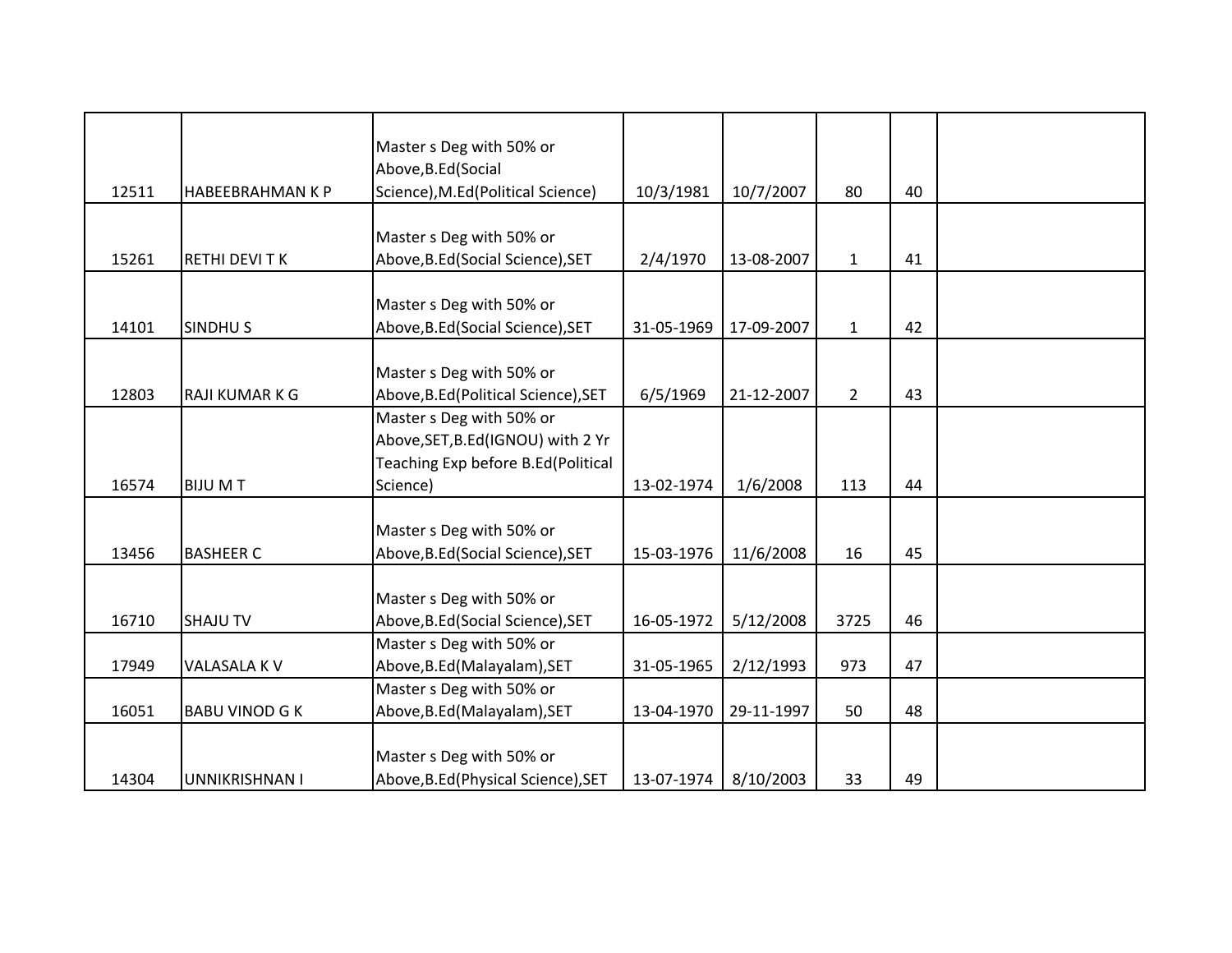| | | | | | | | |
|---|---|---|---|---|---|---|---|
| 12511 | HABEEBRAHMAN K P | Master s Deg with 50% or Above,B.Ed(Social Science),M.Ed(Political Science) | 10/3/1981 | 10/7/2007 | 80 | 40 | |
| 15261 | RETHI DEVI T K | Master s Deg with 50% or Above,B.Ed(Social Science),SET | 2/4/1970 | 13-08-2007 | 1 | 41 | |
| 14101 | SINDHU S | Master s Deg with 50% or Above,B.Ed(Social Science),SET | 31-05-1969 | 17-09-2007 | 1 | 42 | |
| 12803 | RAJI KUMAR K G | Master s Deg with 50% or Above,B.Ed(Political Science),SET | 6/5/1969 | 21-12-2007 | 2 | 43 | |
| 16574 | BIJU M T | Master s Deg with 50% or Above,SET,B.Ed(IGNOU) with 2 Yr Teaching Exp before B.Ed(Political Science) | 13-02-1974 | 1/6/2008 | 113 | 44 | |
| 13456 | BASHEER C | Master s Deg with 50% or Above,B.Ed(Social Science),SET | 15-03-1976 | 11/6/2008 | 16 | 45 | |
| 16710 | SHAJU TV | Master s Deg with 50% or Above,B.Ed(Social Science),SET | 16-05-1972 | 5/12/2008 | 3725 | 46 | |
| 17949 | VALASALA K V | Master s Deg with 50% or Above,B.Ed(Malayalam),SET | 31-05-1965 | 2/12/1993 | 973 | 47 | |
| 16051 | BABU VINOD G K | Master s Deg with 50% or Above,B.Ed(Malayalam),SET | 13-04-1970 | 29-11-1997 | 50 | 48 | |
| 14304 | UNNIKRISHNAN I | Master s Deg with 50% or Above,B.Ed(Physical Science),SET | 13-07-1974 | 8/10/2003 | 33 | 49 | |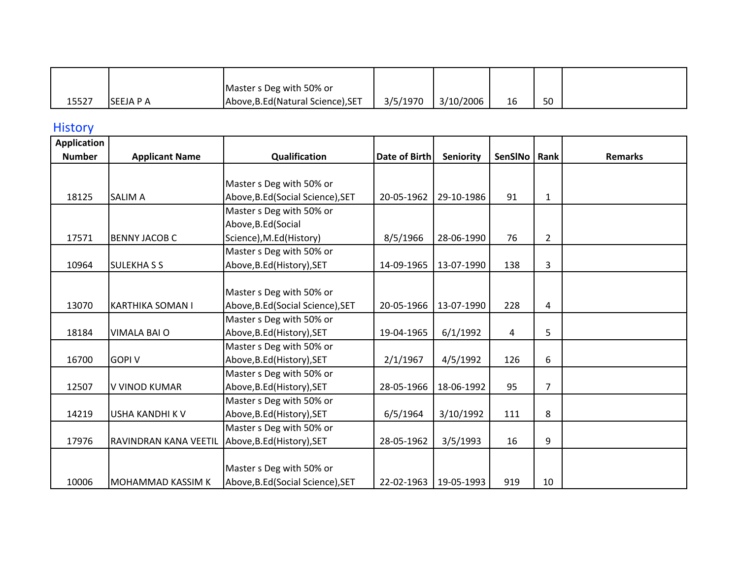| 15527 | SEEJA P A | Master s Deg with 50% or Above,B.Ed(Natural Science),SET | 3/5/1970 | 3/10/2006 | 16 | 50 | |
|---|---|---|---|---|---|---|---|

## History

| Application Number | Applicant Name | Qualification | Date of Birth | Seniority | SenSlNo | Rank | Remarks |
|---|---|---|---|---|---|---|---|
| 18125 | SALIM A | Master s Deg with 50% or Above,B.Ed(Social Science),SET | 20-05-1962 | 29-10-1986 | 91 | 1 | |
| 17571 | BENNY JACOB C | Master s Deg with 50% or Above,B.Ed(Social Science),M.Ed(History) | 8/5/1966 | 28-06-1990 | 76 | 2 | |
| 10964 | SULEKHA S S | Master s Deg with 50% or Above,B.Ed(History),SET | 14-09-1965 | 13-07-1990 | 138 | 3 | |
| 13070 | KARTHIKA SOMAN I | Master s Deg with 50% or Above,B.Ed(Social Science),SET | 20-05-1966 | 13-07-1990 | 228 | 4 | |
| 18184 | VIMALA BAI O | Master s Deg with 50% or Above,B.Ed(History),SET | 19-04-1965 | 6/1/1992 | 4 | 5 | |
| 16700 | GOPI V | Master s Deg with 50% or Above,B.Ed(History),SET | 2/1/1967 | 4/5/1992 | 126 | 6 | |
| 12507 | V VINOD KUMAR | Master s Deg with 50% or Above,B.Ed(History),SET | 28-05-1966 | 18-06-1992 | 95 | 7 | |
| 14219 | USHA KANDHI K V | Master s Deg with 50% or Above,B.Ed(History),SET | 6/5/1964 | 3/10/1992 | 111 | 8 | |
| 17976 | RAVINDRAN KANA VEETIL | Master s Deg with 50% or Above,B.Ed(History),SET | 28-05-1962 | 3/5/1993 | 16 | 9 | |
| 10006 | MOHAMMAD KASSIM K | Master s Deg with 50% or Above,B.Ed(Social Science),SET | 22-02-1963 | 19-05-1993 | 919 | 10 | |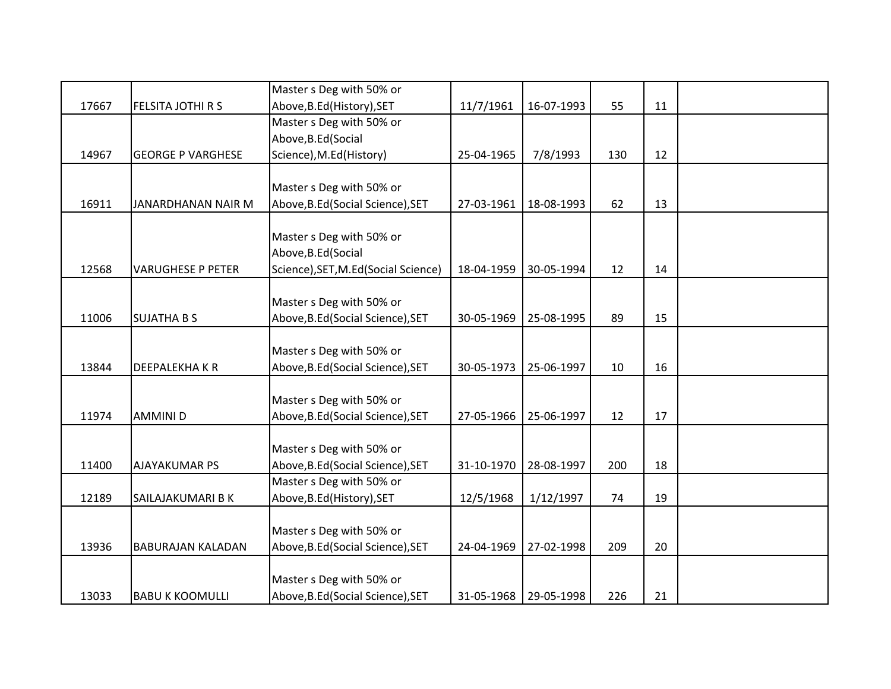| | | | | | | | |
|---|---|---|---|---|---|---|---|
| 17667 | FELSITA JOTHI R S | Master s Deg with 50% or Above,B.Ed(History),SET | 11/7/1961 | 16-07-1993 | 55 | 11 | |
| 14967 | GEORGE P VARGHESE | Master s Deg with 50% or Above,B.Ed(Social Science),M.Ed(History) | 25-04-1965 | 7/8/1993 | 130 | 12 | |
| 16911 | JANARDHANAN NAIR M | Master s Deg with 50% or Above,B.Ed(Social Science),SET | 27-03-1961 | 18-08-1993 | 62 | 13 | |
| 12568 | VARUGHESE P PETER | Master s Deg with 50% or Above,B.Ed(Social Science),SET,M.Ed(Social Science) | 18-04-1959 | 30-05-1994 | 12 | 14 | |
| 11006 | SUJATHA B S | Master s Deg with 50% or Above,B.Ed(Social Science),SET | 30-05-1969 | 25-08-1995 | 89 | 15 | |
| 13844 | DEEPALEKHA K R | Master s Deg with 50% or Above,B.Ed(Social Science),SET | 30-05-1973 | 25-06-1997 | 10 | 16 | |
| 11974 | AMMINI D | Master s Deg with 50% or Above,B.Ed(Social Science),SET | 27-05-1966 | 25-06-1997 | 12 | 17 | |
| 11400 | AJAYAKUMAR PS | Master s Deg with 50% or Above,B.Ed(Social Science),SET | 31-10-1970 | 28-08-1997 | 200 | 18 | |
| 12189 | SAILAJAKUMARI B K | Master s Deg with 50% or Above,B.Ed(History),SET | 12/5/1968 | 1/12/1997 | 74 | 19 | |
| 13936 | BABURAJAN KALADAN | Master s Deg with 50% or Above,B.Ed(Social Science),SET | 24-04-1969 | 27-02-1998 | 209 | 20 | |
| 13033 | BABU K KOOMULLI | Master s Deg with 50% or Above,B.Ed(Social Science),SET | 31-05-1968 | 29-05-1998 | 226 | 21 | |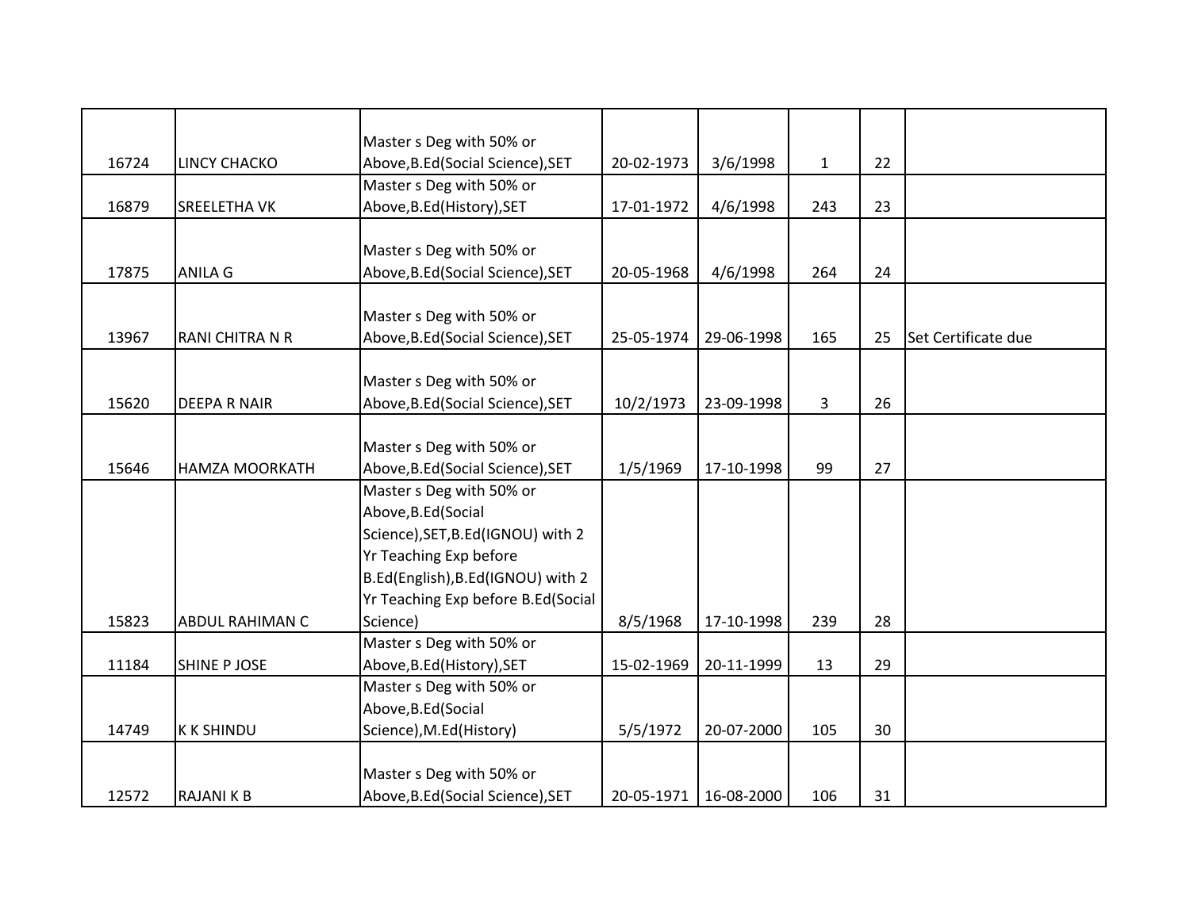| | | | | | | | |
|---|---|---|---|---|---|---|---|
| 16724 | LINCY CHACKO | Master s Deg with 50% or Above,B.Ed(Social Science),SET | 20-02-1973 | 3/6/1998 | 1 | 22 | |
| 16879 | SREELETHA VK | Master s Deg with 50% or Above,B.Ed(History),SET | 17-01-1972 | 4/6/1998 | 243 | 23 | |
| 17875 | ANILA G | Master s Deg with 50% or Above,B.Ed(Social Science),SET | 20-05-1968 | 4/6/1998 | 264 | 24 | |
| 13967 | RANI CHITRA N R | Master s Deg with 50% or Above,B.Ed(Social Science),SET | 25-05-1974 | 29-06-1998 | 165 | 25 | Set Certificate due |
| 15620 | DEEPA R NAIR | Master s Deg with 50% or Above,B.Ed(Social Science),SET | 10/2/1973 | 23-09-1998 | 3 | 26 | |
| 15646 | HAMZA MOORKATH | Master s Deg with 50% or Above,B.Ed(Social Science),SET | 1/5/1969 | 17-10-1998 | 99 | 27 | |
| 15823 | ABDUL RAHIMAN C | Master s Deg with 50% or Above,B.Ed(Social Science),SET,B.Ed(IGNOU) with 2 Yr Teaching Exp before B.Ed(English),B.Ed(IGNOU) with 2 Yr Teaching Exp before B.Ed(Social Science) | 8/5/1968 | 17-10-1998 | 239 | 28 | |
| 11184 | SHINE P JOSE | Master s Deg with 50% or Above,B.Ed(History),SET | 15-02-1969 | 20-11-1999 | 13 | 29 | |
| 14749 | K K SHINDU | Master s Deg with 50% or Above,B.Ed(Social Science),M.Ed(History) | 5/5/1972 | 20-07-2000 | 105 | 30 | |
| 12572 | RAJANI K B | Master s Deg with 50% or Above,B.Ed(Social Science),SET | 20-05-1971 | 16-08-2000 | 106 | 31 | |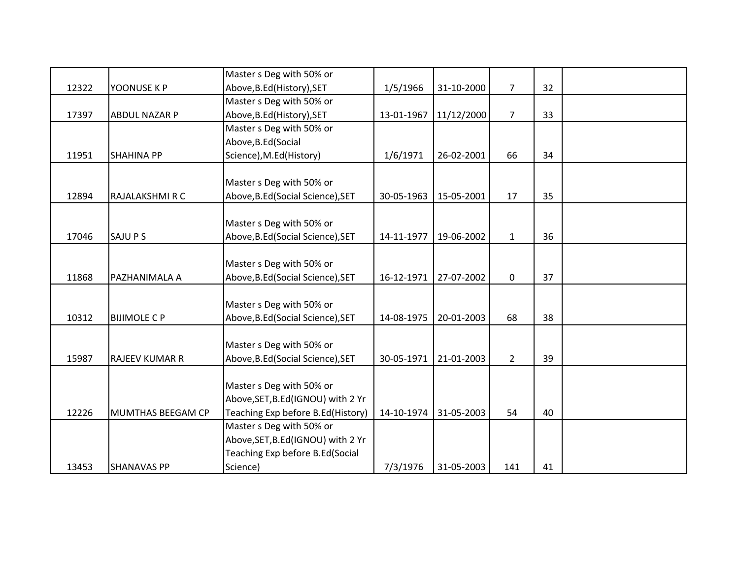| | | | | | | | |
|---|---|---|---|---|---|---|---|
| 12322 | YOONUSE K P | Master s Deg with 50% or Above,B.Ed(History),SET | 1/5/1966 | 31-10-2000 | 7 | 32 | |
| 17397 | ABDUL NAZAR P | Master s Deg with 50% or Above,B.Ed(History),SET | 13-01-1967 | 11/12/2000 | 7 | 33 | |
| 11951 | SHAHINA PP | Master s Deg with 50% or Above,B.Ed(Social Science),M.Ed(History) | 1/6/1971 | 26-02-2001 | 66 | 34 | |
| 12894 | RAJALAKSHMI R C | Master s Deg with 50% or Above,B.Ed(Social Science),SET | 30-05-1963 | 15-05-2001 | 17 | 35 | |
| 17046 | SAJU P S | Master s Deg with 50% or Above,B.Ed(Social Science),SET | 14-11-1977 | 19-06-2002 | 1 | 36 | |
| 11868 | PAZHANIMALA A | Master s Deg with 50% or Above,B.Ed(Social Science),SET | 16-12-1971 | 27-07-2002 | 0 | 37 | |
| 10312 | BIJIMOLE C P | Master s Deg with 50% or Above,B.Ed(Social Science),SET | 14-08-1975 | 20-01-2003 | 68 | 38 | |
| 15987 | RAJEEV KUMAR R | Master s Deg with 50% or Above,B.Ed(Social Science),SET | 30-05-1971 | 21-01-2003 | 2 | 39 | |
| 12226 | MUMTHAS BEEGAM CP | Master s Deg with 50% or Above,SET,B.Ed(IGNOU) with 2 Yr Teaching Exp before B.Ed(History) | 14-10-1974 | 31-05-2003 | 54 | 40 | |
| 13453 | SHANAVAS PP | Master s Deg with 50% or Above,SET,B.Ed(IGNOU) with 2 Yr Teaching Exp before B.Ed(Social Science) | 7/3/1976 | 31-05-2003 | 141 | 41 | |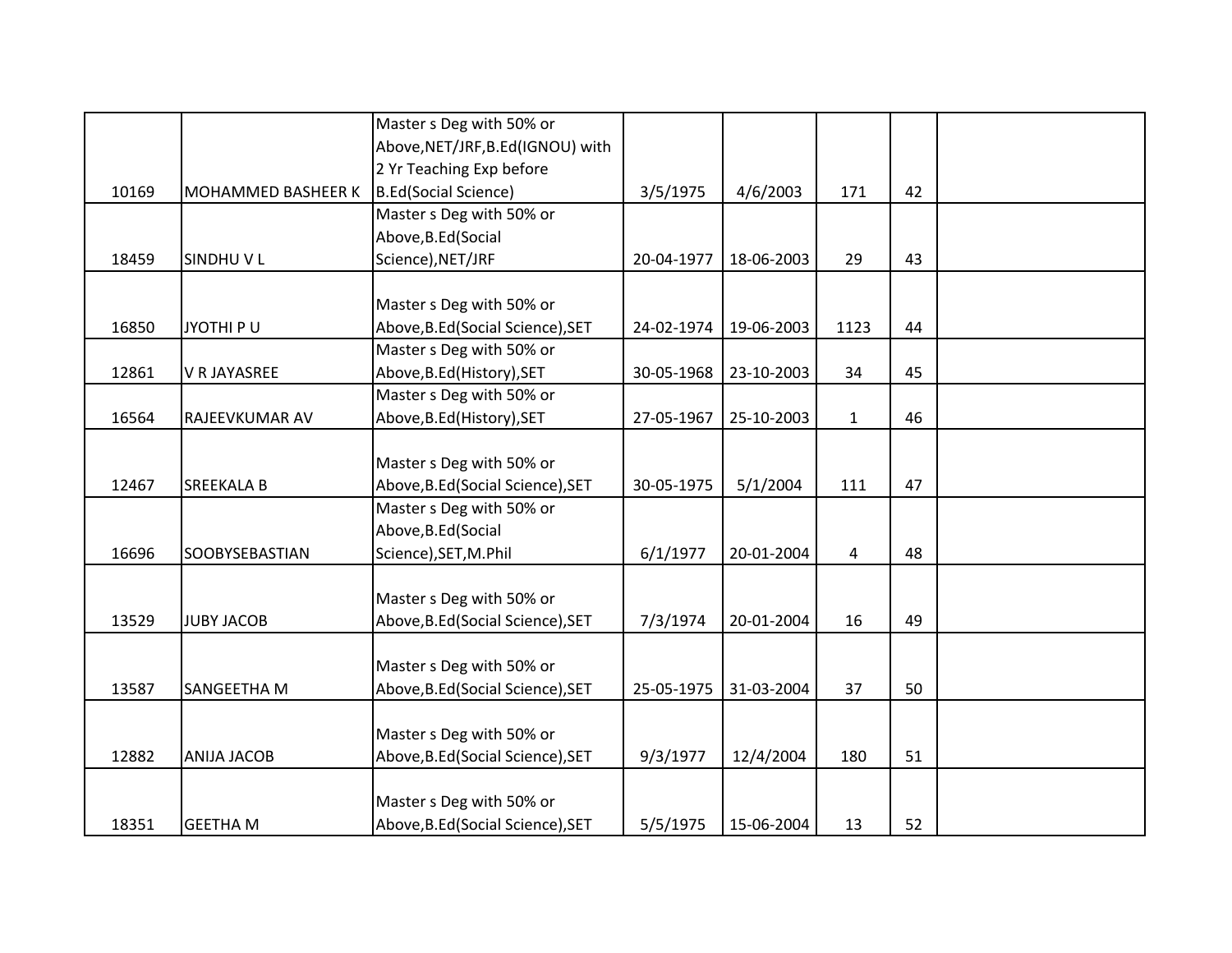| | | | | | | | |
|---|---|---|---|---|---|---|---|
| 10169 | MOHAMMED BASHEER K | Master s Deg with 50% or Above,NET/JRF,B.Ed(IGNOU) with 2 Yr Teaching Exp before B.Ed(Social Science) | 3/5/1975 | 4/6/2003 | 171 | 42 | |
| 18459 | SINDHU V L | Master s Deg with 50% or Above,B.Ed(Social Science),NET/JRF | 20-04-1977 | 18-06-2003 | 29 | 43 | |
| 16850 | JYOTHI P U | Master s Deg with 50% or Above,B.Ed(Social Science),SET | 24-02-1974 | 19-06-2003 | 1123 | 44 | |
| 12861 | V R JAYASREE | Master s Deg with 50% or Above,B.Ed(History),SET | 30-05-1968 | 23-10-2003 | 34 | 45 | |
| 16564 | RAJEEVKUMAR AV | Master s Deg with 50% or Above,B.Ed(History),SET | 27-05-1967 | 25-10-2003 | 1 | 46 | |
| 12467 | SREEKALA B | Master s Deg with 50% or Above,B.Ed(Social Science),SET | 30-05-1975 | 5/1/2004 | 111 | 47 | |
| 16696 | SOOBYSEBASTIAN | Master s Deg with 50% or Above,B.Ed(Social Science),SET,M.Phil | 6/1/1977 | 20-01-2004 | 4 | 48 | |
| 13529 | JUBY JACOB | Master s Deg with 50% or Above,B.Ed(Social Science),SET | 7/3/1974 | 20-01-2004 | 16 | 49 | |
| 13587 | SANGEETHA M | Master s Deg with 50% or Above,B.Ed(Social Science),SET | 25-05-1975 | 31-03-2004 | 37 | 50 | |
| 12882 | ANIJA JACOB | Master s Deg with 50% or Above,B.Ed(Social Science),SET | 9/3/1977 | 12/4/2004 | 180 | 51 | |
| 18351 | GEETHA M | Master s Deg with 50% or Above,B.Ed(Social Science),SET | 5/5/1975 | 15-06-2004 | 13 | 52 | |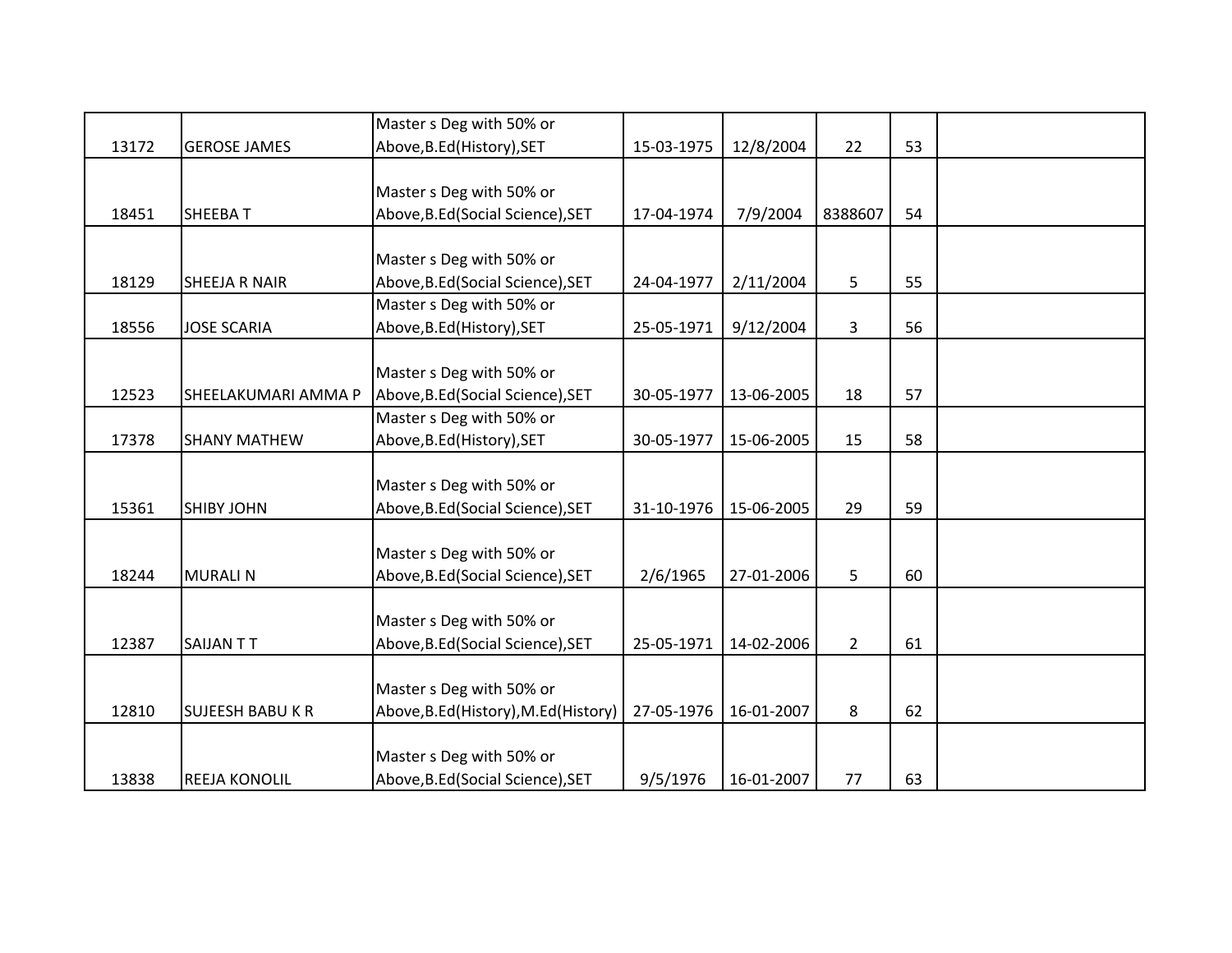| | | | | | | | |
|---|---|---|---|---|---|---|---|
| 13172 | GEROSE JAMES | Master s Deg with 50% or Above,B.Ed(History),SET | 15-03-1975 | 12/8/2004 | 22 | 53 | |
| 18451 | SHEEBA T | Master s Deg with 50% or Above,B.Ed(Social Science),SET | 17-04-1974 | 7/9/2004 | 8388607 | 54 | |
| 18129 | SHEEJA R NAIR | Master s Deg with 50% or Above,B.Ed(Social Science),SET | 24-04-1977 | 2/11/2004 | 5 | 55 | |
| 18556 | JOSE SCARIA | Master s Deg with 50% or Above,B.Ed(History),SET | 25-05-1971 | 9/12/2004 | 3 | 56 | |
| 12523 | SHEELAKUMARI AMMA P | Master s Deg with 50% or Above,B.Ed(Social Science),SET | 30-05-1977 | 13-06-2005 | 18 | 57 | |
| 17378 | SHANY MATHEW | Master s Deg with 50% or Above,B.Ed(History),SET | 30-05-1977 | 15-06-2005 | 15 | 58 | |
| 15361 | SHIBY JOHN | Master s Deg with 50% or Above,B.Ed(Social Science),SET | 31-10-1976 | 15-06-2005 | 29 | 59 | |
| 18244 | MURALI N | Master s Deg with 50% or Above,B.Ed(Social Science),SET | 2/6/1965 | 27-01-2006 | 5 | 60 | |
| 12387 | SAIJAN T T | Master s Deg with 50% or Above,B.Ed(Social Science),SET | 25-05-1971 | 14-02-2006 | 2 | 61 | |
| 12810 | SUJEESH BABU K R | Master s Deg with 50% or Above,B.Ed(History),M.Ed(History) | 27-05-1976 | 16-01-2007 | 8 | 62 | |
| 13838 | REEJA KONOLIL | Master s Deg with 50% or Above,B.Ed(Social Science),SET | 9/5/1976 | 16-01-2007 | 77 | 63 | |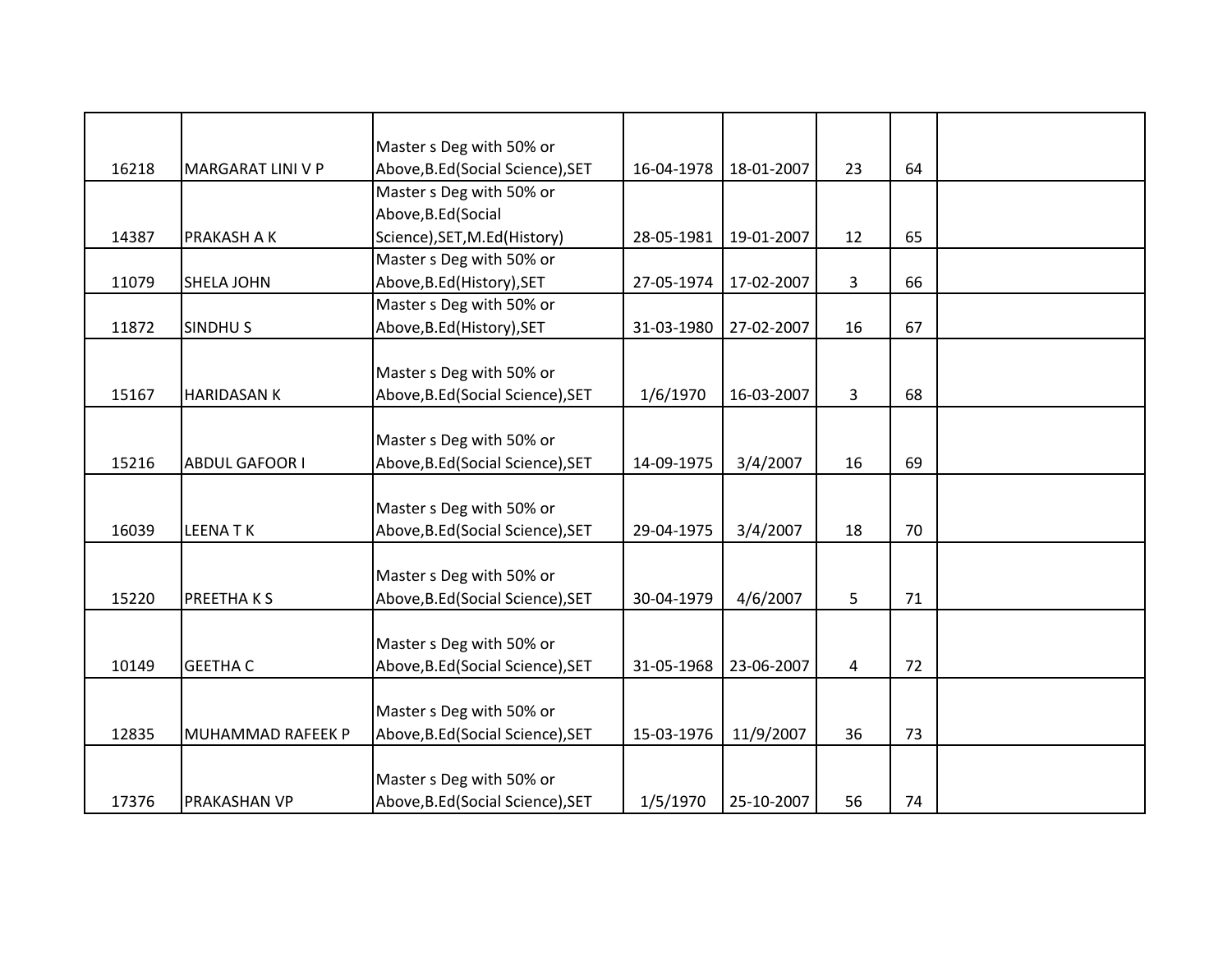| | | | | | | | |
|---|---|---|---|---|---|---|---|
| 16218 | MARGARAT LINI V P | Master s Deg with 50% or Above,B.Ed(Social Science),SET | 16-04-1978 | 18-01-2007 | 23 | 64 | |
| 14387 | PRAKASH A K | Master s Deg with 50% or Above,B.Ed(Social Science),SET,M.Ed(History) | 28-05-1981 | 19-01-2007 | 12 | 65 | |
| 11079 | SHELA JOHN | Master s Deg with 50% or Above,B.Ed(History),SET | 27-05-1974 | 17-02-2007 | 3 | 66 | |
| 11872 | SINDHU S | Master s Deg with 50% or Above,B.Ed(History),SET | 31-03-1980 | 27-02-2007 | 16 | 67 | |
| 15167 | HARIDASAN K | Master s Deg with 50% or Above,B.Ed(Social Science),SET | 1/6/1970 | 16-03-2007 | 3 | 68 | |
| 15216 | ABDUL GAFOOR I | Master s Deg with 50% or Above,B.Ed(Social Science),SET | 14-09-1975 | 3/4/2007 | 16 | 69 | |
| 16039 | LEENA T K | Master s Deg with 50% or Above,B.Ed(Social Science),SET | 29-04-1975 | 3/4/2007 | 18 | 70 | |
| 15220 | PREETHA K S | Master s Deg with 50% or Above,B.Ed(Social Science),SET | 30-04-1979 | 4/6/2007 | 5 | 71 | |
| 10149 | GEETHA C | Master s Deg with 50% or Above,B.Ed(Social Science),SET | 31-05-1968 | 23-06-2007 | 4 | 72 | |
| 12835 | MUHAMMAD RAFEEK P | Master s Deg with 50% or Above,B.Ed(Social Science),SET | 15-03-1976 | 11/9/2007 | 36 | 73 | |
| 17376 | PRAKASHAN VP | Master s Deg with 50% or Above,B.Ed(Social Science),SET | 1/5/1970 | 25-10-2007 | 56 | 74 | |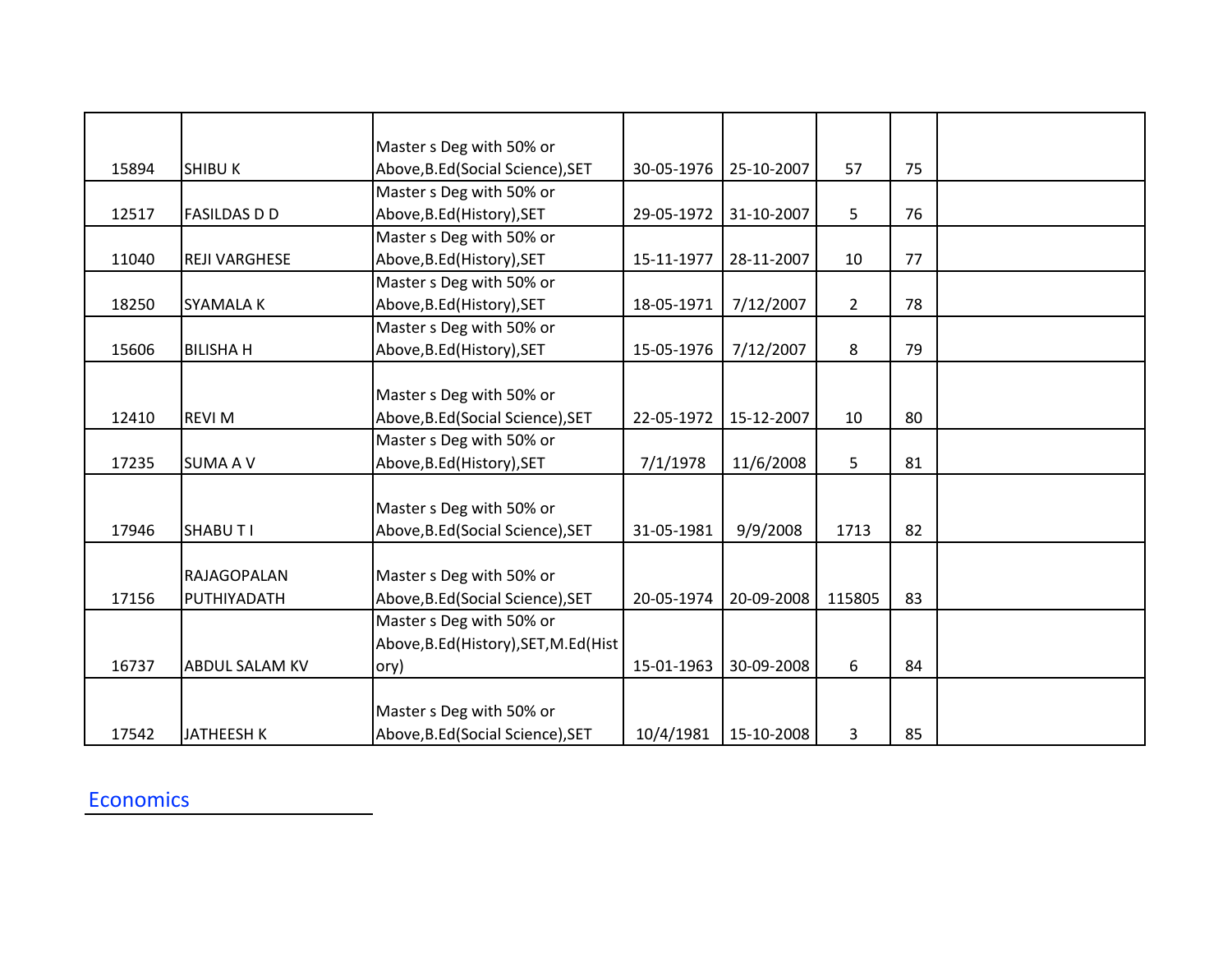| | | | | | | | |
|---|---|---|---|---|---|---|---|
| 15894 | SHIBU K | Master s Deg with 50% or Above,B.Ed(Social Science),SET | 30-05-1976 | 25-10-2007 | 57 | 75 | |
| 12517 | FASILDAS D D | Master s Deg with 50% or Above,B.Ed(History),SET | 29-05-1972 | 31-10-2007 | 5 | 76 | |
| 11040 | REJI VARGHESE | Master s Deg with 50% or Above,B.Ed(History),SET | 15-11-1977 | 28-11-2007 | 10 | 77 | |
| 18250 | SYAMALA K | Master s Deg with 50% or Above,B.Ed(History),SET | 18-05-1971 | 7/12/2007 | 2 | 78 | |
| 15606 | BILISHA H | Master s Deg with 50% or Above,B.Ed(History),SET | 15-05-1976 | 7/12/2007 | 8 | 79 | |
| 12410 | REVI M | Master s Deg with 50% or Above,B.Ed(Social Science),SET | 22-05-1972 | 15-12-2007 | 10 | 80 | |
| 17235 | SUMA A V | Master s Deg with 50% or Above,B.Ed(History),SET | 7/1/1978 | 11/6/2008 | 5 | 81 | |
| 17946 | SHABU T I | Master s Deg with 50% or Above,B.Ed(Social Science),SET | 31-05-1981 | 9/9/2008 | 1713 | 82 | |
| 17156 | RAJAGOPALAN PUTHIYADATH | Master s Deg with 50% or Above,B.Ed(Social Science),SET | 20-05-1974 | 20-09-2008 | 115805 | 83 | |
| 16737 | ABDUL SALAM KV | Master s Deg with 50% or Above,B.Ed(History),SET,M.Ed(History) | 15-01-1963 | 30-09-2008 | 6 | 84 | |
| 17542 | JATHEESH K | Master s Deg with 50% or Above,B.Ed(Social Science),SET | 10/4/1981 | 15-10-2008 | 3 | 85 | |

## Economics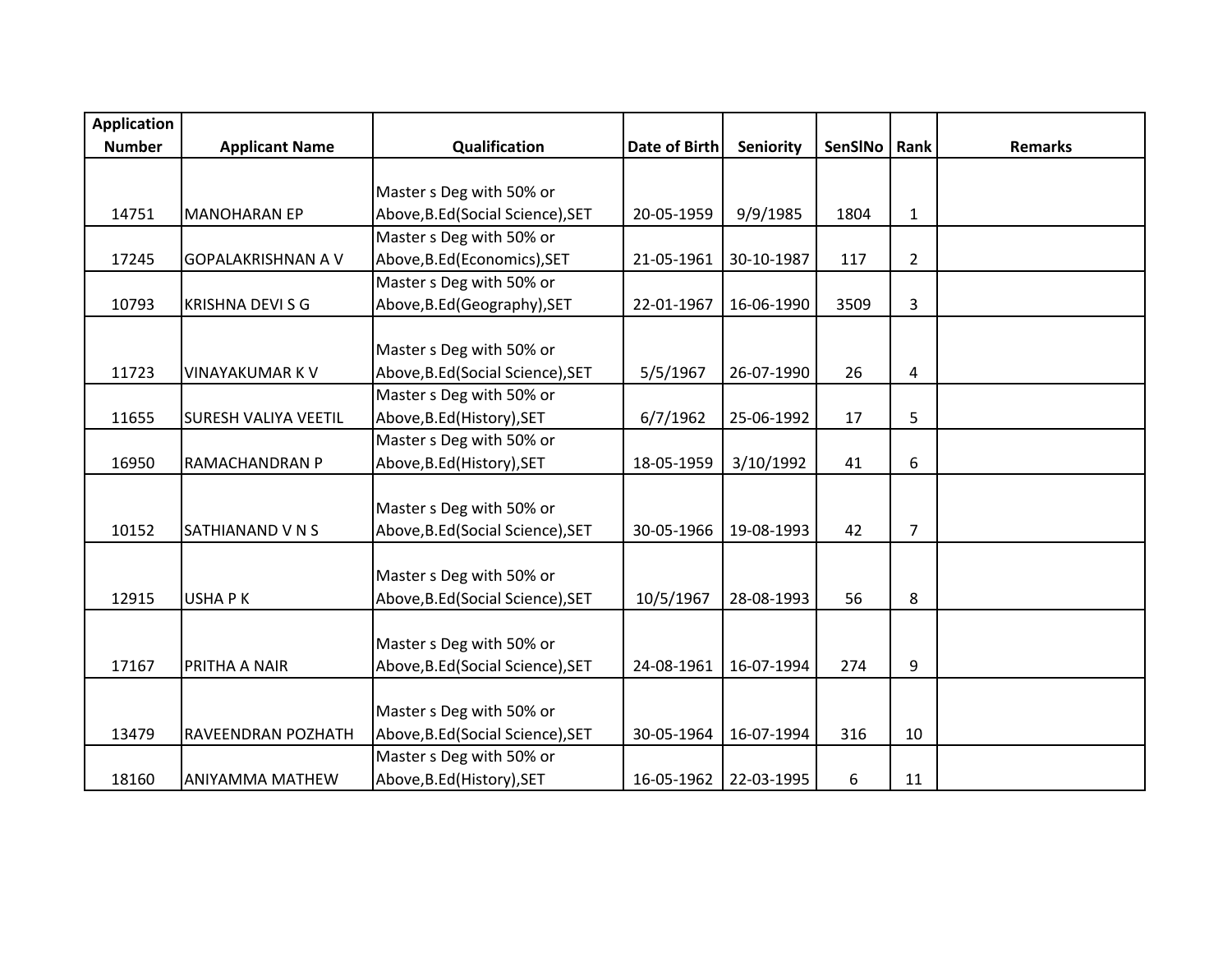| Application Number | Applicant Name | Qualification | Date of Birth | Seniority | SenSlNo | Rank | Remarks |
|---|---|---|---|---|---|---|---|
| 14751 | MANOHARAN EP | Master s Deg with 50% or Above,B.Ed(Social Science),SET | 20-05-1959 | 9/9/1985 | 1804 | 1 | |
| 17245 | GOPALAKRISHNAN A V | Master s Deg with 50% or Above,B.Ed(Economics),SET | 21-05-1961 | 30-10-1987 | 117 | 2 | |
| 10793 | KRISHNA DEVI S G | Master s Deg with 50% or Above,B.Ed(Geography),SET | 22-01-1967 | 16-06-1990 | 3509 | 3 | |
| 11723 | VINAYAKUMAR K V | Master s Deg with 50% or Above,B.Ed(Social Science),SET | 5/5/1967 | 26-07-1990 | 26 | 4 | |
| 11655 | SURESH VALIYA VEETIL | Master s Deg with 50% or Above,B.Ed(History),SET | 6/7/1962 | 25-06-1992 | 17 | 5 | |
| 16950 | RAMACHANDRAN P | Master s Deg with 50% or Above,B.Ed(History),SET | 18-05-1959 | 3/10/1992 | 41 | 6 | |
| 10152 | SATHIANAND V N S | Master s Deg with 50% or Above,B.Ed(Social Science),SET | 30-05-1966 | 19-08-1993 | 42 | 7 | |
| 12915 | USHA P K | Master s Deg with 50% or Above,B.Ed(Social Science),SET | 10/5/1967 | 28-08-1993 | 56 | 8 | |
| 17167 | PRITHA A NAIR | Master s Deg with 50% or Above,B.Ed(Social Science),SET | 24-08-1961 | 16-07-1994 | 274 | 9 | |
| 13479 | RAVEENDRAN POZHATH | Master s Deg with 50% or Above,B.Ed(Social Science),SET | 30-05-1964 | 16-07-1994 | 316 | 10 | |
| 18160 | ANIYAMMA MATHEW | Master s Deg with 50% or Above,B.Ed(History),SET | 16-05-1962 | 22-03-1995 | 6 | 11 | |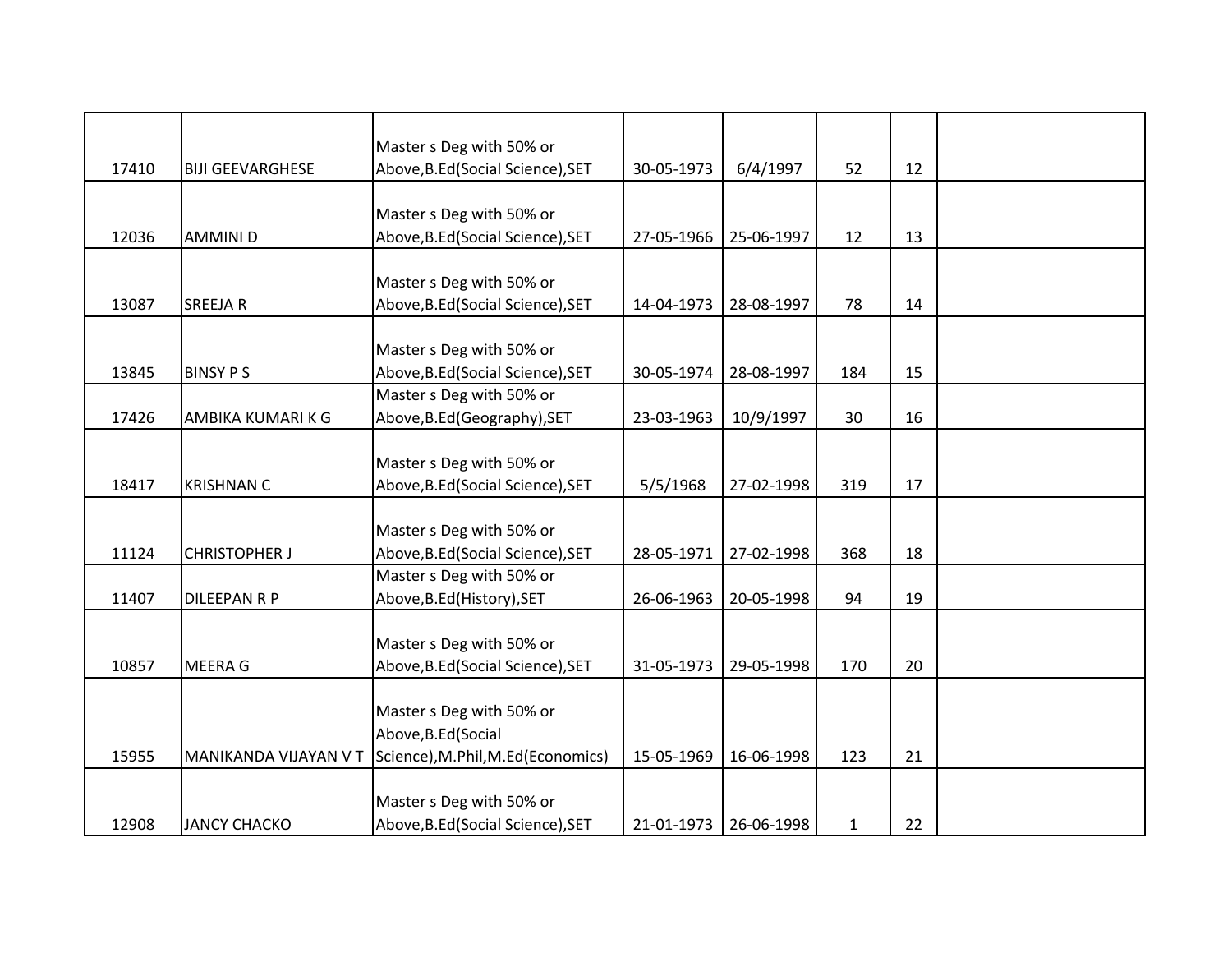| | | | | | | | |
|---|---|---|---|---|---|---|---|
| 17410 | BIJI GEEVARGHESE | Master s Deg with 50% or Above,B.Ed(Social Science),SET | 30-05-1973 | 6/4/1997 | 52 | 12 | |
| 12036 | AMMINI D | Master s Deg with 50% or Above,B.Ed(Social Science),SET | 27-05-1966 | 25-06-1997 | 12 | 13 | |
| 13087 | SREEJA R | Master s Deg with 50% or Above,B.Ed(Social Science),SET | 14-04-1973 | 28-08-1997 | 78 | 14 | |
| 13845 | BINSY P S | Master s Deg with 50% or Above,B.Ed(Social Science),SET | 30-05-1974 | 28-08-1997 | 184 | 15 | |
| 17426 | AMBIKA KUMARI K G | Master s Deg with 50% or Above,B.Ed(Geography),SET | 23-03-1963 | 10/9/1997 | 30 | 16 | |
| 18417 | KRISHNAN C | Master s Deg with 50% or Above,B.Ed(Social Science),SET | 5/5/1968 | 27-02-1998 | 319 | 17 | |
| 11124 | CHRISTOPHER J | Master s Deg with 50% or Above,B.Ed(Social Science),SET | 28-05-1971 | 27-02-1998 | 368 | 18 | |
| 11407 | DILEEPAN R P | Master s Deg with 50% or Above,B.Ed(History),SET | 26-06-1963 | 20-05-1998 | 94 | 19 | |
| 10857 | MEERA G | Master s Deg with 50% or Above,B.Ed(Social Science),SET | 31-05-1973 | 29-05-1998 | 170 | 20 | |
| 15955 | MANIKANDA VIJAYAN V T | Master s Deg with 50% or Above,B.Ed(Social Science),M.Phil,M.Ed(Economics) | 15-05-1969 | 16-06-1998 | 123 | 21 | |
| 12908 | JANCY CHACKO | Master s Deg with 50% or Above,B.Ed(Social Science),SET | 21-01-1973 | 26-06-1998 | 1 | 22 | |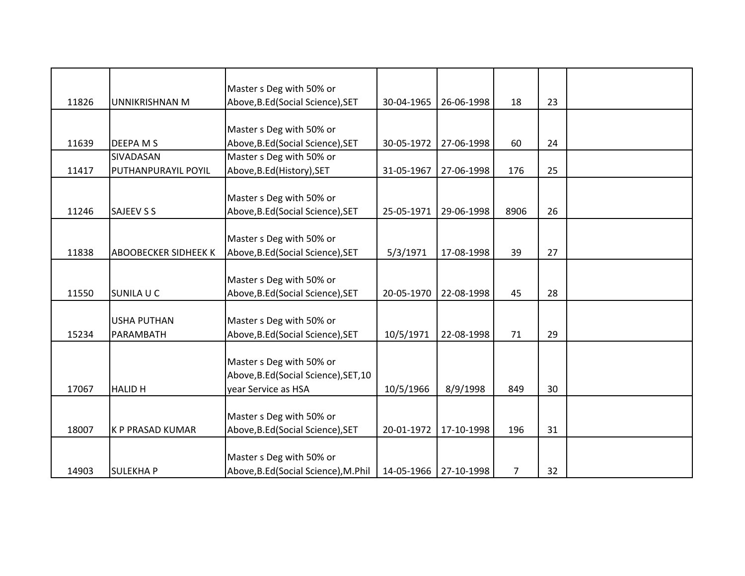| | | | | | | | |
|---|---|---|---|---|---|---|---|
| 11826 | UNNIKRISHNAN M | Master s Deg with 50% or Above,B.Ed(Social Science),SET | 30-04-1965 | 26-06-1998 | 18 | 23 | |
| 11639 | DEEPA M S | Master s Deg with 50% or Above,B.Ed(Social Science),SET | 30-05-1972 | 27-06-1998 | 60 | 24 | |
| 11417 | SIVADASAN PUTHANPURAYIL POYIL | Master s Deg with 50% or Above,B.Ed(History),SET | 31-05-1967 | 27-06-1998 | 176 | 25 | |
| 11246 | SAJEEV S S | Master s Deg with 50% or Above,B.Ed(Social Science),SET | 25-05-1971 | 29-06-1998 | 8906 | 26 | |
| 11838 | ABOOBECKER SIDHEEK K | Master s Deg with 50% or Above,B.Ed(Social Science),SET | 5/3/1971 | 17-08-1998 | 39 | 27 | |
| 11550 | SUNILA U C | Master s Deg with 50% or Above,B.Ed(Social Science),SET | 20-05-1970 | 22-08-1998 | 45 | 28 | |
| 15234 | USHA PUTHAN PARAMBATH | Master s Deg with 50% or Above,B.Ed(Social Science),SET | 10/5/1971 | 22-08-1998 | 71 | 29 | |
| 17067 | HALID H | Master s Deg with 50% or Above,B.Ed(Social Science),SET,10 year Service as HSA | 10/5/1966 | 8/9/1998 | 849 | 30 | |
| 18007 | K P PRASAD KUMAR | Master s Deg with 50% or Above,B.Ed(Social Science),SET | 20-01-1972 | 17-10-1998 | 196 | 31 | |
| 14903 | SULEKHA P | Master s Deg with 50% or Above,B.Ed(Social Science),M.Phil | 14-05-1966 | 27-10-1998 | 7 | 32 | |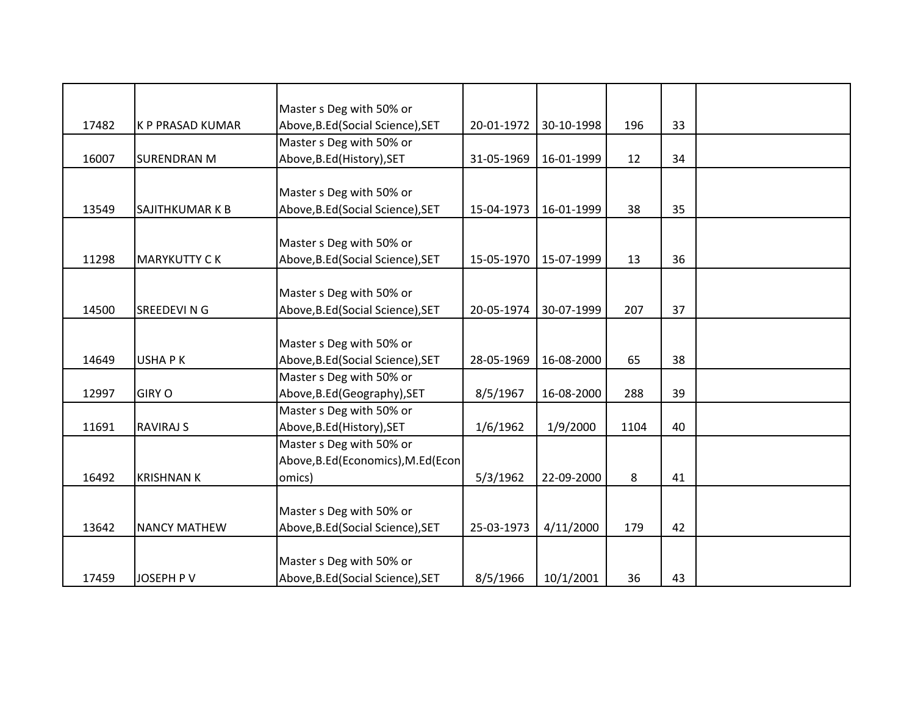| | | | | | | | |
|---|---|---|---|---|---|---|---|
| 17482 | K P PRASAD KUMAR | Master s Deg with 50% or Above,B.Ed(Social Science),SET | 20-01-1972 | 30-10-1998 | 196 | 33 | |
| 16007 | SURENDRAN M | Master s Deg with 50% or Above,B.Ed(History),SET | 31-05-1969 | 16-01-1999 | 12 | 34 | |
| 13549 | SAJITHKUMAR K B | Master s Deg with 50% or Above,B.Ed(Social Science),SET | 15-04-1973 | 16-01-1999 | 38 | 35 | |
| 11298 | MARYKUTTY C K | Master s Deg with 50% or Above,B.Ed(Social Science),SET | 15-05-1970 | 15-07-1999 | 13 | 36 | |
| 14500 | SREEDEVI N G | Master s Deg with 50% or Above,B.Ed(Social Science),SET | 20-05-1974 | 30-07-1999 | 207 | 37 | |
| 14649 | USHA P K | Master s Deg with 50% or Above,B.Ed(Social Science),SET | 28-05-1969 | 16-08-2000 | 65 | 38 | |
| 12997 | GIRY O | Master s Deg with 50% or Above,B.Ed(Geography),SET | 8/5/1967 | 16-08-2000 | 288 | 39 | |
| 11691 | RAVIRAJ S | Master s Deg with 50% or Above,B.Ed(History),SET | 1/6/1962 | 1/9/2000 | 1104 | 40 | |
| 16492 | KRISHNAN K | Master s Deg with 50% or Above,B.Ed(Economics),M.Ed(Economics) | 5/3/1962 | 22-09-2000 | 8 | 41 | |
| 13642 | NANCY MATHEW | Master s Deg with 50% or Above,B.Ed(Social Science),SET | 25-03-1973 | 4/11/2000 | 179 | 42 | |
| 17459 | JOSEPH P V | Master s Deg with 50% or Above,B.Ed(Social Science),SET | 8/5/1966 | 10/1/2001 | 36 | 43 | |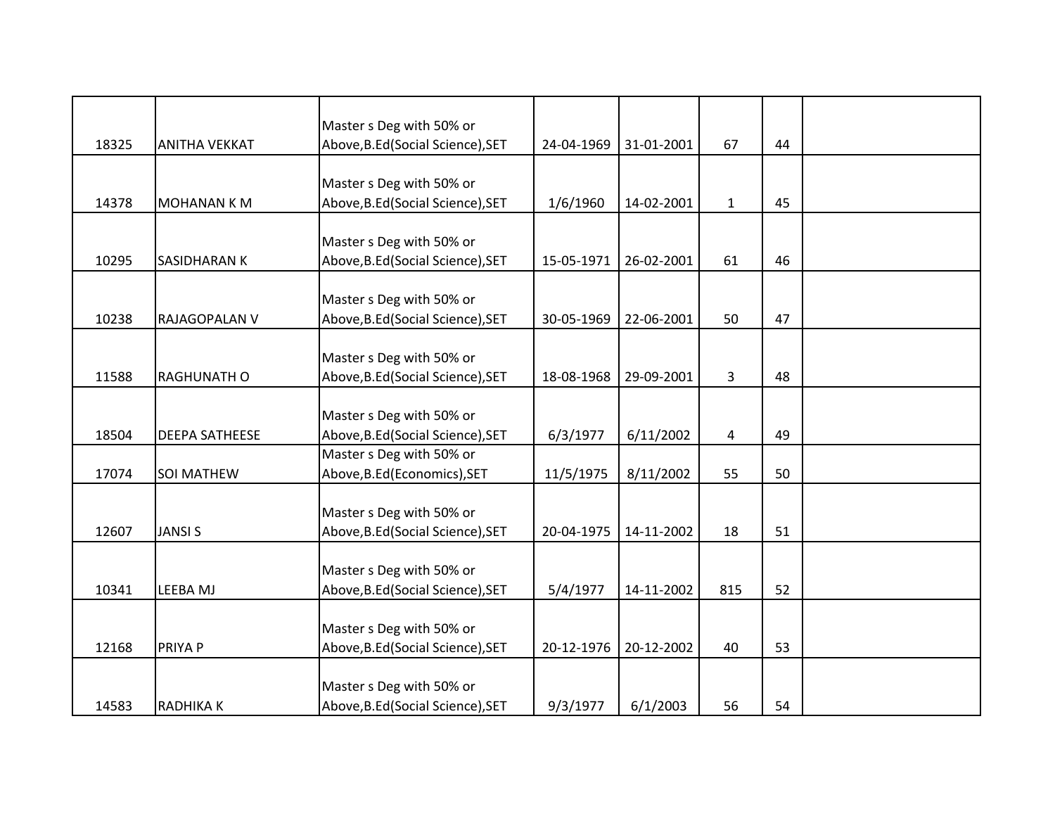|  |  |  |  |  |  |  |  |
|---|---|---|---|---|---|---|---|
| 18325 | ANITHA VEKKAT | Master s Deg with 50% or Above,B.Ed(Social Science),SET | 24-04-1969 | 31-01-2001 | 67 | 44 |  |
| 14378 | MOHANAN K M | Master s Deg with 50% or Above,B.Ed(Social Science),SET | 1/6/1960 | 14-02-2001 | 1 | 45 |  |
| 10295 | SASIDHARAN K | Master s Deg with 50% or Above,B.Ed(Social Science),SET | 15-05-1971 | 26-02-2001 | 61 | 46 |  |
| 10238 | RAJAGOPALAN V | Master s Deg with 50% or Above,B.Ed(Social Science),SET | 30-05-1969 | 22-06-2001 | 50 | 47 |  |
| 11588 | RAGHUNATH O | Master s Deg with 50% or Above,B.Ed(Social Science),SET | 18-08-1968 | 29-09-2001 | 3 | 48 |  |
| 18504 | DEEPA SATHEESE | Master s Deg with 50% or Above,B.Ed(Social Science),SET | 6/3/1977 | 6/11/2002 | 4 | 49 |  |
| 17074 | SOI MATHEW | Master s Deg with 50% or Above,B.Ed(Economics),SET | 11/5/1975 | 8/11/2002 | 55 | 50 |  |
| 12607 | JANSI S | Master s Deg with 50% or Above,B.Ed(Social Science),SET | 20-04-1975 | 14-11-2002 | 18 | 51 |  |
| 10341 | LEEBA MJ | Master s Deg with 50% or Above,B.Ed(Social Science),SET | 5/4/1977 | 14-11-2002 | 815 | 52 |  |
| 12168 | PRIYA P | Master s Deg with 50% or Above,B.Ed(Social Science),SET | 20-12-1976 | 20-12-2002 | 40 | 53 |  |
| 14583 | RADHIKA K | Master s Deg with 50% or Above,B.Ed(Social Science),SET | 9/3/1977 | 6/1/2003 | 56 | 54 |  |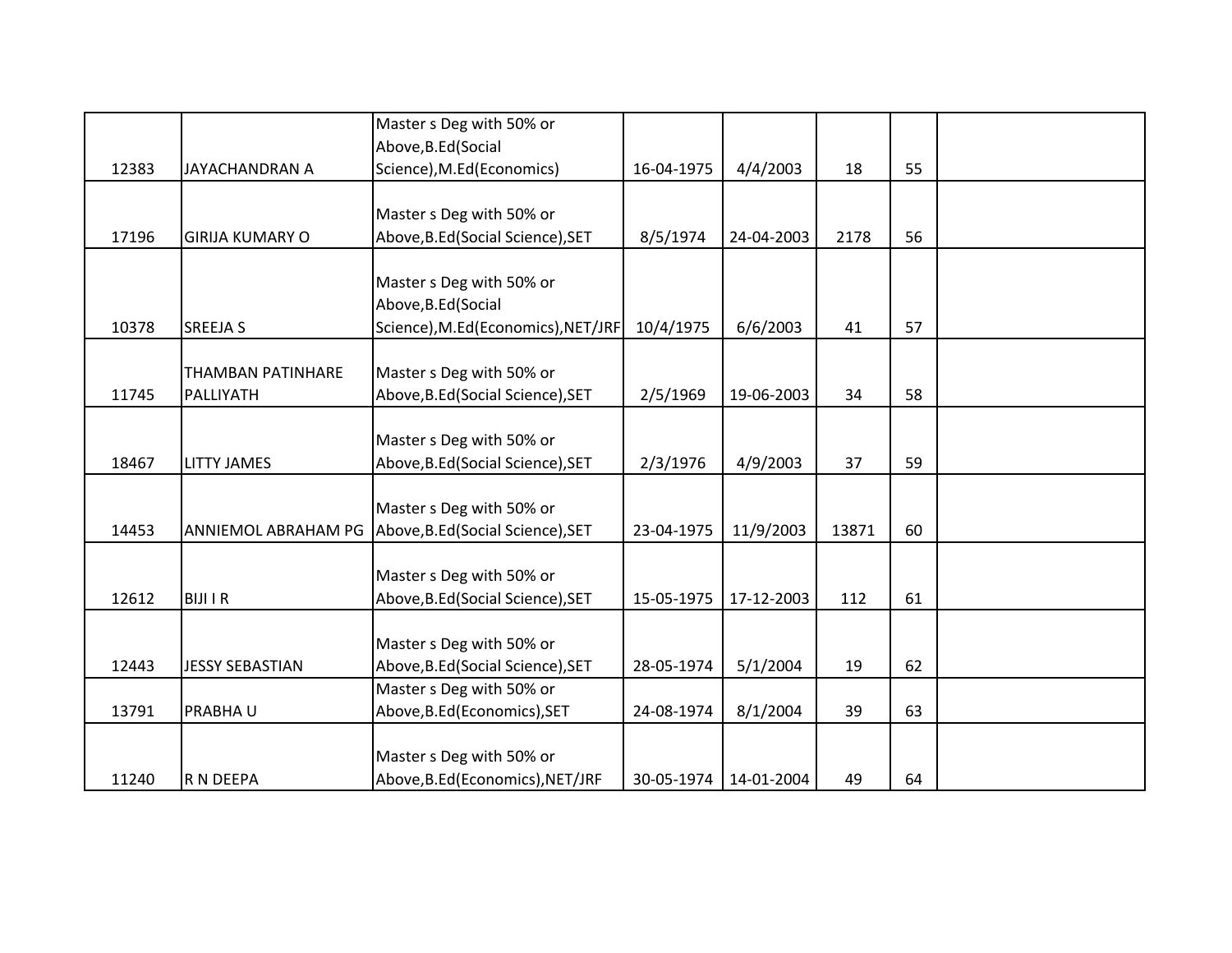| | | | | | | | |
|---|---|---|---|---|---|---|---|
| 12383 | JAYACHANDRAN A | Master s Deg with 50% or Above,B.Ed(Social Science),M.Ed(Economics) | 16-04-1975 | 4/4/2003 | 18 | 55 | |
| 17196 | GIRIJA KUMARY O | Master s Deg with 50% or Above,B.Ed(Social Science),SET | 8/5/1974 | 24-04-2003 | 2178 | 56 | |
| 10378 | SREEJA S | Master s Deg with 50% or Above,B.Ed(Social Science),M.Ed(Economics),NET/JRF | 10/4/1975 | 6/6/2003 | 41 | 57 | |
| 11745 | THAMBAN PATINHARE PALLIYATH | Master s Deg with 50% or Above,B.Ed(Social Science),SET | 2/5/1969 | 19-06-2003 | 34 | 58 | |
| 18467 | LITTY JAMES | Master s Deg with 50% or Above,B.Ed(Social Science),SET | 2/3/1976 | 4/9/2003 | 37 | 59 | |
| 14453 | ANNIEMOL ABRAHAM PG | Master s Deg with 50% or Above,B.Ed(Social Science),SET | 23-04-1975 | 11/9/2003 | 13871 | 60 | |
| 12612 | BIJI I R | Master s Deg with 50% or Above,B.Ed(Social Science),SET | 15-05-1975 | 17-12-2003 | 112 | 61 | |
| 12443 | JESSY SEBASTIAN | Master s Deg with 50% or Above,B.Ed(Social Science),SET | 28-05-1974 | 5/1/2004 | 19 | 62 | |
| 13791 | PRABHA U | Master s Deg with 50% or Above,B.Ed(Economics),SET | 24-08-1974 | 8/1/2004 | 39 | 63 | |
| 11240 | R N DEEPA | Master s Deg with 50% or Above,B.Ed(Economics),NET/JRF | 30-05-1974 | 14-01-2004 | 49 | 64 | |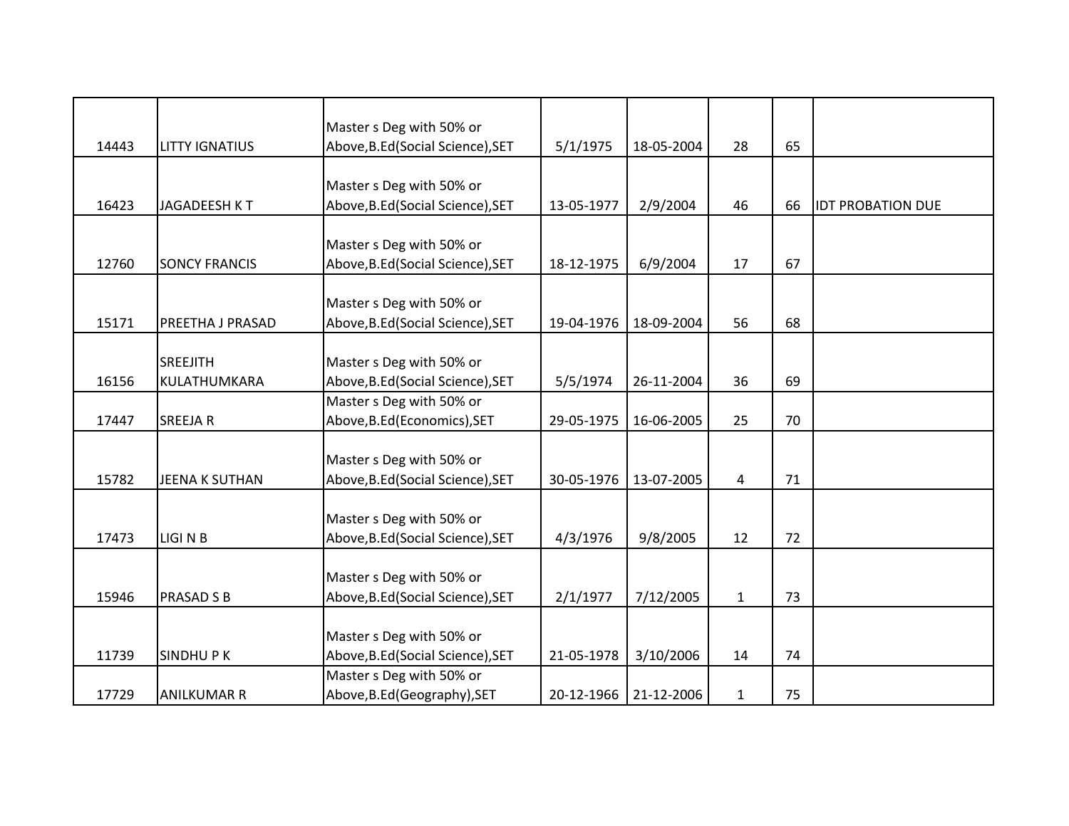| | | | | | | | |
|---|---|---|---|---|---|---|---|
| 14443 | LITTY IGNATIUS | Master s Deg with 50% or Above,B.Ed(Social Science),SET | 5/1/1975 | 18-05-2004 | 28 | 65 | |
| 16423 | JAGADEESH K T | Master s Deg with 50% or Above,B.Ed(Social Science),SET | 13-05-1977 | 2/9/2004 | 46 | 66 | IDT PROBATION DUE |
| 12760 | SONCY FRANCIS | Master s Deg with 50% or Above,B.Ed(Social Science),SET | 18-12-1975 | 6/9/2004 | 17 | 67 | |
| 15171 | PREETHA J PRASAD | Master s Deg with 50% or Above,B.Ed(Social Science),SET | 19-04-1976 | 18-09-2004 | 56 | 68 | |
| 16156 | SREEJITH KULATHUMKARA | Master s Deg with 50% or Above,B.Ed(Social Science),SET | 5/5/1974 | 26-11-2004 | 36 | 69 | |
| 17447 | SREEJA R | Master s Deg with 50% or Above,B.Ed(Economics),SET | 29-05-1975 | 16-06-2005 | 25 | 70 | |
| 15782 | JEENA K SUTHAN | Master s Deg with 50% or Above,B.Ed(Social Science),SET | 30-05-1976 | 13-07-2005 | 4 | 71 | |
| 17473 | LIGI N B | Master s Deg with 50% or Above,B.Ed(Social Science),SET | 4/3/1976 | 9/8/2005 | 12 | 72 | |
| 15946 | PRASAD S B | Master s Deg with 50% or Above,B.Ed(Social Science),SET | 2/1/1977 | 7/12/2005 | 1 | 73 | |
| 11739 | SINDHU P K | Master s Deg with 50% or Above,B.Ed(Social Science),SET | 21-05-1978 | 3/10/2006 | 14 | 74 | |
| 17729 | ANILKUMAR R | Master s Deg with 50% or Above,B.Ed(Geography),SET | 20-12-1966 | 21-12-2006 | 1 | 75 | |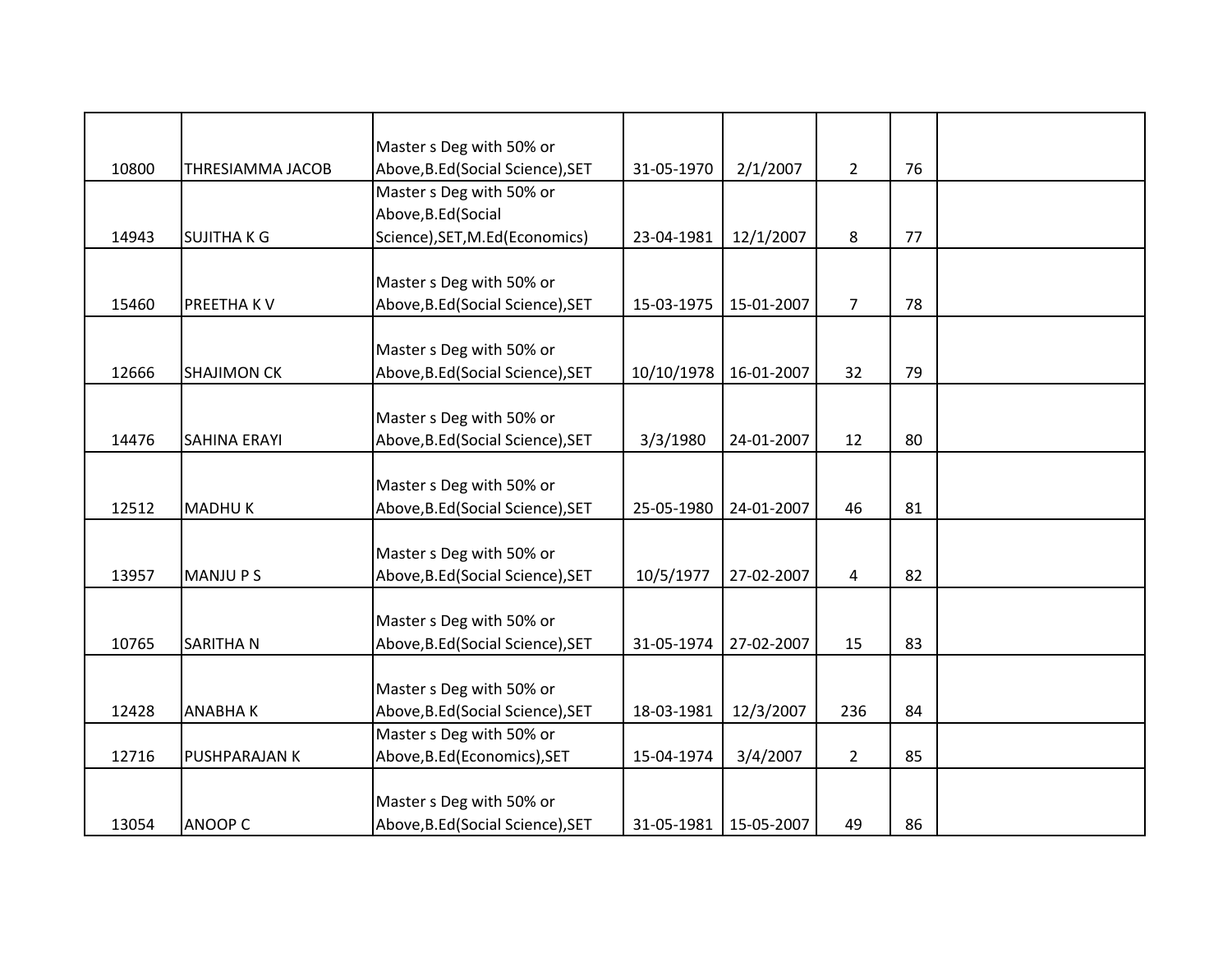| | | | | | | | |
|---|---|---|---|---|---|---|---|
| 10800 | THRESIAMMA JACOB | Master s Deg with 50% or Above,B.Ed(Social Science),SET | 31-05-1970 | 2/1/2007 | 2 | 76 | |
| 14943 | SUJITHA K G | Master s Deg with 50% or Above,B.Ed(Social Science),SET,M.Ed(Economics) | 23-04-1981 | 12/1/2007 | 8 | 77 | |
| 15460 | PREETHA K V | Master s Deg with 50% or Above,B.Ed(Social Science),SET | 15-03-1975 | 15-01-2007 | 7 | 78 | |
| 12666 | SHAJIMON CK | Master s Deg with 50% or Above,B.Ed(Social Science),SET | 10/10/1978 | 16-01-2007 | 32 | 79 | |
| 14476 | SAHINA ERAYI | Master s Deg with 50% or Above,B.Ed(Social Science),SET | 3/3/1980 | 24-01-2007 | 12 | 80 | |
| 12512 | MADHU K | Master s Deg with 50% or Above,B.Ed(Social Science),SET | 25-05-1980 | 24-01-2007 | 46 | 81 | |
| 13957 | MANJU P S | Master s Deg with 50% or Above,B.Ed(Social Science),SET | 10/5/1977 | 27-02-2007 | 4 | 82 | |
| 10765 | SARITHA N | Master s Deg with 50% or Above,B.Ed(Social Science),SET | 31-05-1974 | 27-02-2007 | 15 | 83 | |
| 12428 | ANABHA K | Master s Deg with 50% or Above,B.Ed(Social Science),SET | 18-03-1981 | 12/3/2007 | 236 | 84 | |
| 12716 | PUSHPARAJAN K | Master s Deg with 50% or Above,B.Ed(Economics),SET | 15-04-1974 | 3/4/2007 | 2 | 85 | |
| 13054 | ANOOP C | Master s Deg with 50% or Above,B.Ed(Social Science),SET | 31-05-1981 | 15-05-2007 | 49 | 86 | |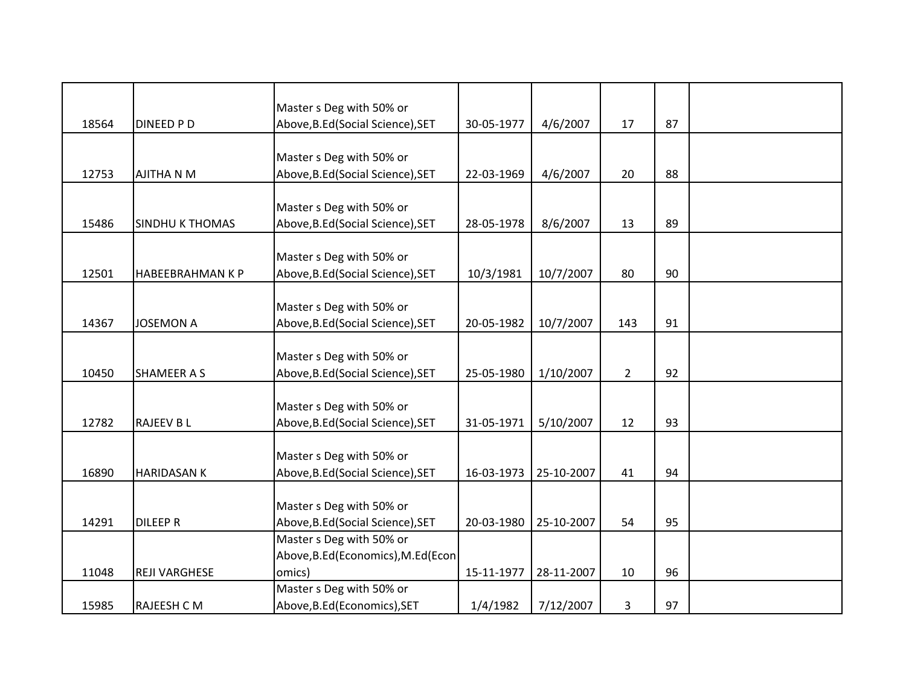|  |  |  |  |  |  |  |  |
|---|---|---|---|---|---|---|---|
| 18564 | DINEED P D | Master s Deg with 50% or Above,B.Ed(Social Science),SET | 30-05-1977 | 4/6/2007 | 17 | 87 |  |
| 12753 | AJITHA N M | Master s Deg with 50% or Above,B.Ed(Social Science),SET | 22-03-1969 | 4/6/2007 | 20 | 88 |  |
| 15486 | SINDHU K THOMAS | Master s Deg with 50% or Above,B.Ed(Social Science),SET | 28-05-1978 | 8/6/2007 | 13 | 89 |  |
| 12501 | HABEEBRAHMAN K P | Master s Deg with 50% or Above,B.Ed(Social Science),SET | 10/3/1981 | 10/7/2007 | 80 | 90 |  |
| 14367 | JOSEMON A | Master s Deg with 50% or Above,B.Ed(Social Science),SET | 20-05-1982 | 10/7/2007 | 143 | 91 |  |
| 10450 | SHAMEER A S | Master s Deg with 50% or Above,B.Ed(Social Science),SET | 25-05-1980 | 1/10/2007 | 2 | 92 |  |
| 12782 | RAJEEV B L | Master s Deg with 50% or Above,B.Ed(Social Science),SET | 31-05-1971 | 5/10/2007 | 12 | 93 |  |
| 16890 | HARIDASAN K | Master s Deg with 50% or Above,B.Ed(Social Science),SET | 16-03-1973 | 25-10-2007 | 41 | 94 |  |
| 14291 | DILEEP R | Master s Deg with 50% or Above,B.Ed(Social Science),SET | 20-03-1980 | 25-10-2007 | 54 | 95 |  |
| 11048 | REJI VARGHESE | Master s Deg with 50% or Above,B.Ed(Economics),M.Ed(Economics) | 15-11-1977 | 28-11-2007 | 10 | 96 |  |
| 15985 | RAJEESH C M | Master s Deg with 50% or Above,B.Ed(Economics),SET | 1/4/1982 | 7/12/2007 | 3 | 97 |  |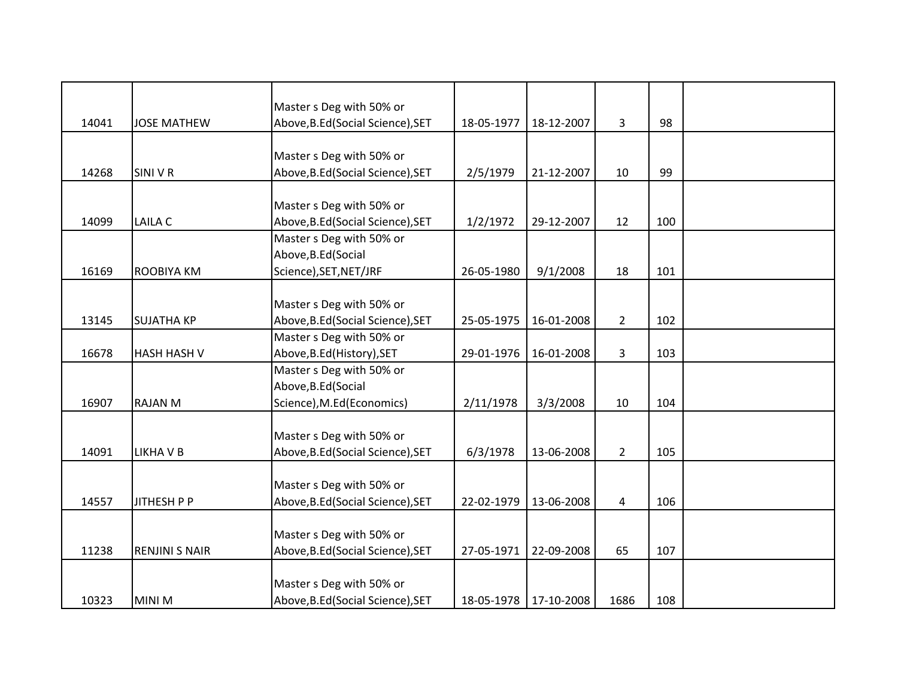|  |  |  |  |  |  |  |  |
|---|---|---|---|---|---|---|---|
| 14041 | JOSE MATHEW | Master s Deg with 50% or Above,B.Ed(Social Science),SET | 18-05-1977 | 18-12-2007 | 3 | 98 |  |
| 14268 | SINI V R | Master s Deg with 50% or Above,B.Ed(Social Science),SET | 2/5/1979 | 21-12-2007 | 10 | 99 |  |
| 14099 | LAILA C | Master s Deg with 50% or Above,B.Ed(Social Science),SET | 1/2/1972 | 29-12-2007 | 12 | 100 |  |
| 16169 | ROOBIYA KM | Master s Deg with 50% or Above,B.Ed(Social Science),SET,NET/JRF | 26-05-1980 | 9/1/2008 | 18 | 101 |  |
| 13145 | SUJATHA KP | Master s Deg with 50% or Above,B.Ed(Social Science),SET | 25-05-1975 | 16-01-2008 | 2 | 102 |  |
| 16678 | HASH HASH V | Master s Deg with 50% or Above,B.Ed(History),SET | 29-01-1976 | 16-01-2008 | 3 | 103 |  |
| 16907 | RAJAN M | Master s Deg with 50% or Above,B.Ed(Social Science),M.Ed(Economics) | 2/11/1978 | 3/3/2008 | 10 | 104 |  |
| 14091 | LIKHA V B | Master s Deg with 50% or Above,B.Ed(Social Science),SET | 6/3/1978 | 13-06-2008 | 2 | 105 |  |
| 14557 | JITHESH P P | Master s Deg with 50% or Above,B.Ed(Social Science),SET | 22-02-1979 | 13-06-2008 | 4 | 106 |  |
| 11238 | RENJINI S NAIR | Master s Deg with 50% or Above,B.Ed(Social Science),SET | 27-05-1971 | 22-09-2008 | 65 | 107 |  |
| 10323 | MINI M | Master s Deg with 50% or Above,B.Ed(Social Science),SET | 18-05-1978 | 17-10-2008 | 1686 | 108 |  |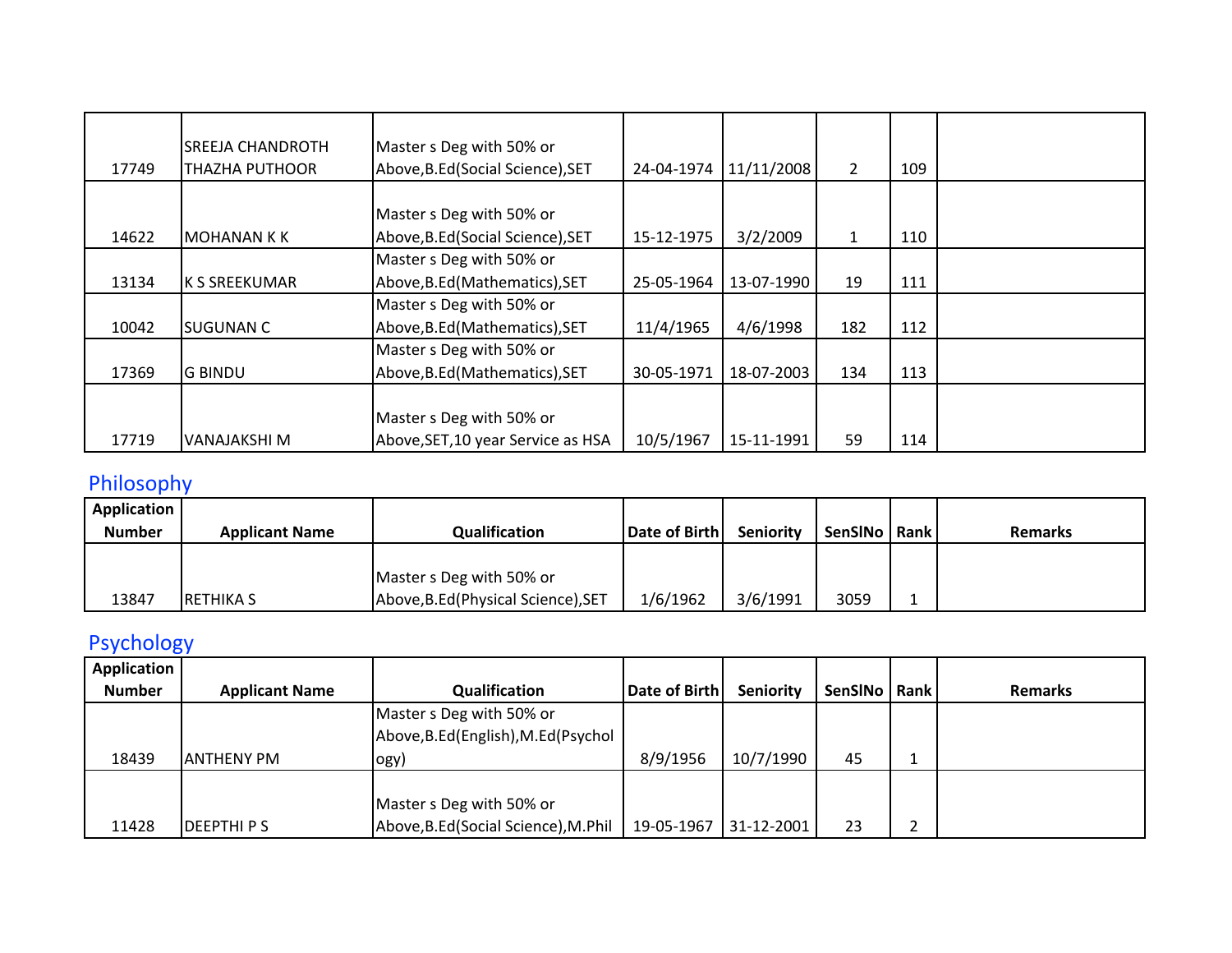| | | | | | | | |
|---|---|---|---|---|---|---|---|
| 17749 | SREEJA CHANDROTH THAZHA PUTHOOR | Master s Deg with 50% or Above,B.Ed(Social Science),SET | 24-04-1974 | 11/11/2008 | 2 | 109 | |
| 14622 | MOHANAN K K | Master s Deg with 50% or Above,B.Ed(Social Science),SET | 15-12-1975 | 3/2/2009 | 1 | 110 | |
| 13134 | K S SREEKUMAR | Master s Deg with 50% or Above,B.Ed(Mathematics),SET | 25-05-1964 | 13-07-1990 | 19 | 111 | |
| 10042 | SUGUNAN C | Master s Deg with 50% or Above,B.Ed(Mathematics),SET | 11/4/1965 | 4/6/1998 | 182 | 112 | |
| 17369 | G BINDU | Master s Deg with 50% or Above,B.Ed(Mathematics),SET | 30-05-1971 | 18-07-2003 | 134 | 113 | |
| 17719 | VANAJAKSHI M | Master s Deg with 50% or Above,SET,10 year Service as HSA | 10/5/1967 | 15-11-1991 | 59 | 114 | |

## Philosophy

| Application Number | Applicant Name | Qualification | Date of Birth | Seniority | SenSlNo | Rank | Remarks |
|---|---|---|---|---|---|---|---|
| 13847 | RETHIKA S | Master s Deg with 50% or Above,B.Ed(Physical Science),SET | 1/6/1962 | 3/6/1991 | 3059 | 1 | |

## Psychology

| Application Number | Applicant Name | Qualification | Date of Birth | Seniority | SenSlNo | Rank | Remarks |
|---|---|---|---|---|---|---|---|
| 18439 | ANTHENY PM | Master s Deg with 50% or Above,B.Ed(English),M.Ed(Psychology) | 8/9/1956 | 10/7/1990 | 45 | 1 | |
| 11428 | DEEPTHI P S | Master s Deg with 50% or Above,B.Ed(Social Science),M.Phil | 19-05-1967 | 31-12-2001 | 23 | 2 | |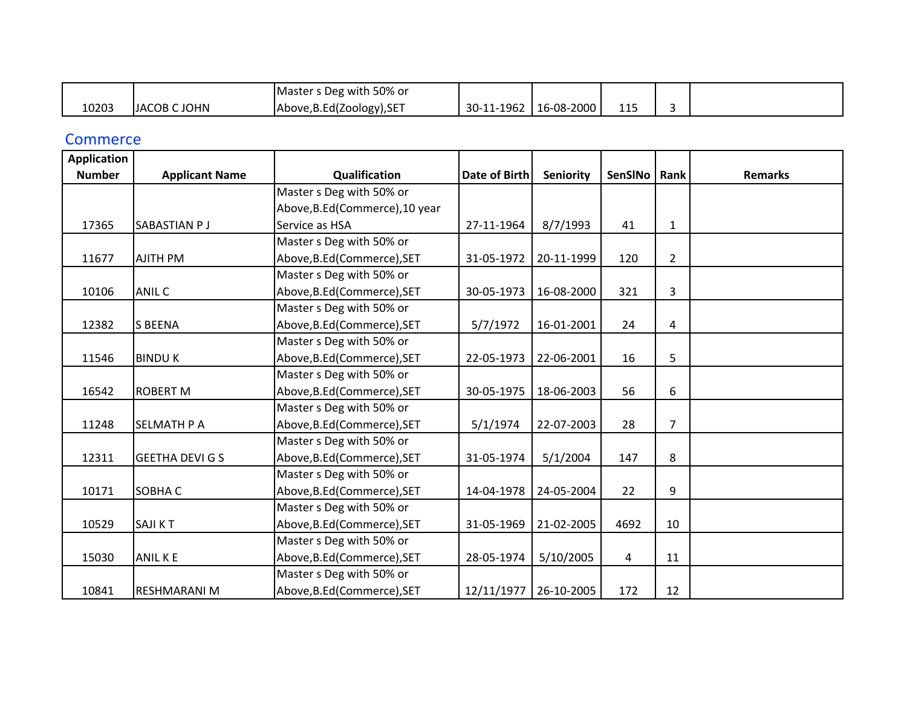| | | | | | | | |
|---|---|---|---|---|---|---|---|
| 10203 | JACOB C JOHN | Master s Deg with 50% or Above,B.Ed(Zoology),SET | 30-11-1962 | 16-08-2000 | 115 | 3 | |

## Commerce

| Application Number | Applicant Name | Qualification | Date of Birth | Seniority | SenSlNo | Rank | Remarks |
|---|---|---|---|---|---|---|---|
| 17365 | SABASTIAN P J | Master s Deg with 50% or Above,B.Ed(Commerce),10 year Service as HSA | 27-11-1964 | 8/7/1993 | 41 | 1 | |
| 11677 | AJITH PM | Master s Deg with 50% or Above,B.Ed(Commerce),SET | 31-05-1972 | 20-11-1999 | 120 | 2 | |
| 10106 | ANIL C | Master s Deg with 50% or Above,B.Ed(Commerce),SET | 30-05-1973 | 16-08-2000 | 321 | 3 | |
| 12382 | S BEENA | Master s Deg with 50% or Above,B.Ed(Commerce),SET | 5/7/1972 | 16-01-2001 | 24 | 4 | |
| 11546 | BINDU K | Master s Deg with 50% or Above,B.Ed(Commerce),SET | 22-05-1973 | 22-06-2001 | 16 | 5 | |
| 16542 | ROBERT M | Master s Deg with 50% or Above,B.Ed(Commerce),SET | 30-05-1975 | 18-06-2003 | 56 | 6 | |
| 11248 | SELMATH P A | Master s Deg with 50% or Above,B.Ed(Commerce),SET | 5/1/1974 | 22-07-2003 | 28 | 7 | |
| 12311 | GEETHA DEVI G S | Master s Deg with 50% or Above,B.Ed(Commerce),SET | 31-05-1974 | 5/1/2004 | 147 | 8 | |
| 10171 | SOBHA C | Master s Deg with 50% or Above,B.Ed(Commerce),SET | 14-04-1978 | 24-05-2004 | 22 | 9 | |
| 10529 | SAJI K T | Master s Deg with 50% or Above,B.Ed(Commerce),SET | 31-05-1969 | 21-02-2005 | 4692 | 10 | |
| 15030 | ANIL K E | Master s Deg with 50% or Above,B.Ed(Commerce),SET | 28-05-1974 | 5/10/2005 | 4 | 11 | |
| 10841 | RESHMARANI M | Master s Deg with 50% or Above,B.Ed(Commerce),SET | 12/11/1977 | 26-10-2005 | 172 | 12 | |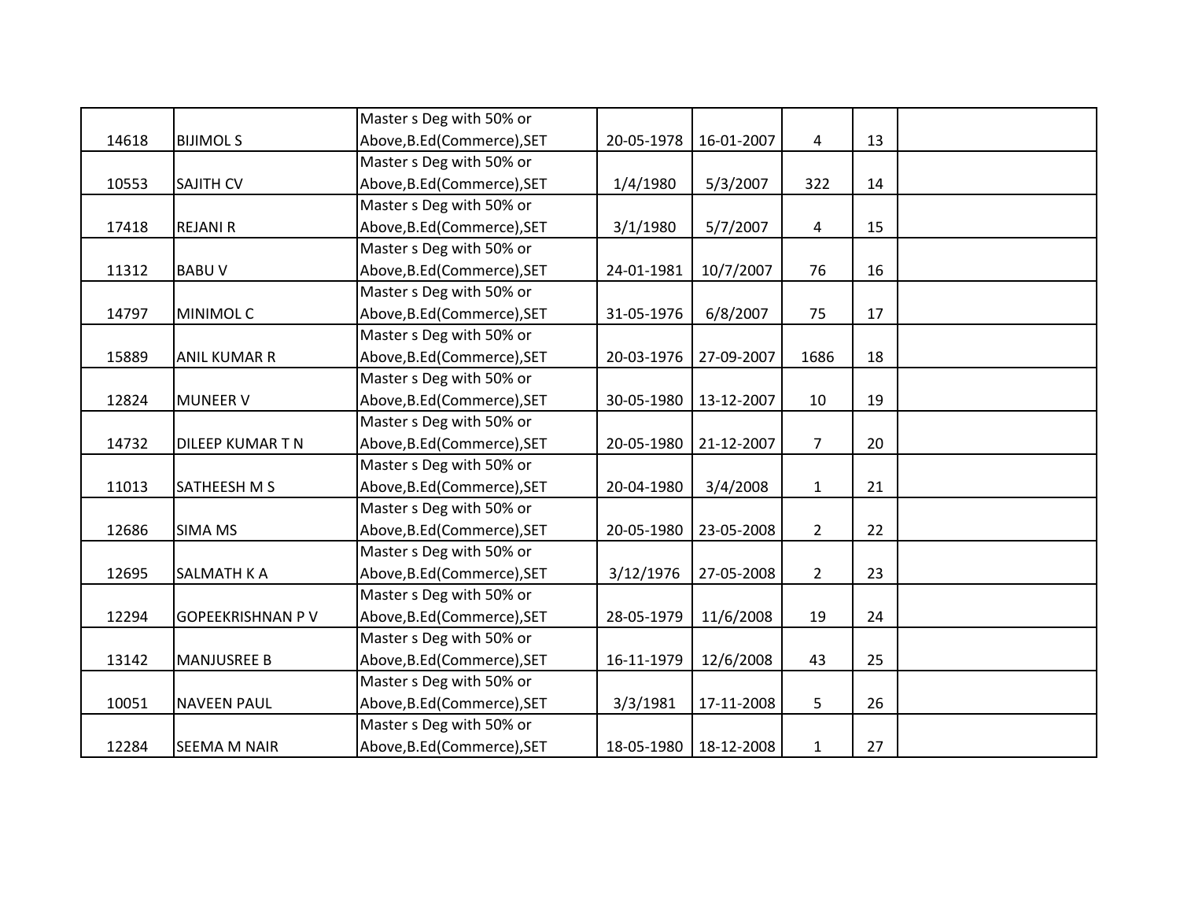| | | | | | | | |
|---|---|---|---|---|---|---|---|
| 14618 | BIJIMOL S | Master s Deg with 50% or Above,B.Ed(Commerce),SET | 20-05-1978 | 16-01-2007 | 4 | 13 | |
| 10553 | SAJITH CV | Master s Deg with 50% or Above,B.Ed(Commerce),SET | 1/4/1980 | 5/3/2007 | 322 | 14 | |
| 17418 | REJANI R | Master s Deg with 50% or Above,B.Ed(Commerce),SET | 3/1/1980 | 5/7/2007 | 4 | 15 | |
| 11312 | BABU V | Master s Deg with 50% or Above,B.Ed(Commerce),SET | 24-01-1981 | 10/7/2007 | 76 | 16 | |
| 14797 | MINIMOL C | Master s Deg with 50% or Above,B.Ed(Commerce),SET | 31-05-1976 | 6/8/2007 | 75 | 17 | |
| 15889 | ANIL KUMAR R | Master s Deg with 50% or Above,B.Ed(Commerce),SET | 20-03-1976 | 27-09-2007 | 1686 | 18 | |
| 12824 | MUNEER V | Master s Deg with 50% or Above,B.Ed(Commerce),SET | 30-05-1980 | 13-12-2007 | 10 | 19 | |
| 14732 | DILEEP KUMAR T N | Master s Deg with 50% or Above,B.Ed(Commerce),SET | 20-05-1980 | 21-12-2007 | 7 | 20 | |
| 11013 | SATHEESH M S | Master s Deg with 50% or Above,B.Ed(Commerce),SET | 20-04-1980 | 3/4/2008 | 1 | 21 | |
| 12686 | SIMA MS | Master s Deg with 50% or Above,B.Ed(Commerce),SET | 20-05-1980 | 23-05-2008 | 2 | 22 | |
| 12695 | SALMATH K A | Master s Deg with 50% or Above,B.Ed(Commerce),SET | 3/12/1976 | 27-05-2008 | 2 | 23 | |
| 12294 | GOPEEKRISHNAN P V | Master s Deg with 50% or Above,B.Ed(Commerce),SET | 28-05-1979 | 11/6/2008 | 19 | 24 | |
| 13142 | MANJUSREE B | Master s Deg with 50% or Above,B.Ed(Commerce),SET | 16-11-1979 | 12/6/2008 | 43 | 25 | |
| 10051 | NAVEEN PAUL | Master s Deg with 50% or Above,B.Ed(Commerce),SET | 3/3/1981 | 17-11-2008 | 5 | 26 | |
| 12284 | SEEMA M NAIR | Master s Deg with 50% or Above,B.Ed(Commerce),SET | 18-05-1980 | 18-12-2008 | 1 | 27 | |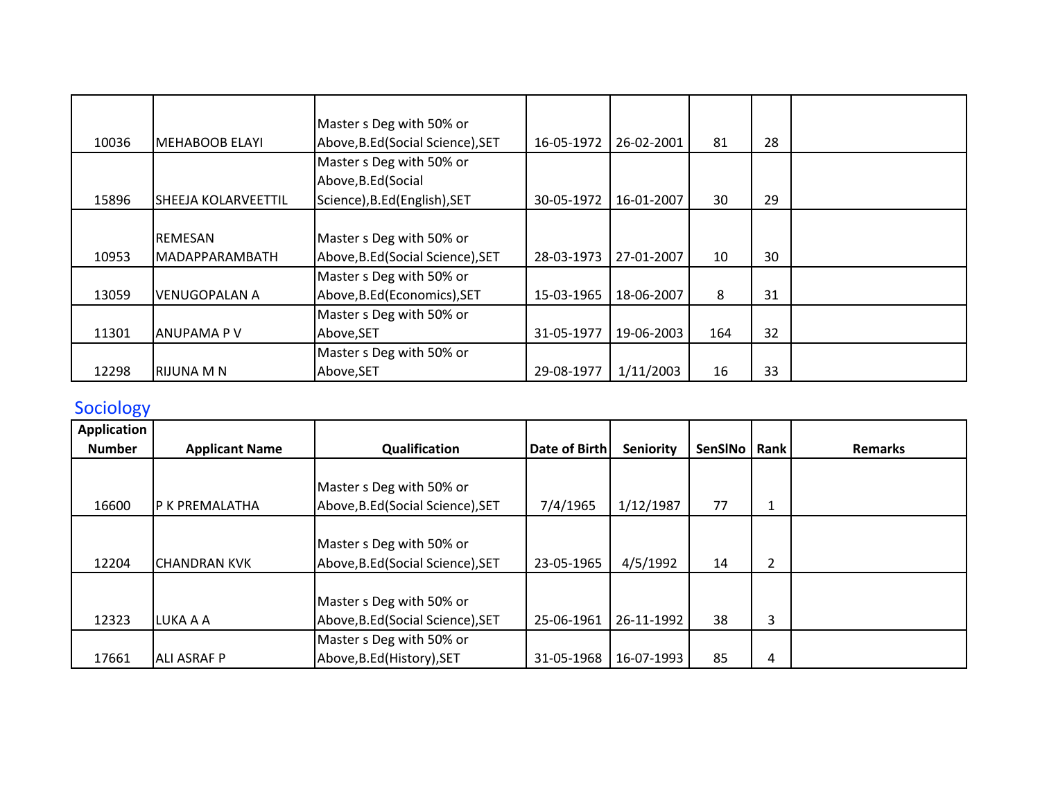| | | | | | | | |
|---|---|---|---|---|---|---|---|
| 10036 | MEHABOOB ELAYI | Master s Deg with 50% or Above,B.Ed(Social Science),SET | 16-05-1972 | 26-02-2001 | 81 | 28 | |
| 15896 | SHEEJA KOLARVEETTIL | Master s Deg with 50% or Above,B.Ed(Social Science),B.Ed(English),SET | 30-05-1972 | 16-01-2007 | 30 | 29 | |
| 10953 | REMESAN MADAPPARAMBATH | Master s Deg with 50% or Above,B.Ed(Social Science),SET | 28-03-1973 | 27-01-2007 | 10 | 30 | |
| 13059 | VENUGOPALAN A | Master s Deg with 50% or Above,B.Ed(Economics),SET | 15-03-1965 | 18-06-2007 | 8 | 31 | |
| 11301 | ANUPAMA P V | Master s Deg with 50% or Above,SET | 31-05-1977 | 19-06-2003 | 164 | 32 | |
| 12298 | RIJUNA M N | Master s Deg with 50% or Above,SET | 29-08-1977 | 1/11/2003 | 16 | 33 | |

## Sociology

| Application Number | Applicant Name | Qualification | Date of Birth | Seniority | SenSlNo | Rank | Remarks |
|---|---|---|---|---|---|---|---|
| 16600 | P K PREMALATHA | Master s Deg with 50% or Above,B.Ed(Social Science),SET | 7/4/1965 | 1/12/1987 | 77 | 1 | |
| 12204 | CHANDRAN KVK | Master s Deg with 50% or Above,B.Ed(Social Science),SET | 23-05-1965 | 4/5/1992 | 14 | 2 | |
| 12323 | LUKA A A | Master s Deg with 50% or Above,B.Ed(Social Science),SET | 25-06-1961 | 26-11-1992 | 38 | 3 | |
| 17661 | ALI ASRAF P | Master s Deg with 50% or Above,B.Ed(History),SET | 31-05-1968 | 16-07-1993 | 85 | 4 | |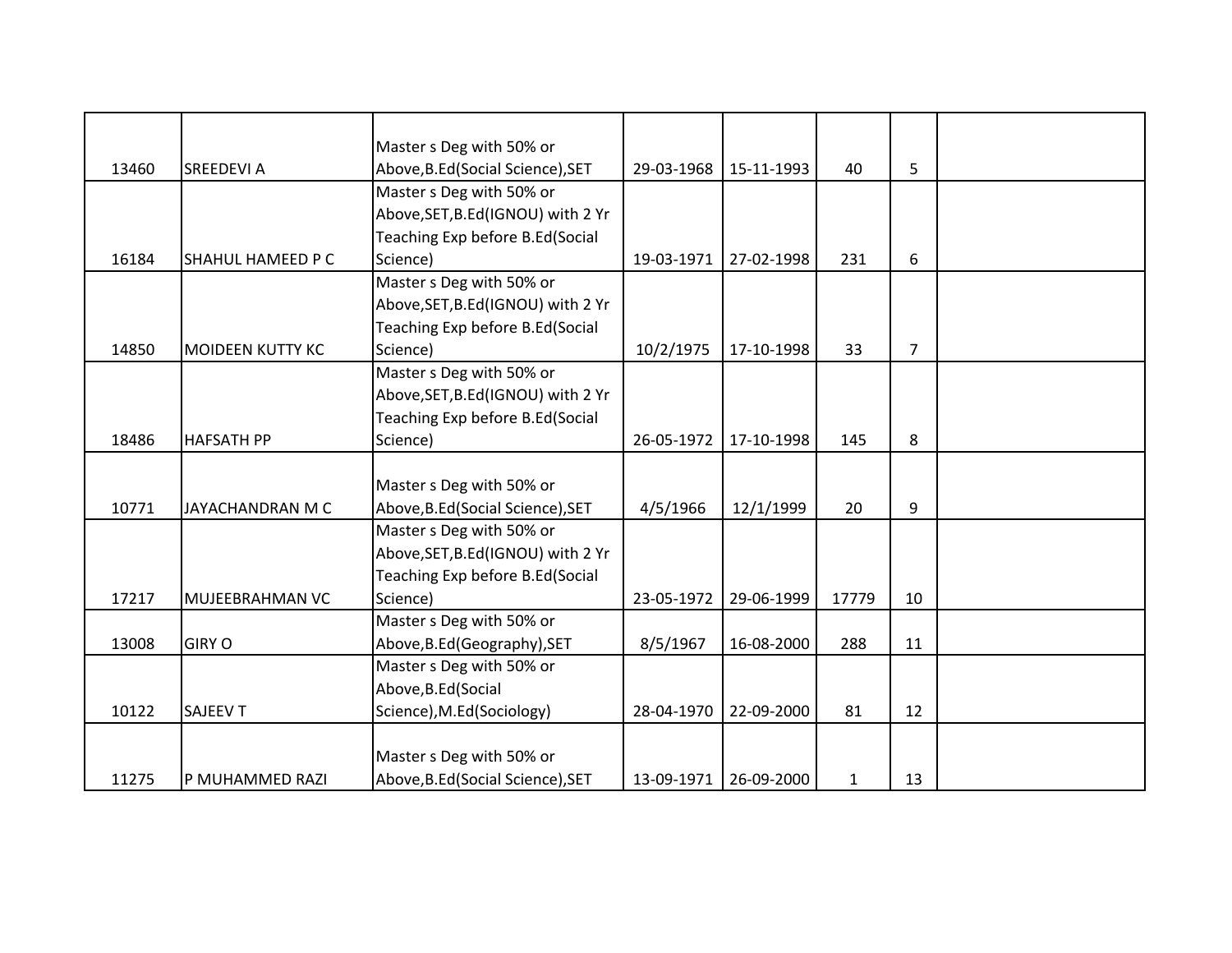| | | | | | | | |
|---|---|---|---|---|---|---|---|
| 13460 | SREEDEVI A | Master s Deg with 50% or Above,B.Ed(Social Science),SET | 29-03-1968 | 15-11-1993 | 40 | 5 | |
| 16184 | SHAHUL HAMEED P C | Master s Deg with 50% or Above,SET,B.Ed(IGNOU) with 2 Yr Teaching Exp before B.Ed(Social Science) | 19-03-1971 | 27-02-1998 | 231 | 6 | |
| 14850 | MOIDEEN KUTTY KC | Master s Deg with 50% or Above,SET,B.Ed(IGNOU) with 2 Yr Teaching Exp before B.Ed(Social Science) | 10/2/1975 | 17-10-1998 | 33 | 7 | |
| 18486 | HAFSATH PP | Master s Deg with 50% or Above,SET,B.Ed(IGNOU) with 2 Yr Teaching Exp before B.Ed(Social Science) | 26-05-1972 | 17-10-1998 | 145 | 8 | |
| 10771 | JAYACHANDRAN M C | Master s Deg with 50% or Above,B.Ed(Social Science),SET | 4/5/1966 | 12/1/1999 | 20 | 9 | |
| 17217 | MUJEEBRAHMAN VC | Master s Deg with 50% or Above,SET,B.Ed(IGNOU) with 2 Yr Teaching Exp before B.Ed(Social Science) | 23-05-1972 | 29-06-1999 | 17779 | 10 | |
| 13008 | GIRY O | Master s Deg with 50% or Above,B.Ed(Geography),SET | 8/5/1967 | 16-08-2000 | 288 | 11 | |
| 10122 | SAJEEV T | Master s Deg with 50% or Above,B.Ed(Social Science),M.Ed(Sociology) | 28-04-1970 | 22-09-2000 | 81 | 12 | |
| 11275 | P MUHAMMED RAZI | Master s Deg with 50% or Above,B.Ed(Social Science),SET | 13-09-1971 | 26-09-2000 | 1 | 13 | |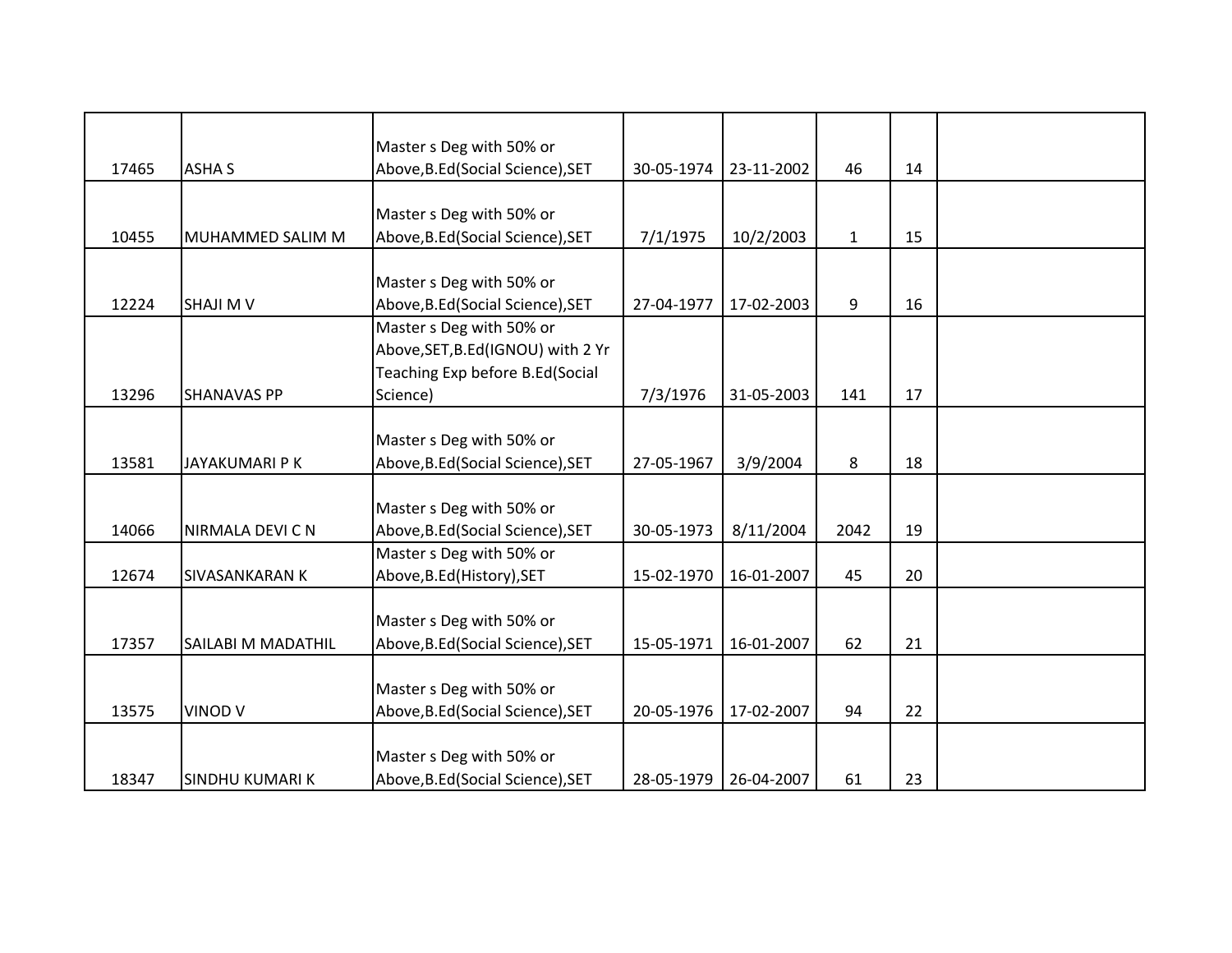|  |  |  |  |  |  |  |  |
|---|---|---|---|---|---|---|---|
| 17465 | ASHA S | Master s Deg with 50% or Above,B.Ed(Social Science),SET | 30-05-1974 | 23-11-2002 | 46 | 14 |  |
| 10455 | MUHAMMED SALIM M | Master s Deg with 50% or Above,B.Ed(Social Science),SET | 7/1/1975 | 10/2/2003 | 1 | 15 |  |
| 12224 | SHAJI M V | Master s Deg with 50% or Above,B.Ed(Social Science),SET | 27-04-1977 | 17-02-2003 | 9 | 16 |  |
| 13296 | SHANAVAS PP | Master s Deg with 50% or Above,SET,B.Ed(IGNOU) with 2 Yr Teaching Exp before B.Ed(Social Science) | 7/3/1976 | 31-05-2003 | 141 | 17 |  |
| 13581 | JAYAKUMARI P K | Master s Deg with 50% or Above,B.Ed(Social Science),SET | 27-05-1967 | 3/9/2004 | 8 | 18 |  |
| 14066 | NIRMALA DEVI C N | Master s Deg with 50% or Above,B.Ed(Social Science),SET | 30-05-1973 | 8/11/2004 | 2042 | 19 |  |
| 12674 | SIVASANKARAN K | Master s Deg with 50% or Above,B.Ed(History),SET | 15-02-1970 | 16-01-2007 | 45 | 20 |  |
| 17357 | SAILABI M MADATHIL | Master s Deg with 50% or Above,B.Ed(Social Science),SET | 15-05-1971 | 16-01-2007 | 62 | 21 |  |
| 13575 | VINOD V | Master s Deg with 50% or Above,B.Ed(Social Science),SET | 20-05-1976 | 17-02-2007 | 94 | 22 |  |
| 18347 | SINDHU KUMARI K | Master s Deg with 50% or Above,B.Ed(Social Science),SET | 28-05-1979 | 26-04-2007 | 61 | 23 |  |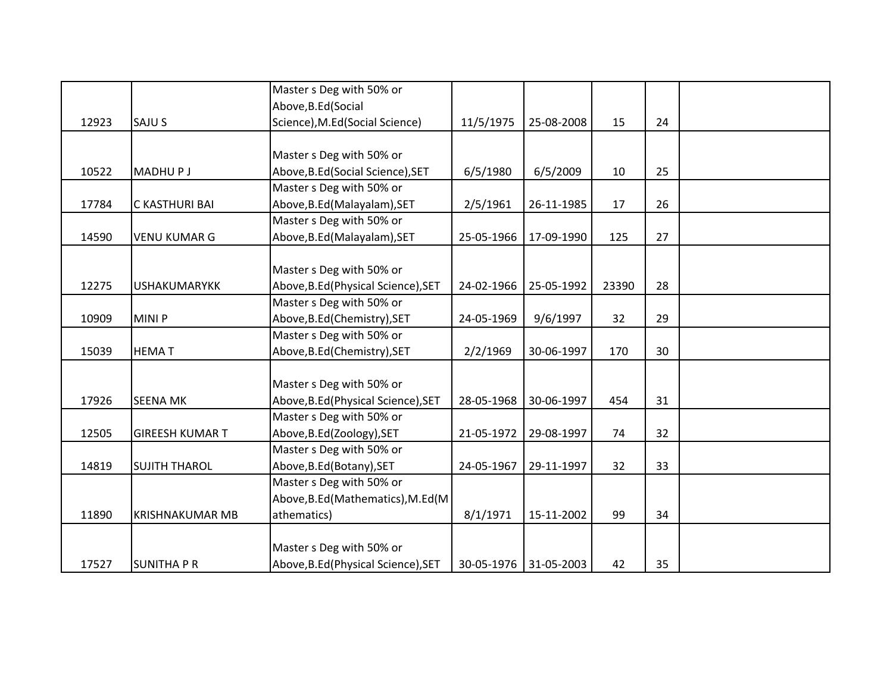| | | | | | | | |
|---|---|---|---|---|---|---|---|
| 12923 | SAJU S | Master s Deg with 50% or Above,B.Ed(Social Science),M.Ed(Social Science) | 11/5/1975 | 25-08-2008 | 15 | 24 | |
| 10522 | MADHU P J | Master s Deg with 50% or Above,B.Ed(Social Science),SET | 6/5/1980 | 6/5/2009 | 10 | 25 | |
| 17784 | C KASTHURI BAI | Master s Deg with 50% or Above,B.Ed(Malayalam),SET | 2/5/1961 | 26-11-1985 | 17 | 26 | |
| 14590 | VENU KUMAR G | Master s Deg with 50% or Above,B.Ed(Malayalam),SET | 25-05-1966 | 17-09-1990 | 125 | 27 | |
| 12275 | USHAKUMARYKK | Master s Deg with 50% or Above,B.Ed(Physical Science),SET | 24-02-1966 | 25-05-1992 | 23390 | 28 | |
| 10909 | MINI P | Master s Deg with 50% or Above,B.Ed(Chemistry),SET | 24-05-1969 | 9/6/1997 | 32 | 29 | |
| 15039 | HEMA T | Master s Deg with 50% or Above,B.Ed(Chemistry),SET | 2/2/1969 | 30-06-1997 | 170 | 30 | |
| 17926 | SEENA MK | Master s Deg with 50% or Above,B.Ed(Physical Science),SET | 28-05-1968 | 30-06-1997 | 454 | 31 | |
| 12505 | GIREESH KUMAR T | Master s Deg with 50% or Above,B.Ed(Zoology),SET | 21-05-1972 | 29-08-1997 | 74 | 32 | |
| 14819 | SUJITH THAROL | Master s Deg with 50% or Above,B.Ed(Botany),SET | 24-05-1967 | 29-11-1997 | 32 | 33 | |
| 11890 | KRISHNAKUMAR MB | Master s Deg with 50% or Above,B.Ed(Mathematics),M.Ed(Mathematics) | 8/1/1971 | 15-11-2002 | 99 | 34 | |
| 17527 | SUNITHA P R | Master s Deg with 50% or Above,B.Ed(Physical Science),SET | 30-05-1976 | 31-05-2003 | 42 | 35 | |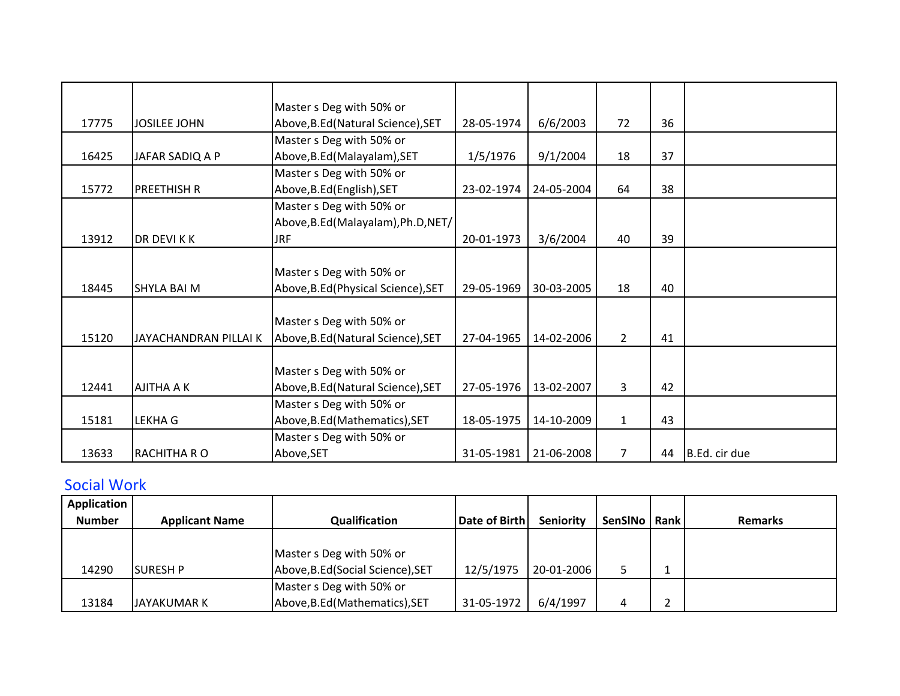| | | | | | | | |
|---|---|---|---|---|---|---|---|
| 17775 | JOSILEE JOHN | Master s Deg with 50% or Above,B.Ed(Natural Science),SET | 28-05-1974 | 6/6/2003 | 72 | 36 | |
| 16425 | JAFAR SADIQ A P | Master s Deg with 50% or Above,B.Ed(Malayalam),SET | 1/5/1976 | 9/1/2004 | 18 | 37 | |
| 15772 | PREETHISH R | Master s Deg with 50% or Above,B.Ed(English),SET | 23-02-1974 | 24-05-2004 | 64 | 38 | |
| 13912 | DR DEVI K K | Master s Deg with 50% or Above,B.Ed(Malayalam),Ph.D,NET/JRF | 20-01-1973 | 3/6/2004 | 40 | 39 | |
| 18445 | SHYLA BAI M | Master s Deg with 50% or Above,B.Ed(Physical Science),SET | 29-05-1969 | 30-03-2005 | 18 | 40 | |
| 15120 | JAYACHANDRAN PILLAI K | Master s Deg with 50% or Above,B.Ed(Natural Science),SET | 27-04-1965 | 14-02-2006 | 2 | 41 | |
| 12441 | AJITHA A K | Master s Deg with 50% or Above,B.Ed(Natural Science),SET | 27-05-1976 | 13-02-2007 | 3 | 42 | |
| 15181 | LEKHA G | Master s Deg with 50% or Above,B.Ed(Mathematics),SET | 18-05-1975 | 14-10-2009 | 1 | 43 | |
| 13633 | RACHITHA R O | Master s Deg with 50% or Above,SET | 31-05-1981 | 21-06-2008 | 7 | 44 | B.Ed. cir due |

## Social Work

| Application Number | Applicant Name | Qualification | Date of Birth | Seniority | SenSlNo | Rank | Remarks |
|---|---|---|---|---|---|---|---|
| 14290 | SURESH P | Master s Deg with 50% or Above,B.Ed(Social Science),SET | 12/5/1975 | 20-01-2006 | 5 | 1 | |
| 13184 | JAYAKUMAR K | Master s Deg with 50% or Above,B.Ed(Mathematics),SET | 31-05-1972 | 6/4/1997 | 4 | 2 | |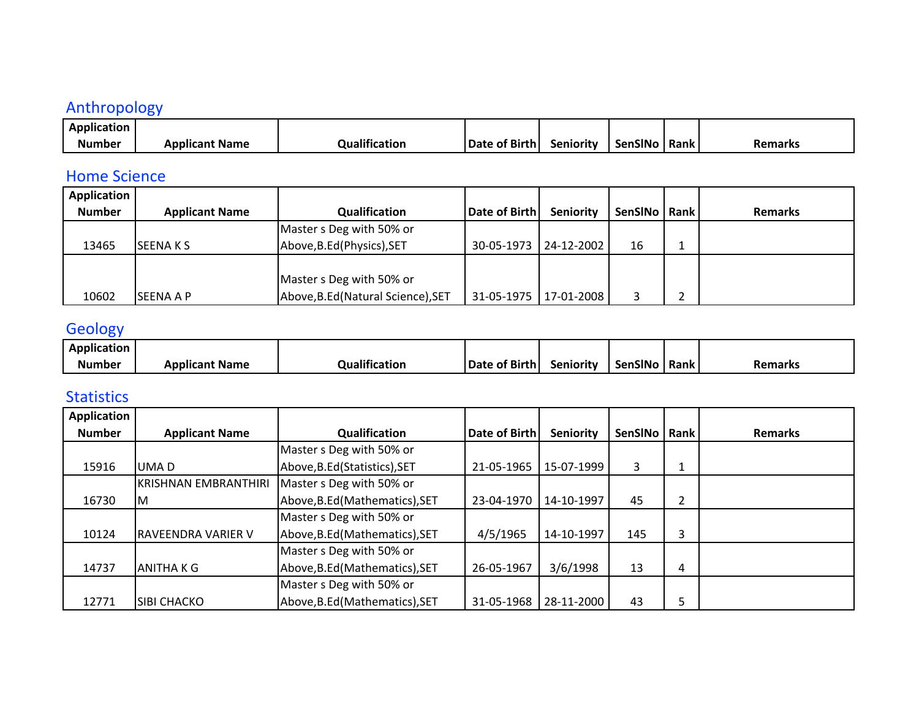## Anthropology

| Application Number | Applicant Name | Qualification | Date of Birth | Seniority | SenSlNo | Rank | Remarks |
|---|---|---|---|---|---|---|---|

## Home Science

| Application Number | Applicant Name | Qualification | Date of Birth | Seniority | SenSlNo | Rank | Remarks |
|---|---|---|---|---|---|---|---|
| 13465 | SEENA K S | Master s Deg with 50% or Above,B.Ed(Physics),SET | 30-05-1973 | 24-12-2002 | 16 | 1 | |
| 10602 | SEENA A P | Master s Deg with 50% or Above,B.Ed(Natural Science),SET | 31-05-1975 | 17-01-2008 | 3 | 2 | |

## Geology

| Application Number | Applicant Name | Qualification | Date of Birth | Seniority | SenSlNo | Rank | Remarks |
|---|---|---|---|---|---|---|---|

## Statistics

| Application Number | Applicant Name | Qualification | Date of Birth | Seniority | SenSlNo | Rank | Remarks |
|---|---|---|---|---|---|---|---|
| 15916 | UMA D | Master s Deg with 50% or Above,B.Ed(Statistics),SET | 21-05-1965 | 15-07-1999 | 3 | 1 | |
| 16730 | KRISHNAN EMBRANTHIRI M | Master s Deg with 50% or Above,B.Ed(Mathematics),SET | 23-04-1970 | 14-10-1997 | 45 | 2 | |
| 10124 | RAVEENDRA VARIER V | Master s Deg with 50% or Above,B.Ed(Mathematics),SET | 4/5/1965 | 14-10-1997 | 145 | 3 | |
| 14737 | ANITHA K G | Master s Deg with 50% or Above,B.Ed(Mathematics),SET | 26-05-1967 | 3/6/1998 | 13 | 4 | |
| 12771 | SIBI CHACKO | Master s Deg with 50% or Above,B.Ed(Mathematics),SET | 31-05-1968 | 28-11-2000 | 43 | 5 | |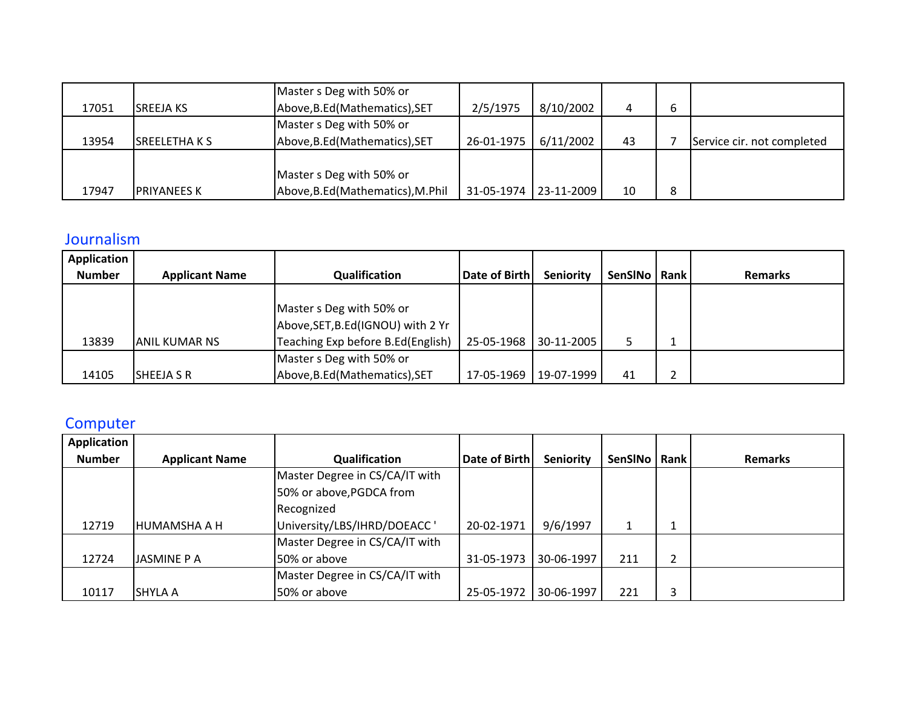| Application Number | Applicant Name | Qualification | Date of Birth | Seniority | SenSlNo | Rank | Remarks |
|---|---|---|---|---|---|---|---|
| 17051 | SREEJA KS | Master s Deg with 50% or Above,B.Ed(Mathematics),SET | 2/5/1975 | 8/10/2002 | 4 | 6 | |
| 13954 | SREELETHA K S | Master s Deg with 50% or Above,B.Ed(Mathematics),SET | 26-01-1975 | 6/11/2002 | 43 | 7 | Service cir. not completed |
| 17947 | PRIYANEES K | Master s Deg with 50% or Above,B.Ed(Mathematics),M.Phil | 31-05-1974 | 23-11-2009 | 10 | 8 | |

## Journalism

| Application Number | Applicant Name | Qualification | Date of Birth | Seniority | SenSlNo | Rank | Remarks |
|---|---|---|---|---|---|---|---|
| 13839 | ANIL KUMAR NS | Master s Deg with 50% or Above,SET,B.Ed(IGNOU) with 2 Yr Teaching Exp before B.Ed(English) | 25-05-1968 | 30-11-2005 | 5 | 1 | |
| 14105 | SHEEJA S R | Master s Deg with 50% or Above,B.Ed(Mathematics),SET | 17-05-1969 | 19-07-1999 | 41 | 2 | |

## Computer

| Application Number | Applicant Name | Qualification | Date of Birth | Seniority | SenSlNo | Rank | Remarks |
|---|---|---|---|---|---|---|---|
| 12719 | HUMAMSHA A H | Master Degree in CS/CA/IT with 50% or above,PGDCA from Recognized University/LBS/IHRD/DOEACC ' | 20-02-1971 | 9/6/1997 | 1 | 1 | |
| 12724 | JASMINE P A | Master Degree in CS/CA/IT with 50% or above | 31-05-1973 | 30-06-1997 | 211 | 2 | |
| 10117 | SHYLA A | Master Degree in CS/CA/IT with 50% or above | 25-05-1972 | 30-06-1997 | 221 | 3 | |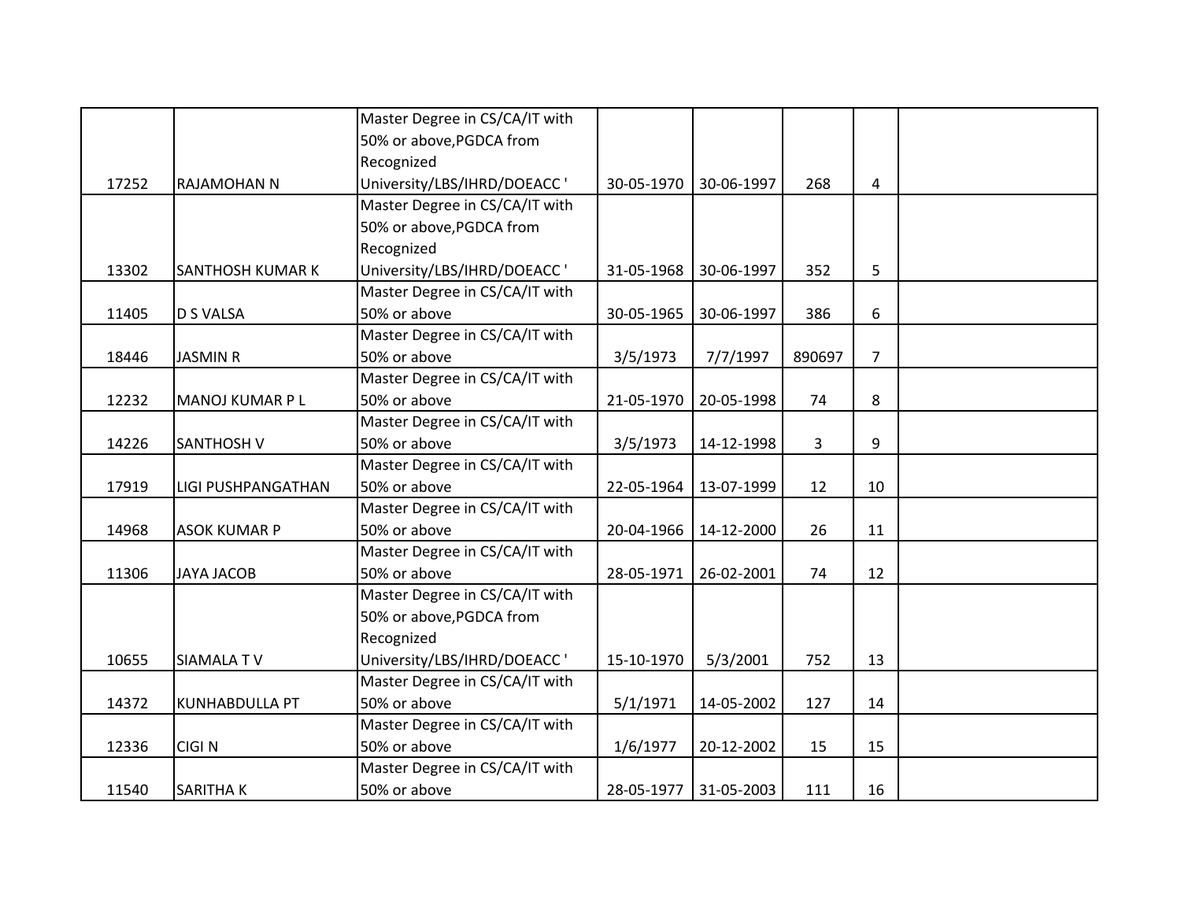| | | | | | | | |
|---|---|---|---|---|---|---|---|
| 17252 | RAJAMOHAN N | Master Degree in CS/CA/IT with 50% or above,PGDCA from Recognized University/LBS/IHRD/DOEACC ' | 30-05-1970 | 30-06-1997 | 268 | 4 | |
| 13302 | SANTHOSH KUMAR K | Master Degree in CS/CA/IT with 50% or above,PGDCA from Recognized University/LBS/IHRD/DOEACC ' | 31-05-1968 | 30-06-1997 | 352 | 5 | |
| 11405 | D S VALSA | Master Degree in CS/CA/IT with 50% or above | 30-05-1965 | 30-06-1997 | 386 | 6 | |
| 18446 | JASMIN R | Master Degree in CS/CA/IT with 50% or above | 3/5/1973 | 7/7/1997 | 890697 | 7 | |
| 12232 | MANOJ KUMAR P L | Master Degree in CS/CA/IT with 50% or above | 21-05-1970 | 20-05-1998 | 74 | 8 | |
| 14226 | SANTHOSH V | Master Degree in CS/CA/IT with 50% or above | 3/5/1973 | 14-12-1998 | 3 | 9 | |
| 17919 | LIGI PUSHPANGATHAN | Master Degree in CS/CA/IT with 50% or above | 22-05-1964 | 13-07-1999 | 12 | 10 | |
| 14968 | ASOK KUMAR P | Master Degree in CS/CA/IT with 50% or above | 20-04-1966 | 14-12-2000 | 26 | 11 | |
| 11306 | JAYA JACOB | Master Degree in CS/CA/IT with 50% or above | 28-05-1971 | 26-02-2001 | 74 | 12 | |
| 10655 | SIAMALA T V | Master Degree in CS/CA/IT with 50% or above,PGDCA from Recognized University/LBS/IHRD/DOEACC ' | 15-10-1970 | 5/3/2001 | 752 | 13 | |
| 14372 | KUNHABDULLA PT | Master Degree in CS/CA/IT with 50% or above | 5/1/1971 | 14-05-2002 | 127 | 14 | |
| 12336 | CIGI N | Master Degree in CS/CA/IT with 50% or above | 1/6/1977 | 20-12-2002 | 15 | 15 | |
| 11540 | SARITHA K | Master Degree in CS/CA/IT with 50% or above | 28-05-1977 | 31-05-2003 | 111 | 16 | |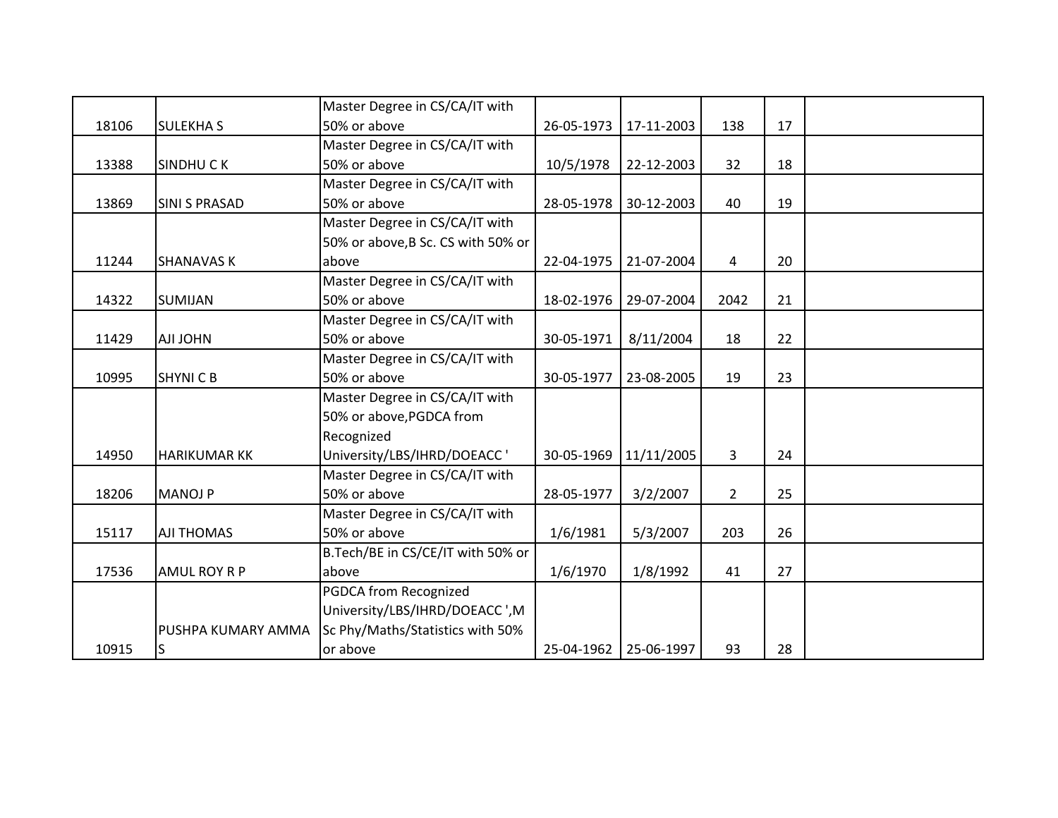| | | | | | | | |
|---|---|---|---|---|---|---|---|
| 18106 | SULEKHA S | Master Degree in CS/CA/IT with 50% or above | 26-05-1973 | 17-11-2003 | 138 | 17 | |
| 13388 | SINDHU C K | Master Degree in CS/CA/IT with 50% or above | 10/5/1978 | 22-12-2003 | 32 | 18 | |
| 13869 | SINI S PRASAD | Master Degree in CS/CA/IT with 50% or above | 28-05-1978 | 30-12-2003 | 40 | 19 | |
| 11244 | SHANAVAS K | Master Degree in CS/CA/IT with 50% or above,B Sc. CS with 50% or above | 22-04-1975 | 21-07-2004 | 4 | 20 | |
| 14322 | SUMIJAN | Master Degree in CS/CA/IT with 50% or above | 18-02-1976 | 29-07-2004 | 2042 | 21 | |
| 11429 | AJI JOHN | Master Degree in CS/CA/IT with 50% or above | 30-05-1971 | 8/11/2004 | 18 | 22 | |
| 10995 | SHYNI C B | Master Degree in CS/CA/IT with 50% or above | 30-05-1977 | 23-08-2005 | 19 | 23 | |
| 14950 | HARIKUMAR KK | Master Degree in CS/CA/IT with 50% or above,PGDCA from Recognized University/LBS/IHRD/DOEACC ' | 30-05-1969 | 11/11/2005 | 3 | 24 | |
| 18206 | MANOJ P | Master Degree in CS/CA/IT with 50% or above | 28-05-1977 | 3/2/2007 | 2 | 25 | |
| 15117 | AJI THOMAS | Master Degree in CS/CA/IT with 50% or above | 1/6/1981 | 5/3/2007 | 203 | 26 | |
| 17536 | AMUL ROY R P | B.Tech/BE in CS/CE/IT with 50% or above | 1/6/1970 | 1/8/1992 | 41 | 27 | |
| 10915 | PUSHPA KUMARY AMMA S | PGDCA from Recognized University/LBS/IHRD/DOEACC ',M Sc Phy/Maths/Statistics with 50% or above | 25-04-1962 | 25-06-1997 | 93 | 28 | |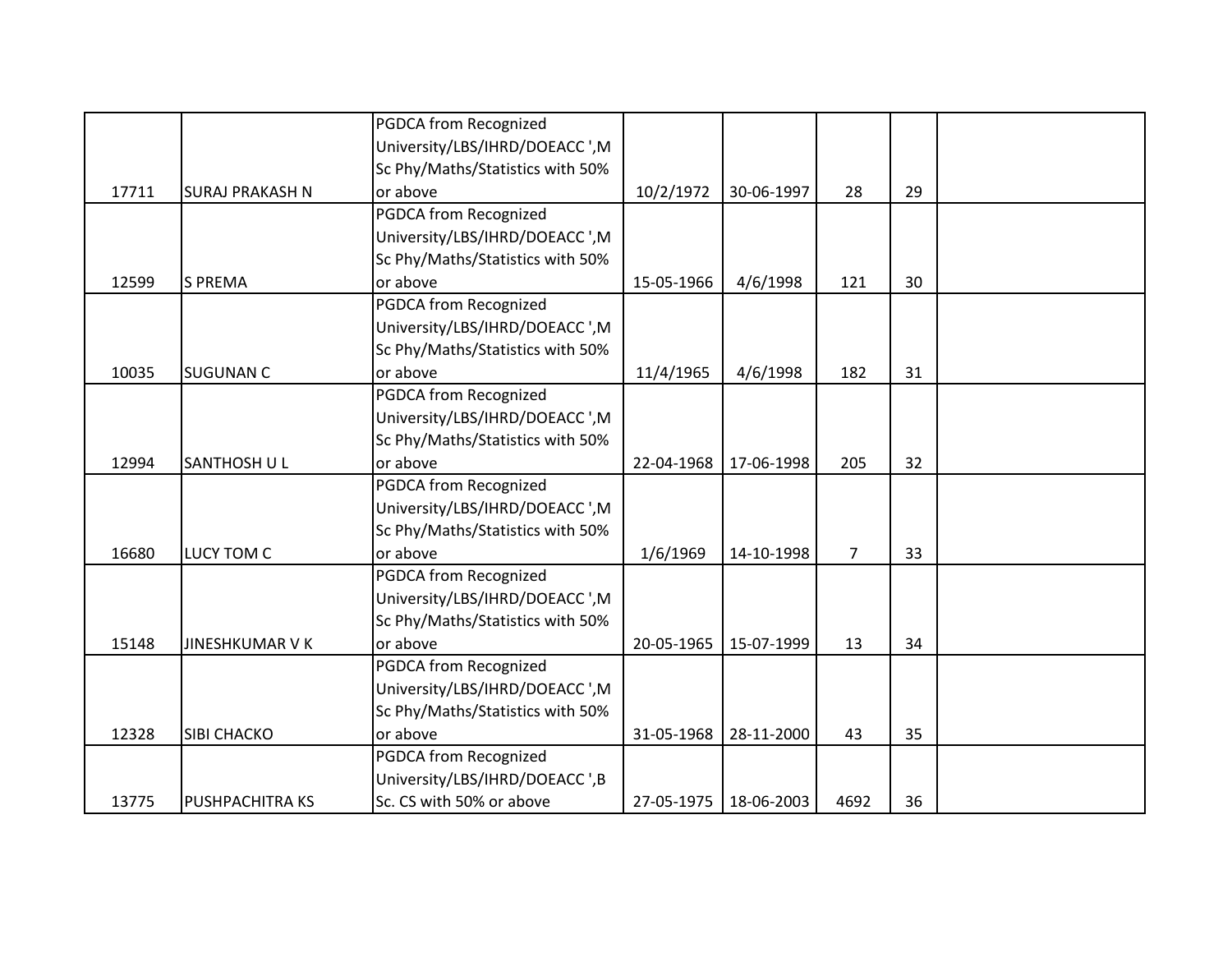| | | | | | | | |
|---|---|---|---|---|---|---|---|
| 17711 | SURAJ PRAKASH N | PGDCA from Recognized University/LBS/IHRD/DOEACC ',M Sc Phy/Maths/Statistics with 50% or above | 10/2/1972 | 30-06-1997 | 28 | 29 | |
| 12599 | S PREMA | PGDCA from Recognized University/LBS/IHRD/DOEACC ',M Sc Phy/Maths/Statistics with 50% or above | 15-05-1966 | 4/6/1998 | 121 | 30 | |
| 10035 | SUGUNAN C | PGDCA from Recognized University/LBS/IHRD/DOEACC ',M Sc Phy/Maths/Statistics with 50% or above | 11/4/1965 | 4/6/1998 | 182 | 31 | |
| 12994 | SANTHOSH U L | PGDCA from Recognized University/LBS/IHRD/DOEACC ',M Sc Phy/Maths/Statistics with 50% or above | 22-04-1968 | 17-06-1998 | 205 | 32 | |
| 16680 | LUCY TOM C | PGDCA from Recognized University/LBS/IHRD/DOEACC ',M Sc Phy/Maths/Statistics with 50% or above | 1/6/1969 | 14-10-1998 | 7 | 33 | |
| 15148 | JINESHKUMAR V K | PGDCA from Recognized University/LBS/IHRD/DOEACC ',M Sc Phy/Maths/Statistics with 50% or above | 20-05-1965 | 15-07-1999 | 13 | 34 | |
| 12328 | SIBI CHACKO | PGDCA from Recognized University/LBS/IHRD/DOEACC ',M Sc Phy/Maths/Statistics with 50% or above | 31-05-1968 | 28-11-2000 | 43 | 35 | |
| 13775 | PUSHPACHITRA KS | PGDCA from Recognized University/LBS/IHRD/DOEACC ',B Sc. CS with 50% or above | 27-05-1975 | 18-06-2003 | 4692 | 36 | |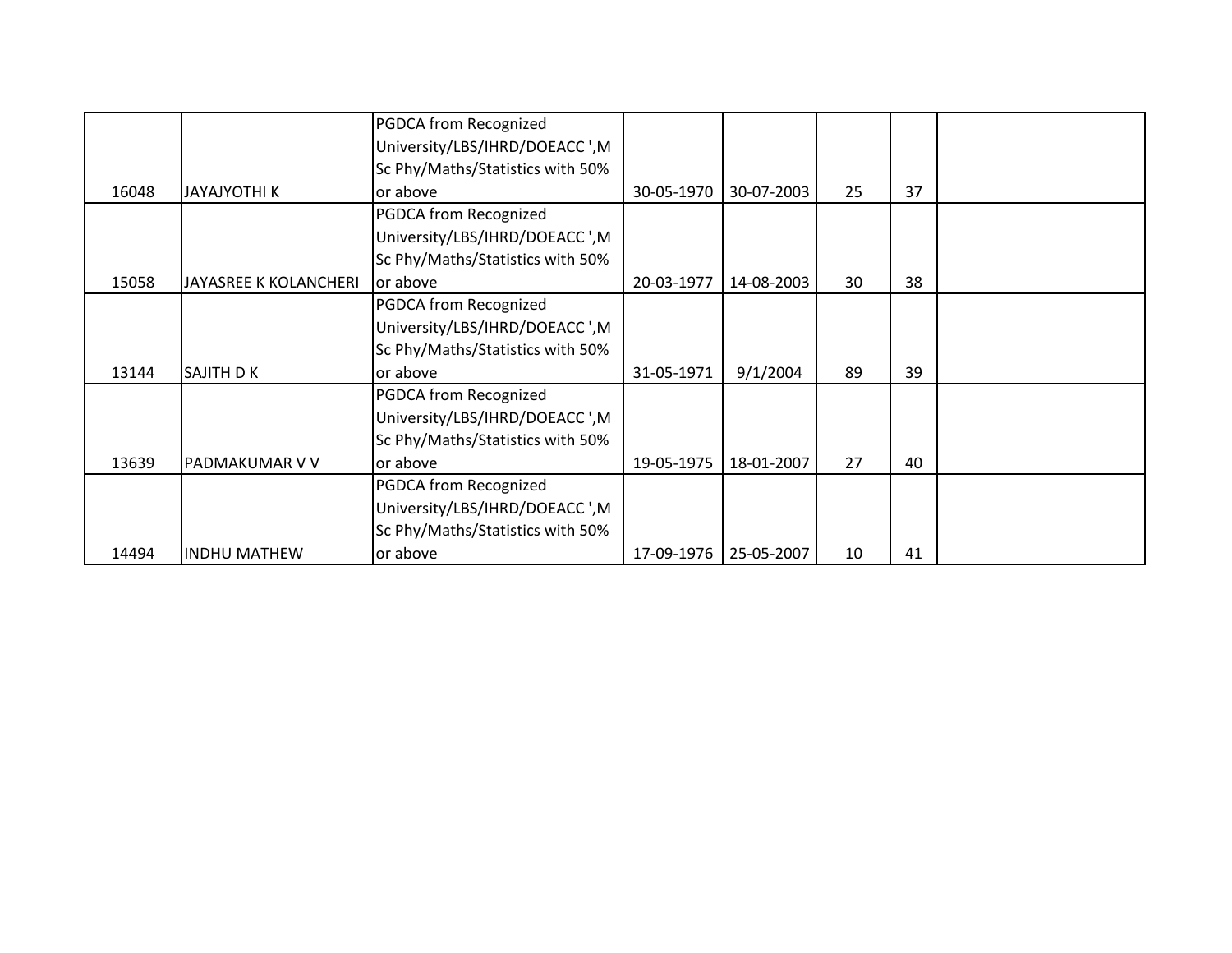| | | | | | | | |
|---|---|---|---|---|---|---|---|
| 16048 | JAYAJYOTHI K | PGDCA from Recognized University/LBS/IHRD/DOEACC ',M Sc Phy/Maths/Statistics with 50% or above | 30-05-1970 | 30-07-2003 | 25 | 37 | |
| 15058 | JAYASREE K KOLANCHERI | PGDCA from Recognized University/LBS/IHRD/DOEACC ',M Sc Phy/Maths/Statistics with 50% or above | 20-03-1977 | 14-08-2003 | 30 | 38 | |
| 13144 | SAJITH D K | PGDCA from Recognized University/LBS/IHRD/DOEACC ',M Sc Phy/Maths/Statistics with 50% or above | 31-05-1971 | 9/1/2004 | 89 | 39 | |
| 13639 | PADMAKUMAR V V | PGDCA from Recognized University/LBS/IHRD/DOEACC ',M Sc Phy/Maths/Statistics with 50% or above | 19-05-1975 | 18-01-2007 | 27 | 40 | |
| 14494 | INDHU MATHEW | PGDCA from Recognized University/LBS/IHRD/DOEACC ',M Sc Phy/Maths/Statistics with 50% or above | 17-09-1976 | 25-05-2007 | 10 | 41 | |